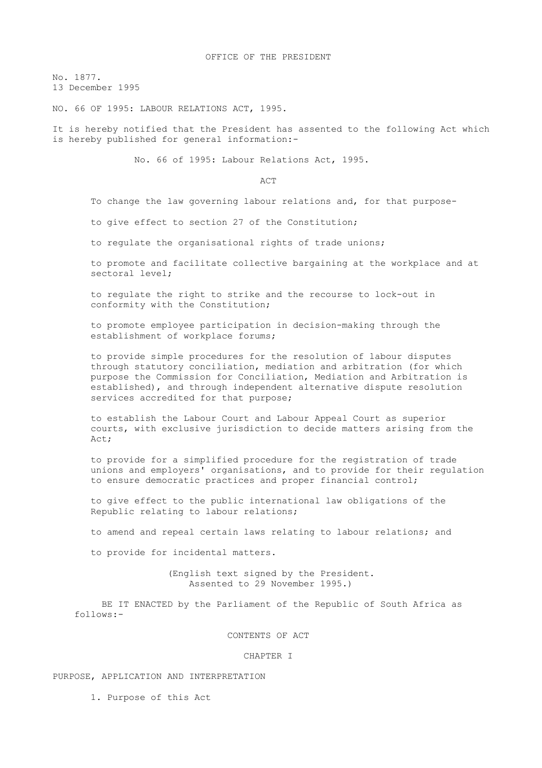OFFICE OF THE PRESIDENT

No. 1877.
13 December 1995

NO. 66 OF 1995: LABOUR RELATIONS ACT, 1995.

It is hereby notified that the President has assented to the following Act which is hereby published for general information:-

No. 66 of 1995: Labour Relations Act, 1995.

# ACT

To change the law governing labour relations and, for that purpose-

to give effect to section 27 of the Constitution;

to regulate the organisational rights of trade unions;

to promote and facilitate collective bargaining at the workplace and at sectoral level;

to regulate the right to strike and the recourse to lock-out in conformity with the Constitution;

to promote employee participation in decision-making through the establishment of workplace forums;

to provide simple procedures for the resolution of labour disputes through statutory conciliation, mediation and arbitration (for which purpose the Commission for Conciliation, Mediation and Arbitration is established), and through independent alternative dispute resolution services accredited for that purpose;

to establish the Labour Court and Labour Appeal Court as superior courts, with exclusive jurisdiction to decide matters arising from the Act;

to provide for a simplified procedure for the registration of trade unions and employers' organisations, and to provide for their regulation to ensure democratic practices and proper financial control;

to give effect to the public international law obligations of the Republic relating to labour relations;

to amend and repeal certain laws relating to labour relations; and

to provide for incidental matters.

(English text signed by the President.
Assented to 29 November 1995.)

BE IT ENACTED by the Parliament of the Republic of South Africa as follows:-

## CONTENTS OF ACT

### CHAPTER I

PURPOSE, APPLICATION AND INTERPRETATION

1. Purpose of this Act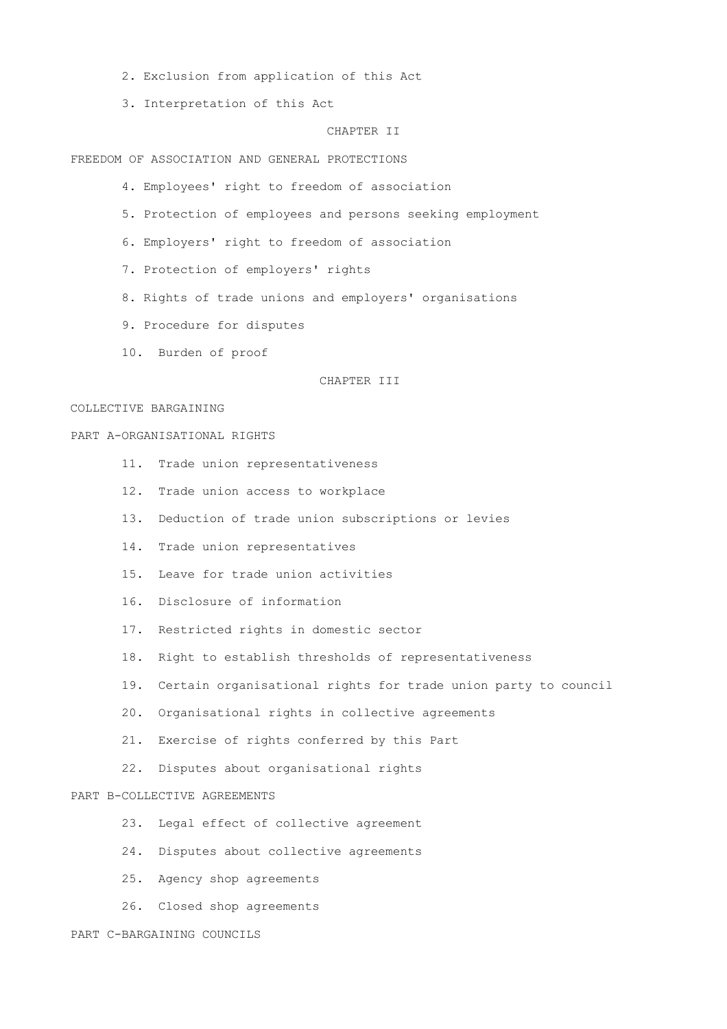2. Exclusion from application of this Act

3. Interpretation of this Act

CHAPTER II

FREEDOM OF ASSOCIATION AND GENERAL PROTECTIONS

4. Employees' right to freedom of association

5. Protection of employees and persons seeking employment

6. Employers' right to freedom of association

7. Protection of employers' rights

8. Rights of trade unions and employers' organisations

9. Procedure for disputes

10. Burden of proof

CHAPTER III

COLLECTIVE BARGAINING

PART A-ORGANISATIONAL RIGHTS

11. Trade union representativeness

12. Trade union access to workplace

13. Deduction of trade union subscriptions or levies

14. Trade union representatives

15. Leave for trade union activities

16. Disclosure of information

17. Restricted rights in domestic sector

18. Right to establish thresholds of representativeness

19. Certain organisational rights for trade union party to council

20. Organisational rights in collective agreements

21. Exercise of rights conferred by this Part

22. Disputes about organisational rights

PART B-COLLECTIVE AGREEMENTS

23. Legal effect of collective agreement

24. Disputes about collective agreements

25. Agency shop agreements

26. Closed shop agreements

PART C-BARGAINING COUNCILS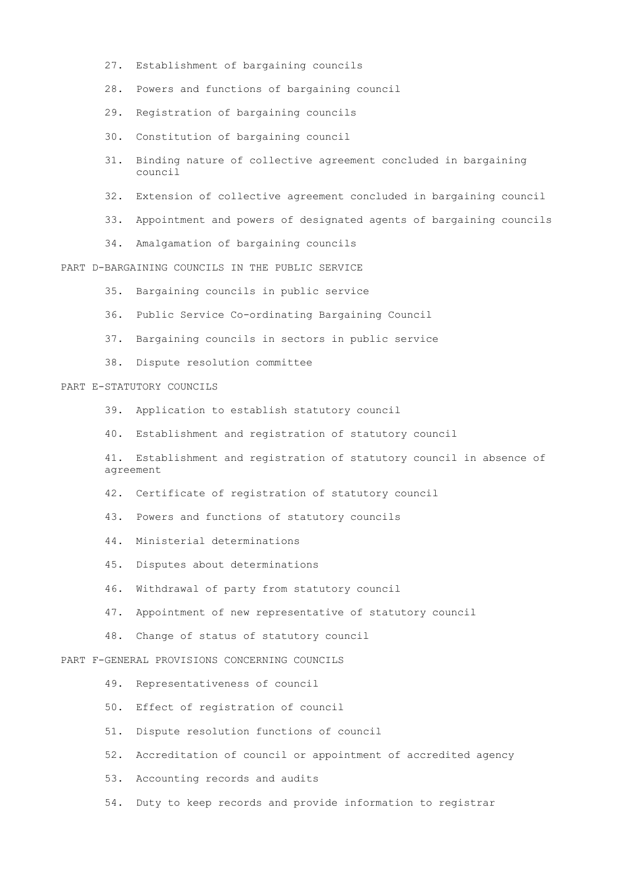27. Establishment of bargaining councils

28. Powers and functions of bargaining council

29. Registration of bargaining councils

30. Constitution of bargaining council

31. Binding nature of collective agreement concluded in bargaining council

32. Extension of collective agreement concluded in bargaining council

33. Appointment and powers of designated agents of bargaining councils

34. Amalgamation of bargaining councils

PART D-BARGAINING COUNCILS IN THE PUBLIC SERVICE

35. Bargaining councils in public service

36. Public Service Co-ordinating Bargaining Council

37. Bargaining councils in sectors in public service

38. Dispute resolution committee

PART E-STATUTORY COUNCILS

39. Application to establish statutory council

40. Establishment and registration of statutory council

41. Establishment and registration of statutory council in absence of agreement

42. Certificate of registration of statutory council

43. Powers and functions of statutory councils

44. Ministerial determinations

45. Disputes about determinations

46. Withdrawal of party from statutory council

47. Appointment of new representative of statutory council

48. Change of status of statutory council

PART F-GENERAL PROVISIONS CONCERNING COUNCILS

49. Representativeness of council

50. Effect of registration of council

51. Dispute resolution functions of council

52. Accreditation of council or appointment of accredited agency

53. Accounting records and audits

54. Duty to keep records and provide information to registrar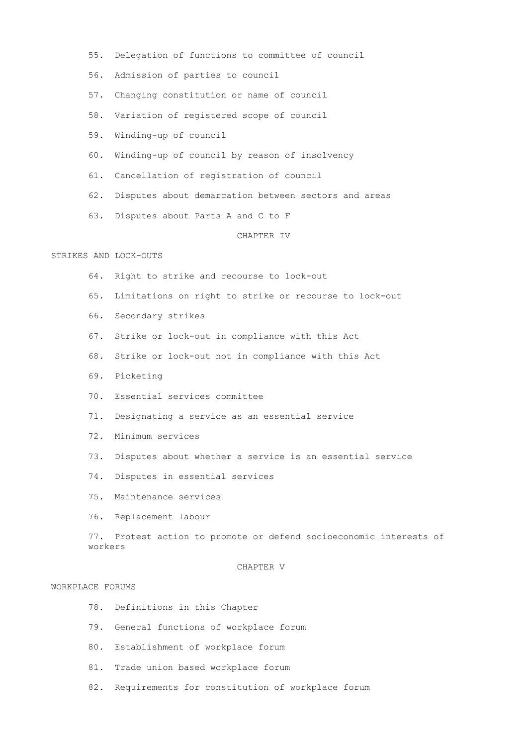55. Delegation of functions to committee of council

56. Admission of parties to council

57. Changing constitution or name of council

58. Variation of registered scope of council

59. Winding-up of council

60. Winding-up of council by reason of insolvency

61. Cancellation of registration of council

62. Disputes about demarcation between sectors and areas

63. Disputes about Parts A and C to F

CHAPTER IV

STRIKES AND LOCK-OUTS

64. Right to strike and recourse to lock-out

65. Limitations on right to strike or recourse to lock-out

66. Secondary strikes

67. Strike or lock-out in compliance with this Act

68. Strike or lock-out not in compliance with this Act

69. Picketing

70. Essential services committee

71. Designating a service as an essential service

72. Minimum services

73. Disputes about whether a service is an essential service

74. Disputes in essential services

75. Maintenance services

76. Replacement labour

77. Protest action to promote or defend socioeconomic interests of workers

CHAPTER V

WORKPLACE FORUMS

78. Definitions in this Chapter

79. General functions of workplace forum

80. Establishment of workplace forum

81. Trade union based workplace forum

82. Requirements for constitution of workplace forum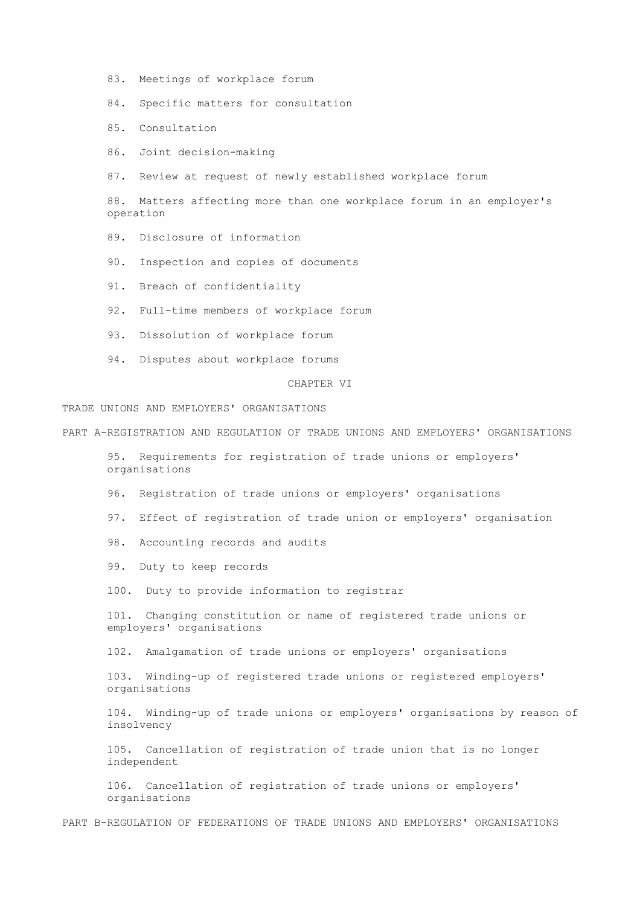83. Meetings of workplace forum

84. Specific matters for consultation

85. Consultation

86. Joint decision-making

87. Review at request of newly established workplace forum

88. Matters affecting more than one workplace forum in an employer's operation

89. Disclosure of information

90. Inspection and copies of documents

91. Breach of confidentiality

92. Full-time members of workplace forum

93. Dissolution of workplace forum

94. Disputes about workplace forums

## CHAPTER VI

## TRADE UNIONS AND EMPLOYERS' ORGANISATIONS

### PART A-REGISTRATION AND REGULATION OF TRADE UNIONS AND EMPLOYERS' ORGANISATIONS

95. Requirements for registration of trade unions or employers' organisations

96. Registration of trade unions or employers' organisations

97. Effect of registration of trade union or employers' organisation

98. Accounting records and audits

99. Duty to keep records

100. Duty to provide information to registrar

101. Changing constitution or name of registered trade unions or employers' organisations

102. Amalgamation of trade unions or employers' organisations

103. Winding-up of registered trade unions or registered employers' organisations

104. Winding-up of trade unions or employers' organisations by reason of insolvency

105. Cancellation of registration of trade union that is no longer independent

106. Cancellation of registration of trade unions or employers' organisations

### PART B-REGULATION OF FEDERATIONS OF TRADE UNIONS AND EMPLOYERS' ORGANISATIONS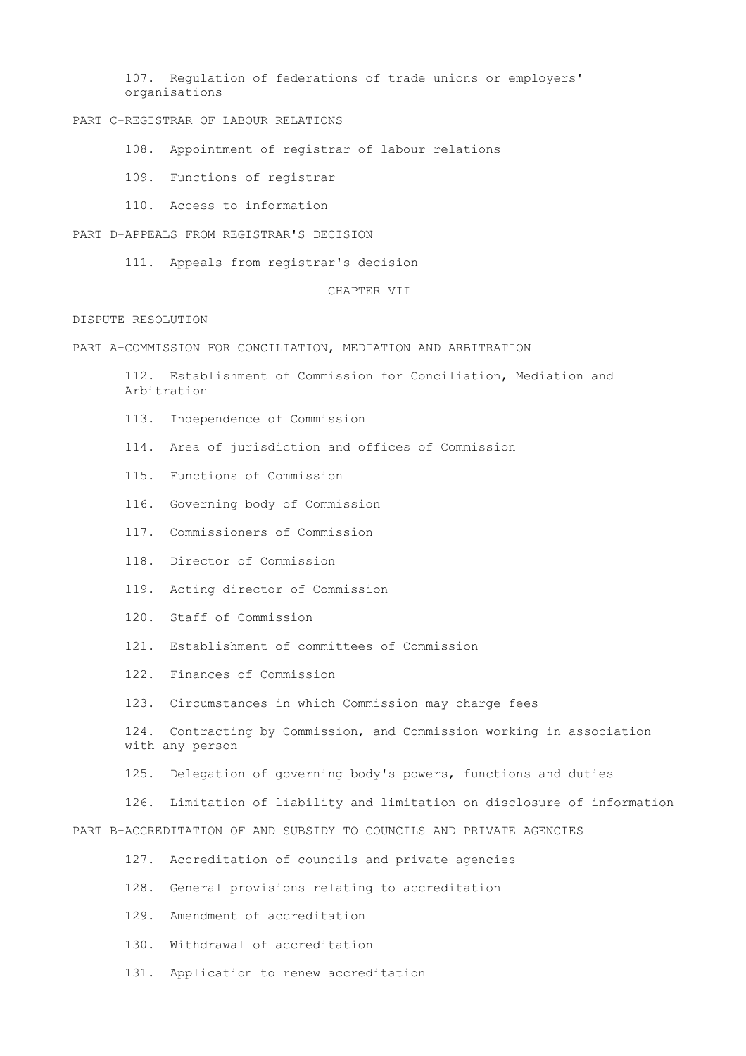107. Regulation of federations of trade unions or employers' organisations

PART C-REGISTRAR OF LABOUR RELATIONS

108. Appointment of registrar of labour relations

109. Functions of registrar

110. Access to information

PART D-APPEALS FROM REGISTRAR'S DECISION

111. Appeals from registrar's decision

CHAPTER VII

DISPUTE RESOLUTION

PART A-COMMISSION FOR CONCILIATION, MEDIATION AND ARBITRATION

112. Establishment of Commission for Conciliation, Mediation and Arbitration

113. Independence of Commission

114. Area of jurisdiction and offices of Commission

115. Functions of Commission

116. Governing body of Commission

117. Commissioners of Commission

118. Director of Commission

119. Acting director of Commission

120. Staff of Commission

121. Establishment of committees of Commission

122. Finances of Commission

123. Circumstances in which Commission may charge fees

124. Contracting by Commission, and Commission working in association with any person

125. Delegation of governing body's powers, functions and duties

126. Limitation of liability and limitation on disclosure of information

PART B-ACCREDITATION OF AND SUBSIDY TO COUNCILS AND PRIVATE AGENCIES

127. Accreditation of councils and private agencies

128. General provisions relating to accreditation

129. Amendment of accreditation

130. Withdrawal of accreditation

131. Application to renew accreditation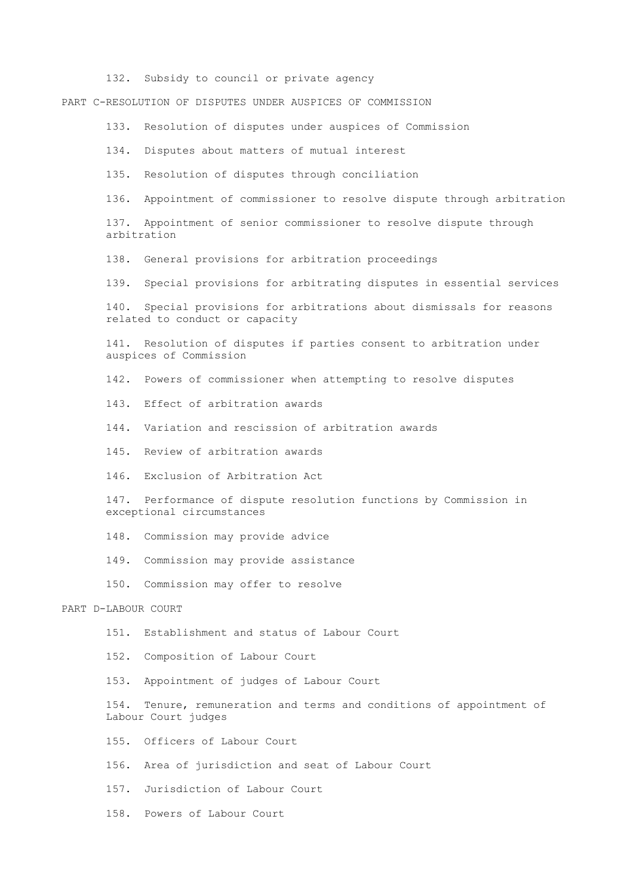132. Subsidy to council or private agency

PART C-RESOLUTION OF DISPUTES UNDER AUSPICES OF COMMISSION

133. Resolution of disputes under auspices of Commission

134. Disputes about matters of mutual interest

135. Resolution of disputes through conciliation

136. Appointment of commissioner to resolve dispute through arbitration

137. Appointment of senior commissioner to resolve dispute through arbitration

138. General provisions for arbitration proceedings

139. Special provisions for arbitrating disputes in essential services

140. Special provisions for arbitrations about dismissals for reasons related to conduct or capacity

141. Resolution of disputes if parties consent to arbitration under auspices of Commission

142. Powers of commissioner when attempting to resolve disputes

143. Effect of arbitration awards

144. Variation and rescission of arbitration awards

145. Review of arbitration awards

146. Exclusion of Arbitration Act

147. Performance of dispute resolution functions by Commission in exceptional circumstances

148. Commission may provide advice

149. Commission may provide assistance

150. Commission may offer to resolve

PART D-LABOUR COURT

151. Establishment and status of Labour Court

152. Composition of Labour Court

153. Appointment of judges of Labour Court

154. Tenure, remuneration and terms and conditions of appointment of Labour Court judges

155. Officers of Labour Court

156. Area of jurisdiction and seat of Labour Court

157. Jurisdiction of Labour Court

158. Powers of Labour Court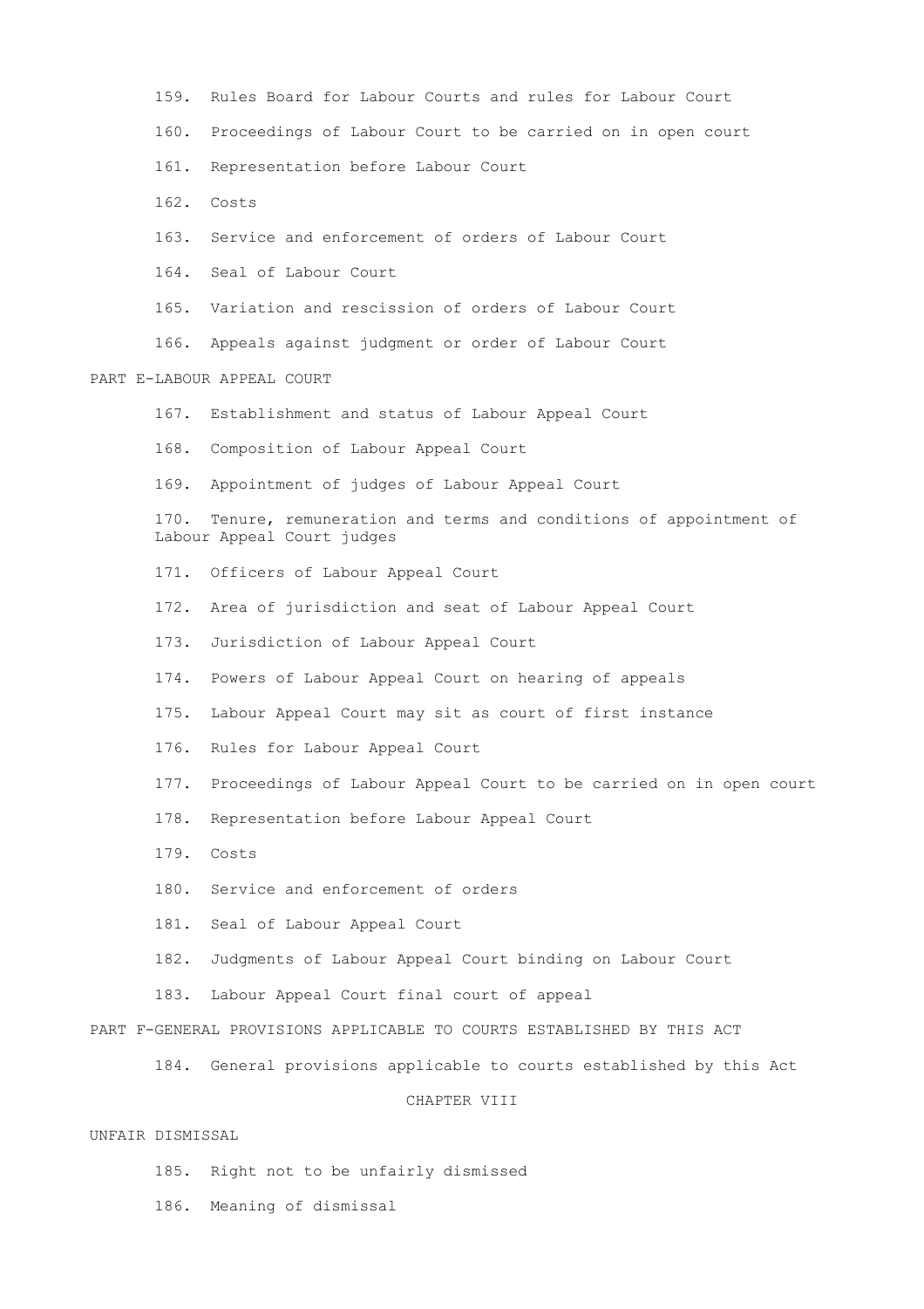159. Rules Board for Labour Courts and rules for Labour Court

160. Proceedings of Labour Court to be carried on in open court

161. Representation before Labour Court

162. Costs

163. Service and enforcement of orders of Labour Court

164. Seal of Labour Court

165. Variation and rescission of orders of Labour Court

166. Appeals against judgment or order of Labour Court

PART E-LABOUR APPEAL COURT

167. Establishment and status of Labour Appeal Court

168. Composition of Labour Appeal Court

169. Appointment of judges of Labour Appeal Court

170. Tenure, remuneration and terms and conditions of appointment of Labour Appeal Court judges

171. Officers of Labour Appeal Court

172. Area of jurisdiction and seat of Labour Appeal Court

173. Jurisdiction of Labour Appeal Court

174. Powers of Labour Appeal Court on hearing of appeals

175. Labour Appeal Court may sit as court of first instance

176. Rules for Labour Appeal Court

177. Proceedings of Labour Appeal Court to be carried on in open court

178. Representation before Labour Appeal Court

179. Costs

180. Service and enforcement of orders

181. Seal of Labour Appeal Court

182. Judgments of Labour Appeal Court binding on Labour Court

183. Labour Appeal Court final court of appeal

PART F-GENERAL PROVISIONS APPLICABLE TO COURTS ESTABLISHED BY THIS ACT

184. General provisions applicable to courts established by this Act

CHAPTER VIII

UNFAIR DISMISSAL

185. Right not to be unfairly dismissed

186. Meaning of dismissal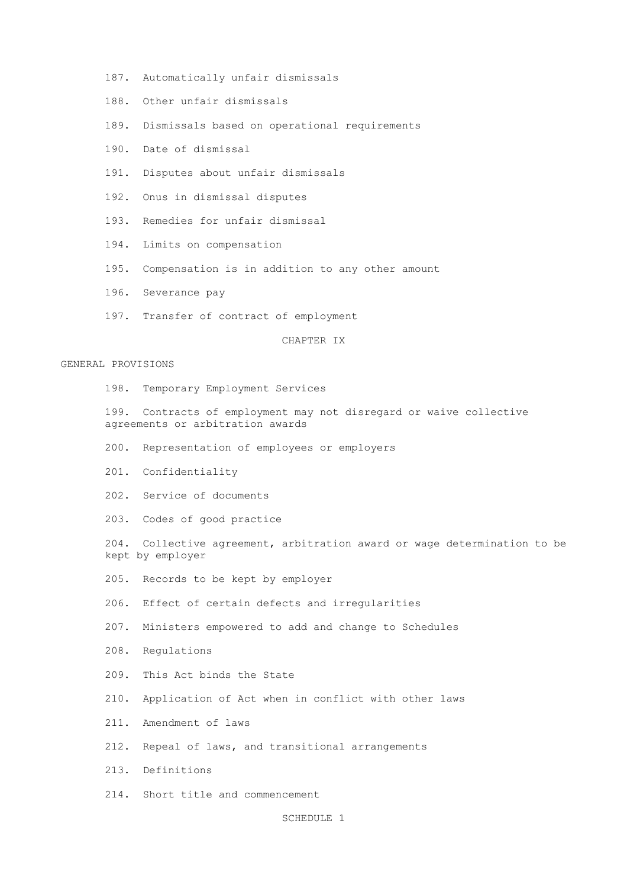187. Automatically unfair dismissals

188. Other unfair dismissals

189. Dismissals based on operational requirements

190. Date of dismissal

191. Disputes about unfair dismissals

192. Onus in dismissal disputes

193. Remedies for unfair dismissal

194. Limits on compensation

195. Compensation is in addition to any other amount

196. Severance pay

197. Transfer of contract of employment

## CHAPTER IX

## GENERAL PROVISIONS

198. Temporary Employment Services

199. Contracts of employment may not disregard or waive collective agreements or arbitration awards

200. Representation of employees or employers

201. Confidentiality

202. Service of documents

203. Codes of good practice

204. Collective agreement, arbitration award or wage determination to be kept by employer

205. Records to be kept by employer

206. Effect of certain defects and irregularities

207. Ministers empowered to add and change to Schedules

208. Regulations

209. This Act binds the State

210. Application of Act when in conflict with other laws

211. Amendment of laws

212. Repeal of laws, and transitional arrangements

213. Definitions

214. Short title and commencement

## SCHEDULE 1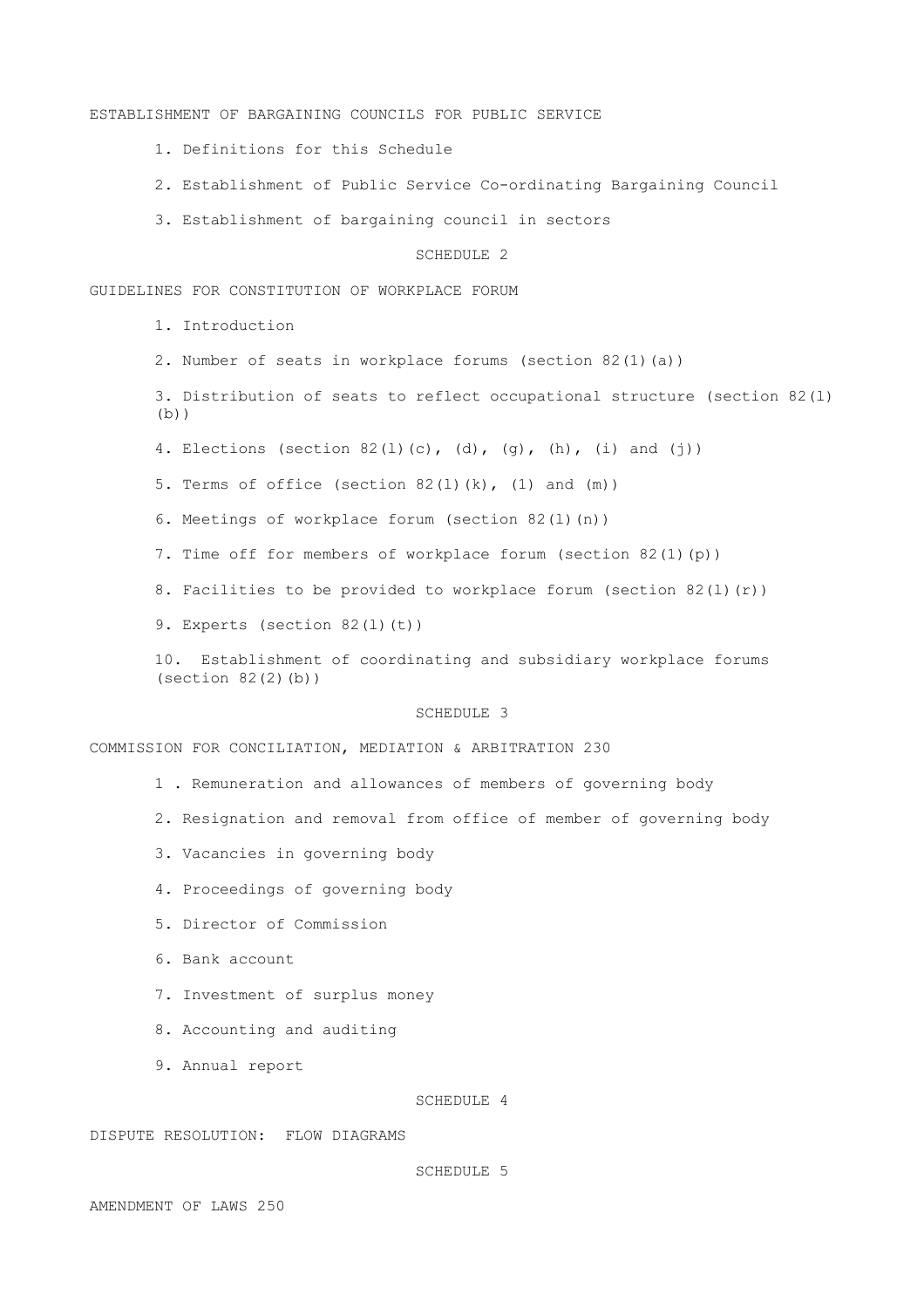ESTABLISHMENT OF BARGAINING COUNCILS FOR PUBLIC SERVICE

1. Definitions for this Schedule

2. Establishment of Public Service Co-ordinating Bargaining Council

3. Establishment of bargaining council in sectors

SCHEDULE 2

GUIDELINES FOR CONSTITUTION OF WORKPLACE FORUM

1. Introduction

2. Number of seats in workplace forums (section 82(1)(a))

3. Distribution of seats to reflect occupational structure (section 82(l)(b))

4. Elections (section 82(l)(c), (d), (g), (h), (i) and (j))

5. Terms of office (section 82(l)(k), (l) and (m))

6. Meetings of workplace forum (section 82(l)(n))

7. Time off for members of workplace forum (section 82(1)(p))

8. Facilities to be provided to workplace forum (section 82(l)(r))

9. Experts (section 82(l)(t))

10. Establishment of coordinating and subsidiary workplace forums (section 82(2)(b))

SCHEDULE 3

COMMISSION FOR CONCILIATION, MEDIATION & ARBITRATION 230

1 . Remuneration and allowances of members of governing body

2. Resignation and removal from office of member of governing body

3. Vacancies in governing body

4. Proceedings of governing body

5. Director of Commission

6. Bank account

7. Investment of surplus money

8. Accounting and auditing

9. Annual report

SCHEDULE 4

DISPUTE RESOLUTION: FLOW DIAGRAMS

SCHEDULE 5

AMENDMENT OF LAWS 250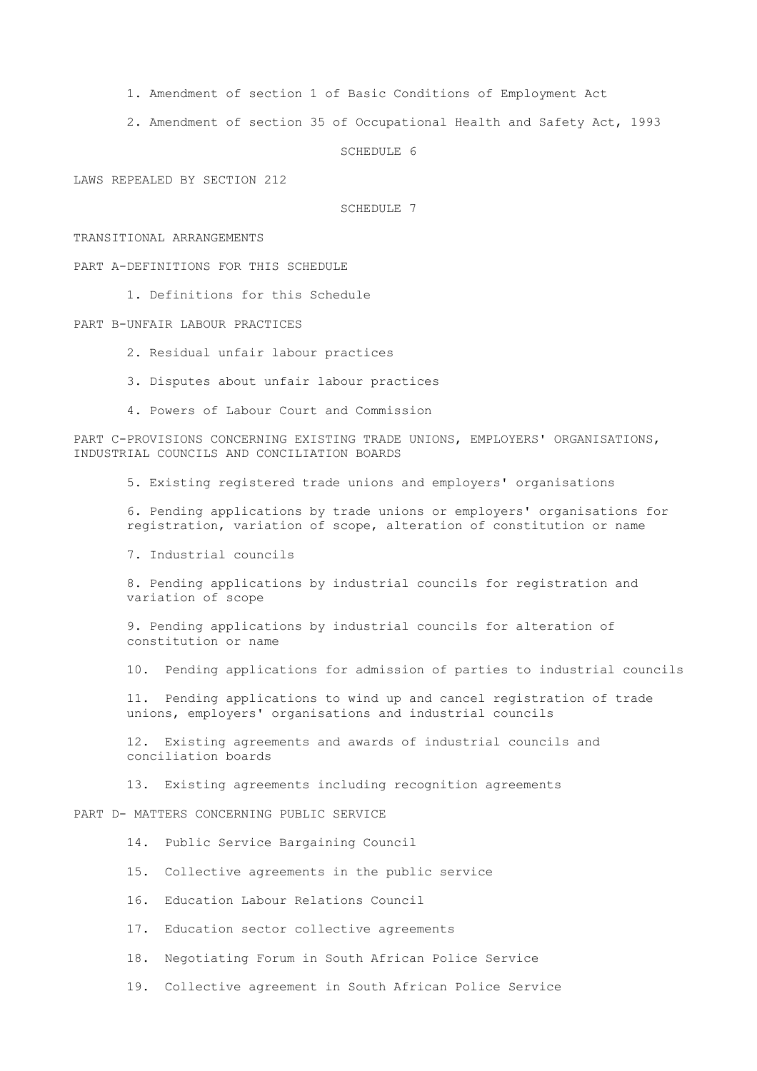1. Amendment of section 1 of Basic Conditions of Employment Act

2. Amendment of section 35 of Occupational Health and Safety Act, 1993

SCHEDULE 6

LAWS REPEALED BY SECTION 212

SCHEDULE 7

TRANSITIONAL ARRANGEMENTS

PART A-DEFINITIONS FOR THIS SCHEDULE

1. Definitions for this Schedule

PART B-UNFAIR LABOUR PRACTICES

2. Residual unfair labour practices

3. Disputes about unfair labour practices

4. Powers of Labour Court and Commission

PART C-PROVISIONS CONCERNING EXISTING TRADE UNIONS, EMPLOYERS' ORGANISATIONS, INDUSTRIAL COUNCILS AND CONCILIATION BOARDS

5. Existing registered trade unions and employers' organisations

6. Pending applications by trade unions or employers' organisations for registration, variation of scope, alteration of constitution or name

7. Industrial councils

8. Pending applications by industrial councils for registration and variation of scope

9. Pending applications by industrial councils for alteration of constitution or name

10. Pending applications for admission of parties to industrial councils

11. Pending applications to wind up and cancel registration of trade unions, employers' organisations and industrial councils

12. Existing agreements and awards of industrial councils and conciliation boards

13. Existing agreements including recognition agreements

PART D- MATTERS CONCERNING PUBLIC SERVICE

14. Public Service Bargaining Council

15. Collective agreements in the public service

16. Education Labour Relations Council

17. Education sector collective agreements

18. Negotiating Forum in South African Police Service

19. Collective agreement in South African Police Service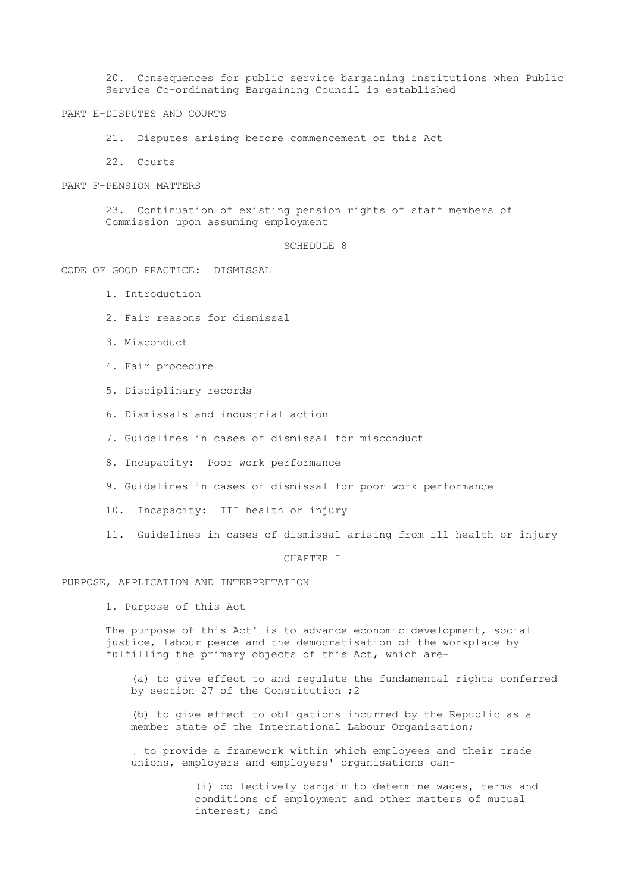20. Consequences for public service bargaining institutions when Public Service Co-ordinating Bargaining Council is established

PART E-DISPUTES AND COURTS

21. Disputes arising before commencement of this Act

22. Courts

PART F-PENSION MATTERS

23. Continuation of existing pension rights of staff members of Commission upon assuming employment

SCHEDULE 8

CODE OF GOOD PRACTICE: DISMISSAL

1. Introduction

2. Fair reasons for dismissal

3. Misconduct

4. Fair procedure

5. Disciplinary records

6. Dismissals and industrial action

7. Guidelines in cases of dismissal for misconduct

8. Incapacity: Poor work performance

9. Guidelines in cases of dismissal for poor work performance

10. Incapacity: III health or injury

11. Guidelines in cases of dismissal arising from ill health or injury

CHAPTER I

PURPOSE, APPLICATION AND INTERPRETATION

1. Purpose of this Act

The purpose of this Act' is to advance economic development, social justice, labour peace and the democratisation of the workplace by fulfilling the primary objects of this Act, which are-

(a) to give effect to and regulate the fundamental rights conferred by section 27 of the Constitution ;2

(b) to give effect to obligations incurred by the Republic as a member state of the International Labour Organisation;

¸ to provide a framework within which employees and their trade unions, employers and employers' organisations can-

(i) collectively bargain to determine wages, terms and conditions of employment and other matters of mutual interest; and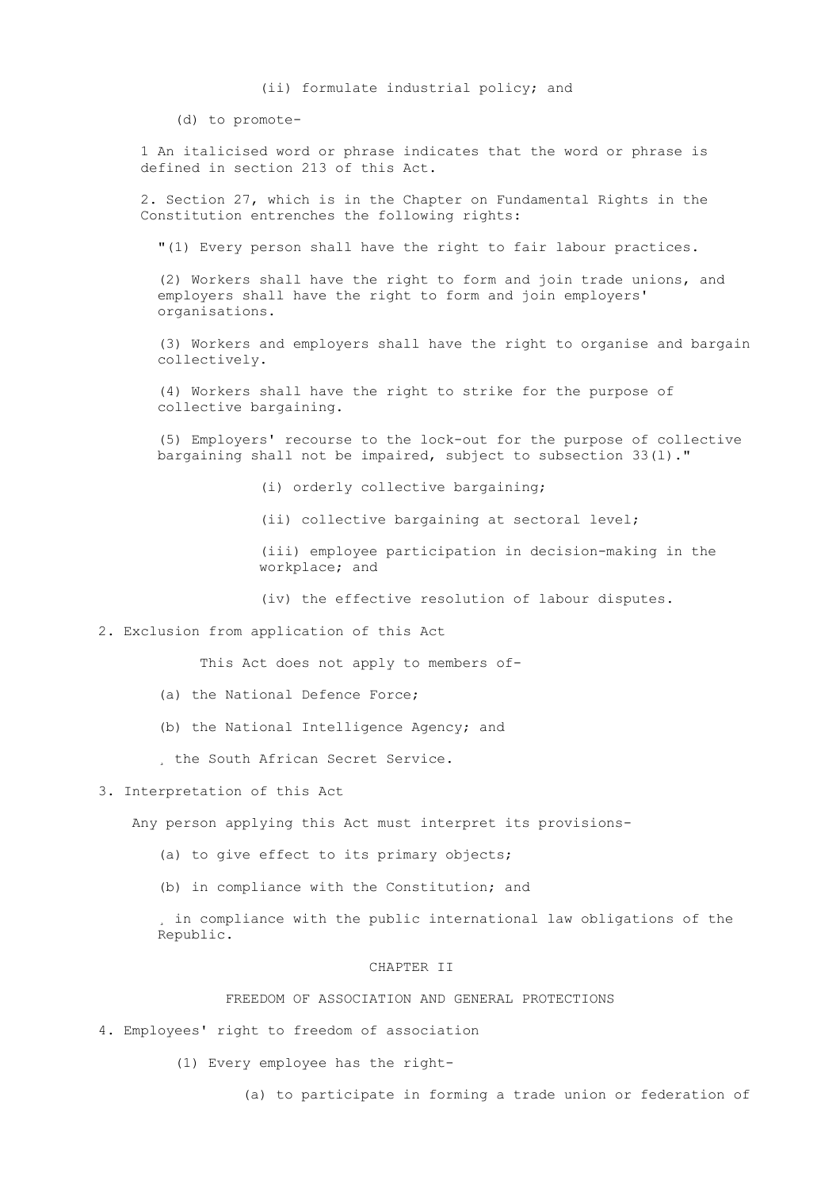(ii) formulate industrial policy; and

(d) to promote-

1 An italicised word or phrase indicates that the word or phrase is defined in section 213 of this Act.

2. Section 27, which is in the Chapter on Fundamental Rights in the Constitution entrenches the following rights:

"(1) Every person shall have the right to fair labour practices.

(2) Workers shall have the right to form and join trade unions, and employers shall have the right to form and join employers' organisations.

(3) Workers and employers shall have the right to organise and bargain collectively.

(4) Workers shall have the right to strike for the purpose of collective bargaining.

(5) Employers' recourse to the lock-out for the purpose of collective bargaining shall not be impaired, subject to subsection 33(l)."

(i) orderly collective bargaining;

(ii) collective bargaining at sectoral level;

(iii) employee participation in decision-making in the workplace; and

(iv) the effective resolution of labour disputes.

2. Exclusion from application of this Act

This Act does not apply to members of-

(a) the National Defence Force;

(b) the National Intelligence Agency; and

¸ the South African Secret Service.

3. Interpretation of this Act

Any person applying this Act must interpret its provisions-

(a) to give effect to its primary objects;

(b) in compliance with the Constitution; and

¸ in compliance with the public international law obligations of the Republic.

CHAPTER II

FREEDOM OF ASSOCIATION AND GENERAL PROTECTIONS

4. Employees' right to freedom of association

(1) Every employee has the right-

(a) to participate in forming a trade union or federation of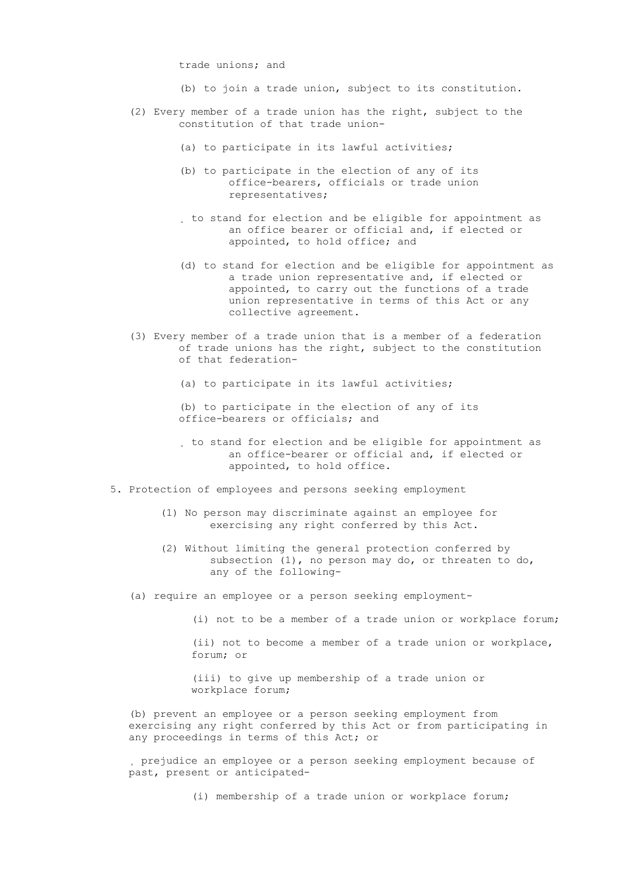trade unions; and

(b) to join a trade union, subject to its constitution.

(2) Every member of a trade union has the right, subject to the constitution of that trade union-

(a) to participate in its lawful activities;

(b) to participate in the election of any of its office-bearers, officials or trade union representatives;

¸ to stand for election and be eligible for appointment as an office bearer or official and, if elected or appointed, to hold office; and

(d) to stand for election and be eligible for appointment as a trade union representative and, if elected or appointed, to carry out the functions of a trade union representative in terms of this Act or any collective agreement.

(3) Every member of a trade union that is a member of a federation of trade unions has the right, subject to the constitution of that federation-

(a) to participate in its lawful activities;

(b) to participate in the election of any of its office-bearers or officials; and

¸ to stand for election and be eligible for appointment as an office-bearer or official and, if elected or appointed, to hold office.

5. Protection of employees and persons seeking employment

(1) No person may discriminate against an employee for exercising any right conferred by this Act.

(2) Without limiting the general protection conferred by subsection (1), no person may do, or threaten to do, any of the following-

(a) require an employee or a person seeking employment-

(i) not to be a member of a trade union or workplace forum;

(ii) not to become a member of a trade union or workplace, forum; or

(iii) to give up membership of a trade union or workplace forum;

(b) prevent an employee or a person seeking employment from exercising any right conferred by this Act or from participating in any proceedings in terms of this Act; or

¸ prejudice an employee or a person seeking employment because of past, present or anticipated-

(i) membership of a trade union or workplace forum;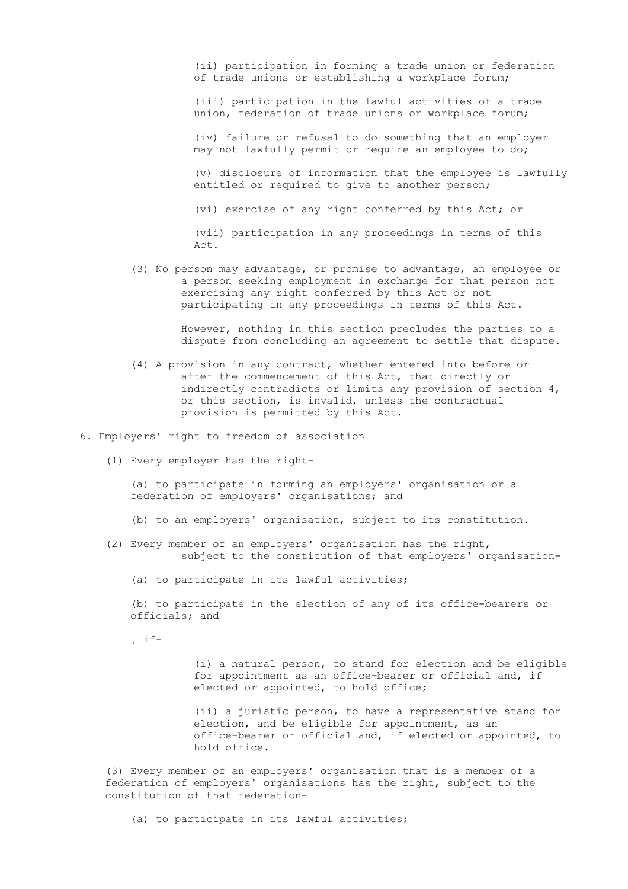(ii) participation in forming a trade union or federation of trade unions or establishing a workplace forum;

(iii) participation in the lawful activities of a trade union, federation of trade unions or workplace forum;

(iv) failure or refusal to do something that an employer may not lawfully permit or require an employee to do;

(v) disclosure of information that the employee is lawfully entitled or required to give to another person;

(vi) exercise of any right conferred by this Act; or

(vii) participation in any proceedings in terms of this Act.

(3) No person may advantage, or promise to advantage, an employee or a person seeking employment in exchange for that person not exercising any right conferred by this Act or not participating in any proceedings in terms of this Act.

However, nothing in this section precludes the parties to a dispute from concluding an agreement to settle that dispute.

(4) A provision in any contract, whether entered into before or after the commencement of this Act, that directly or indirectly contradicts or limits any provision of section 4, or this section, is invalid, unless the contractual provision is permitted by this Act.

6. Employers' right to freedom of association

(1) Every employer has the right-

(a) to participate in forming an employers' organisation or a federation of employers' organisations; and

(b) to an employers' organisation, subject to its constitution.

(2) Every member of an employers' organisation has the right, subject to the constitution of that employers' organisation-

(a) to participate in its lawful activities;

(b) to participate in the election of any of its office-bearers or officials; and

¸ if-

(i) a natural person, to stand for election and be eligible for appointment as an office-bearer or official and, if elected or appointed, to hold office;

(ii) a juristic person, to have a representative stand for election, and be eligible for appointment, as an office-bearer or official and, if elected or appointed, to hold office.

(3) Every member of an employers' organisation that is a member of a federation of employers' organisations has the right, subject to the constitution of that federation-

(a) to participate in its lawful activities;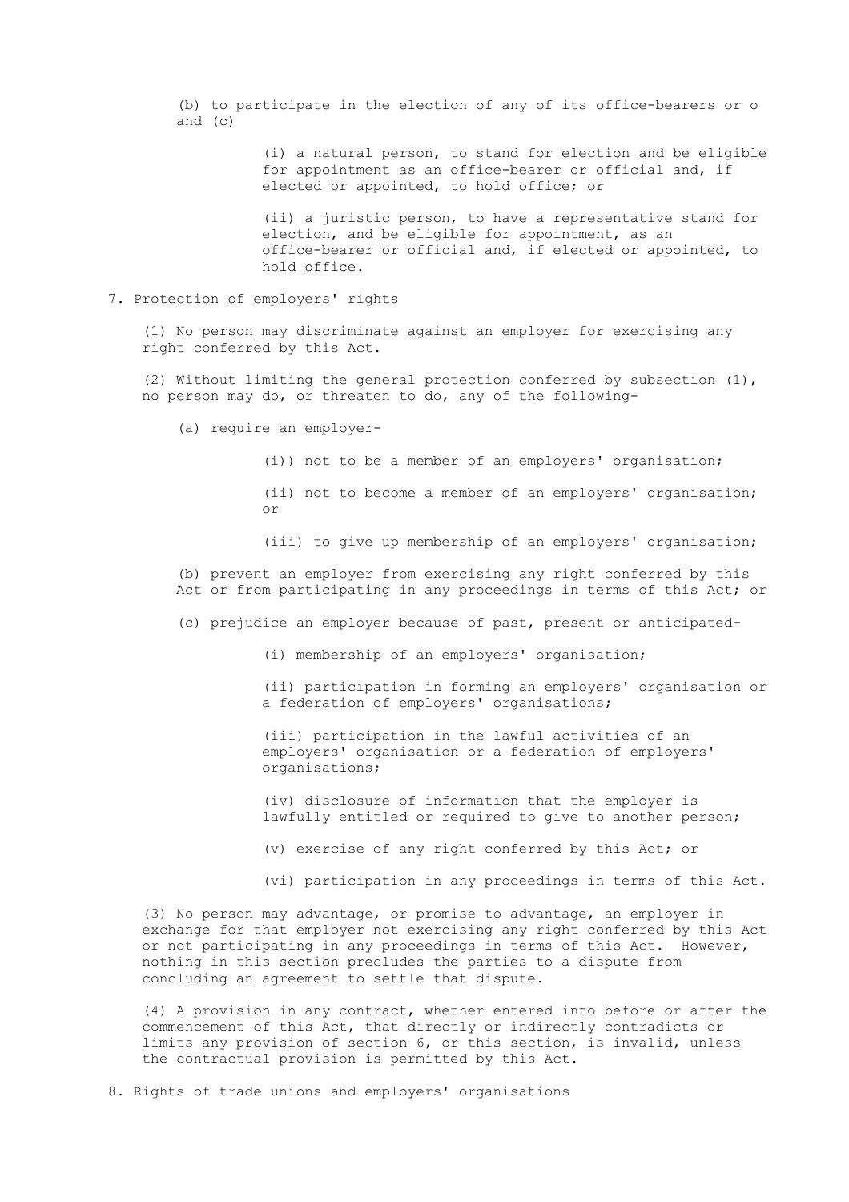(b) to participate in the election of any of its office-bearers or o and (c)

(i) a natural person, to stand for election and be eligible for appointment as an office-bearer or official and, if elected or appointed, to hold office; or

(ii) a juristic person, to have a representative stand for election, and be eligible for appointment, as an office-bearer or official and, if elected or appointed, to hold office.

## 7. Protection of employers' rights

(1) No person may discriminate against an employer for exercising any right conferred by this Act.

(2) Without limiting the general protection conferred by subsection (1), no person may do, or threaten to do, any of the following-

(a) require an employer-

(i)) not to be a member of an employers' organisation;

(ii) not to become a member of an employers' organisation; or

(iii) to give up membership of an employers' organisation;

(b) prevent an employer from exercising any right conferred by this Act or from participating in any proceedings in terms of this Act; or

(c) prejudice an employer because of past, present or anticipated-

(i) membership of an employers' organisation;

(ii) participation in forming an employers' organisation or a federation of employers' organisations;

(iii) participation in the lawful activities of an employers' organisation or a federation of employers' organisations;

(iv) disclosure of information that the employer is lawfully entitled or required to give to another person;

(v) exercise of any right conferred by this Act; or

(vi) participation in any proceedings in terms of this Act.

(3) No person may advantage, or promise to advantage, an employer in exchange for that employer not exercising any right conferred by this Act or not participating in any proceedings in terms of this Act. However, nothing in this section precludes the parties to a dispute from concluding an agreement to settle that dispute.

(4) A provision in any contract, whether entered into before or after the commencement of this Act, that directly or indirectly contradicts or limits any provision of section 6, or this section, is invalid, unless the contractual provision is permitted by this Act.

## 8. Rights of trade unions and employers' organisations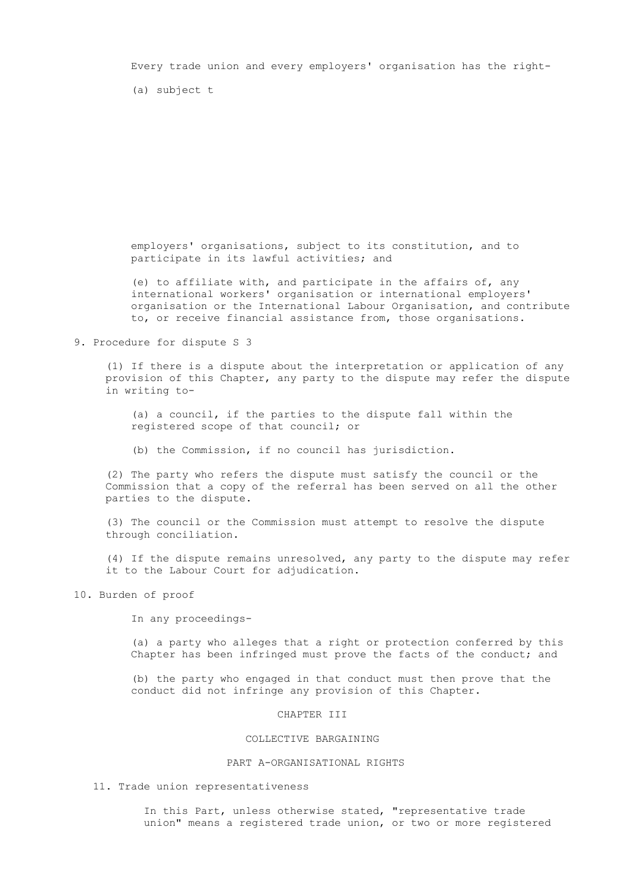Every trade union and every employers' organisation has the right-

(a) subject t

employers' organisations, subject to its constitution, and to participate in its lawful activities; and

(e) to affiliate with, and participate in the affairs of, any international workers' organisation or international employers' organisation or the International Labour Organisation, and contribute to, or receive financial assistance from, those organisations.

9. Procedure for dispute S 3

(1) If there is a dispute about the interpretation or application of any provision of this Chapter, any party to the dispute may refer the dispute in writing to-

(a) a council, if the parties to the dispute fall within the registered scope of that council; or

(b) the Commission, if no council has jurisdiction.

(2) The party who refers the dispute must satisfy the council or the Commission that a copy of the referral has been served on all the other parties to the dispute.

(3) The council or the Commission must attempt to resolve the dispute through conciliation.

(4) If the dispute remains unresolved, any party to the dispute may refer it to the Labour Court for adjudication.

10. Burden of proof

In any proceedings-

(a) a party who alleges that a right or protection conferred by this Chapter has been infringed must prove the facts of the conduct; and

(b) the party who engaged in that conduct must then prove that the conduct did not infringe any provision of this Chapter.

CHAPTER III

COLLECTIVE BARGAINING

PART A-ORGANISATIONAL RIGHTS

11. Trade union representativeness

In this Part, unless otherwise stated, "representative trade union" means a registered trade union, or two or more registered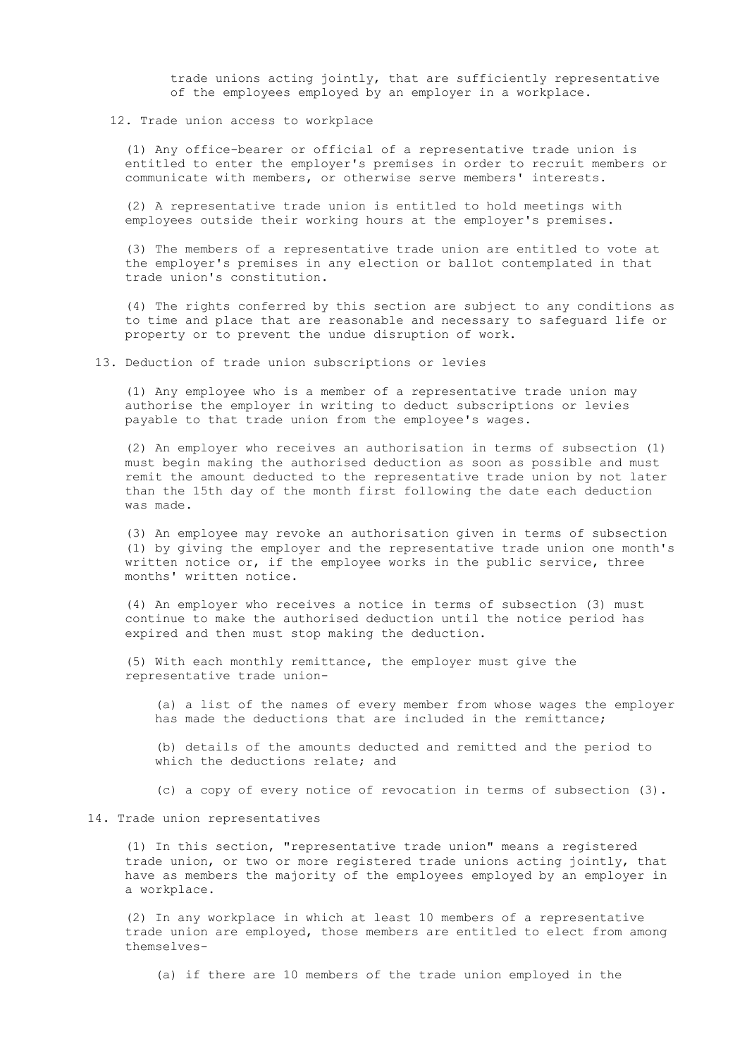trade unions acting jointly, that are sufficiently representative of the employees employed by an employer in a workplace.

## 12. Trade union access to workplace

(1) Any office-bearer or official of a representative trade union is entitled to enter the employer's premises in order to recruit members or communicate with members, or otherwise serve members' interests.

(2) A representative trade union is entitled to hold meetings with employees outside their working hours at the employer's premises.

(3) The members of a representative trade union are entitled to vote at the employer's premises in any election or ballot contemplated in that trade union's constitution.

(4) The rights conferred by this section are subject to any conditions as to time and place that are reasonable and necessary to safeguard life or property or to prevent the undue disruption of work.

## 13. Deduction of trade union subscriptions or levies

(1) Any employee who is a member of a representative trade union may authorise the employer in writing to deduct subscriptions or levies payable to that trade union from the employee's wages.

(2) An employer who receives an authorisation in terms of subsection (1) must begin making the authorised deduction as soon as possible and must remit the amount deducted to the representative trade union by not later than the 15th day of the month first following the date each deduction was made.

(3) An employee may revoke an authorisation given in terms of subsection (1) by giving the employer and the representative trade union one month's written notice or, if the employee works in the public service, three months' written notice.

(4) An employer who receives a notice in terms of subsection (3) must continue to make the authorised deduction until the notice period has expired and then must stop making the deduction.

(5) With each monthly remittance, the employer must give the representative trade union-

(a) a list of the names of every member from whose wages the employer has made the deductions that are included in the remittance;

(b) details of the amounts deducted and remitted and the period to which the deductions relate; and

(c) a copy of every notice of revocation in terms of subsection (3).

## 14. Trade union representatives

(1) In this section, "representative trade union" means a registered trade union, or two or more registered trade unions acting jointly, that have as members the majority of the employees employed by an employer in a workplace.

(2) In any workplace in which at least 10 members of a representative trade union are employed, those members are entitled to elect from among themselves-

(a) if there are 10 members of the trade union employed in the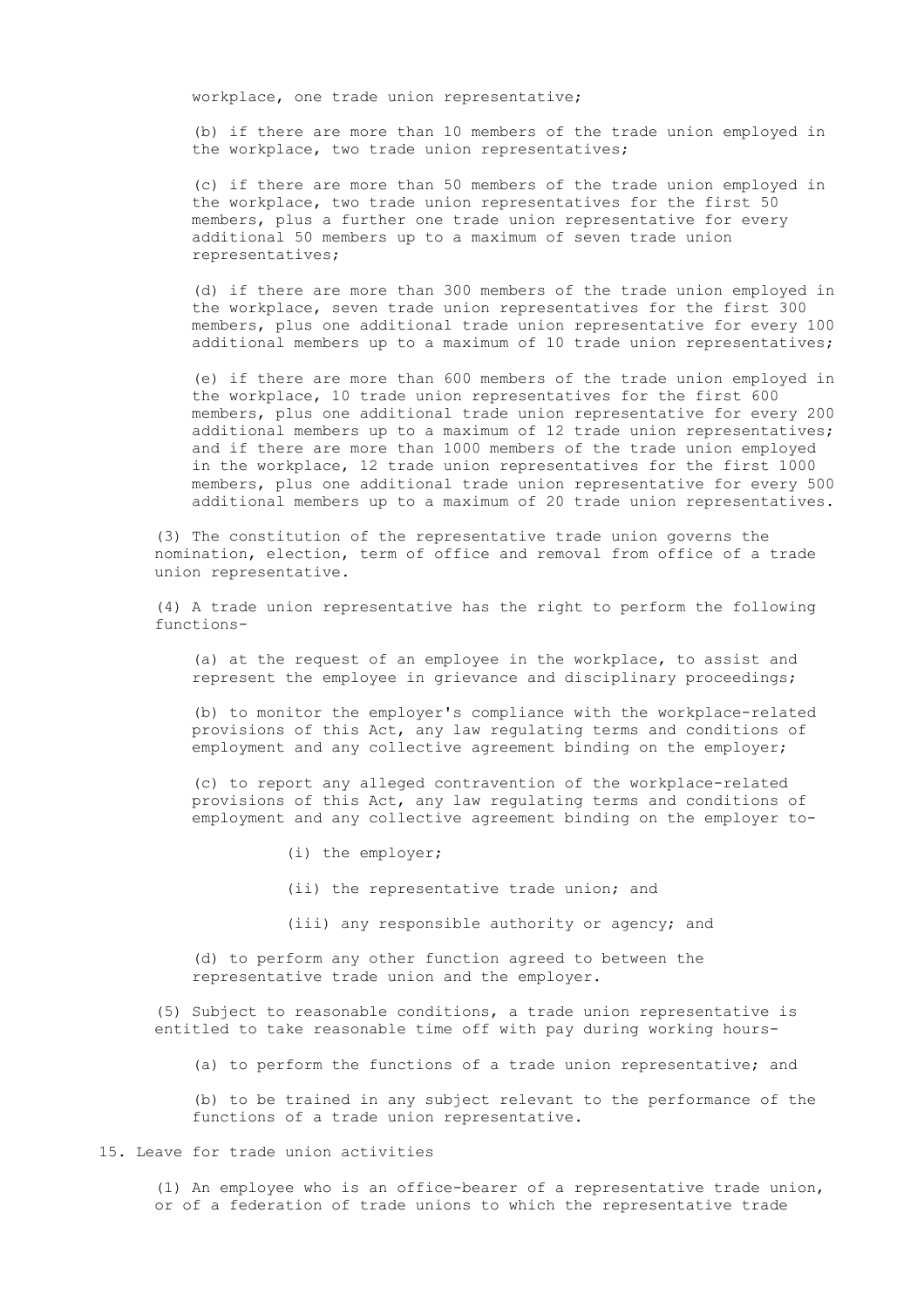workplace, one trade union representative;

(b) if there are more than 10 members of the trade union employed in the workplace, two trade union representatives;

(c) if there are more than 50 members of the trade union employed in the workplace, two trade union representatives for the first 50 members, plus a further one trade union representative for every additional 50 members up to a maximum of seven trade union representatives;

(d) if there are more than 300 members of the trade union employed in the workplace, seven trade union representatives for the first 300 members, plus one additional trade union representative for every 100 additional members up to a maximum of 10 trade union representatives;

(e) if there are more than 600 members of the trade union employed in the workplace, 10 trade union representatives for the first 600 members, plus one additional trade union representative for every 200 additional members up to a maximum of 12 trade union representatives; and if there are more than 1000 members of the trade union employed in the workplace, 12 trade union representatives for the first 1000 members, plus one additional trade union representative for every 500 additional members up to a maximum of 20 trade union representatives.

(3) The constitution of the representative trade union governs the nomination, election, term of office and removal from office of a trade union representative.

(4) A trade union representative has the right to perform the following functions-

(a) at the request of an employee in the workplace, to assist and represent the employee in grievance and disciplinary proceedings;

(b) to monitor the employer's compliance with the workplace-related provisions of this Act, any law regulating terms and conditions of employment and any collective agreement binding on the employer;

(c) to report any alleged contravention of the workplace-related provisions of this Act, any law regulating terms and conditions of employment and any collective agreement binding on the employer to-

(i) the employer;

(ii) the representative trade union; and

(iii) any responsible authority or agency; and

(d) to perform any other function agreed to between the representative trade union and the employer.

(5) Subject to reasonable conditions, a trade union representative is entitled to take reasonable time off with pay during working hours-

(a) to perform the functions of a trade union representative; and

(b) to be trained in any subject relevant to the performance of the functions of a trade union representative.

## 15. Leave for trade union activities

(1) An employee who is an office-bearer of a representative trade union, or of a federation of trade unions to which the representative trade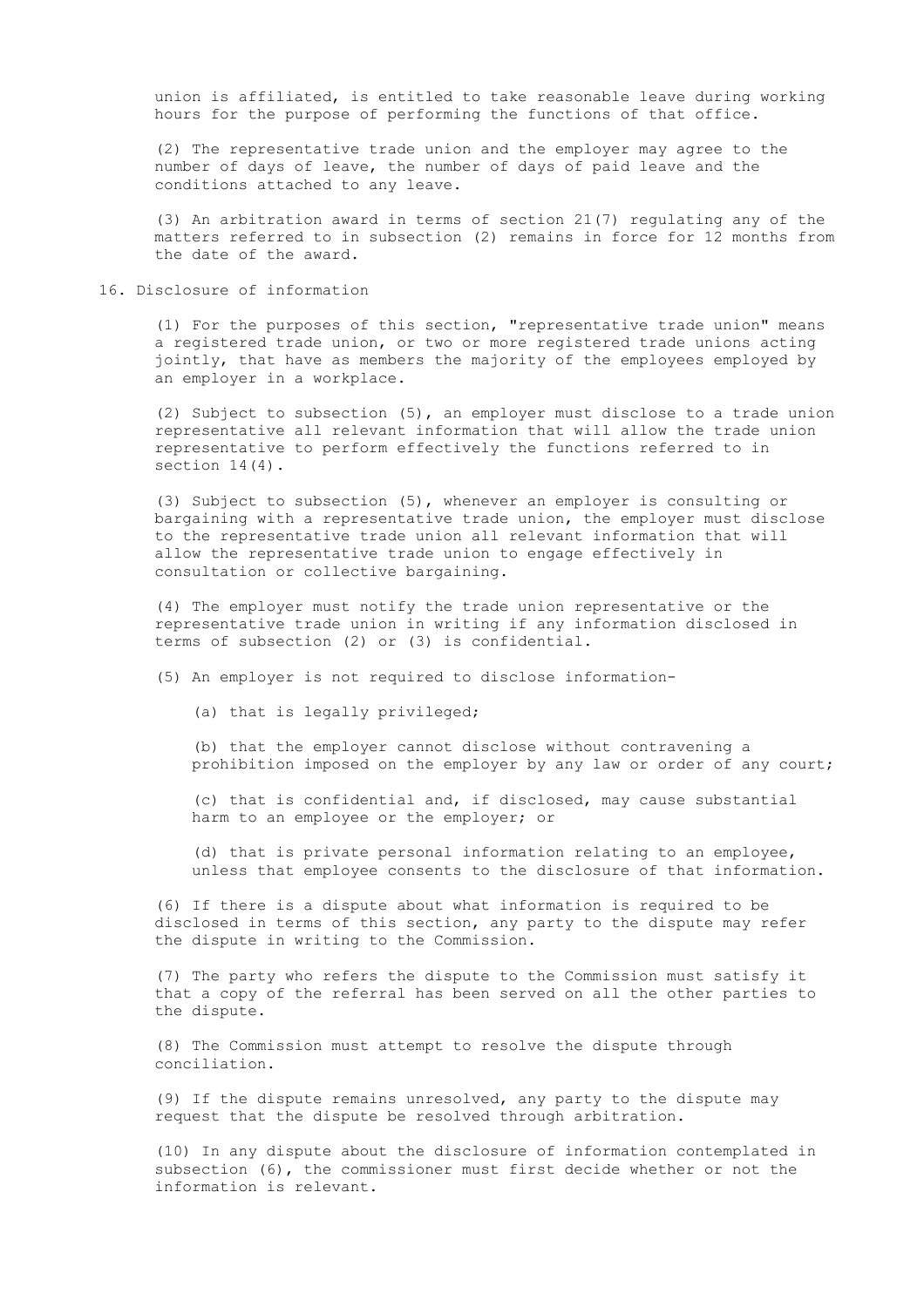union is affiliated, is entitled to take reasonable leave during working hours for the purpose of performing the functions of that office.

(2) The representative trade union and the employer may agree to the number of days of leave, the number of days of paid leave and the conditions attached to any leave.

(3) An arbitration award in terms of section 21(7) regulating any of the matters referred to in subsection (2) remains in force for 12 months from the date of the award.

## 16. Disclosure of information

(1) For the purposes of this section, "representative trade union" means a registered trade union, or two or more registered trade unions acting jointly, that have as members the majority of the employees employed by an employer in a workplace.

(2) Subject to subsection (5), an employer must disclose to a trade union representative all relevant information that will allow the trade union representative to perform effectively the functions referred to in section 14(4).

(3) Subject to subsection (5), whenever an employer is consulting or bargaining with a representative trade union, the employer must disclose to the representative trade union all relevant information that will allow the representative trade union to engage effectively in consultation or collective bargaining.

(4) The employer must notify the trade union representative or the representative trade union in writing if any information disclosed in terms of subsection (2) or (3) is confidential.

(5) An employer is not required to disclose information-

(a) that is legally privileged;

(b) that the employer cannot disclose without contravening a prohibition imposed on the employer by any law or order of any court;

(c) that is confidential and, if disclosed, may cause substantial harm to an employee or the employer; or

(d) that is private personal information relating to an employee, unless that employee consents to the disclosure of that information.

(6) If there is a dispute about what information is required to be disclosed in terms of this section, any party to the dispute may refer the dispute in writing to the Commission.

(7) The party who refers the dispute to the Commission must satisfy it that a copy of the referral has been served on all the other parties to the dispute.

(8) The Commission must attempt to resolve the dispute through conciliation.

(9) If the dispute remains unresolved, any party to the dispute may request that the dispute be resolved through arbitration.

(10) In any dispute about the disclosure of information contemplated in subsection (6), the commissioner must first decide whether or not the information is relevant.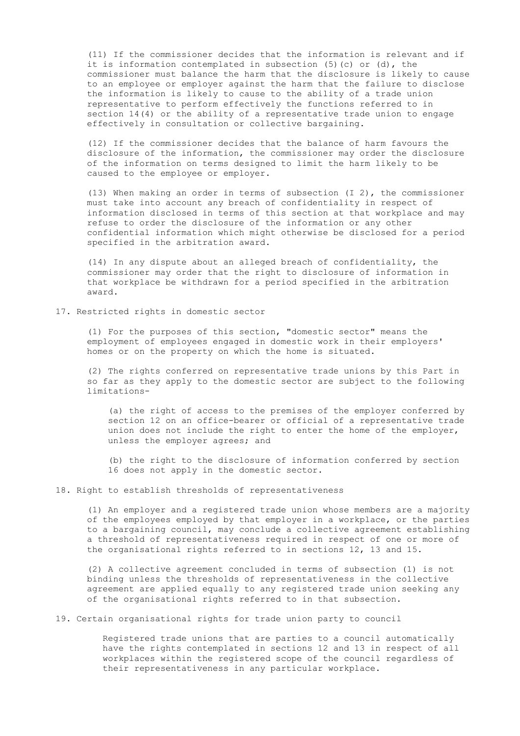(11) If the commissioner decides that the information is relevant and if it is information contemplated in subsection (5)(c) or (d), the commissioner must balance the harm that the disclosure is likely to cause to an employee or employer against the harm that the failure to disclose the information is likely to cause to the ability of a trade union representative to perform effectively the functions referred to in section 14(4) or the ability of a representative trade union to engage effectively in consultation or collective bargaining.

(12) If the commissioner decides that the balance of harm favours the disclosure of the information, the commissioner may order the disclosure of the information on terms designed to limit the harm likely to be caused to the employee or employer.

(13) When making an order in terms of subsection (I 2), the commissioner must take into account any breach of confidentiality in respect of information disclosed in terms of this section at that workplace and may refuse to order the disclosure of the information or any other confidential information which might otherwise be disclosed for a period specified in the arbitration award.

(14) In any dispute about an alleged breach of confidentiality, the commissioner may order that the right to disclosure of information in that workplace be withdrawn for a period specified in the arbitration award.

### 17. Restricted rights in domestic sector

(1) For the purposes of this section, "domestic sector" means the employment of employees engaged in domestic work in their employers' homes or on the property on which the home is situated.

(2) The rights conferred on representative trade unions by this Part in so far as they apply to the domestic sector are subject to the following limitations-

(a) the right of access to the premises of the employer conferred by section 12 on an office-bearer or official of a representative trade union does not include the right to enter the home of the employer, unless the employer agrees; and

(b) the right to the disclosure of information conferred by section 16 does not apply in the domestic sector.

### 18. Right to establish thresholds of representativeness

(1) An employer and a registered trade union whose members are a majority of the employees employed by that employer in a workplace, or the parties to a bargaining council, may conclude a collective agreement establishing a threshold of representativeness required in respect of one or more of the organisational rights referred to in sections 12, 13 and 15.

(2) A collective agreement concluded in terms of subsection (1) is not binding unless the thresholds of representativeness in the collective agreement are applied equally to any registered trade union seeking any of the organisational rights referred to in that subsection.

### 19. Certain organisational rights for trade union party to council

Registered trade unions that are parties to a council automatically have the rights contemplated in sections 12 and 13 in respect of all workplaces within the registered scope of the council regardless of their representativeness in any particular workplace.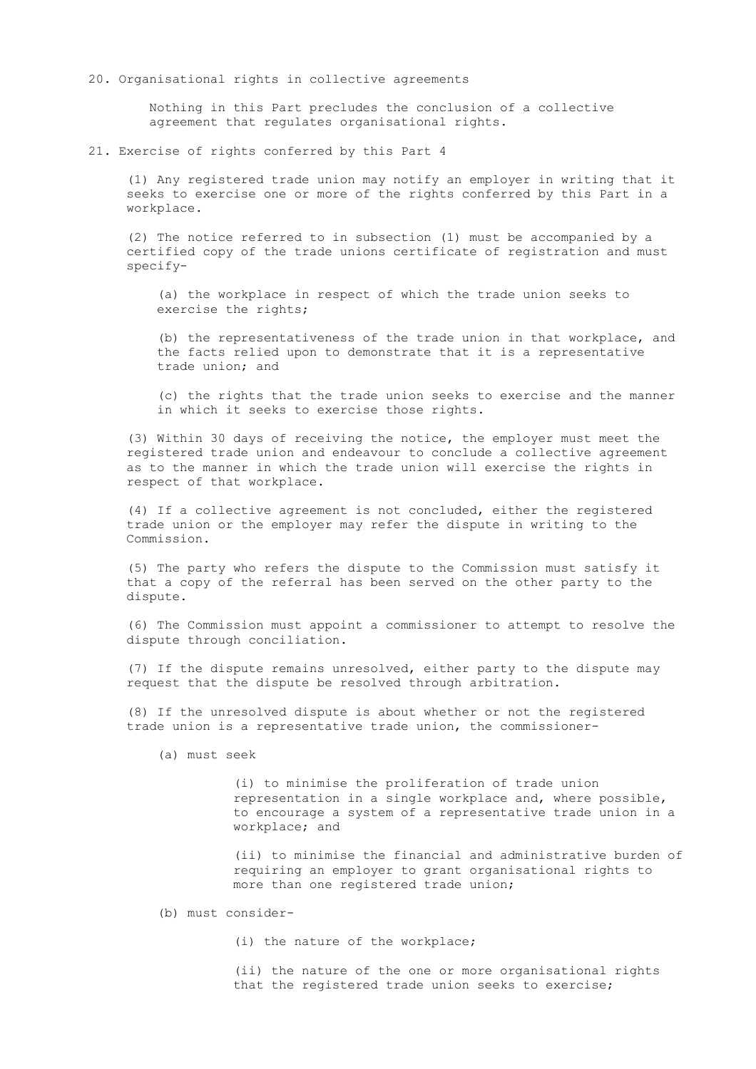## 20. Organisational rights in collective agreements

Nothing in this Part precludes the conclusion of a collective agreement that regulates organisational rights.

## 21. Exercise of rights conferred by this Part 4

(1) Any registered trade union may notify an employer in writing that it seeks to exercise one or more of the rights conferred by this Part in a workplace.

(2) The notice referred to in subsection (1) must be accompanied by a certified copy of the trade unions certificate of registration and must specify-

(a) the workplace in respect of which the trade union seeks to exercise the rights;

(b) the representativeness of the trade union in that workplace, and the facts relied upon to demonstrate that it is a representative trade union; and

(c) the rights that the trade union seeks to exercise and the manner in which it seeks to exercise those rights.

(3) Within 30 days of receiving the notice, the employer must meet the registered trade union and endeavour to conclude a collective agreement as to the manner in which the trade union will exercise the rights in respect of that workplace.

(4) If a collective agreement is not concluded, either the registered trade union or the employer may refer the dispute in writing to the Commission.

(5) The party who refers the dispute to the Commission must satisfy it that a copy of the referral has been served on the other party to the dispute.

(6) The Commission must appoint a commissioner to attempt to resolve the dispute through conciliation.

(7) If the dispute remains unresolved, either party to the dispute may request that the dispute be resolved through arbitration.

(8) If the unresolved dispute is about whether or not the registered trade union is a representative trade union, the commissioner-

(a) must seek

(i) to minimise the proliferation of trade union representation in a single workplace and, where possible, to encourage a system of a representative trade union in a workplace; and

(ii) to minimise the financial and administrative burden of requiring an employer to grant organisational rights to more than one registered trade union;

(b) must consider-

(i) the nature of the workplace;

(ii) the nature of the one or more organisational rights that the registered trade union seeks to exercise;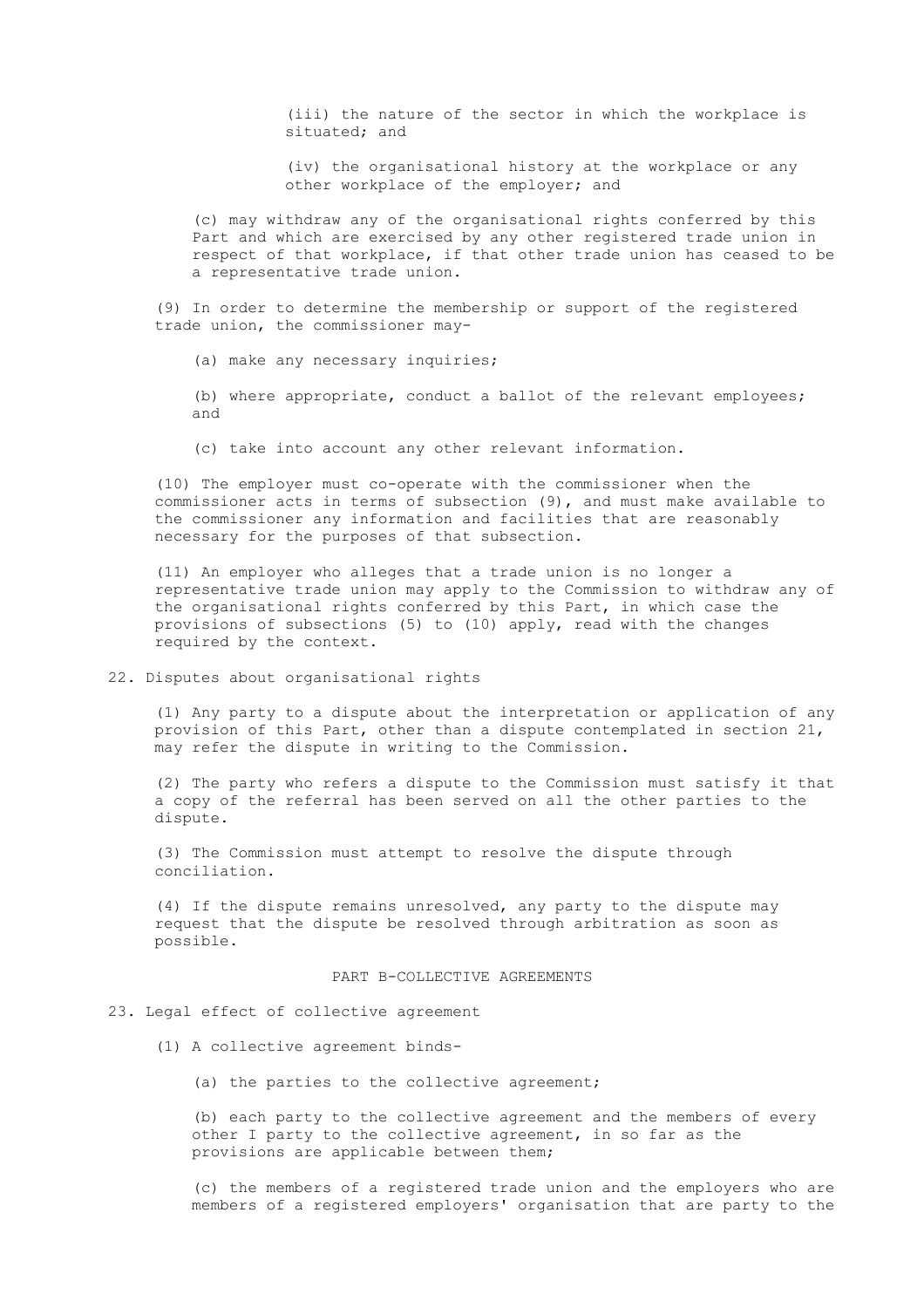(iii) the nature of the sector in which the workplace is situated; and

(iv) the organisational history at the workplace or any other workplace of the employer; and

(c) may withdraw any of the organisational rights conferred by this Part and which are exercised by any other registered trade union in respect of that workplace, if that other trade union has ceased to be a representative trade union.

(9) In order to determine the membership or support of the registered trade union, the commissioner may-

(a) make any necessary inquiries;

(b) where appropriate, conduct a ballot of the relevant employees; and

(c) take into account any other relevant information.

(10) The employer must co-operate with the commissioner when the commissioner acts in terms of subsection (9), and must make available to the commissioner any information and facilities that are reasonably necessary for the purposes of that subsection.

(11) An employer who alleges that a trade union is no longer a representative trade union may apply to the Commission to withdraw any of the organisational rights conferred by this Part, in which case the provisions of subsections (5) to (10) apply, read with the changes required by the context.

22. Disputes about organisational rights

(1) Any party to a dispute about the interpretation or application of any provision of this Part, other than a dispute contemplated in section 21, may refer the dispute in writing to the Commission.

(2) The party who refers a dispute to the Commission must satisfy it that a copy of the referral has been served on all the other parties to the dispute.

(3) The Commission must attempt to resolve the dispute through conciliation.

(4) If the dispute remains unresolved, any party to the dispute may request that the dispute be resolved through arbitration as soon as possible.

PART B-COLLECTIVE AGREEMENTS

23. Legal effect of collective agreement

(1) A collective agreement binds-

(a) the parties to the collective agreement;

(b) each party to the collective agreement and the members of every other I party to the collective agreement, in so far as the provisions are applicable between them;

(c) the members of a registered trade union and the employers who are members of a registered employers' organisation that are party to the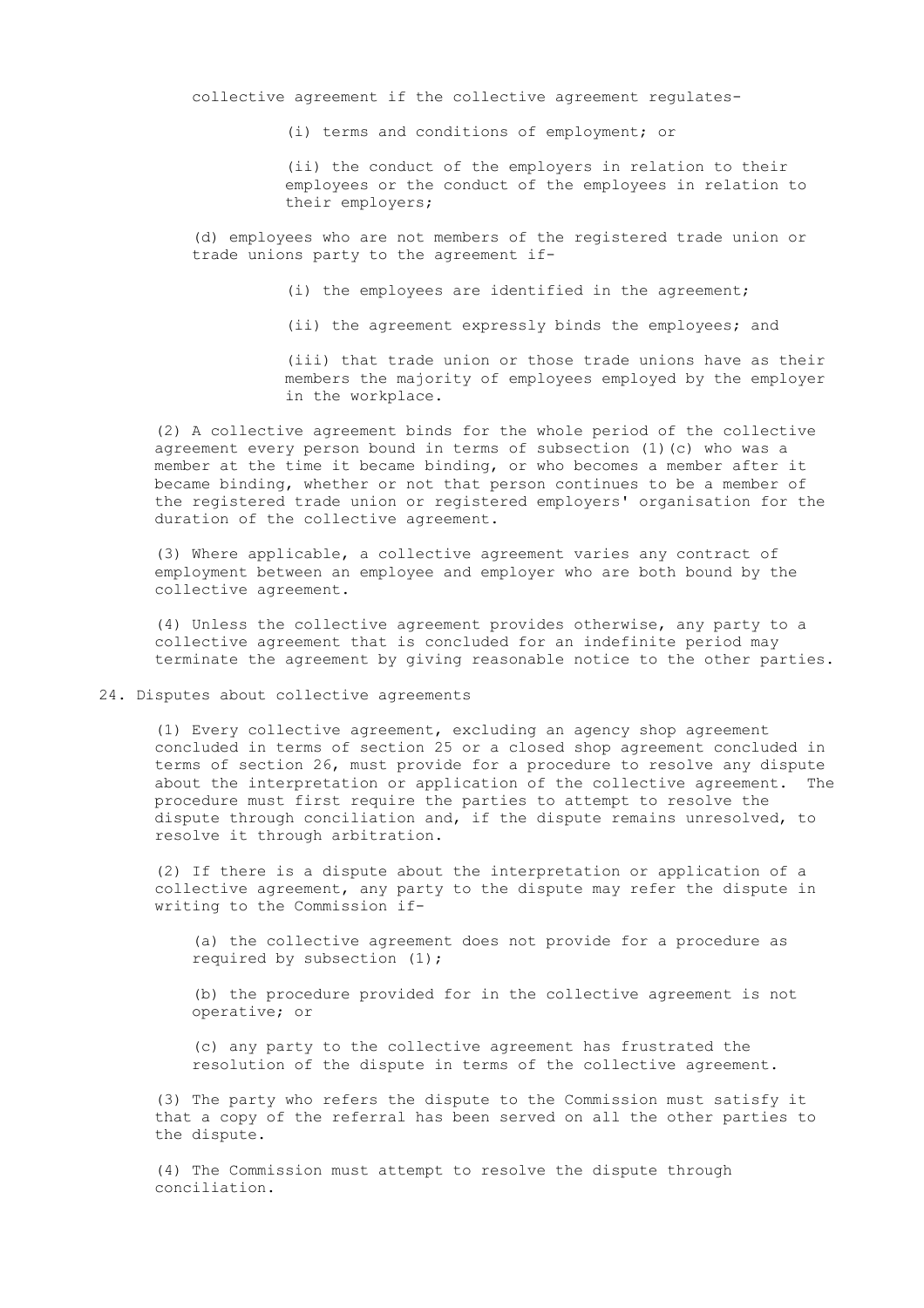collective agreement if the collective agreement regulates-

(i) terms and conditions of employment; or

(ii) the conduct of the employers in relation to their employees or the conduct of the employees in relation to their employers;

(d) employees who are not members of the registered trade union or trade unions party to the agreement if-

(i) the employees are identified in the agreement;

(ii) the agreement expressly binds the employees; and

(iii) that trade union or those trade unions have as their members the majority of employees employed by the employer in the workplace.

(2) A collective agreement binds for the whole period of the collective agreement every person bound in terms of subsection (1)(c) who was a member at the time it became binding, or who becomes a member after it became binding, whether or not that person continues to be a member of the registered trade union or registered employers' organisation for the duration of the collective agreement.

(3) Where applicable, a collective agreement varies any contract of employment between an employee and employer who are both bound by the collective agreement.

(4) Unless the collective agreement provides otherwise, any party to a collective agreement that is concluded for an indefinite period may terminate the agreement by giving reasonable notice to the other parties.

## 24. Disputes about collective agreements

(1) Every collective agreement, excluding an agency shop agreement concluded in terms of section 25 or a closed shop agreement concluded in terms of section 26, must provide for a procedure to resolve any dispute about the interpretation or application of the collective agreement. The procedure must first require the parties to attempt to resolve the dispute through conciliation and, if the dispute remains unresolved, to resolve it through arbitration.

(2) If there is a dispute about the interpretation or application of a collective agreement, any party to the dispute may refer the dispute in writing to the Commission if-

(a) the collective agreement does not provide for a procedure as required by subsection (1);

(b) the procedure provided for in the collective agreement is not operative; or

(c) any party to the collective agreement has frustrated the resolution of the dispute in terms of the collective agreement.

(3) The party who refers the dispute to the Commission must satisfy it that a copy of the referral has been served on all the other parties to the dispute.

(4) The Commission must attempt to resolve the dispute through conciliation.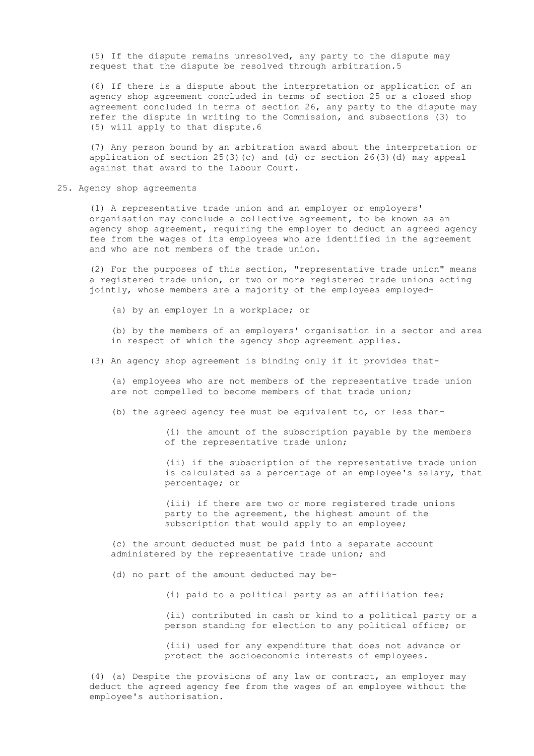(5) If the dispute remains unresolved, any party to the dispute may request that the dispute be resolved through arbitration.5

(6) If there is a dispute about the interpretation or application of an agency shop agreement concluded in terms of section 25 or a closed shop agreement concluded in terms of section 26, any party to the dispute may refer the dispute in writing to the Commission, and subsections (3) to (5) will apply to that dispute.6

(7) Any person bound by an arbitration award about the interpretation or application of section 25(3)(c) and (d) or section 26(3)(d) may appeal against that award to the Labour Court.

## 25. Agency shop agreements

(1) A representative trade union and an employer or employers' organisation may conclude a collective agreement, to be known as an agency shop agreement, requiring the employer to deduct an agreed agency fee from the wages of its employees who are identified in the agreement and who are not members of the trade union.

(2) For the purposes of this section, "representative trade union" means a registered trade union, or two or more registered trade unions acting jointly, whose members are a majority of the employees employed-

- (a) by an employer in a workplace; or
- (b) by the members of an employers' organisation in a sector and area in respect of which the agency shop agreement applies.

(3) An agency shop agreement is binding only if it provides that-

- (a) employees who are not members of the representative trade union are not compelled to become members of that trade union;
- (b) the agreed agency fee must be equivalent to, or less than-
  - (i) the amount of the subscription payable by the members of the representative trade union;
  - (ii) if the subscription of the representative trade union is calculated as a percentage of an employee's salary, that percentage; or
  - (iii) if there are two or more registered trade unions party to the agreement, the highest amount of the subscription that would apply to an employee;
- (c) the amount deducted must be paid into a separate account administered by the representative trade union; and
- (d) no part of the amount deducted may be-
  - (i) paid to a political party as an affiliation fee;
  - (ii) contributed in cash or kind to a political party or a person standing for election to any political office; or
  - (iii) used for any expenditure that does not advance or protect the socioeconomic interests of employees.

(4) (a) Despite the provisions of any law or contract, an employer may deduct the agreed agency fee from the wages of an employee without the employee's authorisation.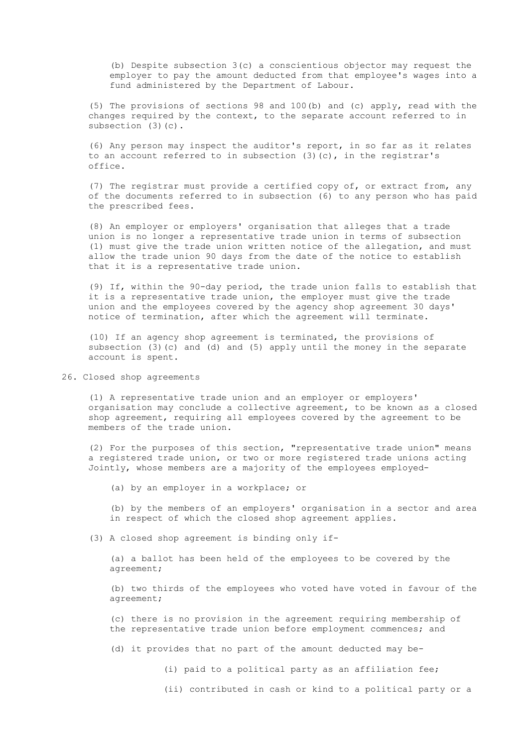(b) Despite subsection 3(c) a conscientious objector may request the employer to pay the amount deducted from that employee's wages into a fund administered by the Department of Labour.

(5) The provisions of sections 98 and 100(b) and (c) apply, read with the changes required by the context, to the separate account referred to in subsection (3)(c).

(6) Any person may inspect the auditor's report, in so far as it relates to an account referred to in subsection (3)(c), in the registrar's office.

(7) The registrar must provide a certified copy of, or extract from, any of the documents referred to in subsection (6) to any person who has paid the prescribed fees.

(8) An employer or employers' organisation that alleges that a trade union is no longer a representative trade union in terms of subsection (1) must give the trade union written notice of the allegation, and must allow the trade union 90 days from the date of the notice to establish that it is a representative trade union.

(9) If, within the 90-day period, the trade union falls to establish that it is a representative trade union, the employer must give the trade union and the employees covered by the agency shop agreement 30 days' notice of termination, after which the agreement will terminate.

(10) If an agency shop agreement is terminated, the provisions of subsection (3)(c) and (d) and (5) apply until the money in the separate account is spent.

## 26. Closed shop agreements

(1) A representative trade union and an employer or employers' organisation may conclude a collective agreement, to be known as a closed shop agreement, requiring all employees covered by the agreement to be members of the trade union.

(2) For the purposes of this section, "representative trade union" means a registered trade union, or two or more registered trade unions acting Jointly, whose members are a majority of the employees employed-

(a) by an employer in a workplace; or

(b) by the members of an employers' organisation in a sector and area in respect of which the closed shop agreement applies.

(3) A closed shop agreement is binding only if-

(a) a ballot has been held of the employees to be covered by the agreement;

(b) two thirds of the employees who voted have voted in favour of the agreement;

(c) there is no provision in the agreement requiring membership of the representative trade union before employment commences; and

(d) it provides that no part of the amount deducted may be-

(i) paid to a political party as an affiliation fee;

(ii) contributed in cash or kind to a political party or a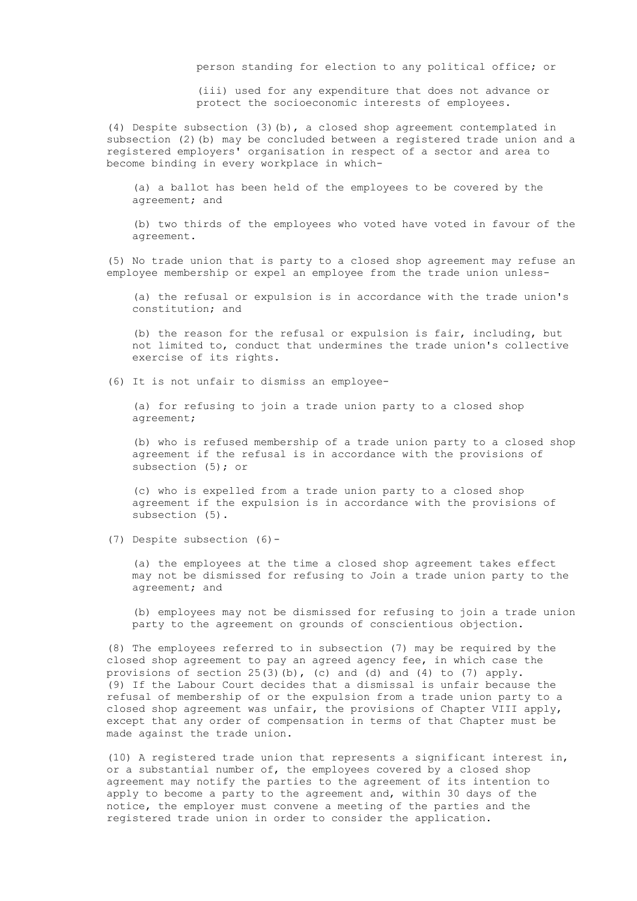person standing for election to any political office; or

(iii) used for any expenditure that does not advance or protect the socioeconomic interests of employees.

(4) Despite subsection (3)(b), a closed shop agreement contemplated in subsection (2)(b) may be concluded between a registered trade union and a registered employers' organisation in respect of a sector and area to become binding in every workplace in which-

(a) a ballot has been held of the employees to be covered by the agreement; and

(b) two thirds of the employees who voted have voted in favour of the agreement.

(5) No trade union that is party to a closed shop agreement may refuse an employee membership or expel an employee from the trade union unless-

(a) the refusal or expulsion is in accordance with the trade union's constitution; and

(b) the reason for the refusal or expulsion is fair, including, but not limited to, conduct that undermines the trade union's collective exercise of its rights.

(6) It is not unfair to dismiss an employee-

(a) for refusing to join a trade union party to a closed shop agreement;

(b) who is refused membership of a trade union party to a closed shop agreement if the refusal is in accordance with the provisions of subsection (5); or

(c) who is expelled from a trade union party to a closed shop agreement if the expulsion is in accordance with the provisions of subsection (5).

(7) Despite subsection (6)-

(a) the employees at the time a closed shop agreement takes effect may not be dismissed for refusing to Join a trade union party to the agreement; and

(b) employees may not be dismissed for refusing to join a trade union party to the agreement on grounds of conscientious objection.

(8) The employees referred to in subsection (7) may be required by the closed shop agreement to pay an agreed agency fee, in which case the provisions of section 25(3)(b), (c) and (d) and (4) to (7) apply.
(9) If the Labour Court decides that a dismissal is unfair because the refusal of membership of or the expulsion from a trade union party to a closed shop agreement was unfair, the provisions of Chapter VIII apply, except that any order of compensation in terms of that Chapter must be made against the trade union.

(10) A registered trade union that represents a significant interest in, or a substantial number of, the employees covered by a closed shop agreement may notify the parties to the agreement of its intention to apply to become a party to the agreement and, within 30 days of the notice, the employer must convene a meeting of the parties and the registered trade union in order to consider the application.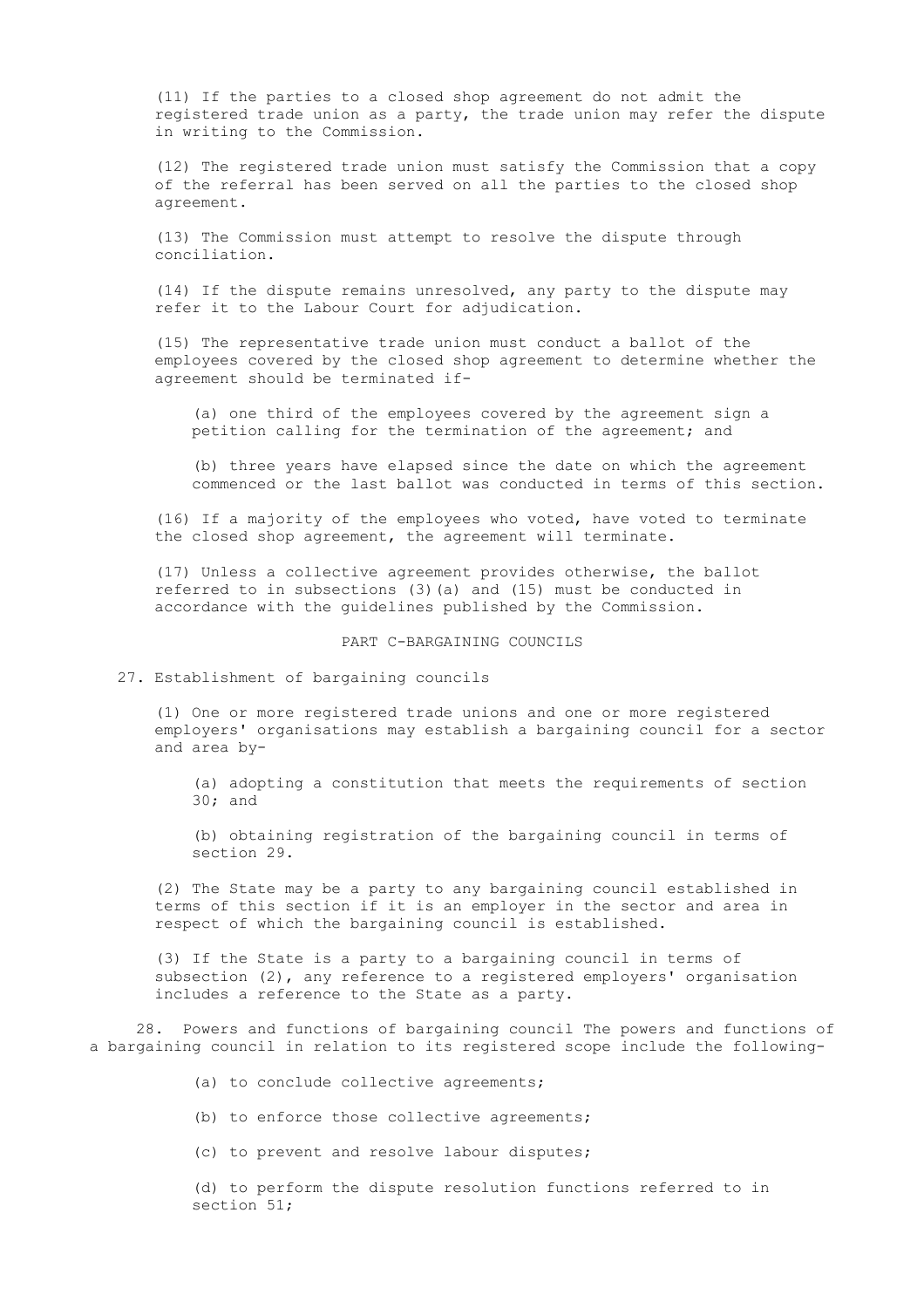(11) If the parties to a closed shop agreement do not admit the registered trade union as a party, the trade union may refer the dispute in writing to the Commission.

(12) The registered trade union must satisfy the Commission that a copy of the referral has been served on all the parties to the closed shop agreement.

(13) The Commission must attempt to resolve the dispute through conciliation.

(14) If the dispute remains unresolved, any party to the dispute may refer it to the Labour Court for adjudication.

(15) The representative trade union must conduct a ballot of the employees covered by the closed shop agreement to determine whether the agreement should be terminated if-

(a) one third of the employees covered by the agreement sign a petition calling for the termination of the agreement; and

(b) three years have elapsed since the date on which the agreement commenced or the last ballot was conducted in terms of this section.

(16) If a majority of the employees who voted, have voted to terminate the closed shop agreement, the agreement will terminate.

(17) Unless a collective agreement provides otherwise, the ballot referred to in subsections (3)(a) and (15) must be conducted in accordance with the guidelines published by the Commission.

## PART C-BARGAINING COUNCILS

### 27. Establishment of bargaining councils

(1) One or more registered trade unions and one or more registered employers' organisations may establish a bargaining council for a sector and area by-

(a) adopting a constitution that meets the requirements of section 30; and

(b) obtaining registration of the bargaining council in terms of section 29.

(2) The State may be a party to any bargaining council established in terms of this section if it is an employer in the sector and area in respect of which the bargaining council is established.

(3) If the State is a party to a bargaining council in terms of subsection (2), any reference to a registered employers' organisation includes a reference to the State as a party.

### 28. Powers and functions of bargaining council

The powers and functions of a bargaining council in relation to its registered scope include the following-

(a) to conclude collective agreements;

(b) to enforce those collective agreements;

(c) to prevent and resolve labour disputes;

(d) to perform the dispute resolution functions referred to in section 51;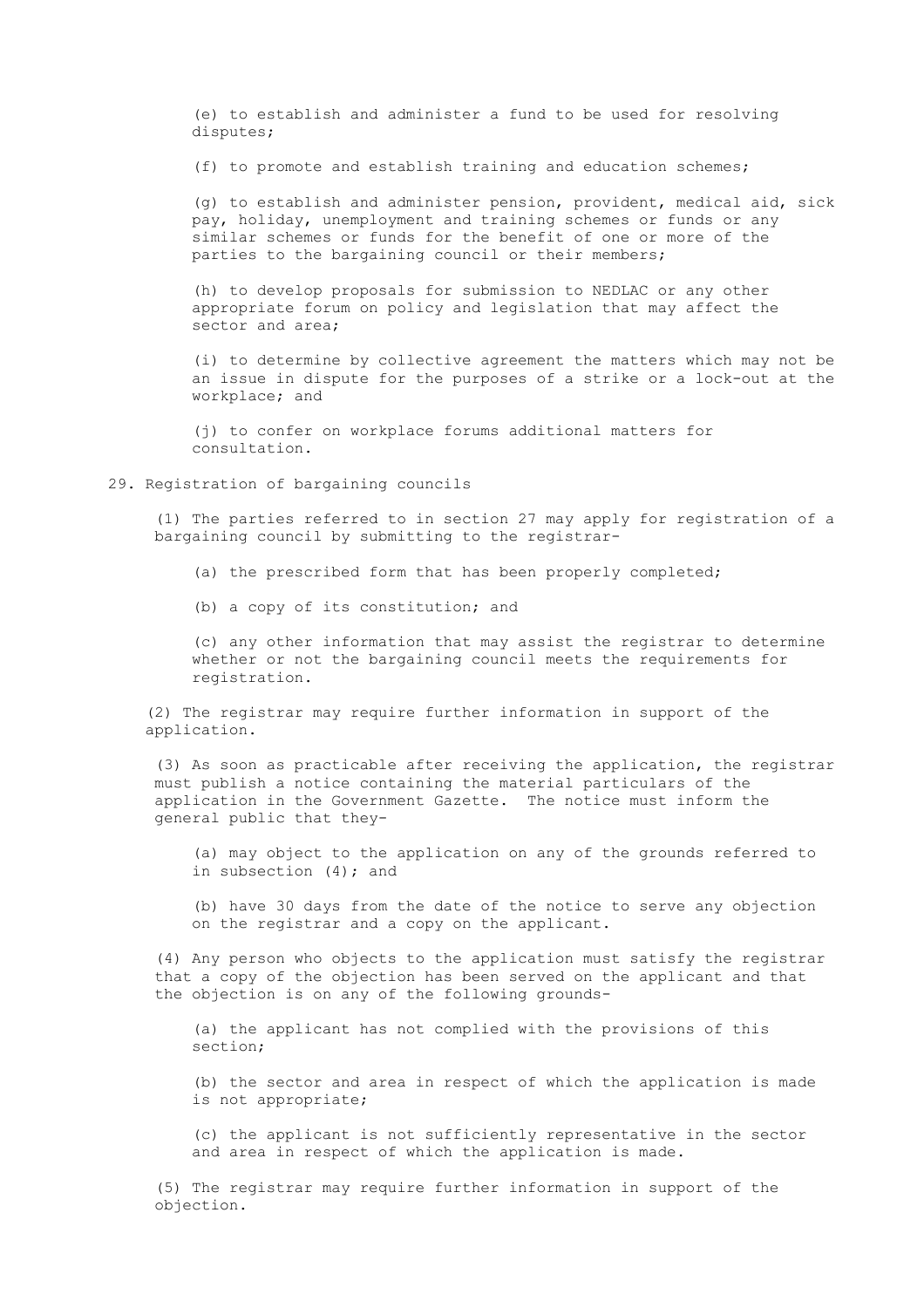(e) to establish and administer a fund to be used for resolving disputes;

(f) to promote and establish training and education schemes;

(g) to establish and administer pension, provident, medical aid, sick pay, holiday, unemployment and training schemes or funds or any similar schemes or funds for the benefit of one or more of the parties to the bargaining council or their members;

(h) to develop proposals for submission to NEDLAC or any other appropriate forum on policy and legislation that may affect the sector and area;

(i) to determine by collective agreement the matters which may not be an issue in dispute for the purposes of a strike or a lock-out at the workplace; and

(j) to confer on workplace forums additional matters for consultation.

## 29. Registration of bargaining councils

(1) The parties referred to in section 27 may apply for registration of a bargaining council by submitting to the registrar-

(a) the prescribed form that has been properly completed;

(b) a copy of its constitution; and

(c) any other information that may assist the registrar to determine whether or not the bargaining council meets the requirements for registration.

(2) The registrar may require further information in support of the application.

(3) As soon as practicable after receiving the application, the registrar must publish a notice containing the material particulars of the application in the Government Gazette. The notice must inform the general public that they-

(a) may object to the application on any of the grounds referred to in subsection (4); and

(b) have 30 days from the date of the notice to serve any objection on the registrar and a copy on the applicant.

(4) Any person who objects to the application must satisfy the registrar that a copy of the objection has been served on the applicant and that the objection is on any of the following grounds-

(a) the applicant has not complied with the provisions of this section;

(b) the sector and area in respect of which the application is made is not appropriate;

(c) the applicant is not sufficiently representative in the sector and area in respect of which the application is made.

(5) The registrar may require further information in support of the objection.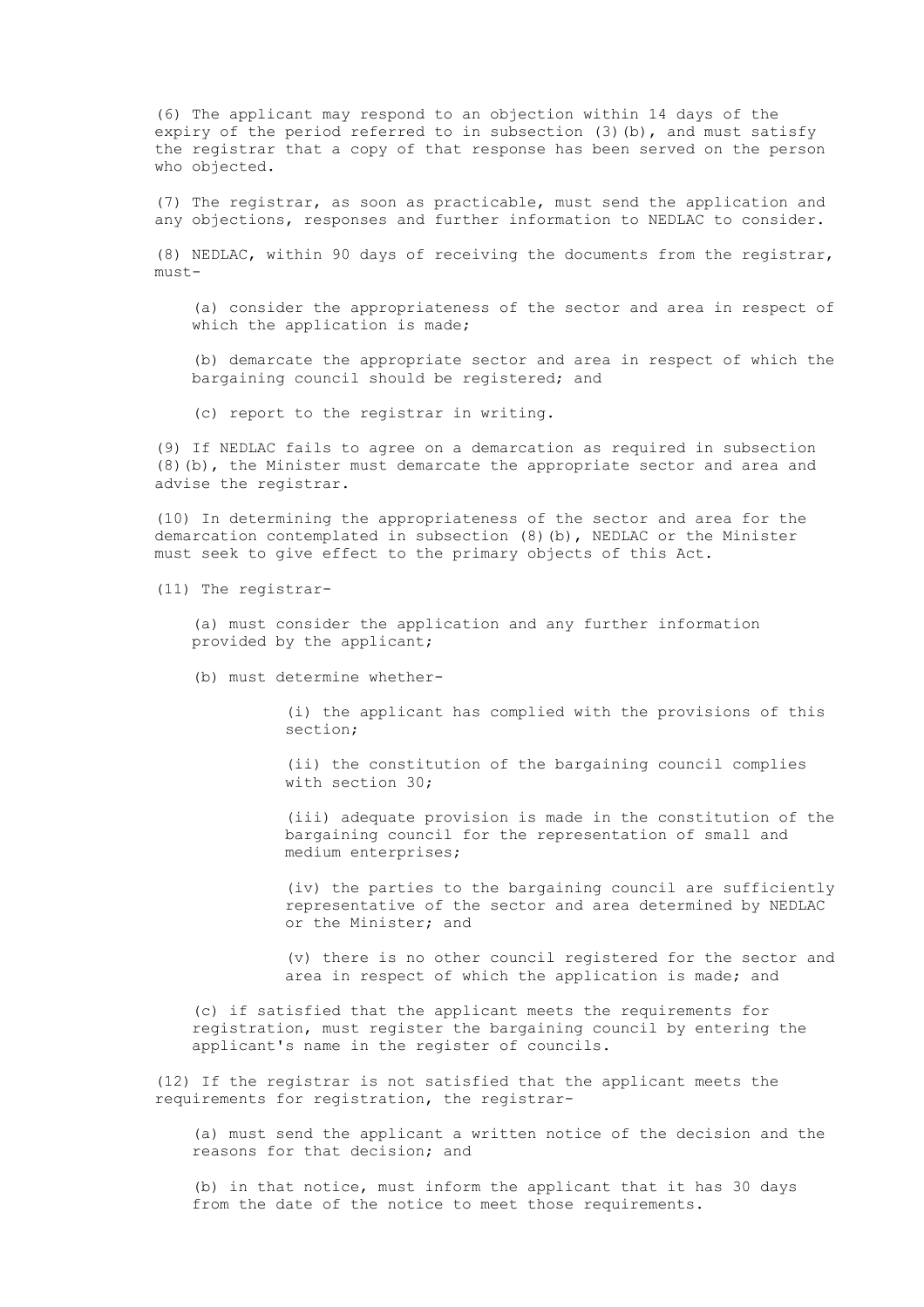(6) The applicant may respond to an objection within 14 days of the expiry of the period referred to in subsection (3)(b), and must satisfy the registrar that a copy of that response has been served on the person who objected.

(7) The registrar, as soon as practicable, must send the application and any objections, responses and further information to NEDLAC to consider.

(8) NEDLAC, within 90 days of receiving the documents from the registrar, must-

(a) consider the appropriateness of the sector and area in respect of which the application is made;

(b) demarcate the appropriate sector and area in respect of which the bargaining council should be registered; and

(c) report to the registrar in writing.

(9) If NEDLAC fails to agree on a demarcation as required in subsection (8)(b), the Minister must demarcate the appropriate sector and area and advise the registrar.

(10) In determining the appropriateness of the sector and area for the demarcation contemplated in subsection (8)(b), NEDLAC or the Minister must seek to give effect to the primary objects of this Act.

(11) The registrar-

(a) must consider the application and any further information provided by the applicant;

(b) must determine whether-

(i) the applicant has complied with the provisions of this section;

(ii) the constitution of the bargaining council complies with section 30;

(iii) adequate provision is made in the constitution of the bargaining council for the representation of small and medium enterprises;

(iv) the parties to the bargaining council are sufficiently representative of the sector and area determined by NEDLAC or the Minister; and

(v) there is no other council registered for the sector and area in respect of which the application is made; and

(c) if satisfied that the applicant meets the requirements for registration, must register the bargaining council by entering the applicant's name in the register of councils.

(12) If the registrar is not satisfied that the applicant meets the requirements for registration, the registrar-

(a) must send the applicant a written notice of the decision and the reasons for that decision; and

(b) in that notice, must inform the applicant that it has 30 days from the date of the notice to meet those requirements.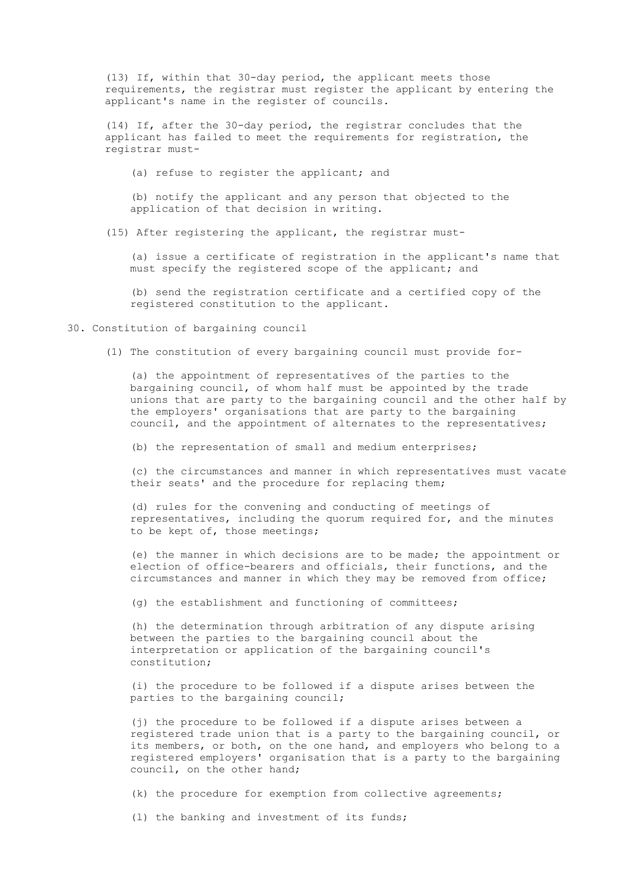(13) If, within that 30-day period, the applicant meets those requirements, the registrar must register the applicant by entering the applicant's name in the register of councils.

(14) If, after the 30-day period, the registrar concludes that the applicant has failed to meet the requirements for registration, the registrar must-

(a) refuse to register the applicant; and

(b) notify the applicant and any person that objected to the application of that decision in writing.

(15) After registering the applicant, the registrar must-

(a) issue a certificate of registration in the applicant's name that must specify the registered scope of the applicant; and

(b) send the registration certificate and a certified copy of the registered constitution to the applicant.

## 30. Constitution of bargaining council

(1) The constitution of every bargaining council must provide for-

(a) the appointment of representatives of the parties to the bargaining council, of whom half must be appointed by the trade unions that are party to the bargaining council and the other half by the employers' organisations that are party to the bargaining council, and the appointment of alternates to the representatives;

(b) the representation of small and medium enterprises;

(c) the circumstances and manner in which representatives must vacate their seats' and the procedure for replacing them;

(d) rules for the convening and conducting of meetings of representatives, including the quorum required for, and the minutes to be kept of, those meetings;

(e) the manner in which decisions are to be made; the appointment or election of office-bearers and officials, their functions, and the circumstances and manner in which they may be removed from office;

(g) the establishment and functioning of committees;

(h) the determination through arbitration of any dispute arising between the parties to the bargaining council about the interpretation or application of the bargaining council's constitution;

(i) the procedure to be followed if a dispute arises between the parties to the bargaining council;

(j) the procedure to be followed if a dispute arises between a registered trade union that is a party to the bargaining council, or its members, or both, on the one hand, and employers who belong to a registered employers' organisation that is a party to the bargaining council, on the other hand;

(k) the procedure for exemption from collective agreements;

(l) the banking and investment of its funds;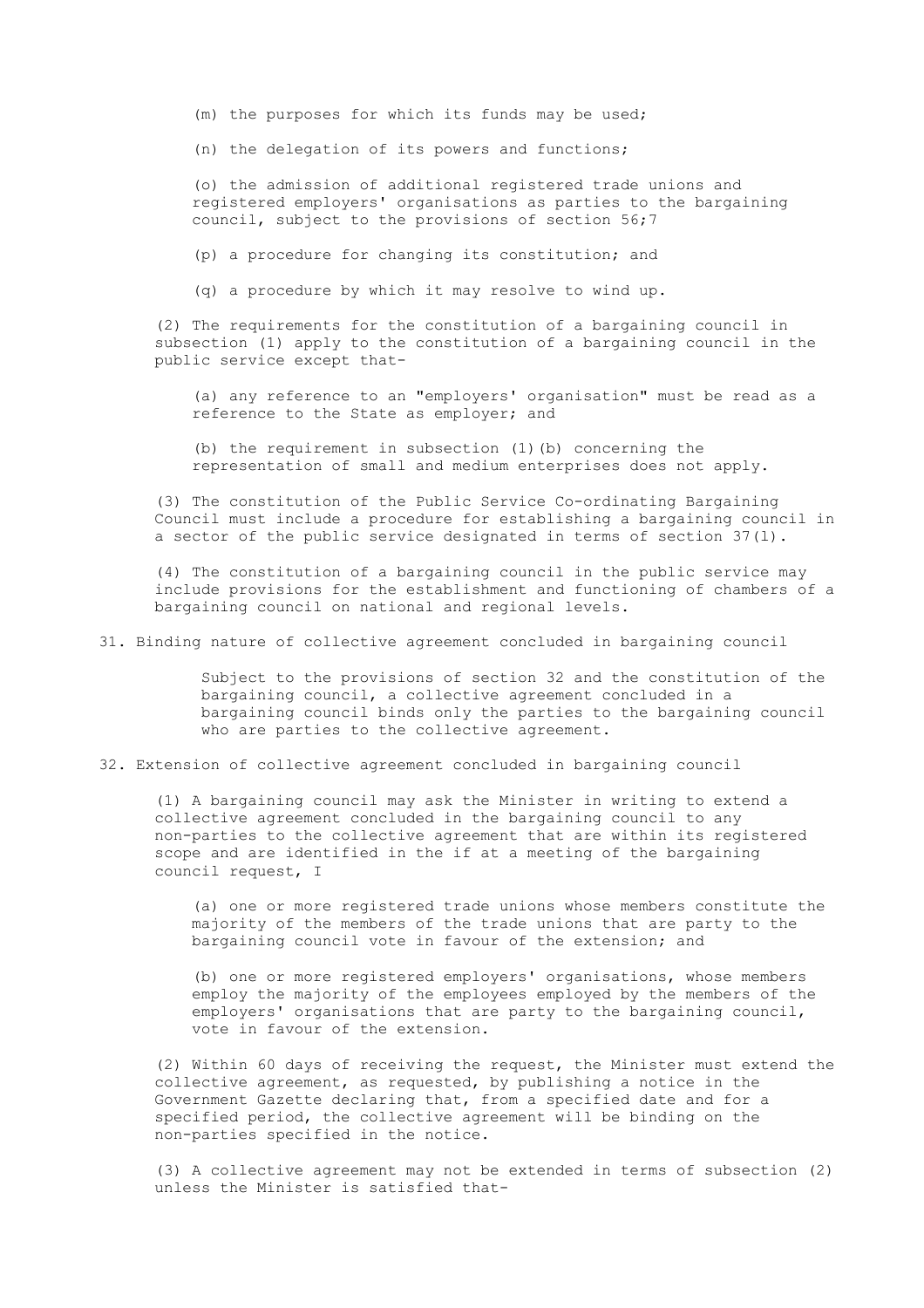(m) the purposes for which its funds may be used;

(n) the delegation of its powers and functions;

(o) the admission of additional registered trade unions and registered employers' organisations as parties to the bargaining council, subject to the provisions of section 56;7

(p) a procedure for changing its constitution; and

(q) a procedure by which it may resolve to wind up.

(2) The requirements for the constitution of a bargaining council in subsection (1) apply to the constitution of a bargaining council in the public service except that-

(a) any reference to an "employers' organisation" must be read as a reference to the State as employer; and

(b) the requirement in subsection (1)(b) concerning the representation of small and medium enterprises does not apply.

(3) The constitution of the Public Service Co-ordinating Bargaining Council must include a procedure for establishing a bargaining council in a sector of the public service designated in terms of section 37(l).

(4) The constitution of a bargaining council in the public service may include provisions for the establishment and functioning of chambers of a bargaining council on national and regional levels.

## 31. Binding nature of collective agreement concluded in bargaining council

Subject to the provisions of section 32 and the constitution of the bargaining council, a collective agreement concluded in a bargaining council binds only the parties to the bargaining council who are parties to the collective agreement.

## 32. Extension of collective agreement concluded in bargaining council

(1) A bargaining council may ask the Minister in writing to extend a collective agreement concluded in the bargaining council to any non-parties to the collective agreement that are within its registered scope and are identified in the if at a meeting of the bargaining council request, I

(a) one or more registered trade unions whose members constitute the majority of the members of the trade unions that are party to the bargaining council vote in favour of the extension; and

(b) one or more registered employers' organisations, whose members employ the majority of the employees employed by the members of the employers' organisations that are party to the bargaining council, vote in favour of the extension.

(2) Within 60 days of receiving the request, the Minister must extend the collective agreement, as requested, by publishing a notice in the Government Gazette declaring that, from a specified date and for a specified period, the collective agreement will be binding on the non-parties specified in the notice.

(3) A collective agreement may not be extended in terms of subsection (2) unless the Minister is satisfied that-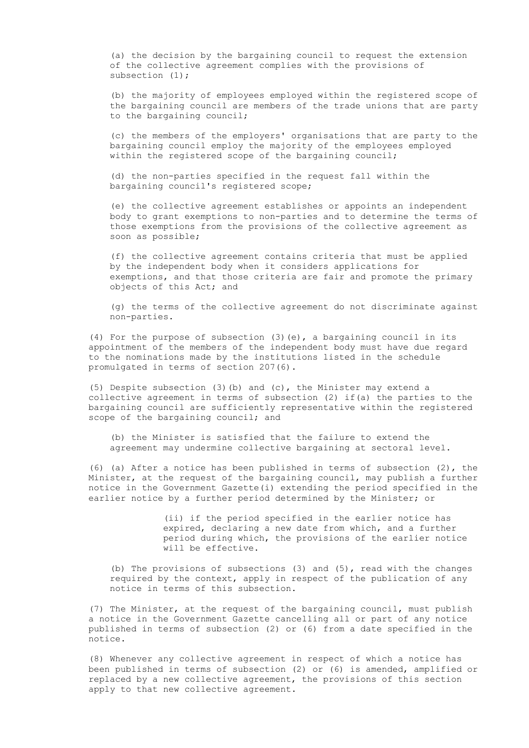(a) the decision by the bargaining council to request the extension of the collective agreement complies with the provisions of subsection (1);

(b) the majority of employees employed within the registered scope of the bargaining council are members of the trade unions that are party to the bargaining council;

(c) the members of the employers' organisations that are party to the bargaining council employ the majority of the employees employed within the registered scope of the bargaining council;

(d) the non-parties specified in the request fall within the bargaining council's registered scope;

(e) the collective agreement establishes or appoints an independent body to grant exemptions to non-parties and to determine the terms of those exemptions from the provisions of the collective agreement as soon as possible;

(f) the collective agreement contains criteria that must be applied by the independent body when it considers applications for exemptions, and that those criteria are fair and promote the primary objects of this Act; and

(g) the terms of the collective agreement do not discriminate against non-parties.

(4) For the purpose of subsection (3)(e), a bargaining council in its appointment of the members of the independent body must have due regard to the nominations made by the institutions listed in the schedule promulgated in terms of section 207(6).

(5) Despite subsection (3)(b) and (c), the Minister may extend a collective agreement in terms of subsection (2) if(a) the parties to the bargaining council are sufficiently representative within the registered scope of the bargaining council; and

(b) the Minister is satisfied that the failure to extend the agreement may undermine collective bargaining at sectoral level.

(6) (a) After a notice has been published in terms of subsection (2), the Minister, at the request of the bargaining council, may publish a further notice in the Government Gazette(i) extending the period specified in the earlier notice by a further period determined by the Minister; or

(ii) if the period specified in the earlier notice has expired, declaring a new date from which, and a further period during which, the provisions of the earlier notice will be effective.

(b) The provisions of subsections (3) and (5), read with the changes required by the context, apply in respect of the publication of any notice in terms of this subsection.

(7) The Minister, at the request of the bargaining council, must publish a notice in the Government Gazette cancelling all or part of any notice published in terms of subsection (2) or (6) from a date specified in the notice.

(8) Whenever any collective agreement in respect of which a notice has been published in terms of subsection (2) or (6) is amended, amplified or replaced by a new collective agreement, the provisions of this section apply to that new collective agreement.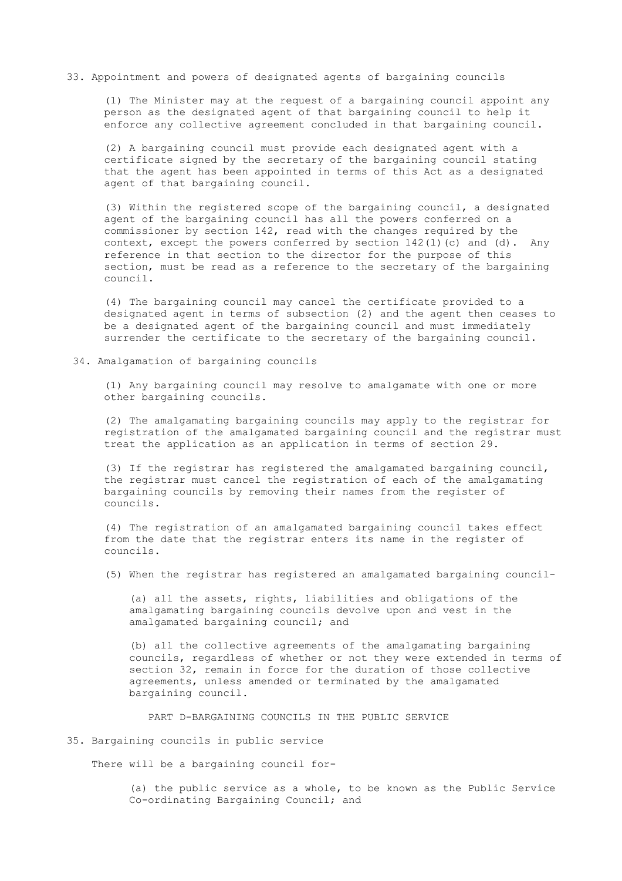### 33. Appointment and powers of designated agents of bargaining councils

(1) The Minister may at the request of a bargaining council appoint any person as the designated agent of that bargaining council to help it enforce any collective agreement concluded in that bargaining council.

(2) A bargaining council must provide each designated agent with a certificate signed by the secretary of the bargaining council stating that the agent has been appointed in terms of this Act as a designated agent of that bargaining council.

(3) Within the registered scope of the bargaining council, a designated agent of the bargaining council has all the powers conferred on a commissioner by section 142, read with the changes required by the context, except the powers conferred by section 142(l)(c) and (d). Any reference in that section to the director for the purpose of this section, must be read as a reference to the secretary of the bargaining council.

(4) The bargaining council may cancel the certificate provided to a designated agent in terms of subsection (2) and the agent then ceases to be a designated agent of the bargaining council and must immediately surrender the certificate to the secretary of the bargaining council.

### 34. Amalgamation of bargaining councils

(1) Any bargaining council may resolve to amalgamate with one or more other bargaining councils.

(2) The amalgamating bargaining councils may apply to the registrar for registration of the amalgamated bargaining council and the registrar must treat the application as an application in terms of section 29.

(3) If the registrar has registered the amalgamated bargaining council, the registrar must cancel the registration of each of the amalgamating bargaining councils by removing their names from the register of councils.

(4) The registration of an amalgamated bargaining council takes effect from the date that the registrar enters its name in the register of councils.

(5) When the registrar has registered an amalgamated bargaining council-

(a) all the assets, rights, liabilities and obligations of the amalgamating bargaining councils devolve upon and vest in the amalgamated bargaining council; and

(b) all the collective agreements of the amalgamating bargaining councils, regardless of whether or not they were extended in terms of section 32, remain in force for the duration of those collective agreements, unless amended or terminated by the amalgamated bargaining council.

## PART D-BARGAINING COUNCILS IN THE PUBLIC SERVICE

### 35. Bargaining councils in public service

There will be a bargaining council for-

(a) the public service as a whole, to be known as the Public Service Co-ordinating Bargaining Council; and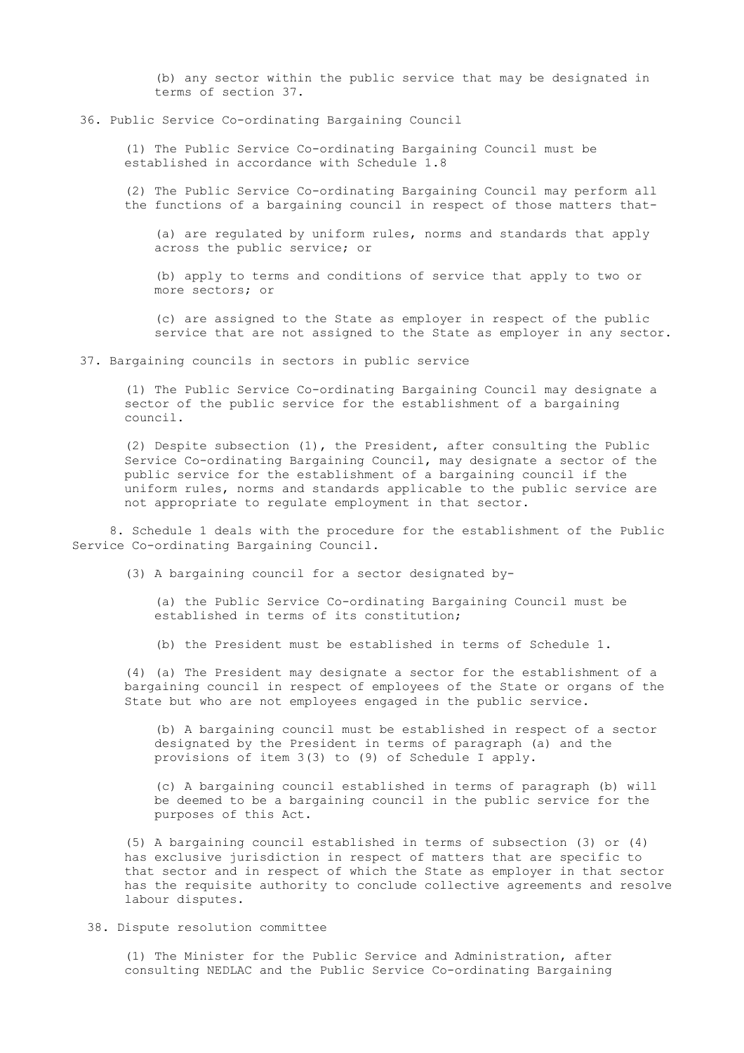(b) any sector within the public service that may be designated in terms of section 37.

### 36. Public Service Co-ordinating Bargaining Council

(1) The Public Service Co-ordinating Bargaining Council must be established in accordance with Schedule 1.[8]

(2) The Public Service Co-ordinating Bargaining Council may perform all the functions of a bargaining council in respect of those matters that-

(a) are regulated by uniform rules, norms and standards that apply across the public service; or

(b) apply to terms and conditions of service that apply to two or more sectors; or

(c) are assigned to the State as employer in respect of the public service that are not assigned to the State as employer in any sector.

### 37. Bargaining councils in sectors in public service

(1) The Public Service Co-ordinating Bargaining Council may designate a sector of the public service for the establishment of a bargaining council.

(2) Despite subsection (1), the President, after consulting the Public Service Co-ordinating Bargaining Council, may designate a sector of the public service for the establishment of a bargaining council if the uniform rules, norms and standards applicable to the public service are not appropriate to regulate employment in that sector.

8. Schedule 1 deals with the procedure for the establishment of the Public Service Co-ordinating Bargaining Council.

(3) A bargaining council for a sector designated by-

(a) the Public Service Co-ordinating Bargaining Council must be established in terms of its constitution;

(b) the President must be established in terms of Schedule 1.

(4) (a) The President may designate a sector for the establishment of a bargaining council in respect of employees of the State or organs of the State but who are not employees engaged in the public service.

(b) A bargaining council must be established in respect of a sector designated by the President in terms of paragraph (a) and the provisions of item 3(3) to (9) of Schedule I apply.

(c) A bargaining council established in terms of paragraph (b) will be deemed to be a bargaining council in the public service for the purposes of this Act.

(5) A bargaining council established in terms of subsection (3) or (4) has exclusive jurisdiction in respect of matters that are specific to that sector and in respect of which the State as employer in that sector has the requisite authority to conclude collective agreements and resolve labour disputes.

### 38. Dispute resolution committee

(1) The Minister for the Public Service and Administration, after consulting NEDLAC and the Public Service Co-ordinating Bargaining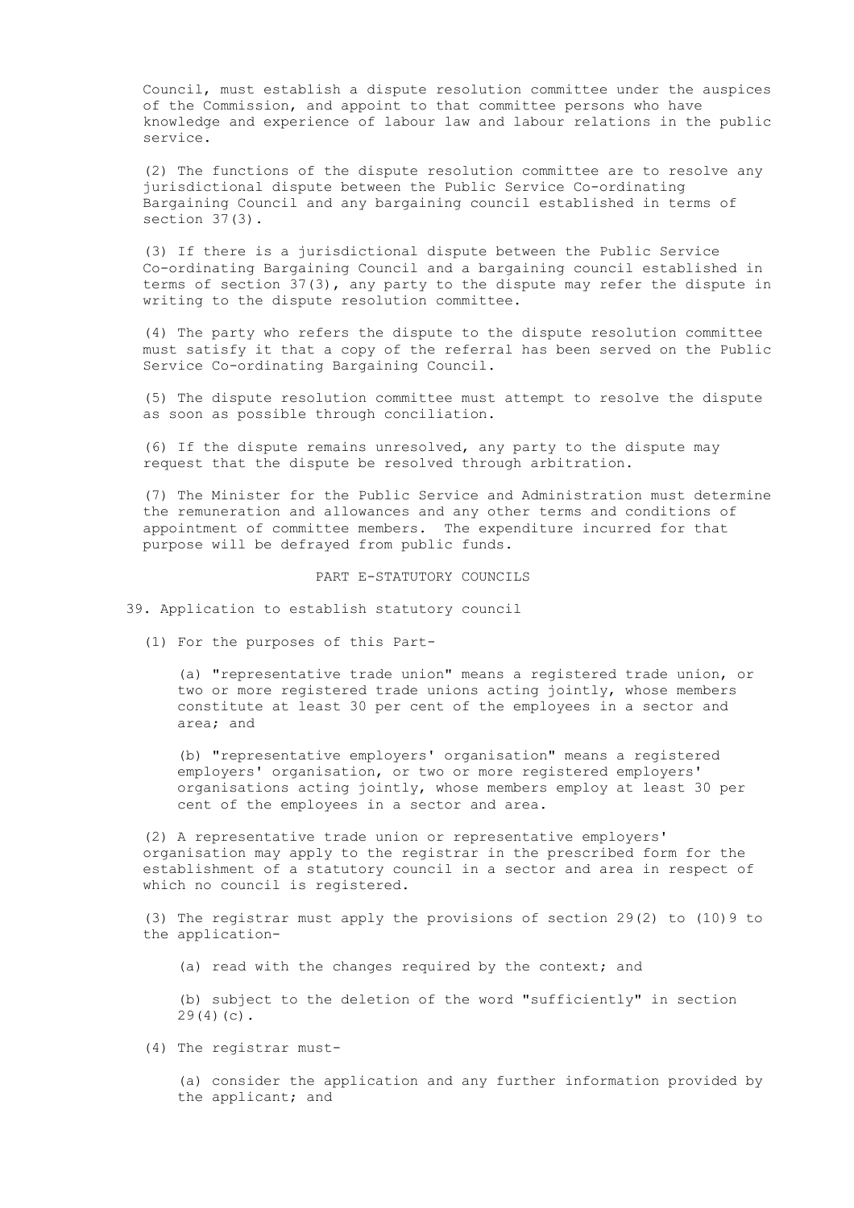Council, must establish a dispute resolution committee under the auspices of the Commission, and appoint to that committee persons who have knowledge and experience of labour law and labour relations in the public service.

(2) The functions of the dispute resolution committee are to resolve any jurisdictional dispute between the Public Service Co-ordinating Bargaining Council and any bargaining council established in terms of section 37(3).

(3) If there is a jurisdictional dispute between the Public Service Co-ordinating Bargaining Council and a bargaining council established in terms of section 37(3), any party to the dispute may refer the dispute in writing to the dispute resolution committee.

(4) The party who refers the dispute to the dispute resolution committee must satisfy it that a copy of the referral has been served on the Public Service Co-ordinating Bargaining Council.

(5) The dispute resolution committee must attempt to resolve the dispute as soon as possible through conciliation.

(6) If the dispute remains unresolved, any party to the dispute may request that the dispute be resolved through arbitration.

(7) The Minister for the Public Service and Administration must determine the remuneration and allowances and any other terms and conditions of appointment of committee members. The expenditure incurred for that purpose will be defrayed from public funds.

## PART E-STATUTORY COUNCILS

### 39. Application to establish statutory council

(1) For the purposes of this Part-

(a) "representative trade union" means a registered trade union, or two or more registered trade unions acting jointly, whose members constitute at least 30 per cent of the employees in a sector and area; and

(b) "representative employers' organisation" means a registered employers' organisation, or two or more registered employers' organisations acting jointly, whose members employ at least 30 per cent of the employees in a sector and area.

(2) A representative trade union or representative employers' organisation may apply to the registrar in the prescribed form for the establishment of a statutory council in a sector and area in respect of which no council is registered.

(3) The registrar must apply the provisions of section 29(2) to (10)9 to the application-

(a) read with the changes required by the context; and

(b) subject to the deletion of the word "sufficiently" in section 29(4)(c).

(4) The registrar must-

(a) consider the application and any further information provided by the applicant; and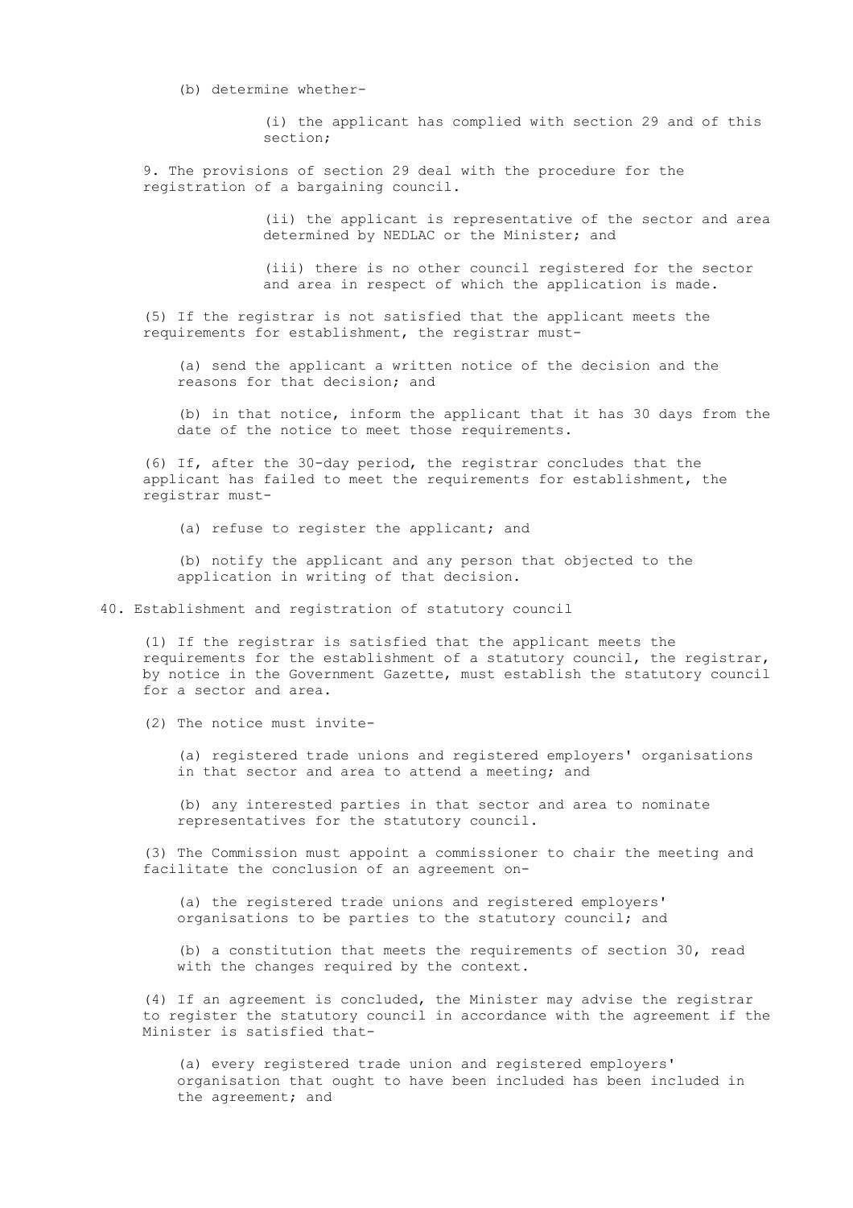(b) determine whether-

(i) the applicant has complied with section 29 and of this section;

9. The provisions of section 29 deal with the procedure for the registration of a bargaining council.

(ii) the applicant is representative of the sector and area determined by NEDLAC or the Minister; and

(iii) there is no other council registered for the sector and area in respect of which the application is made.

(5) If the registrar is not satisfied that the applicant meets the requirements for establishment, the registrar must-

(a) send the applicant a written notice of the decision and the reasons for that decision; and

(b) in that notice, inform the applicant that it has 30 days from the date of the notice to meet those requirements.

(6) If, after the 30-day period, the registrar concludes that the applicant has failed to meet the requirements for establishment, the registrar must-

(a) refuse to register the applicant; and

(b) notify the applicant and any person that objected to the application in writing of that decision.

## 40. Establishment and registration of statutory council

(1) If the registrar is satisfied that the applicant meets the requirements for the establishment of a statutory council, the registrar, by notice in the Government Gazette, must establish the statutory council for a sector and area.

(2) The notice must invite-

(a) registered trade unions and registered employers' organisations in that sector and area to attend a meeting; and

(b) any interested parties in that sector and area to nominate representatives for the statutory council.

(3) The Commission must appoint a commissioner to chair the meeting and facilitate the conclusion of an agreement on-

(a) the registered trade unions and registered employers' organisations to be parties to the statutory council; and

(b) a constitution that meets the requirements of section 30, read with the changes required by the context.

(4) If an agreement is concluded, the Minister may advise the registrar to register the statutory council in accordance with the agreement if the Minister is satisfied that-

(a) every registered trade union and registered employers' organisation that ought to have been included has been included in the agreement; and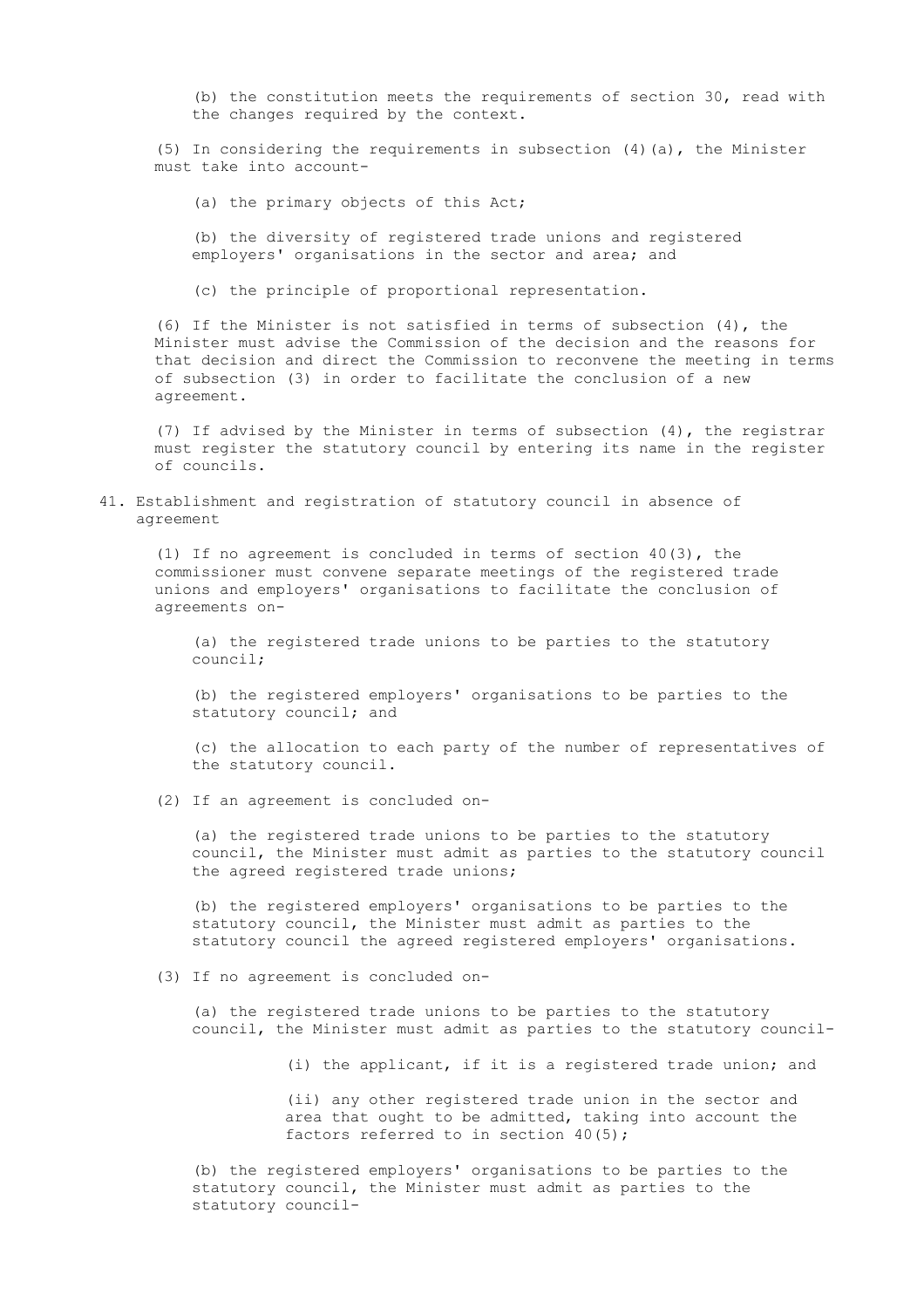(b) the constitution meets the requirements of section 30, read with the changes required by the context.

(5) In considering the requirements in subsection (4)(a), the Minister must take into account-

(a) the primary objects of this Act;

(b) the diversity of registered trade unions and registered employers' organisations in the sector and area; and

(c) the principle of proportional representation.

(6) If the Minister is not satisfied in terms of subsection (4), the Minister must advise the Commission of the decision and the reasons for that decision and direct the Commission to reconvene the meeting in terms of subsection (3) in order to facilitate the conclusion of a new agreement.

(7) If advised by the Minister in terms of subsection (4), the registrar must register the statutory council by entering its name in the register of councils.

## 41. Establishment and registration of statutory council in absence of agreement

(1) If no agreement is concluded in terms of section 40(3), the commissioner must convene separate meetings of the registered trade unions and employers' organisations to facilitate the conclusion of agreements on-

(a) the registered trade unions to be parties to the statutory council;

(b) the registered employers' organisations to be parties to the statutory council; and

(c) the allocation to each party of the number of representatives of the statutory council.

(2) If an agreement is concluded on-

(a) the registered trade unions to be parties to the statutory council, the Minister must admit as parties to the statutory council the agreed registered trade unions;

(b) the registered employers' organisations to be parties to the statutory council, the Minister must admit as parties to the statutory council the agreed registered employers' organisations.

(3) If no agreement is concluded on-

(a) the registered trade unions to be parties to the statutory council, the Minister must admit as parties to the statutory council-

(i) the applicant, if it is a registered trade union; and

(ii) any other registered trade union in the sector and area that ought to be admitted, taking into account the factors referred to in section 40(5);

(b) the registered employers' organisations to be parties to the statutory council, the Minister must admit as parties to the statutory council-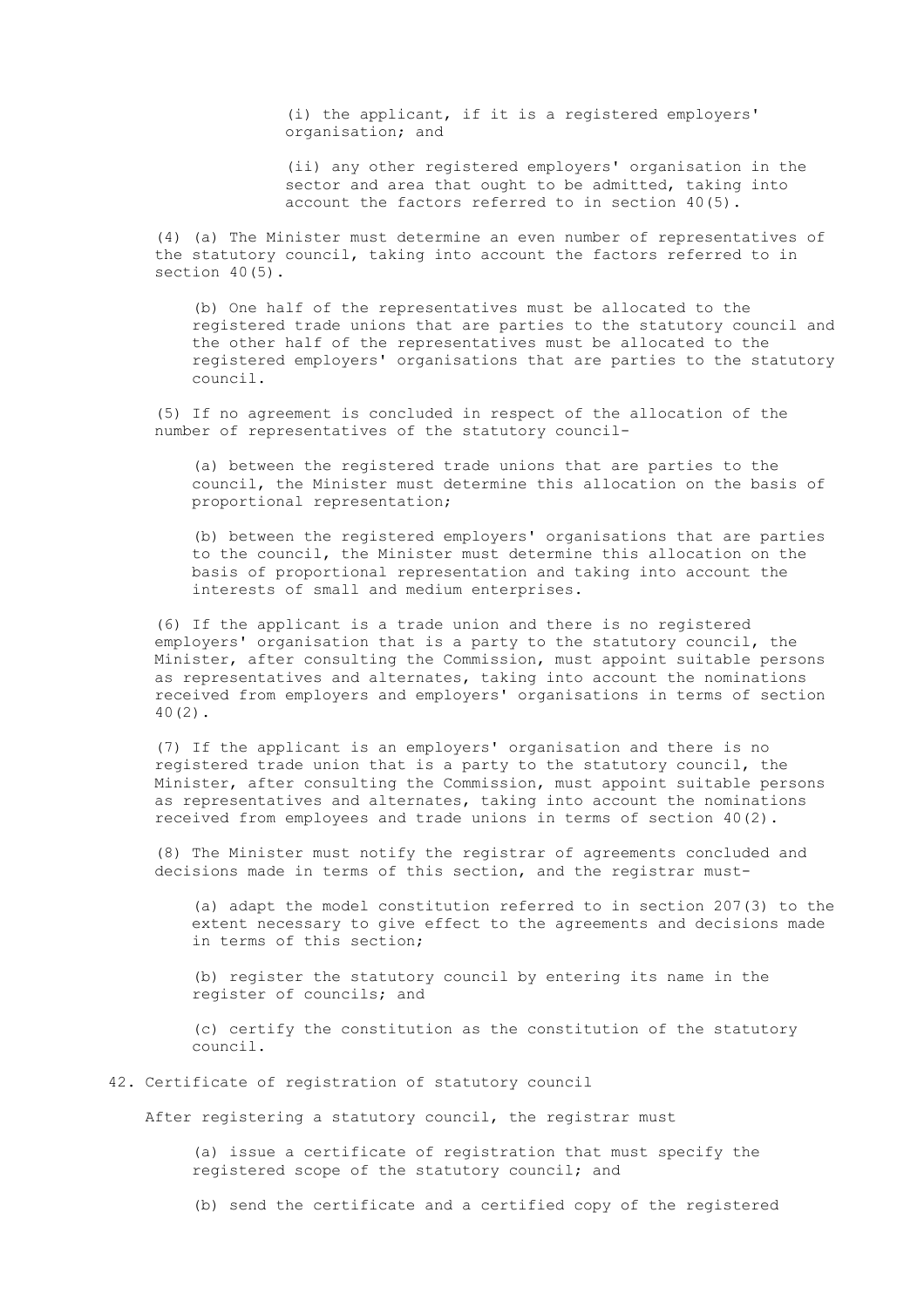(i) the applicant, if it is a registered employers' organisation; and

(ii) any other registered employers' organisation in the sector and area that ought to be admitted, taking into account the factors referred to in section 40(5).

(4) (a) The Minister must determine an even number of representatives of the statutory council, taking into account the factors referred to in section 40(5).

(b) One half of the representatives must be allocated to the registered trade unions that are parties to the statutory council and the other half of the representatives must be allocated to the registered employers' organisations that are parties to the statutory council.

(5) If no agreement is concluded in respect of the allocation of the number of representatives of the statutory council-

(a) between the registered trade unions that are parties to the council, the Minister must determine this allocation on the basis of proportional representation;

(b) between the registered employers' organisations that are parties to the council, the Minister must determine this allocation on the basis of proportional representation and taking into account the interests of small and medium enterprises.

(6) If the applicant is a trade union and there is no registered employers' organisation that is a party to the statutory council, the Minister, after consulting the Commission, must appoint suitable persons as representatives and alternates, taking into account the nominations received from employers and employers' organisations in terms of section 40(2).

(7) If the applicant is an employers' organisation and there is no registered trade union that is a party to the statutory council, the Minister, after consulting the Commission, must appoint suitable persons as representatives and alternates, taking into account the nominations received from employees and trade unions in terms of section 40(2).

(8) The Minister must notify the registrar of agreements concluded and decisions made in terms of this section, and the registrar must-

(a) adapt the model constitution referred to in section 207(3) to the extent necessary to give effect to the agreements and decisions made in terms of this section;

(b) register the statutory council by entering its name in the register of councils; and

(c) certify the constitution as the constitution of the statutory council.

42. Certificate of registration of statutory council

After registering a statutory council, the registrar must

(a) issue a certificate of registration that must specify the registered scope of the statutory council; and

(b) send the certificate and a certified copy of the registered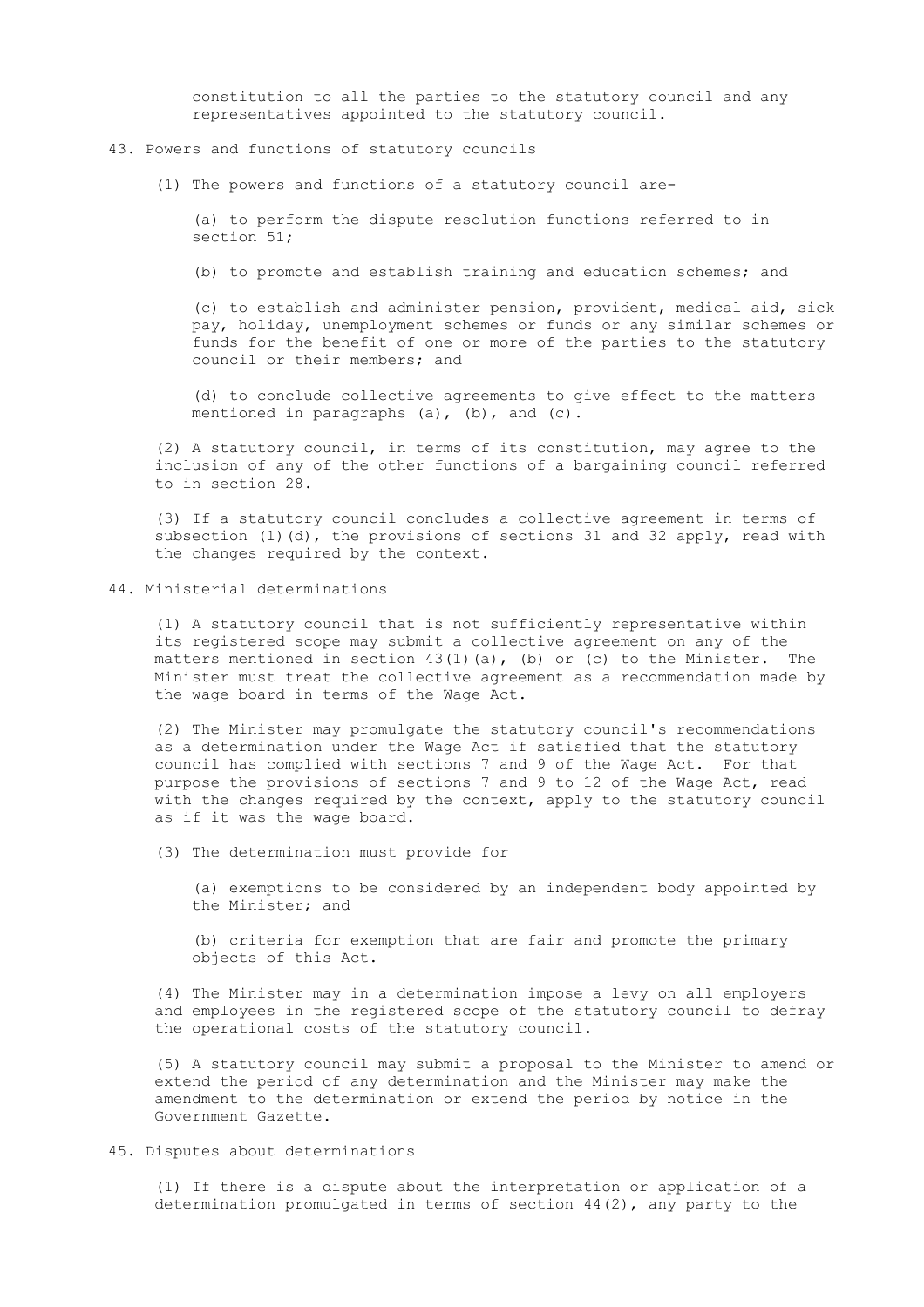constitution to all the parties to the statutory council and any representatives appointed to the statutory council.

### 43. Powers and functions of statutory councils

(1) The powers and functions of a statutory council are-

(a) to perform the dispute resolution functions referred to in section 51;

(b) to promote and establish training and education schemes; and

(c) to establish and administer pension, provident, medical aid, sick pay, holiday, unemployment schemes or funds or any similar schemes or funds for the benefit of one or more of the parties to the statutory council or their members; and

(d) to conclude collective agreements to give effect to the matters mentioned in paragraphs (a), (b), and (c).

(2) A statutory council, in terms of its constitution, may agree to the inclusion of any of the other functions of a bargaining council referred to in section 28.

(3) If a statutory council concludes a collective agreement in terms of subsection (1)(d), the provisions of sections 31 and 32 apply, read with the changes required by the context.

### 44. Ministerial determinations

(1) A statutory council that is not sufficiently representative within its registered scope may submit a collective agreement on any of the matters mentioned in section 43(1)(a), (b) or (c) to the Minister. The Minister must treat the collective agreement as a recommendation made by the wage board in terms of the Wage Act.

(2) The Minister may promulgate the statutory council's recommendations as a determination under the Wage Act if satisfied that the statutory council has complied with sections 7 and 9 of the Wage Act. For that purpose the provisions of sections 7 and 9 to 12 of the Wage Act, read with the changes required by the context, apply to the statutory council as if it was the wage board.

(3) The determination must provide for

(a) exemptions to be considered by an independent body appointed by the Minister; and

(b) criteria for exemption that are fair and promote the primary objects of this Act.

(4) The Minister may in a determination impose a levy on all employers and employees in the registered scope of the statutory council to defray the operational costs of the statutory council.

(5) A statutory council may submit a proposal to the Minister to amend or extend the period of any determination and the Minister may make the amendment to the determination or extend the period by notice in the Government Gazette.

### 45. Disputes about determinations

(1) If there is a dispute about the interpretation or application of a determination promulgated in terms of section 44(2), any party to the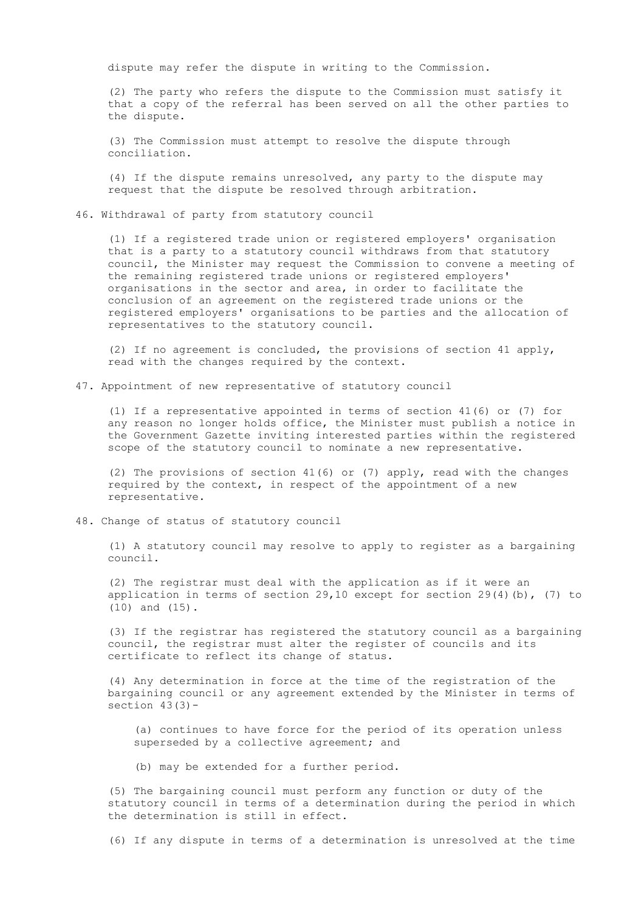dispute may refer the dispute in writing to the Commission.

(2) The party who refers the dispute to the Commission must satisfy it that a copy of the referral has been served on all the other parties to the dispute.

(3) The Commission must attempt to resolve the dispute through conciliation.

(4) If the dispute remains unresolved, any party to the dispute may request that the dispute be resolved through arbitration.

## 46. Withdrawal of party from statutory council

(1) If a registered trade union or registered employers' organisation that is a party to a statutory council withdraws from that statutory council, the Minister may request the Commission to convene a meeting of the remaining registered trade unions or registered employers' organisations in the sector and area, in order to facilitate the conclusion of an agreement on the registered trade unions or the registered employers' organisations to be parties and the allocation of representatives to the statutory council.

(2) If no agreement is concluded, the provisions of section 41 apply, read with the changes required by the context.

## 47. Appointment of new representative of statutory council

(1) If a representative appointed in terms of section 41(6) or (7) for any reason no longer holds office, the Minister must publish a notice in the Government Gazette inviting interested parties within the registered scope of the statutory council to nominate a new representative.

(2) The provisions of section 41(6) or (7) apply, read with the changes required by the context, in respect of the appointment of a new representative.

## 48. Change of status of statutory council

(1) A statutory council may resolve to apply to register as a bargaining council.

(2) The registrar must deal with the application as if it were an application in terms of section 29,10 except for section 29(4)(b), (7) to (10) and (15).

(3) If the registrar has registered the statutory council as a bargaining council, the registrar must alter the register of councils and its certificate to reflect its change of status.

(4) Any determination in force at the time of the registration of the bargaining council or any agreement extended by the Minister in terms of section 43(3)-

(a) continues to have force for the period of its operation unless superseded by a collective agreement; and

(b) may be extended for a further period.

(5) The bargaining council must perform any function or duty of the statutory council in terms of a determination during the period in which the determination is still in effect.

(6) If any dispute in terms of a determination is unresolved at the time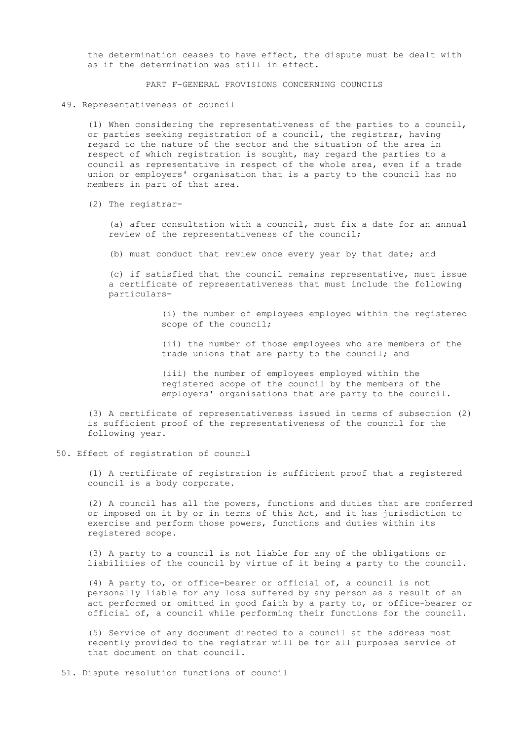the determination ceases to have effect, the dispute must be dealt with as if the determination was still in effect.

## PART F-GENERAL PROVISIONS CONCERNING COUNCILS

### 49. Representativeness of council

(1) When considering the representativeness of the parties to a council, or parties seeking registration of a council, the registrar, having regard to the nature of the sector and the situation of the area in respect of which registration is sought, may regard the parties to a council as representative in respect of the whole area, even if a trade union or employers' organisation that is a party to the council has no members in part of that area.

(2) The registrar-

(a) after consultation with a council, must fix a date for an annual review of the representativeness of the council;

(b) must conduct that review once every year by that date; and

(c) if satisfied that the council remains representative, must issue a certificate of representativeness that must include the following particulars-

(i) the number of employees employed within the registered scope of the council;

(ii) the number of those employees who are members of the trade unions that are party to the council; and

(iii) the number of employees employed within the registered scope of the council by the members of the employers' organisations that are party to the council.

(3) A certificate of representativeness issued in terms of subsection (2) is sufficient proof of the representativeness of the council for the following year.

### 50. Effect of registration of council

(1) A certificate of registration is sufficient proof that a registered council is a body corporate.

(2) A council has all the powers, functions and duties that are conferred or imposed on it by or in terms of this Act, and it has jurisdiction to exercise and perform those powers, functions and duties within its registered scope.

(3) A party to a council is not liable for any of the obligations or liabilities of the council by virtue of it being a party to the council.

(4) A party to, or office-bearer or official of, a council is not personally liable for any loss suffered by any person as a result of an act performed or omitted in good faith by a party to, or office-bearer or official of, a council while performing their functions for the council.

(5) Service of any document directed to a council at the address most recently provided to the registrar will be for all purposes service of that document on that council.

### 51. Dispute resolution functions of council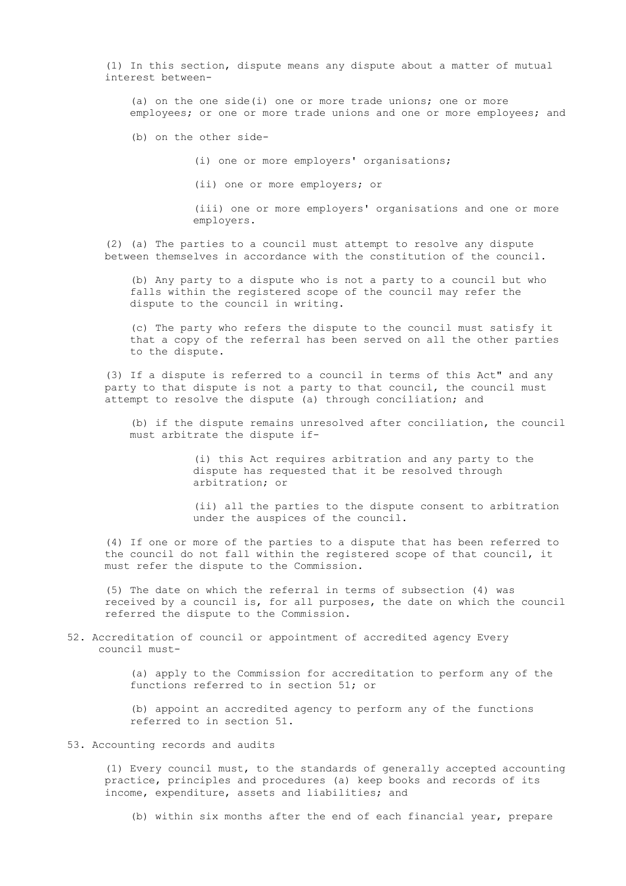(1) In this section, dispute means any dispute about a matter of mutual interest between-

(a) on the one side(i) one or more trade unions; one or more employees; or one or more trade unions and one or more employees; and

(b) on the other side-

(i) one or more employers' organisations;

(ii) one or more employers; or

(iii) one or more employers' organisations and one or more employers.

(2) (a) The parties to a council must attempt to resolve any dispute between themselves in accordance with the constitution of the council.

(b) Any party to a dispute who is not a party to a council but who falls within the registered scope of the council may refer the dispute to the council in writing.

(c) The party who refers the dispute to the council must satisfy it that a copy of the referral has been served on all the other parties to the dispute.

(3) If a dispute is referred to a council in terms of this Act" and any party to that dispute is not a party to that council, the council must attempt to resolve the dispute (a) through conciliation; and

(b) if the dispute remains unresolved after conciliation, the council must arbitrate the dispute if-

(i) this Act requires arbitration and any party to the dispute has requested that it be resolved through arbitration; or

(ii) all the parties to the dispute consent to arbitration under the auspices of the council.

(4) If one or more of the parties to a dispute that has been referred to the council do not fall within the registered scope of that council, it must refer the dispute to the Commission.

(5) The date on which the referral in terms of subsection (4) was received by a council is, for all purposes, the date on which the council referred the dispute to the Commission.

52. Accreditation of council or appointment of accredited agency Every council must-

(a) apply to the Commission for accreditation to perform any of the functions referred to in section 51; or

(b) appoint an accredited agency to perform any of the functions referred to in section 51.

53. Accounting records and audits

(1) Every council must, to the standards of generally accepted accounting practice, principles and procedures (a) keep books and records of its income, expenditure, assets and liabilities; and

(b) within six months after the end of each financial year, prepare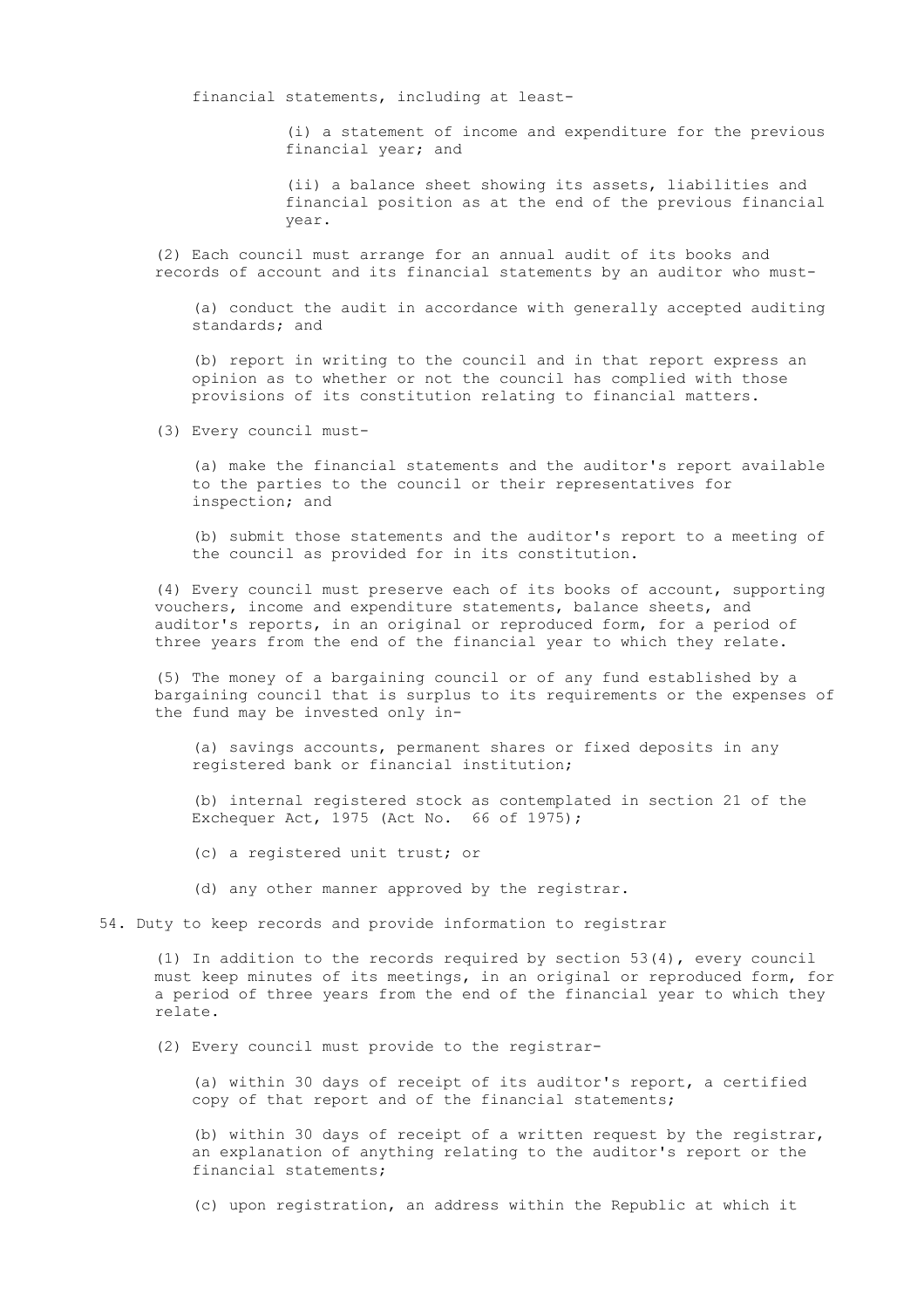financial statements, including at least-

(i) a statement of income and expenditure for the previous financial year; and

(ii) a balance sheet showing its assets, liabilities and financial position as at the end of the previous financial year.

(2) Each council must arrange for an annual audit of its books and records of account and its financial statements by an auditor who must-

(a) conduct the audit in accordance with generally accepted auditing standards; and

(b) report in writing to the council and in that report express an opinion as to whether or not the council has complied with those provisions of its constitution relating to financial matters.

(3) Every council must-

(a) make the financial statements and the auditor's report available to the parties to the council or their representatives for inspection; and

(b) submit those statements and the auditor's report to a meeting of the council as provided for in its constitution.

(4) Every council must preserve each of its books of account, supporting vouchers, income and expenditure statements, balance sheets, and auditor's reports, in an original or reproduced form, for a period of three years from the end of the financial year to which they relate.

(5) The money of a bargaining council or of any fund established by a bargaining council that is surplus to its requirements or the expenses of the fund may be invested only in-

(a) savings accounts, permanent shares or fixed deposits in any registered bank or financial institution;

(b) internal registered stock as contemplated in section 21 of the Exchequer Act, 1975 (Act No. 66 of 1975);

(c) a registered unit trust; or

(d) any other manner approved by the registrar.

## 54. Duty to keep records and provide information to registrar

(1) In addition to the records required by section 53(4), every council must keep minutes of its meetings, in an original or reproduced form, for a period of three years from the end of the financial year to which they relate.

(2) Every council must provide to the registrar-

(a) within 30 days of receipt of its auditor's report, a certified copy of that report and of the financial statements;

(b) within 30 days of receipt of a written request by the registrar, an explanation of anything relating to the auditor's report or the financial statements;

(c) upon registration, an address within the Republic at which it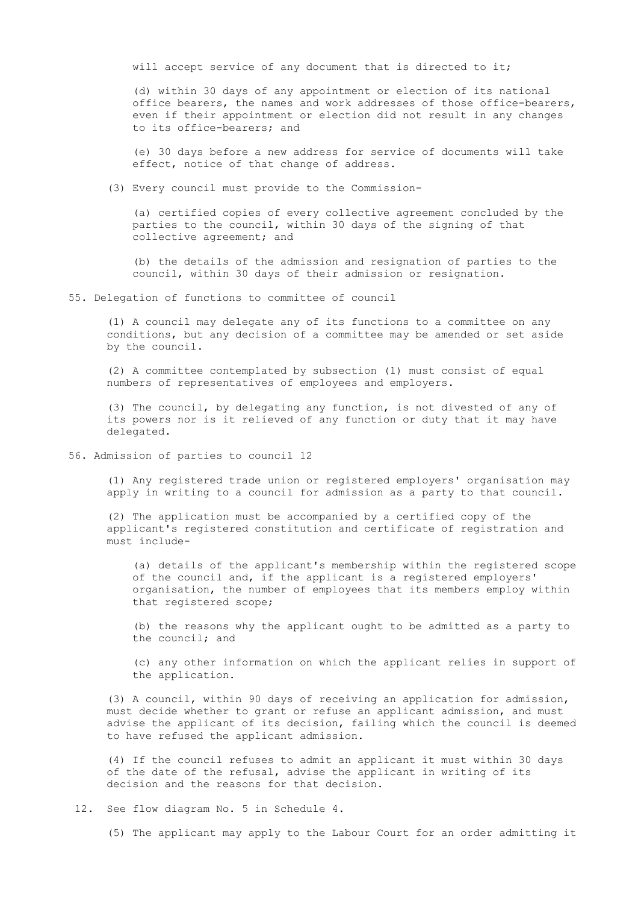will accept service of any document that is directed to it;

(d) within 30 days of any appointment or election of its national office bearers, the names and work addresses of those office-bearers, even if their appointment or election did not result in any changes to its office-bearers; and

(e) 30 days before a new address for service of documents will take effect, notice of that change of address.

(3) Every council must provide to the Commission-

(a) certified copies of every collective agreement concluded by the parties to the council, within 30 days of the signing of that collective agreement; and

(b) the details of the admission and resignation of parties to the council, within 30 days of their admission or resignation.

## 55. Delegation of functions to committee of council

(1) A council may delegate any of its functions to a committee on any conditions, but any decision of a committee may be amended or set aside by the council.

(2) A committee contemplated by subsection (1) must consist of equal numbers of representatives of employees and employers.

(3) The council, by delegating any function, is not divested of any of its powers nor is it relieved of any function or duty that it may have delegated.

## 56. Admission of parties to council [12]

(1) Any registered trade union or registered employers' organisation may apply in writing to a council for admission as a party to that council.

(2) The application must be accompanied by a certified copy of the applicant's registered constitution and certificate of registration and must include-

(a) details of the applicant's membership within the registered scope of the council and, if the applicant is a registered employers' organisation, the number of employees that its members employ within that registered scope;

(b) the reasons why the applicant ought to be admitted as a party to the council; and

(c) any other information on which the applicant relies in support of the application.

(3) A council, within 90 days of receiving an application for admission, must decide whether to grant or refuse an applicant admission, and must advise the applicant of its decision, failing which the council is deemed to have refused the applicant admission.

(4) If the council refuses to admit an applicant it must within 30 days of the date of the refusal, advise the applicant in writing of its decision and the reasons for that decision.

12. See flow diagram No. 5 in Schedule 4.

(5) The applicant may apply to the Labour Court for an order admitting it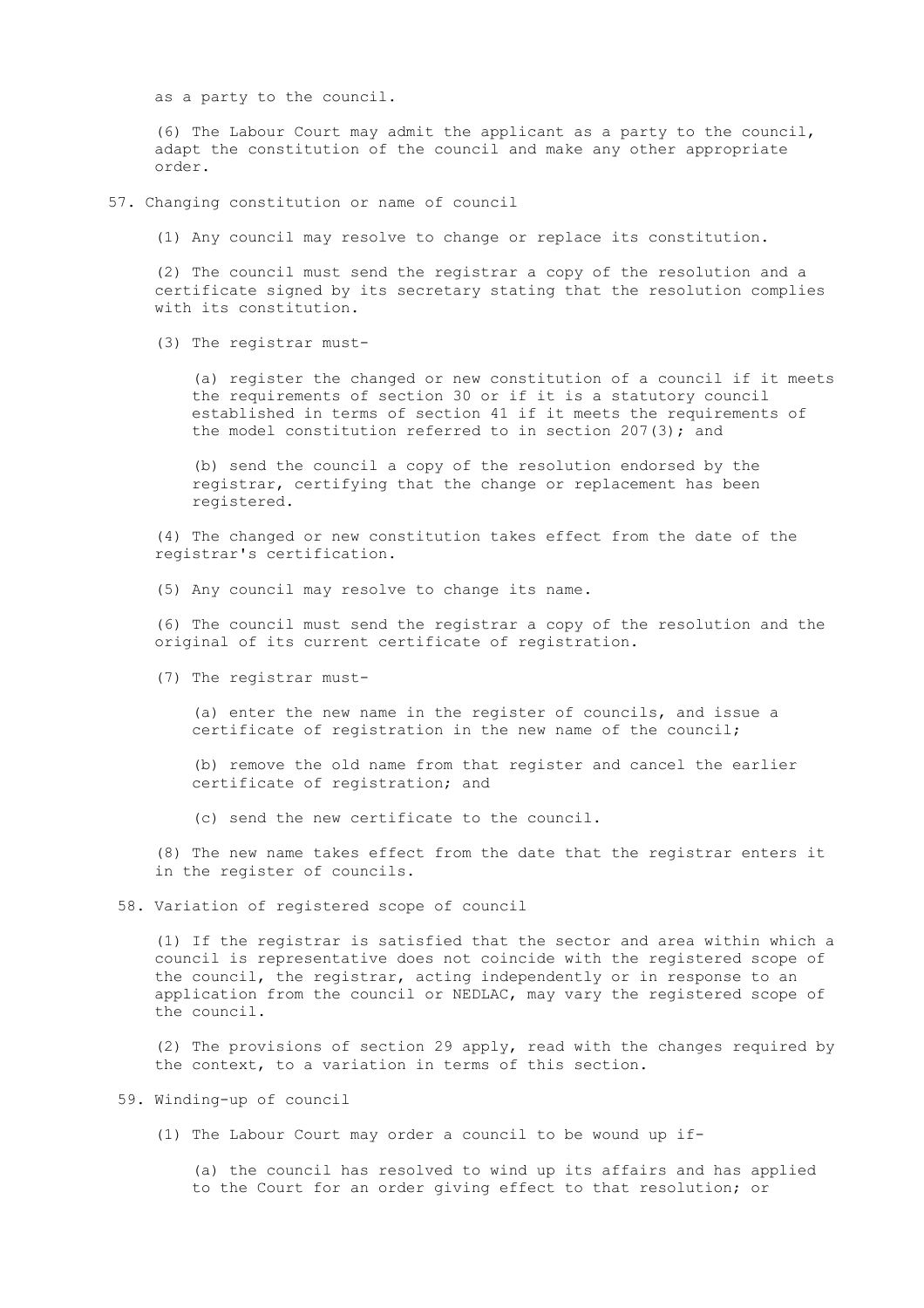as a party to the council.

(6) The Labour Court may admit the applicant as a party to the council, adapt the constitution of the council and make any other appropriate order.

## 57. Changing constitution or name of council

(1) Any council may resolve to change or replace its constitution.

(2) The council must send the registrar a copy of the resolution and a certificate signed by its secretary stating that the resolution complies with its constitution.

(3) The registrar must-

(a) register the changed or new constitution of a council if it meets the requirements of section 30 or if it is a statutory council established in terms of section 41 if it meets the requirements of the model constitution referred to in section 207(3); and

(b) send the council a copy of the resolution endorsed by the registrar, certifying that the change or replacement has been registered.

(4) The changed or new constitution takes effect from the date of the registrar's certification.

(5) Any council may resolve to change its name.

(6) The council must send the registrar a copy of the resolution and the original of its current certificate of registration.

(7) The registrar must-

(a) enter the new name in the register of councils, and issue a certificate of registration in the new name of the council;

(b) remove the old name from that register and cancel the earlier certificate of registration; and

(c) send the new certificate to the council.

(8) The new name takes effect from the date that the registrar enters it in the register of councils.

## 58. Variation of registered scope of council

(1) If the registrar is satisfied that the sector and area within which a council is representative does not coincide with the registered scope of the council, the registrar, acting independently or in response to an application from the council or NEDLAC, may vary the registered scope of the council.

(2) The provisions of section 29 apply, read with the changes required by the context, to a variation in terms of this section.

## 59. Winding-up of council

(1) The Labour Court may order a council to be wound up if-

(a) the council has resolved to wind up its affairs and has applied to the Court for an order giving effect to that resolution; or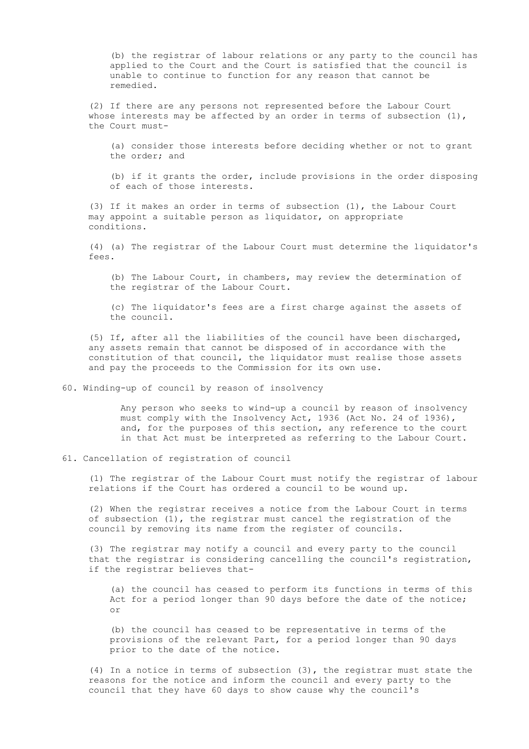(b) the registrar of labour relations or any party to the council has applied to the Court and the Court is satisfied that the council is unable to continue to function for any reason that cannot be remedied.

(2) If there are any persons not represented before the Labour Court whose interests may be affected by an order in terms of subsection (1), the Court must-

(a) consider those interests before deciding whether or not to grant the order; and

(b) if it grants the order, include provisions in the order disposing of each of those interests.

(3) If it makes an order in terms of subsection (1), the Labour Court may appoint a suitable person as liquidator, on appropriate conditions.

(4) (a) The registrar of the Labour Court must determine the liquidator's fees.

(b) The Labour Court, in chambers, may review the determination of the registrar of the Labour Court.

(c) The liquidator's fees are a first charge against the assets of the council.

(5) If, after all the liabilities of the council have been discharged, any assets remain that cannot be disposed of in accordance with the constitution of that council, the liquidator must realise those assets and pay the proceeds to the Commission for its own use.

## 60. Winding-up of council by reason of insolvency

Any person who seeks to wind-up a council by reason of insolvency must comply with the Insolvency Act, 1936 (Act No. 24 of 1936), and, for the purposes of this section, any reference to the court in that Act must be interpreted as referring to the Labour Court.

## 61. Cancellation of registration of council

(1) The registrar of the Labour Court must notify the registrar of labour relations if the Court has ordered a council to be wound up.

(2) When the registrar receives a notice from the Labour Court in terms of subsection (1), the registrar must cancel the registration of the council by removing its name from the register of councils.

(3) The registrar may notify a council and every party to the council that the registrar is considering cancelling the council's registration, if the registrar believes that-

(a) the council has ceased to perform its functions in terms of this Act for a period longer than 90 days before the date of the notice; or

(b) the council has ceased to be representative in terms of the provisions of the relevant Part, for a period longer than 90 days prior to the date of the notice.

(4) In a notice in terms of subsection (3), the registrar must state the reasons for the notice and inform the council and every party to the council that they have 60 days to show cause why the council's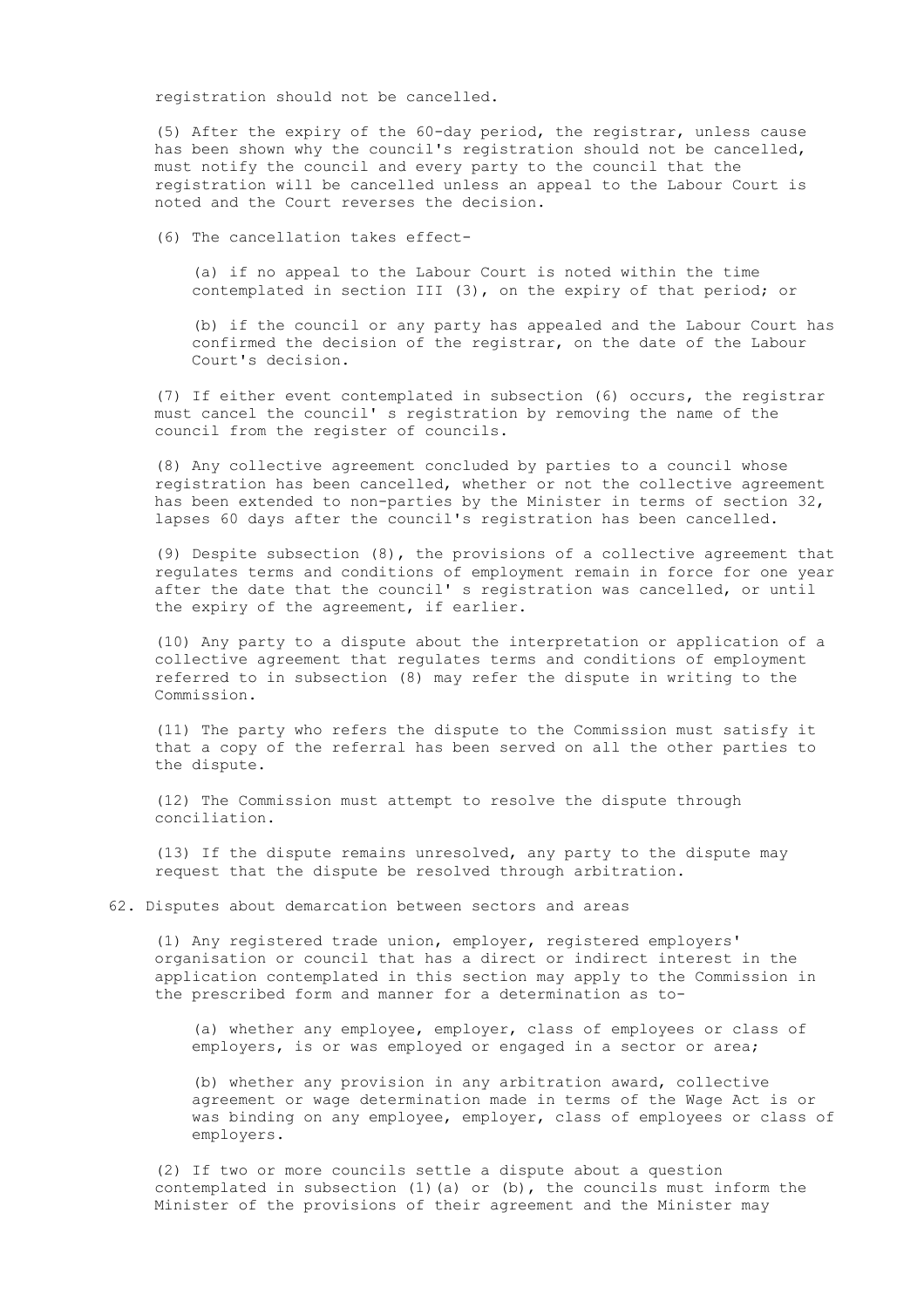registration should not be cancelled.

(5) After the expiry of the 60-day period, the registrar, unless cause has been shown why the council's registration should not be cancelled, must notify the council and every party to the council that the registration will be cancelled unless an appeal to the Labour Court is noted and the Court reverses the decision.

(6) The cancellation takes effect-

(a) if no appeal to the Labour Court is noted within the time contemplated in section III (3), on the expiry of that period; or

(b) if the council or any party has appealed and the Labour Court has confirmed the decision of the registrar, on the date of the Labour Court's decision.

(7) If either event contemplated in subsection (6) occurs, the registrar must cancel the council' s registration by removing the name of the council from the register of councils.

(8) Any collective agreement concluded by parties to a council whose registration has been cancelled, whether or not the collective agreement has been extended to non-parties by the Minister in terms of section 32, lapses 60 days after the council's registration has been cancelled.

(9) Despite subsection (8), the provisions of a collective agreement that regulates terms and conditions of employment remain in force for one year after the date that the council' s registration was cancelled, or until the expiry of the agreement, if earlier.

(10) Any party to a dispute about the interpretation or application of a collective agreement that regulates terms and conditions of employment referred to in subsection (8) may refer the dispute in writing to the Commission.

(11) The party who refers the dispute to the Commission must satisfy it that a copy of the referral has been served on all the other parties to the dispute.

(12) The Commission must attempt to resolve the dispute through conciliation.

(13) If the dispute remains unresolved, any party to the dispute may request that the dispute be resolved through arbitration.

62. Disputes about demarcation between sectors and areas

(1) Any registered trade union, employer, registered employers' organisation or council that has a direct or indirect interest in the application contemplated in this section may apply to the Commission in the prescribed form and manner for a determination as to-

(a) whether any employee, employer, class of employees or class of employers, is or was employed or engaged in a sector or area;

(b) whether any provision in any arbitration award, collective agreement or wage determination made in terms of the Wage Act is or was binding on any employee, employer, class of employees or class of employers.

(2) If two or more councils settle a dispute about a question contemplated in subsection (1)(a) or (b), the councils must inform the Minister of the provisions of their agreement and the Minister may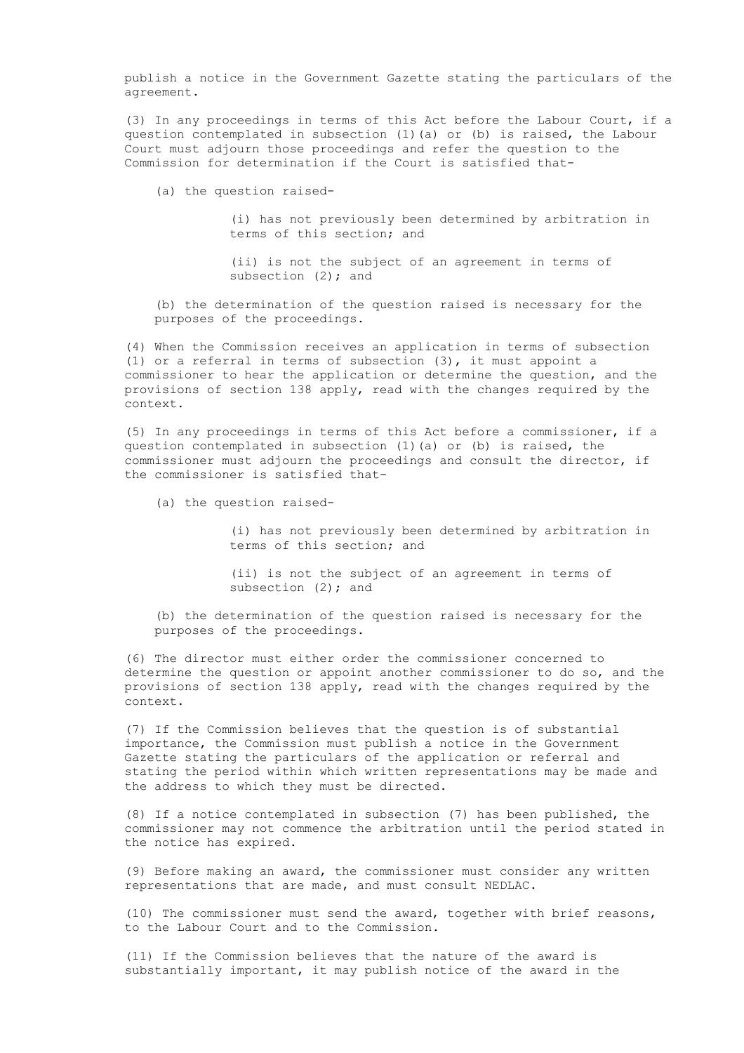publish a notice in the Government Gazette stating the particulars of the agreement.

(3) In any proceedings in terms of this Act before the Labour Court, if a question contemplated in subsection (1)(a) or (b) is raised, the Labour Court must adjourn those proceedings and refer the question to the Commission for determination if the Court is satisfied that-

(a) the question raised-

(i) has not previously been determined by arbitration in terms of this section; and

(ii) is not the subject of an agreement in terms of subsection (2); and

(b) the determination of the question raised is necessary for the purposes of the proceedings.

(4) When the Commission receives an application in terms of subsection (1) or a referral in terms of subsection (3), it must appoint a commissioner to hear the application or determine the question, and the provisions of section 138 apply, read with the changes required by the context.

(5) In any proceedings in terms of this Act before a commissioner, if a question contemplated in subsection (1)(a) or (b) is raised, the commissioner must adjourn the proceedings and consult the director, if the commissioner is satisfied that-

(a) the question raised-

(i) has not previously been determined by arbitration in terms of this section; and

(ii) is not the subject of an agreement in terms of subsection (2); and

(b) the determination of the question raised is necessary for the purposes of the proceedings.

(6) The director must either order the commissioner concerned to determine the question or appoint another commissioner to do so, and the provisions of section 138 apply, read with the changes required by the context.

(7) If the Commission believes that the question is of substantial importance, the Commission must publish a notice in the Government Gazette stating the particulars of the application or referral and stating the period within which written representations may be made and the address to which they must be directed.

(8) If a notice contemplated in subsection (7) has been published, the commissioner may not commence the arbitration until the period stated in the notice has expired.

(9) Before making an award, the commissioner must consider any written representations that are made, and must consult NEDLAC.

(10) The commissioner must send the award, together with brief reasons, to the Labour Court and to the Commission.

(11) If the Commission believes that the nature of the award is substantially important, it may publish notice of the award in the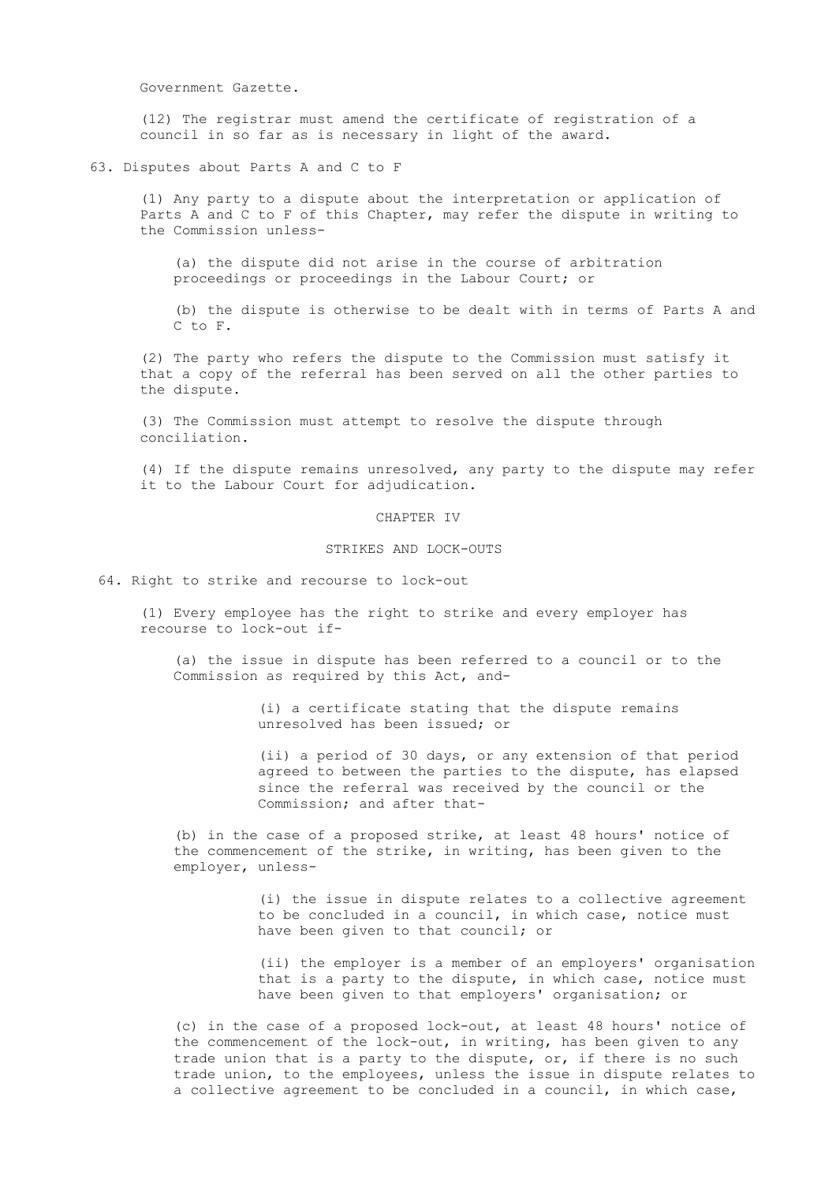Government Gazette.

(12) The registrar must amend the certificate of registration of a council in so far as is necessary in light of the award.

## 63. Disputes about Parts A and C to F

(1) Any party to a dispute about the interpretation or application of Parts A and C to F of this Chapter, may refer the dispute in writing to the Commission unless-

(a) the dispute did not arise in the course of arbitration proceedings or proceedings in the Labour Court; or

(b) the dispute is otherwise to be dealt with in terms of Parts A and C to F.

(2) The party who refers the dispute to the Commission must satisfy it that a copy of the referral has been served on all the other parties to the dispute.

(3) The Commission must attempt to resolve the dispute through conciliation.

(4) If the dispute remains unresolved, any party to the dispute may refer it to the Labour Court for adjudication.

# CHAPTER IV

# STRIKES AND LOCK-OUTS

## 64. Right to strike and recourse to lock-out

(1) Every employee has the right to strike and every employer has recourse to lock-out if-

(a) the issue in dispute has been referred to a council or to the Commission as required by this Act, and-

(i) a certificate stating that the dispute remains unresolved has been issued; or

(ii) a period of 30 days, or any extension of that period agreed to between the parties to the dispute, has elapsed since the referral was received by the council or the Commission; and after that-

(b) in the case of a proposed strike, at least 48 hours' notice of the commencement of the strike, in writing, has been given to the employer, unless-

(i) the issue in dispute relates to a collective agreement to be concluded in a council, in which case, notice must have been given to that council; or

(ii) the employer is a member of an employers' organisation that is a party to the dispute, in which case, notice must have been given to that employers' organisation; or

(c) in the case of a proposed lock-out, at least 48 hours' notice of the commencement of the lock-out, in writing, has been given to any trade union that is a party to the dispute, or, if there is no such trade union, to the employees, unless the issue in dispute relates to a collective agreement to be concluded in a council, in which case,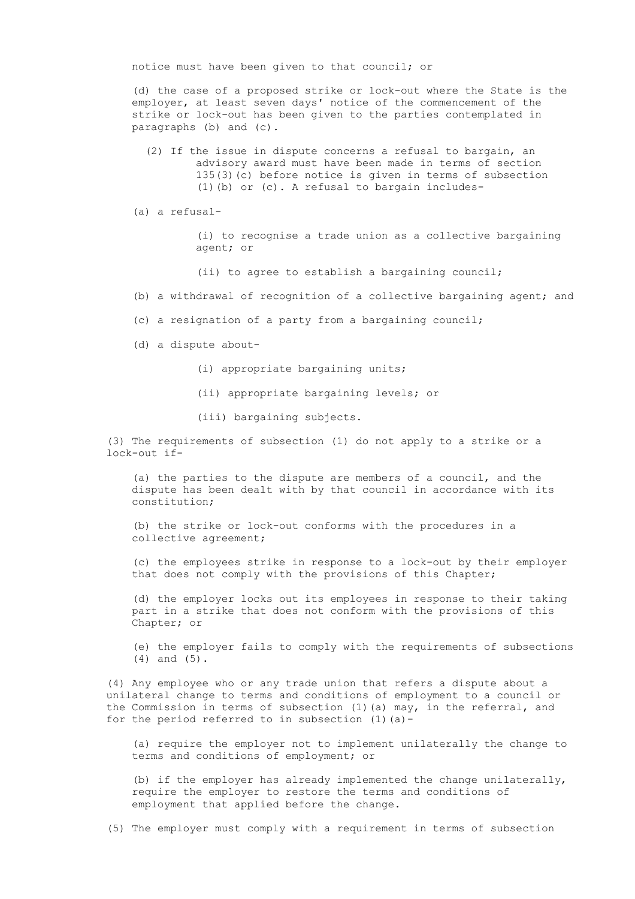notice must have been given to that council; or

(d) the case of a proposed strike or lock-out where the State is the employer, at least seven days' notice of the commencement of the strike or lock-out has been given to the parties contemplated in paragraphs (b) and (c).

(2) If the issue in dispute concerns a refusal to bargain, an advisory award must have been made in terms of section 135(3)(c) before notice is given in terms of subsection (1)(b) or (c). A refusal to bargain includes-

(a) a refusal-

(i) to recognise a trade union as a collective bargaining agent; or

(ii) to agree to establish a bargaining council;

(b) a withdrawal of recognition of a collective bargaining agent; and

(c) a resignation of a party from a bargaining council;

(d) a dispute about-

(i) appropriate bargaining units;

(ii) appropriate bargaining levels; or

(iii) bargaining subjects.

(3) The requirements of subsection (1) do not apply to a strike or a lock-out if-

(a) the parties to the dispute are members of a council, and the dispute has been dealt with by that council in accordance with its constitution;

(b) the strike or lock-out conforms with the procedures in a collective agreement;

(c) the employees strike in response to a lock-out by their employer that does not comply with the provisions of this Chapter;

(d) the employer locks out its employees in response to their taking part in a strike that does not conform with the provisions of this Chapter; or

(e) the employer fails to comply with the requirements of subsections (4) and (5).

(4) Any employee who or any trade union that refers a dispute about a unilateral change to terms and conditions of employment to a council or the Commission in terms of subsection (1)(a) may, in the referral, and for the period referred to in subsection (1)(a)-

(a) require the employer not to implement unilaterally the change to terms and conditions of employment; or

(b) if the employer has already implemented the change unilaterally, require the employer to restore the terms and conditions of employment that applied before the change.

(5) The employer must comply with a requirement in terms of subsection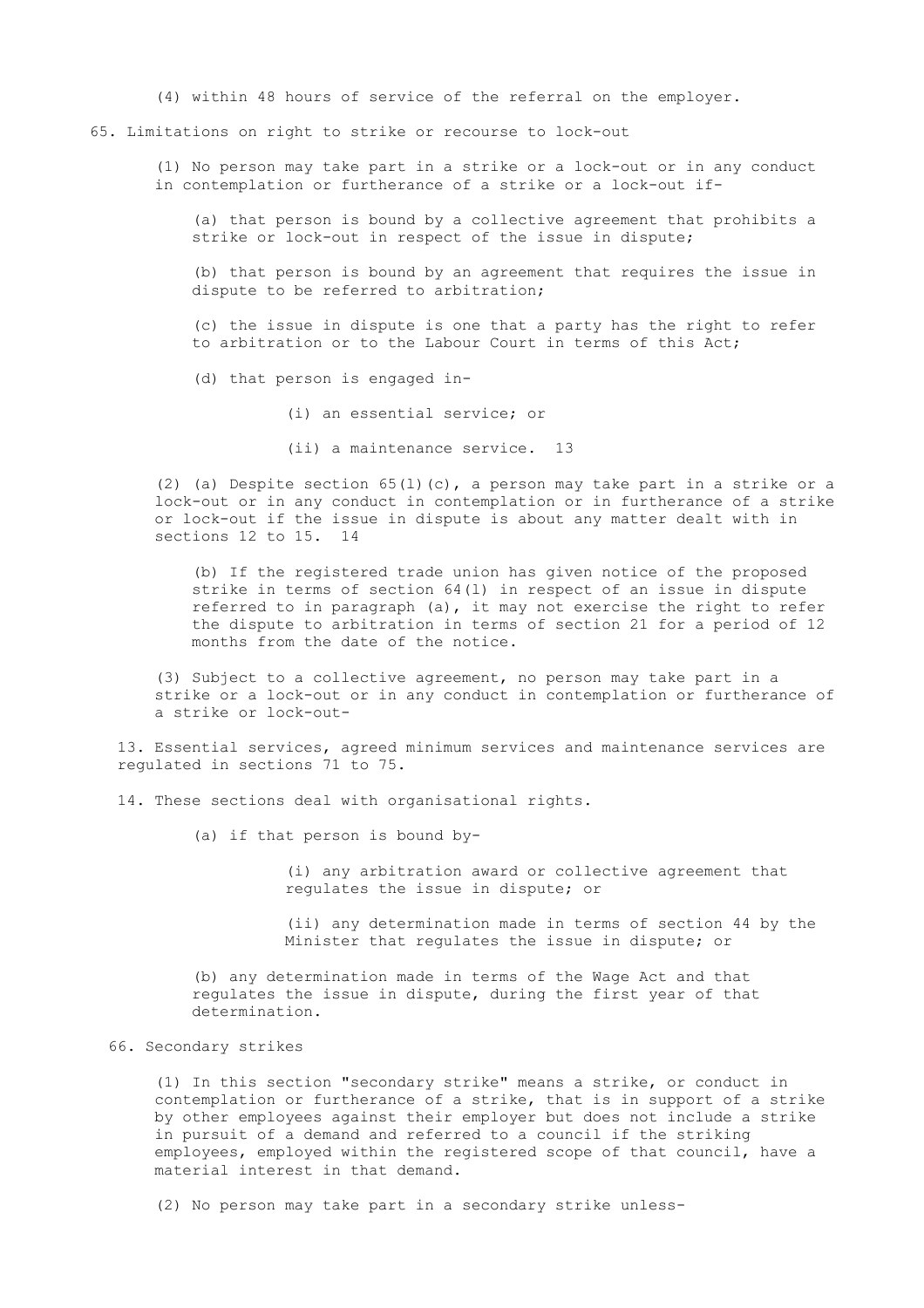(4) within 48 hours of service of the referral on the employer.

## 65. Limitations on right to strike or recourse to lock-out

(1) No person may take part in a strike or a lock-out or in any conduct in contemplation or furtherance of a strike or a lock-out if-

(a) that person is bound by a collective agreement that prohibits a strike or lock-out in respect of the issue in dispute;

(b) that person is bound by an agreement that requires the issue in dispute to be referred to arbitration;

(c) the issue in dispute is one that a party has the right to refer to arbitration or to the Labour Court in terms of this Act;

(d) that person is engaged in-

(i) an essential service; or

(ii) a maintenance service. [13]

(2) (a) Despite section 65(1)(c), a person may take part in a strike or a lock-out or in any conduct in contemplation or in furtherance of a strike or lock-out if the issue in dispute is about any matter dealt with in sections 12 to 15. [14]

(b) If the registered trade union has given notice of the proposed strike in terms of section 64(1) in respect of an issue in dispute referred to in paragraph (a), it may not exercise the right to refer the dispute to arbitration in terms of section 21 for a period of 12 months from the date of the notice.

(3) Subject to a collective agreement, no person may take part in a strike or a lock-out or in any conduct in contemplation or furtherance of a strike or lock-out-

13. Essential services, agreed minimum services and maintenance services are regulated in sections 71 to 75.

14. These sections deal with organisational rights.

(a) if that person is bound by-

(i) any arbitration award or collective agreement that regulates the issue in dispute; or

(ii) any determination made in terms of section 44 by the Minister that regulates the issue in dispute; or

(b) any determination made in terms of the Wage Act and that regulates the issue in dispute, during the first year of that determination.

## 66. Secondary strikes

(1) In this section "secondary strike" means a strike, or conduct in contemplation or furtherance of a strike, that is in support of a strike by other employees against their employer but does not include a strike in pursuit of a demand and referred to a council if the striking employees, employed within the registered scope of that council, have a material interest in that demand.

(2) No person may take part in a secondary strike unless-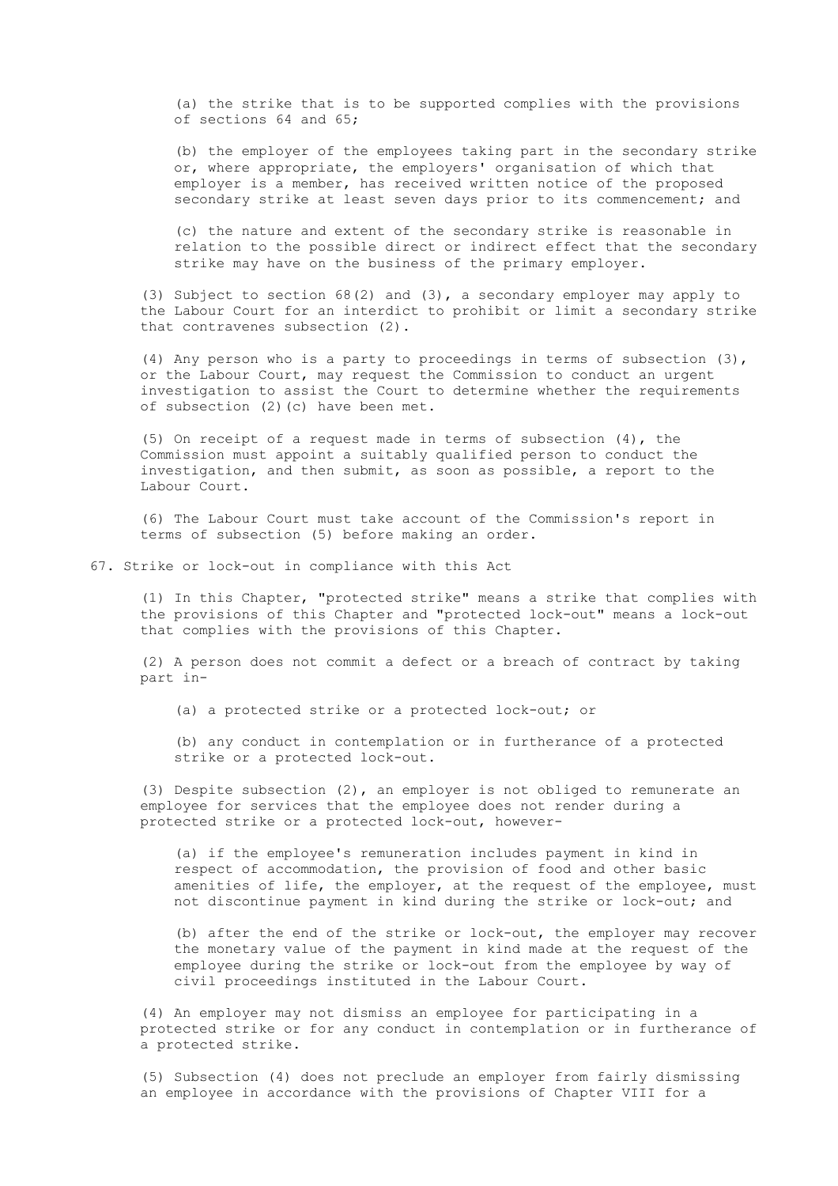(a) the strike that is to be supported complies with the provisions of sections 64 and 65;

(b) the employer of the employees taking part in the secondary strike or, where appropriate, the employers' organisation of which that employer is a member, has received written notice of the proposed secondary strike at least seven days prior to its commencement; and

(c) the nature and extent of the secondary strike is reasonable in relation to the possible direct or indirect effect that the secondary strike may have on the business of the primary employer.

(3) Subject to section 68(2) and (3), a secondary employer may apply to the Labour Court for an interdict to prohibit or limit a secondary strike that contravenes subsection (2).

(4) Any person who is a party to proceedings in terms of subsection (3), or the Labour Court, may request the Commission to conduct an urgent investigation to assist the Court to determine whether the requirements of subsection (2)(c) have been met.

(5) On receipt of a request made in terms of subsection (4), the Commission must appoint a suitably qualified person to conduct the investigation, and then submit, as soon as possible, a report to the Labour Court.

(6) The Labour Court must take account of the Commission's report in terms of subsection (5) before making an order.

### 67. Strike or lock-out in compliance with this Act

(1) In this Chapter, "protected strike" means a strike that complies with the provisions of this Chapter and "protected lock-out" means a lock-out that complies with the provisions of this Chapter.

(2) A person does not commit a defect or a breach of contract by taking part in-

(a) a protected strike or a protected lock-out; or

(b) any conduct in contemplation or in furtherance of a protected strike or a protected lock-out.

(3) Despite subsection (2), an employer is not obliged to remunerate an employee for services that the employee does not render during a protected strike or a protected lock-out, however-

(a) if the employee's remuneration includes payment in kind in respect of accommodation, the provision of food and other basic amenities of life, the employer, at the request of the employee, must not discontinue payment in kind during the strike or lock-out; and

(b) after the end of the strike or lock-out, the employer may recover the monetary value of the payment in kind made at the request of the employee during the strike or lock-out from the employee by way of civil proceedings instituted in the Labour Court.

(4) An employer may not dismiss an employee for participating in a protected strike or for any conduct in contemplation or in furtherance of a protected strike.

(5) Subsection (4) does not preclude an employer from fairly dismissing an employee in accordance with the provisions of Chapter VIII for a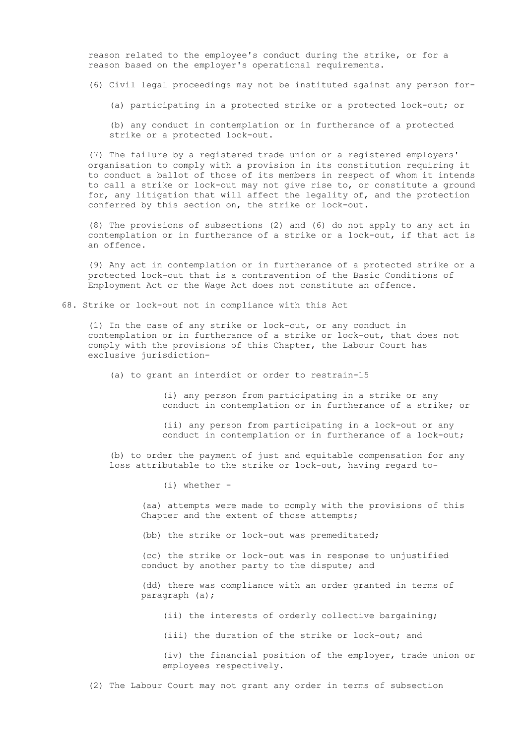reason related to the employee's conduct during the strike, or for a reason based on the employer's operational requirements.

(6) Civil legal proceedings may not be instituted against any person for-

(a) participating in a protected strike or a protected lock-out; or

(b) any conduct in contemplation or in furtherance of a protected strike or a protected lock-out.

(7) The failure by a registered trade union or a registered employers' organisation to comply with a provision in its constitution requiring it to conduct a ballot of those of its members in respect of whom it intends to call a strike or lock-out may not give rise to, or constitute a ground for, any litigation that will affect the legality of, and the protection conferred by this section on, the strike or lock-out.

(8) The provisions of subsections (2) and (6) do not apply to any act in contemplation or in furtherance of a strike or a lock-out, if that act is an offence.

(9) Any act in contemplation or in furtherance of a protected strike or a protected lock-out that is a contravention of the Basic Conditions of Employment Act or the Wage Act does not constitute an offence.

68. Strike or lock-out not in compliance with this Act

(1) In the case of any strike or lock-out, or any conduct in contemplation or in furtherance of a strike or lock-out, that does not comply with the provisions of this Chapter, the Labour Court has exclusive jurisdiction-

(a) to grant an interdict or order to restrain-15

(i) any person from participating in a strike or any conduct in contemplation or in furtherance of a strike; or

(ii) any person from participating in a lock-out or any conduct in contemplation or in furtherance of a lock-out;

(b) to order the payment of just and equitable compensation for any loss attributable to the strike or lock-out, having regard to-

(i) whether -

(aa) attempts were made to comply with the provisions of this Chapter and the extent of those attempts;

(bb) the strike or lock-out was premeditated;

(cc) the strike or lock-out was in response to unjustified conduct by another party to the dispute; and

(dd) there was compliance with an order granted in terms of paragraph (a);

(ii) the interests of orderly collective bargaining;

(iii) the duration of the strike or lock-out; and

(iv) the financial position of the employer, trade union or employees respectively.

(2) The Labour Court may not grant any order in terms of subsection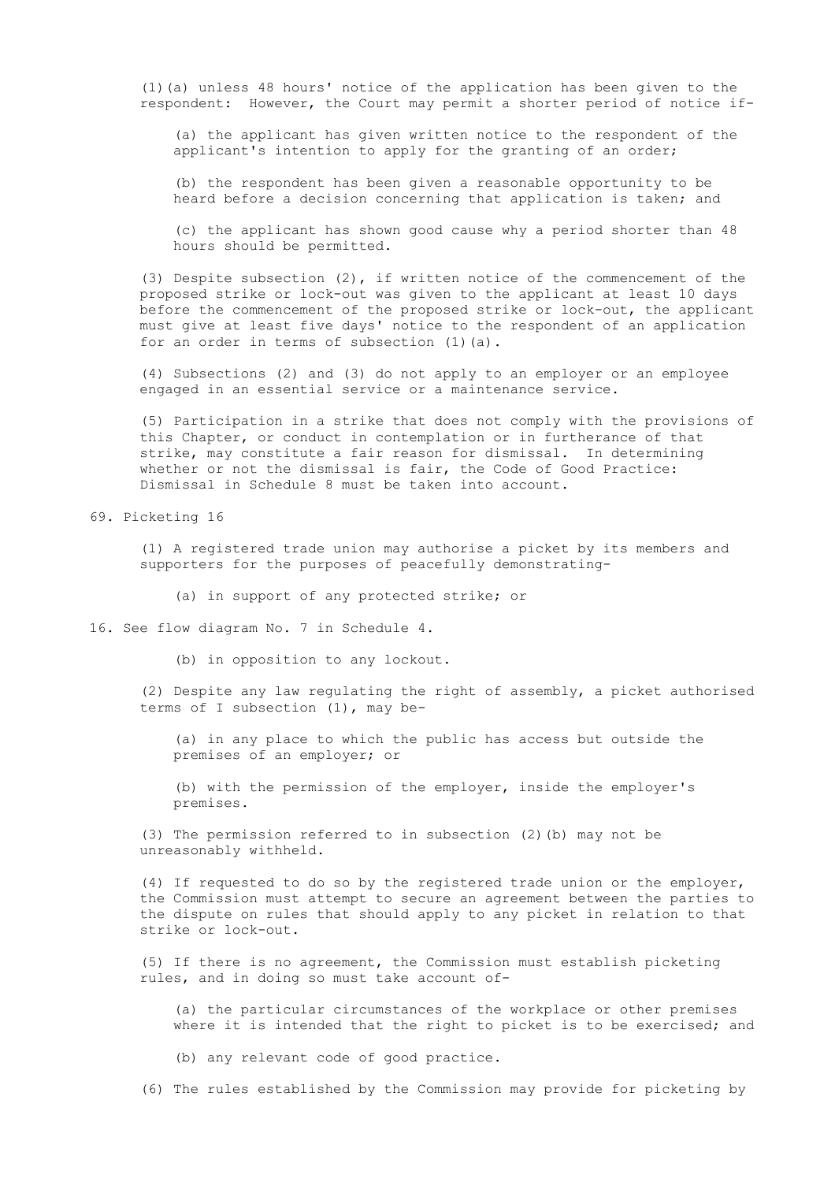(1)(a) unless 48 hours' notice of the application has been given to the respondent: However, the Court may permit a shorter period of notice if-

(a) the applicant has given written notice to the respondent of the applicant's intention to apply for the granting of an order;

(b) the respondent has been given a reasonable opportunity to be heard before a decision concerning that application is taken; and

(c) the applicant has shown good cause why a period shorter than 48 hours should be permitted.

(3) Despite subsection (2), if written notice of the commencement of the proposed strike or lock-out was given to the applicant at least 10 days before the commencement of the proposed strike or lock-out, the applicant must give at least five days' notice to the respondent of an application for an order in terms of subsection (1)(a).

(4) Subsections (2) and (3) do not apply to an employer or an employee engaged in an essential service or a maintenance service.

(5) Participation in a strike that does not comply with the provisions of this Chapter, or conduct in contemplation or in furtherance of that strike, may constitute a fair reason for dismissal. In determining whether or not the dismissal is fair, the Code of Good Practice: Dismissal in Schedule 8 must be taken into account.

## 69. Picketing 16

(1) A registered trade union may authorise a picket by its members and supporters for the purposes of peacefully demonstrating-

(a) in support of any protected strike; or

(b) in opposition to any lockout.

(2) Despite any law regulating the right of assembly, a picket authorised terms of I subsection (1), may be-

(a) in any place to which the public has access but outside the premises of an employer; or

(b) with the permission of the employer, inside the employer's premises.

(3) The permission referred to in subsection (2)(b) may not be unreasonably withheld.

(4) If requested to do so by the registered trade union or the employer, the Commission must attempt to secure an agreement between the parties to the dispute on rules that should apply to any picket in relation to that strike or lock-out.

(5) If there is no agreement, the Commission must establish picketing rules, and in doing so must take account of-

(a) the particular circumstances of the workplace or other premises where it is intended that the right to picket is to be exercised; and

(b) any relevant code of good practice.

(6) The rules established by the Commission may provide for picketing by

16. See flow diagram No. 7 in Schedule 4.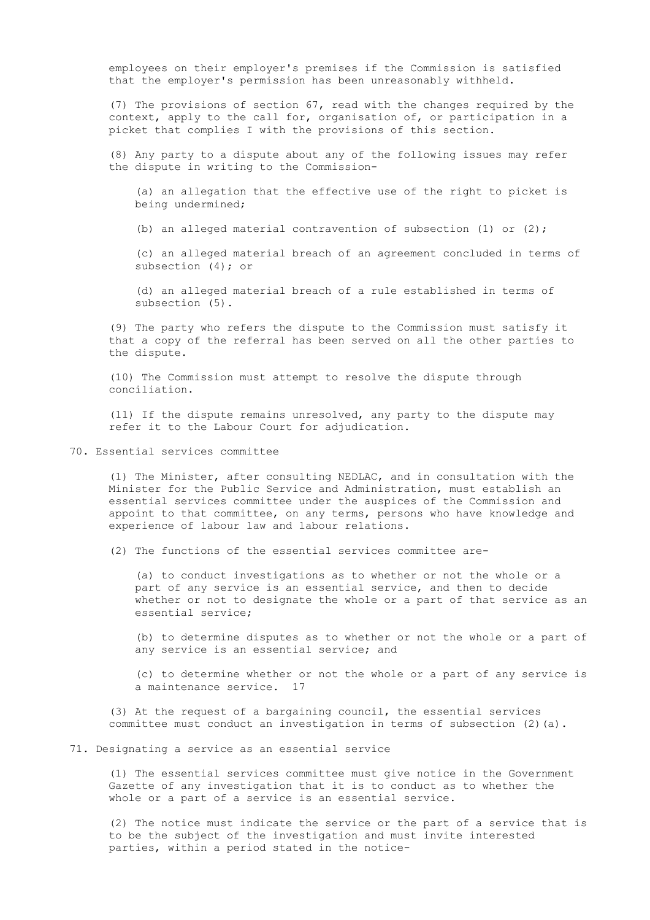employees on their employer's premises if the Commission is satisfied that the employer's permission has been unreasonably withheld.

(7) The provisions of section 67, read with the changes required by the context, apply to the call for, organisation of, or participation in a picket that complies I with the provisions of this section.

(8) Any party to a dispute about any of the following issues may refer the dispute in writing to the Commission-

(a) an allegation that the effective use of the right to picket is being undermined;

(b) an alleged material contravention of subsection (1) or (2);

(c) an alleged material breach of an agreement concluded in terms of subsection (4); or

(d) an alleged material breach of a rule established in terms of subsection (5).

(9) The party who refers the dispute to the Commission must satisfy it that a copy of the referral has been served on all the other parties to the dispute.

(10) The Commission must attempt to resolve the dispute through conciliation.

(11) If the dispute remains unresolved, any party to the dispute may refer it to the Labour Court for adjudication.

## 70. Essential services committee

(1) The Minister, after consulting NEDLAC, and in consultation with the Minister for the Public Service and Administration, must establish an essential services committee under the auspices of the Commission and appoint to that committee, on any terms, persons who have knowledge and experience of labour law and labour relations.

(2) The functions of the essential services committee are-

(a) to conduct investigations as to whether or not the whole or a part of any service is an essential service, and then to decide whether or not to designate the whole or a part of that service as an essential service;

(b) to determine disputes as to whether or not the whole or a part of any service is an essential service; and

(c) to determine whether or not the whole or a part of any service is a maintenance service. 17

(3) At the request of a bargaining council, the essential services committee must conduct an investigation in terms of subsection (2)(a).

## 71. Designating a service as an essential service

(1) The essential services committee must give notice in the Government Gazette of any investigation that it is to conduct as to whether the whole or a part of a service is an essential service.

(2) The notice must indicate the service or the part of a service that is to be the subject of the investigation and must invite interested parties, within a period stated in the notice-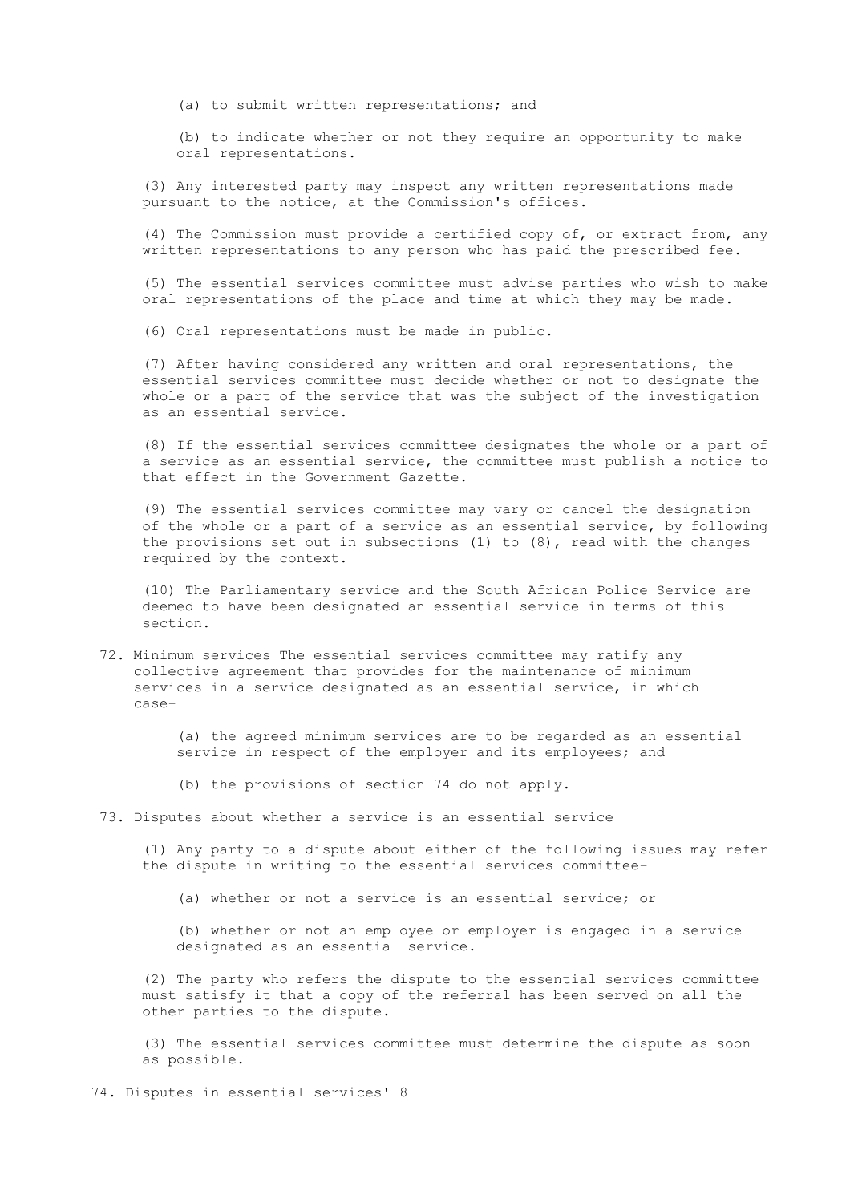(a) to submit written representations; and

(b) to indicate whether or not they require an opportunity to make oral representations.

(3) Any interested party may inspect any written representations made pursuant to the notice, at the Commission's offices.

(4) The Commission must provide a certified copy of, or extract from, any written representations to any person who has paid the prescribed fee.

(5) The essential services committee must advise parties who wish to make oral representations of the place and time at which they may be made.

(6) Oral representations must be made in public.

(7) After having considered any written and oral representations, the essential services committee must decide whether or not to designate the whole or a part of the service that was the subject of the investigation as an essential service.

(8) If the essential services committee designates the whole or a part of a service as an essential service, the committee must publish a notice to that effect in the Government Gazette.

(9) The essential services committee may vary or cancel the designation of the whole or a part of a service as an essential service, by following the provisions set out in subsections (1) to (8), read with the changes required by the context.

(10) The Parliamentary service and the South African Police Service are deemed to have been designated an essential service in terms of this section.

72. Minimum services The essential services committee may ratify any collective agreement that provides for the maintenance of minimum services in a service designated as an essential service, in which case-

(a) the agreed minimum services are to be regarded as an essential service in respect of the employer and its employees; and

(b) the provisions of section 74 do not apply.

73. Disputes about whether a service is an essential service

(1) Any party to a dispute about either of the following issues may refer the dispute in writing to the essential services committee-

(a) whether or not a service is an essential service; or

(b) whether or not an employee or employer is engaged in a service designated as an essential service.

(2) The party who refers the dispute to the essential services committee must satisfy it that a copy of the referral has been served on all the other parties to the dispute.

(3) The essential services committee must determine the dispute as soon as possible.

74. Disputes in essential services' 8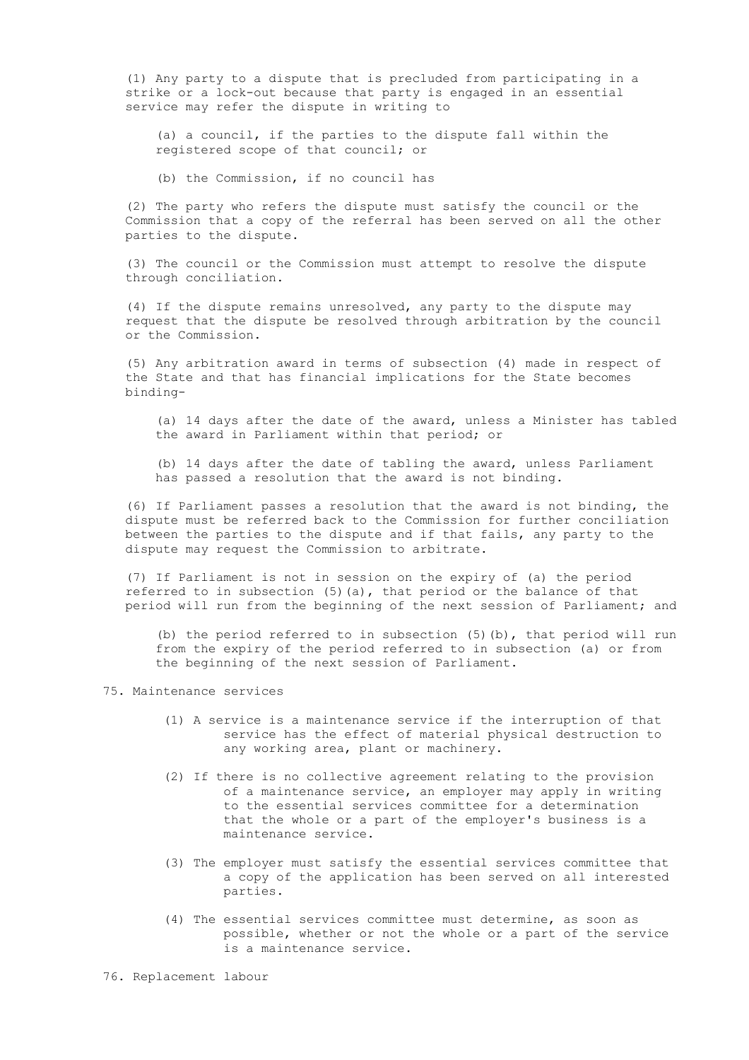(1) Any party to a dispute that is precluded from participating in a strike or a lock-out because that party is engaged in an essential service may refer the dispute in writing to

(a) a council, if the parties to the dispute fall within the registered scope of that council; or

(b) the Commission, if no council has

(2) The party who refers the dispute must satisfy the council or the Commission that a copy of the referral has been served on all the other parties to the dispute.

(3) The council or the Commission must attempt to resolve the dispute through conciliation.

(4) If the dispute remains unresolved, any party to the dispute may request that the dispute be resolved through arbitration by the council or the Commission.

(5) Any arbitration award in terms of subsection (4) made in respect of the State and that has financial implications for the State becomes binding-

(a) 14 days after the date of the award, unless a Minister has tabled the award in Parliament within that period; or

(b) 14 days after the date of tabling the award, unless Parliament has passed a resolution that the award is not binding.

(6) If Parliament passes a resolution that the award is not binding, the dispute must be referred back to the Commission for further conciliation between the parties to the dispute and if that fails, any party to the dispute may request the Commission to arbitrate.

(7) If Parliament is not in session on the expiry of (a) the period referred to in subsection (5)(a), that period or the balance of that period will run from the beginning of the next session of Parliament; and

(b) the period referred to in subsection (5)(b), that period will run from the expiry of the period referred to in subsection (a) or from the beginning of the next session of Parliament.

## 75. Maintenance services

(1) A service is a maintenance service if the interruption of that service has the effect of material physical destruction to any working area, plant or machinery.

(2) If there is no collective agreement relating to the provision of a maintenance service, an employer may apply in writing to the essential services committee for a determination that the whole or a part of the employer's business is a maintenance service.

(3) The employer must satisfy the essential services committee that a copy of the application has been served on all interested parties.

(4) The essential services committee must determine, as soon as possible, whether or not the whole or a part of the service is a maintenance service.

## 76. Replacement labour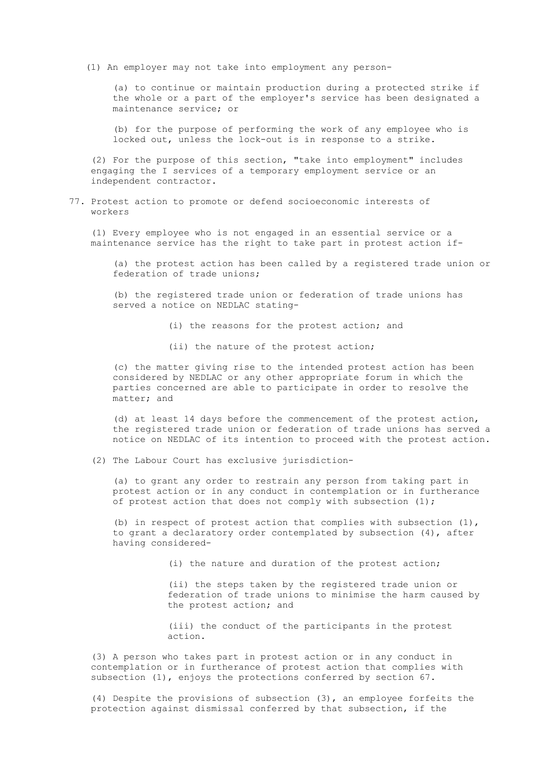(1) An employer may not take into employment any person-

(a) to continue or maintain production during a protected strike if the whole or a part of the employer's service has been designated a maintenance service; or

(b) for the purpose of performing the work of any employee who is locked out, unless the lock-out is in response to a strike.

(2) For the purpose of this section, "take into employment" includes engaging the I services of a temporary employment service or an independent contractor.

## 77. Protest action to promote or defend socioeconomic interests of workers

(1) Every employee who is not engaged in an essential service or a maintenance service has the right to take part in protest action if-

(a) the protest action has been called by a registered trade union or federation of trade unions;

(b) the registered trade union or federation of trade unions has served a notice on NEDLAC stating-

(i) the reasons for the protest action; and

(ii) the nature of the protest action;

(c) the matter giving rise to the intended protest action has been considered by NEDLAC or any other appropriate forum in which the parties concerned are able to participate in order to resolve the matter; and

(d) at least 14 days before the commencement of the protest action, the registered trade union or federation of trade unions has served a notice on NEDLAC of its intention to proceed with the protest action.

(2) The Labour Court has exclusive jurisdiction-

(a) to grant any order to restrain any person from taking part in protest action or in any conduct in contemplation or in furtherance of protest action that does not comply with subsection (1);

(b) in respect of protest action that complies with subsection (1), to grant a declaratory order contemplated by subsection (4), after having considered-

(i) the nature and duration of the protest action;

(ii) the steps taken by the registered trade union or federation of trade unions to minimise the harm caused by the protest action; and

(iii) the conduct of the participants in the protest action.

(3) A person who takes part in protest action or in any conduct in contemplation or in furtherance of protest action that complies with subsection (1), enjoys the protections conferred by section 67.

(4) Despite the provisions of subsection (3), an employee forfeits the protection against dismissal conferred by that subsection, if the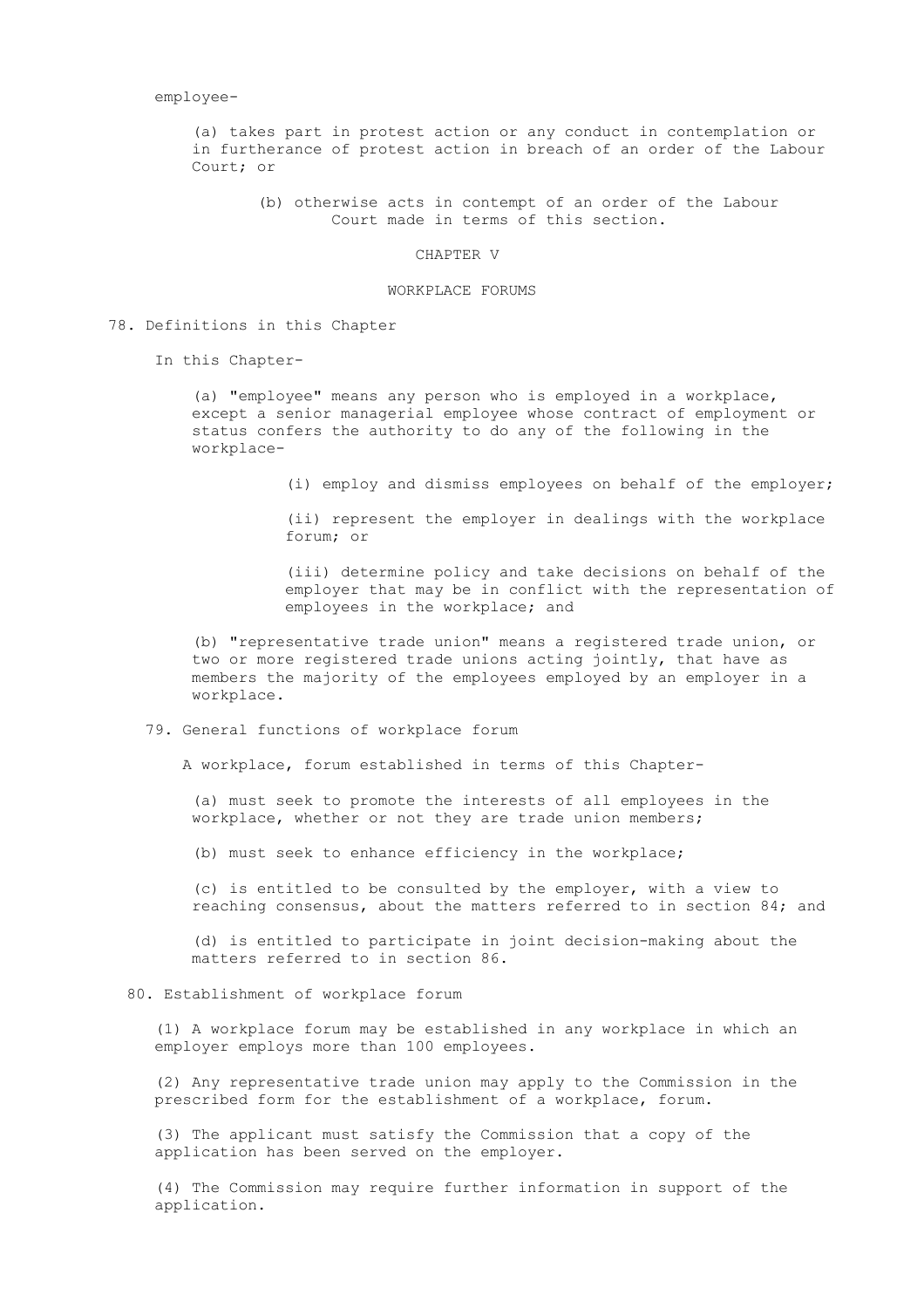employee-

(a) takes part in protest action or any conduct in contemplation or in furtherance of protest action in breach of an order of the Labour Court; or

(b) otherwise acts in contempt of an order of the Labour Court made in terms of this section.

## CHAPTER V

## WORKPLACE FORUMS

### 78. Definitions in this Chapter

In this Chapter-

(a) "employee" means any person who is employed in a workplace, except a senior managerial employee whose contract of employment or status confers the authority to do any of the following in the workplace-

(i) employ and dismiss employees on behalf of the employer;

(ii) represent the employer in dealings with the workplace forum; or

(iii) determine policy and take decisions on behalf of the employer that may be in conflict with the representation of employees in the workplace; and

(b) "representative trade union" means a registered trade union, or two or more registered trade unions acting jointly, that have as members the majority of the employees employed by an employer in a workplace.

### 79. General functions of workplace forum

A workplace, forum established in terms of this Chapter-

(a) must seek to promote the interests of all employees in the workplace, whether or not they are trade union members;

(b) must seek to enhance efficiency in the workplace;

(c) is entitled to be consulted by the employer, with a view to reaching consensus, about the matters referred to in section 84; and

(d) is entitled to participate in joint decision-making about the matters referred to in section 86.

### 80. Establishment of workplace forum

(1) A workplace forum may be established in any workplace in which an employer employs more than 100 employees.

(2) Any representative trade union may apply to the Commission in the prescribed form for the establishment of a workplace, forum.

(3) The applicant must satisfy the Commission that a copy of the application has been served on the employer.

(4) The Commission may require further information in support of the application.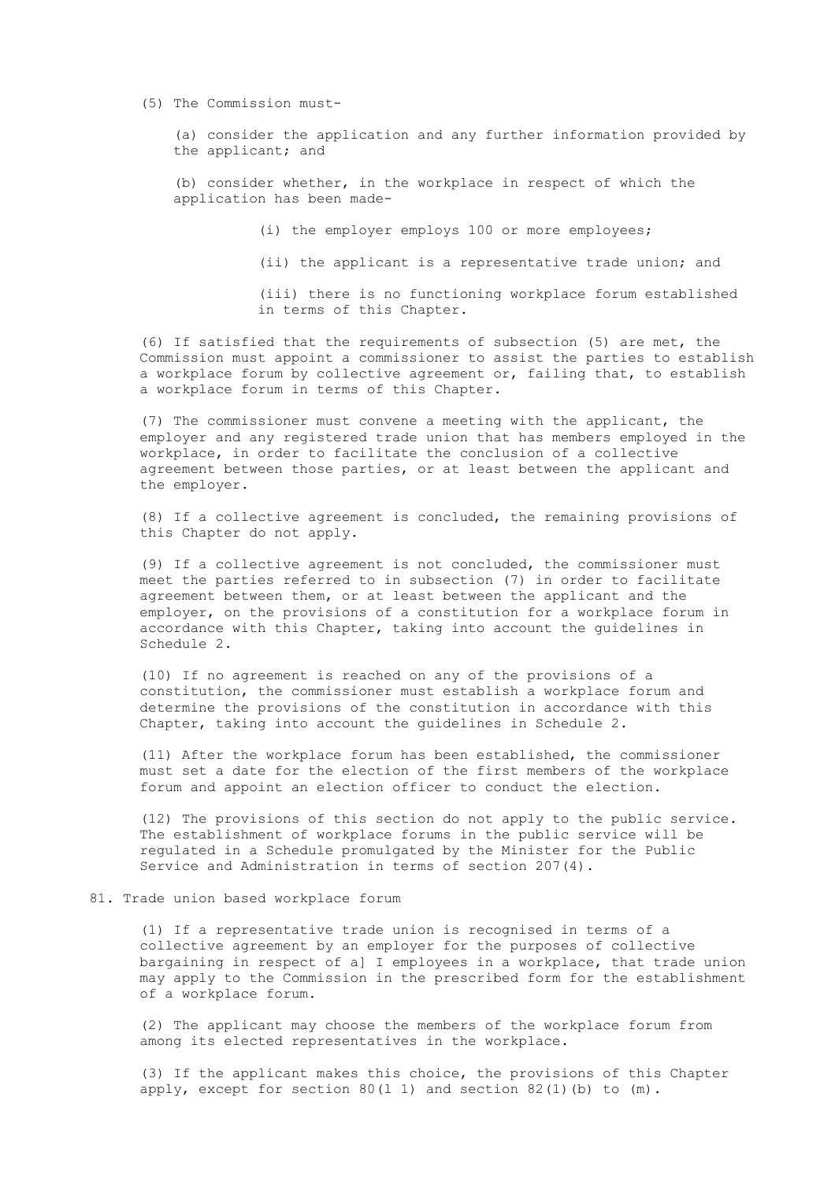(5) The Commission must-

(a) consider the application and any further information provided by the applicant; and

(b) consider whether, in the workplace in respect of which the application has been made-

(i) the employer employs 100 or more employees;

(ii) the applicant is a representative trade union; and

(iii) there is no functioning workplace forum established in terms of this Chapter.

(6) If satisfied that the requirements of subsection (5) are met, the Commission must appoint a commissioner to assist the parties to establish a workplace forum by collective agreement or, failing that, to establish a workplace forum in terms of this Chapter.

(7) The commissioner must convene a meeting with the applicant, the employer and any registered trade union that has members employed in the workplace, in order to facilitate the conclusion of a collective agreement between those parties, or at least between the applicant and the employer.

(8) If a collective agreement is concluded, the remaining provisions of this Chapter do not apply.

(9) If a collective agreement is not concluded, the commissioner must meet the parties referred to in subsection (7) in order to facilitate agreement between them, or at least between the applicant and the employer, on the provisions of a constitution for a workplace forum in accordance with this Chapter, taking into account the guidelines in Schedule 2.

(10) If no agreement is reached on any of the provisions of a constitution, the commissioner must establish a workplace forum and determine the provisions of the constitution in accordance with this Chapter, taking into account the guidelines in Schedule 2.

(11) After the workplace forum has been established, the commissioner must set a date for the election of the first members of the workplace forum and appoint an election officer to conduct the election.

(12) The provisions of this section do not apply to the public service. The establishment of workplace forums in the public service will be regulated in a Schedule promulgated by the Minister for the Public Service and Administration in terms of section 207(4).

## 81. Trade union based workplace forum

(1) If a representative trade union is recognised in terms of a collective agreement by an employer for the purposes of collective bargaining in respect of a] I employees in a workplace, that trade union may apply to the Commission in the prescribed form for the establishment of a workplace forum.

(2) The applicant may choose the members of the workplace forum from among its elected representatives in the workplace.

(3) If the applicant makes this choice, the provisions of this Chapter apply, except for section 80(l 1) and section 82(1)(b) to (m).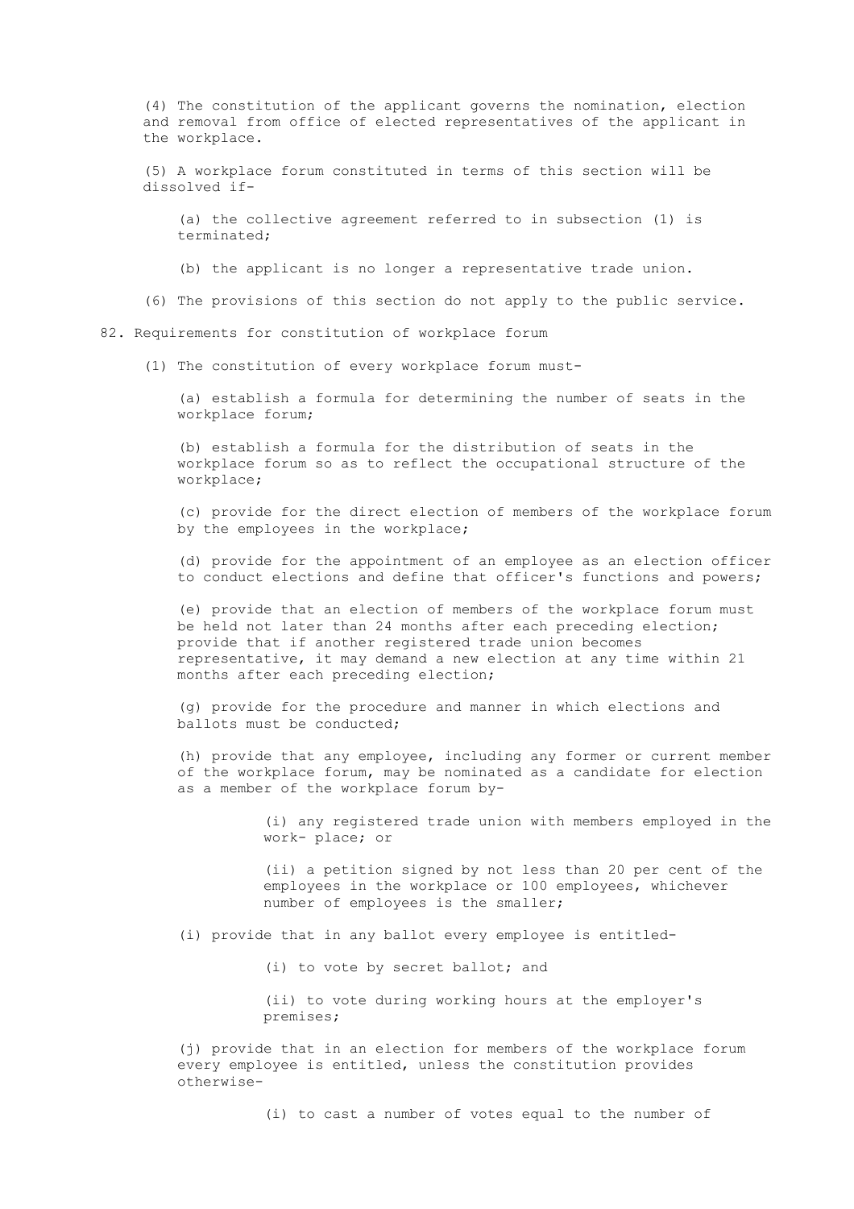(4) The constitution of the applicant governs the nomination, election and removal from office of elected representatives of the applicant in the workplace.

(5) A workplace forum constituted in terms of this section will be dissolved if-

(a) the collective agreement referred to in subsection (1) is terminated;

(b) the applicant is no longer a representative trade union.

(6) The provisions of this section do not apply to the public service.

## 82. Requirements for constitution of workplace forum

(1) The constitution of every workplace forum must-

(a) establish a formula for determining the number of seats in the workplace forum;

(b) establish a formula for the distribution of seats in the workplace forum so as to reflect the occupational structure of the workplace;

(c) provide for the direct election of members of the workplace forum by the employees in the workplace;

(d) provide for the appointment of an employee as an election officer to conduct elections and define that officer's functions and powers;

(e) provide that an election of members of the workplace forum must be held not later than 24 months after each preceding election; provide that if another registered trade union becomes representative, it may demand a new election at any time within 21 months after each preceding election;

(g) provide for the procedure and manner in which elections and ballots must be conducted;

(h) provide that any employee, including any former or current member of the workplace forum, may be nominated as a candidate for election as a member of the workplace forum by-

(i) any registered trade union with members employed in the work- place; or

(ii) a petition signed by not less than 20 per cent of the employees in the workplace or 100 employees, whichever number of employees is the smaller;

(i) provide that in any ballot every employee is entitled-

(i) to vote by secret ballot; and

(ii) to vote during working hours at the employer's premises;

(j) provide that in an election for members of the workplace forum every employee is entitled, unless the constitution provides otherwise-

(i) to cast a number of votes equal to the number of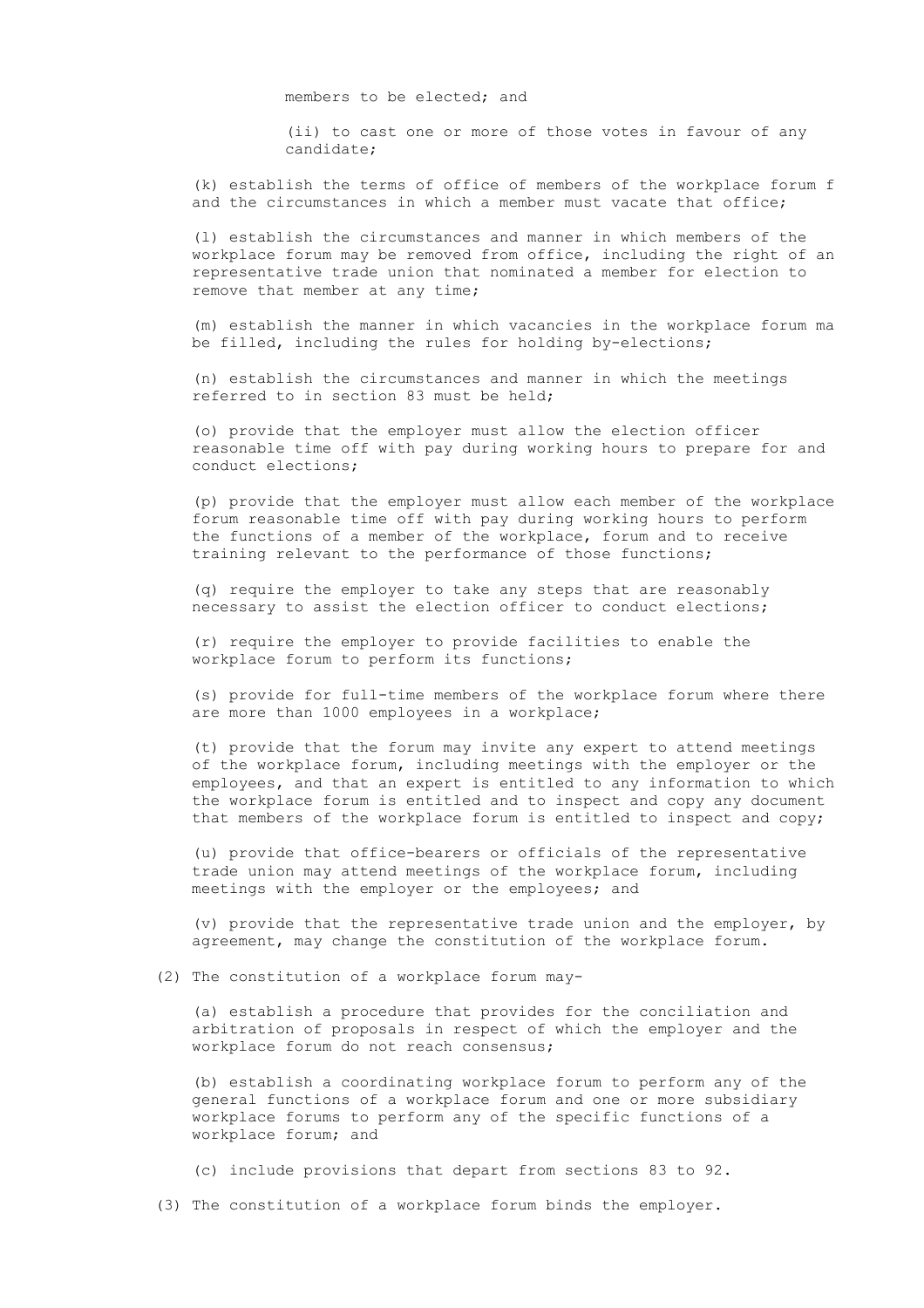members to be elected; and

(ii) to cast one or more of those votes in favour of any candidate;

(k) establish the terms of office of members of the workplace forum f and the circumstances in which a member must vacate that office;

(l) establish the circumstances and manner in which members of the workplace forum may be removed from office, including the right of an representative trade union that nominated a member for election to remove that member at any time;

(m) establish the manner in which vacancies in the workplace forum ma be filled, including the rules for holding by-elections;

(n) establish the circumstances and manner in which the meetings referred to in section 83 must be held;

(o) provide that the employer must allow the election officer reasonable time off with pay during working hours to prepare for and conduct elections;

(p) provide that the employer must allow each member of the workplace forum reasonable time off with pay during working hours to perform the functions of a member of the workplace, forum and to receive training relevant to the performance of those functions;

(q) require the employer to take any steps that are reasonably necessary to assist the election officer to conduct elections;

(r) require the employer to provide facilities to enable the workplace forum to perform its functions;

(s) provide for full-time members of the workplace forum where there are more than 1000 employees in a workplace;

(t) provide that the forum may invite any expert to attend meetings of the workplace forum, including meetings with the employer or the employees, and that an expert is entitled to any information to which the workplace forum is entitled and to inspect and copy any document that members of the workplace forum is entitled to inspect and copy;

(u) provide that office-bearers or officials of the representative trade union may attend meetings of the workplace forum, including meetings with the employer or the employees; and

(v) provide that the representative trade union and the employer, by agreement, may change the constitution of the workplace forum.

(2) The constitution of a workplace forum may-

(a) establish a procedure that provides for the conciliation and arbitration of proposals in respect of which the employer and the workplace forum do not reach consensus;

(b) establish a coordinating workplace forum to perform any of the general functions of a workplace forum and one or more subsidiary workplace forums to perform any of the specific functions of a workplace forum; and

(c) include provisions that depart from sections 83 to 92.

(3) The constitution of a workplace forum binds the employer.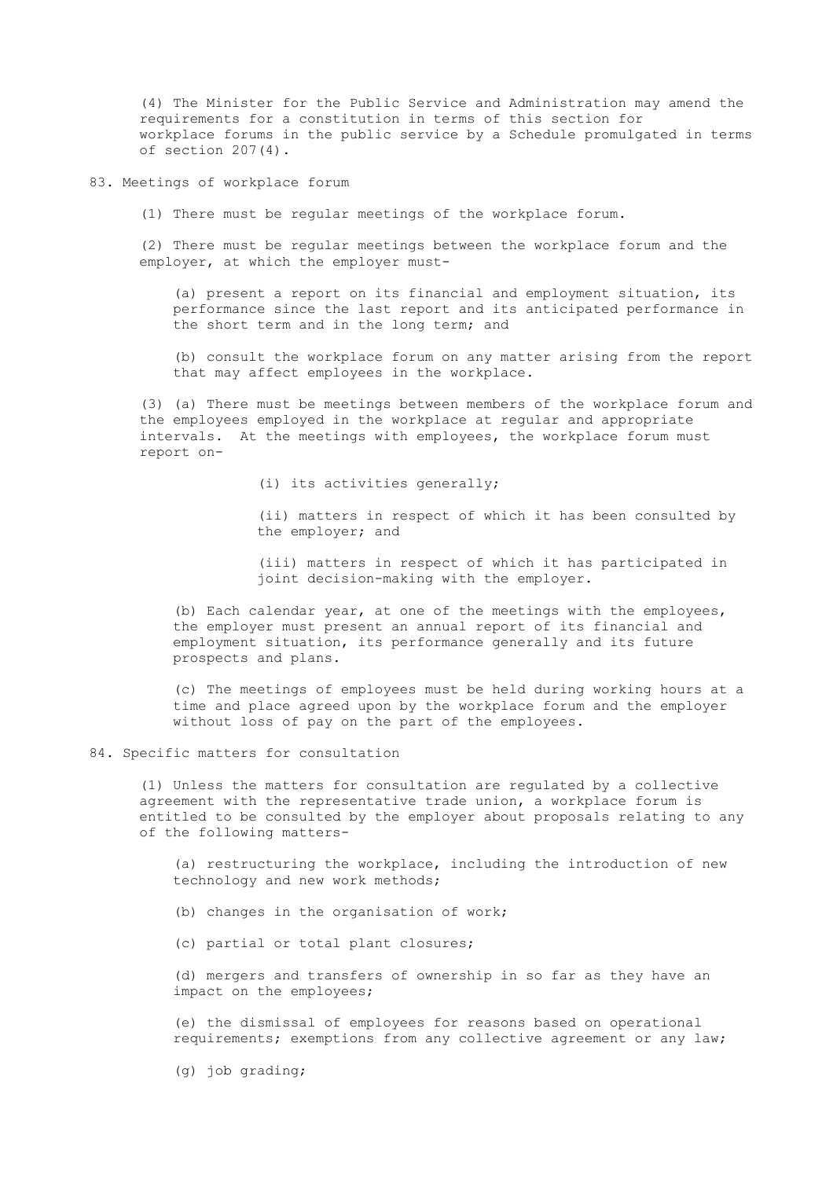(4) The Minister for the Public Service and Administration may amend the requirements for a constitution in terms of this section for workplace forums in the public service by a Schedule promulgated in terms of section 207(4).

## 83. Meetings of workplace forum

(1) There must be regular meetings of the workplace forum.

(2) There must be regular meetings between the workplace forum and the employer, at which the employer must-

(a) present a report on its financial and employment situation, its performance since the last report and its anticipated performance in the short term and in the long term; and

(b) consult the workplace forum on any matter arising from the report that may affect employees in the workplace.

(3) (a) There must be meetings between members of the workplace forum and the employees employed in the workplace at regular and appropriate intervals. At the meetings with employees, the workplace forum must report on-

(i) its activities generally;

(ii) matters in respect of which it has been consulted by the employer; and

(iii) matters in respect of which it has participated in joint decision-making with the employer.

(b) Each calendar year, at one of the meetings with the employees, the employer must present an annual report of its financial and employment situation, its performance generally and its future prospects and plans.

(c) The meetings of employees must be held during working hours at a time and place agreed upon by the workplace forum and the employer without loss of pay on the part of the employees.

## 84. Specific matters for consultation

(1) Unless the matters for consultation are regulated by a collective agreement with the representative trade union, a workplace forum is entitled to be consulted by the employer about proposals relating to any of the following matters-

(a) restructuring the workplace, including the introduction of new technology and new work methods;

(b) changes in the organisation of work;

(c) partial or total plant closures;

(d) mergers and transfers of ownership in so far as they have an impact on the employees;

(e) the dismissal of employees for reasons based on operational requirements; exemptions from any collective agreement or any law;

(g) job grading;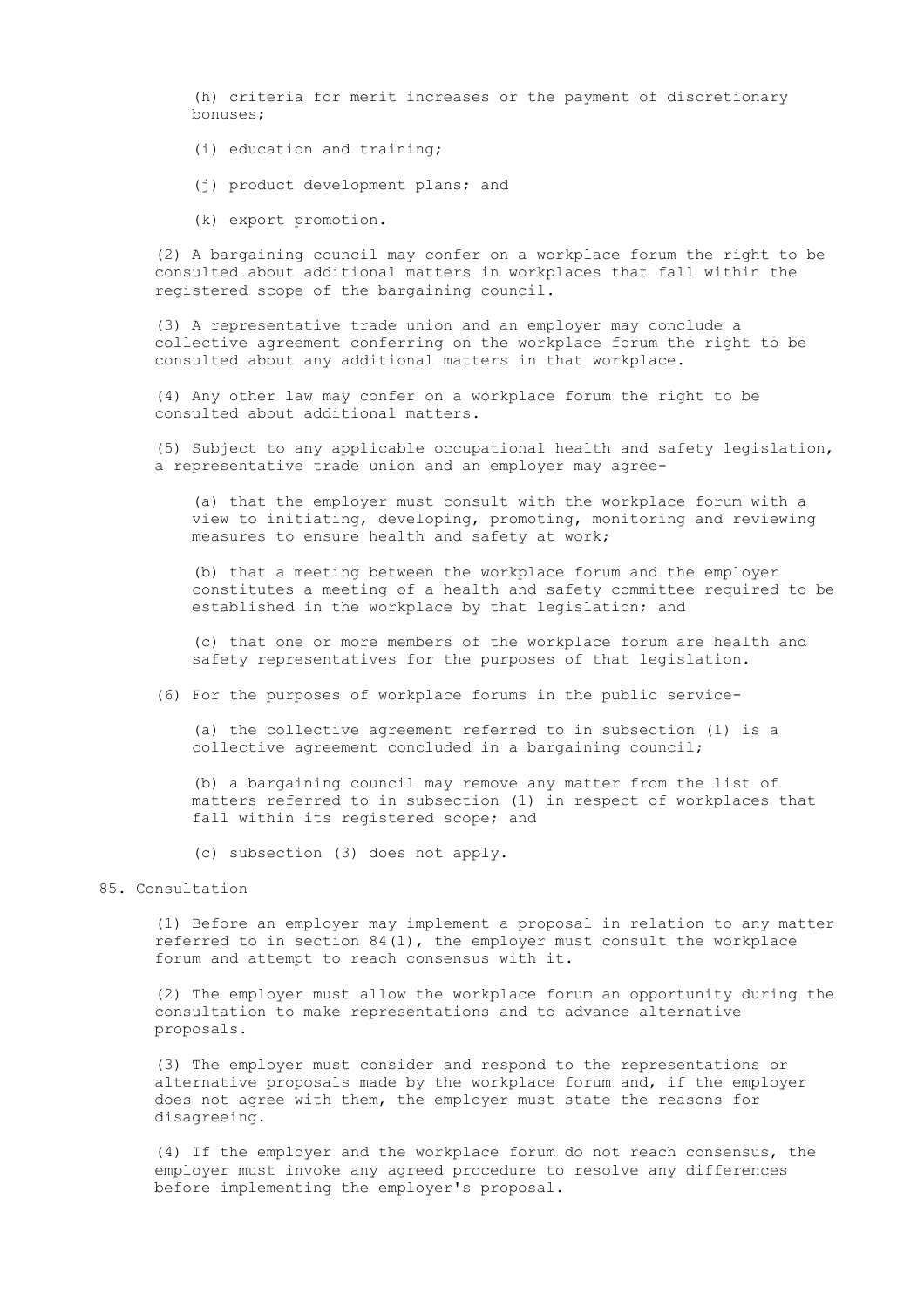(h) criteria for merit increases or the payment of discretionary bonuses;

(i) education and training;

(j) product development plans; and

(k) export promotion.

(2) A bargaining council may confer on a workplace forum the right to be consulted about additional matters in workplaces that fall within the registered scope of the bargaining council.

(3) A representative trade union and an employer may conclude a collective agreement conferring on the workplace forum the right to be consulted about any additional matters in that workplace.

(4) Any other law may confer on a workplace forum the right to be consulted about additional matters.

(5) Subject to any applicable occupational health and safety legislation, a representative trade union and an employer may agree-

(a) that the employer must consult with the workplace forum with a view to initiating, developing, promoting, monitoring and reviewing measures to ensure health and safety at work;

(b) that a meeting between the workplace forum and the employer constitutes a meeting of a health and safety committee required to be established in the workplace by that legislation; and

(c) that one or more members of the workplace forum are health and safety representatives for the purposes of that legislation.

(6) For the purposes of workplace forums in the public service-

(a) the collective agreement referred to in subsection (1) is a collective agreement concluded in a bargaining council;

(b) a bargaining council may remove any matter from the list of matters referred to in subsection (1) in respect of workplaces that fall within its registered scope; and

(c) subsection (3) does not apply.

## 85. Consultation

(1) Before an employer may implement a proposal in relation to any matter referred to in section 84(1), the employer must consult the workplace forum and attempt to reach consensus with it.

(2) The employer must allow the workplace forum an opportunity during the consultation to make representations and to advance alternative proposals.

(3) The employer must consider and respond to the representations or alternative proposals made by the workplace forum and, if the employer does not agree with them, the employer must state the reasons for disagreeing.

(4) If the employer and the workplace forum do not reach consensus, the employer must invoke any agreed procedure to resolve any differences before implementing the employer's proposal.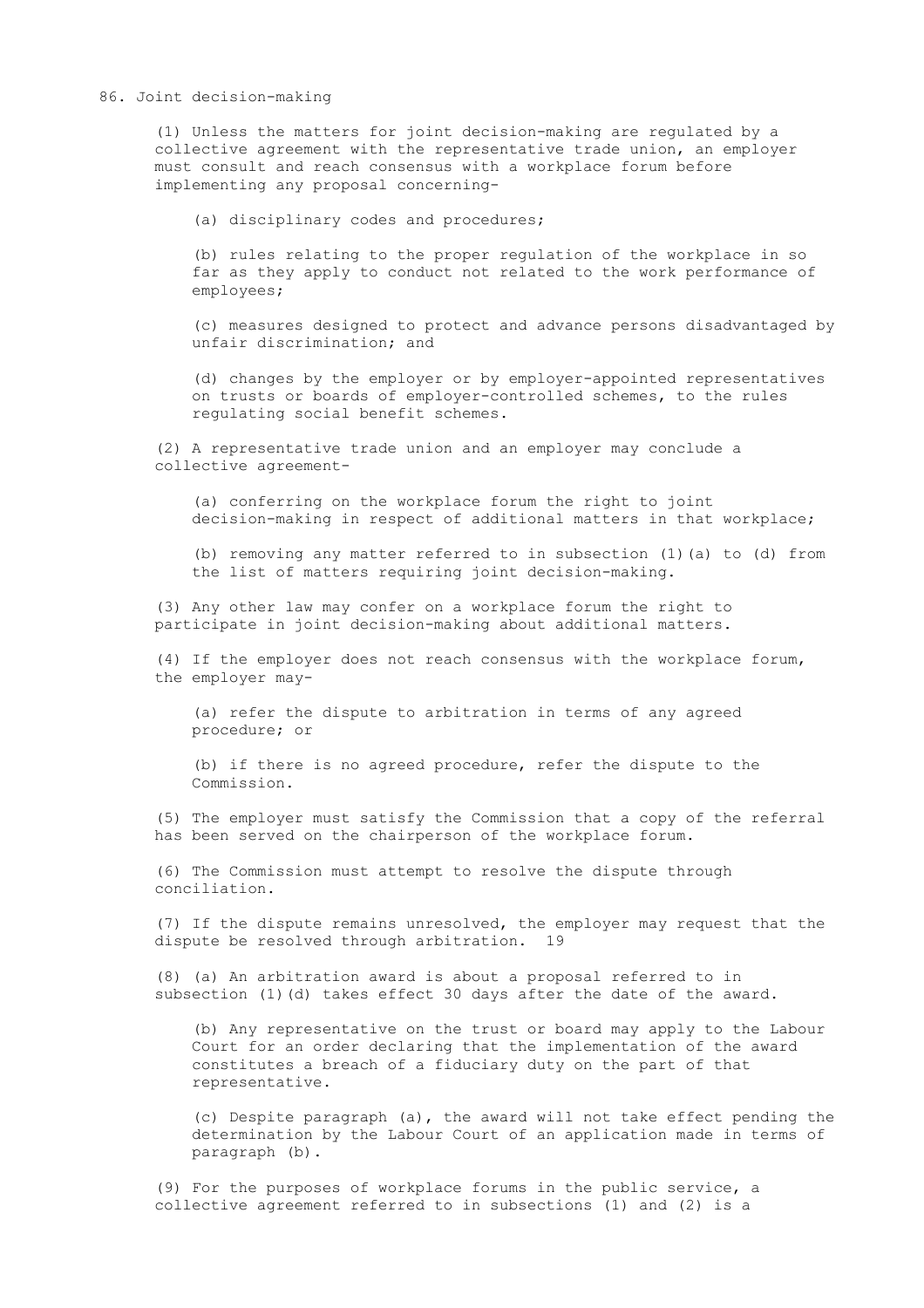## 86. Joint decision-making

(1) Unless the matters for joint decision-making are regulated by a collective agreement with the representative trade union, an employer must consult and reach consensus with a workplace forum before implementing any proposal concerning-

(a) disciplinary codes and procedures;

(b) rules relating to the proper regulation of the workplace in so far as they apply to conduct not related to the work performance of employees;

(c) measures designed to protect and advance persons disadvantaged by unfair discrimination; and

(d) changes by the employer or by employer-appointed representatives on trusts or boards of employer-controlled schemes, to the rules regulating social benefit schemes.

(2) A representative trade union and an employer may conclude a collective agreement-

(a) conferring on the workplace forum the right to joint decision-making in respect of additional matters in that workplace;

(b) removing any matter referred to in subsection (1)(a) to (d) from the list of matters requiring joint decision-making.

(3) Any other law may confer on a workplace forum the right to participate in joint decision-making about additional matters.

(4) If the employer does not reach consensus with the workplace forum, the employer may-

(a) refer the dispute to arbitration in terms of any agreed procedure; or

(b) if there is no agreed procedure, refer the dispute to the Commission.

(5) The employer must satisfy the Commission that a copy of the referral has been served on the chairperson of the workplace forum.

(6) The Commission must attempt to resolve the dispute through conciliation.

(7) If the dispute remains unresolved, the employer may request that the dispute be resolved through arbitration. 19

(8) (a) An arbitration award is about a proposal referred to in subsection (1)(d) takes effect 30 days after the date of the award.

(b) Any representative on the trust or board may apply to the Labour Court for an order declaring that the implementation of the award constitutes a breach of a fiduciary duty on the part of that representative.

(c) Despite paragraph (a), the award will not take effect pending the determination by the Labour Court of an application made in terms of paragraph (b).

(9) For the purposes of workplace forums in the public service, a collective agreement referred to in subsections (1) and (2) is a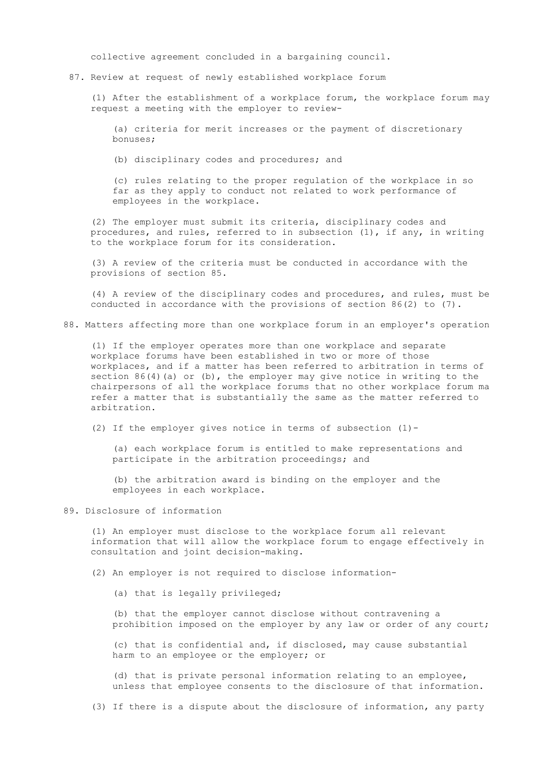collective agreement concluded in a bargaining council.

## 87. Review at request of newly established workplace forum

(1) After the establishment of a workplace forum, the workplace forum may request a meeting with the employer to review-

(a) criteria for merit increases or the payment of discretionary bonuses;

(b) disciplinary codes and procedures; and

(c) rules relating to the proper regulation of the workplace in so far as they apply to conduct not related to work performance of employees in the workplace.

(2) The employer must submit its criteria, disciplinary codes and procedures, and rules, referred to in subsection (1), if any, in writing to the workplace forum for its consideration.

(3) A review of the criteria must be conducted in accordance with the provisions of section 85.

(4) A review of the disciplinary codes and procedures, and rules, must be conducted in accordance with the provisions of section 86(2) to (7).

## 88. Matters affecting more than one workplace forum in an employer's operation

(1) If the employer operates more than one workplace and separate workplace forums have been established in two or more of those workplaces, and if a matter has been referred to arbitration in terms of section 86(4)(a) or (b), the employer may give notice in writing to the chairpersons of all the workplace forums that no other workplace forum ma refer a matter that is substantially the same as the matter referred to arbitration.

(2) If the employer gives notice in terms of subsection (1)-

(a) each workplace forum is entitled to make representations and participate in the arbitration proceedings; and

(b) the arbitration award is binding on the employer and the employees in each workplace.

## 89. Disclosure of information

(1) An employer must disclose to the workplace forum all relevant information that will allow the workplace forum to engage effectively in consultation and joint decision-making.

(2) An employer is not required to disclose information-

(a) that is legally privileged;

(b) that the employer cannot disclose without contravening a prohibition imposed on the employer by any law or order of any court;

(c) that is confidential and, if disclosed, may cause substantial harm to an employee or the employer; or

(d) that is private personal information relating to an employee, unless that employee consents to the disclosure of that information.

(3) If there is a dispute about the disclosure of information, any party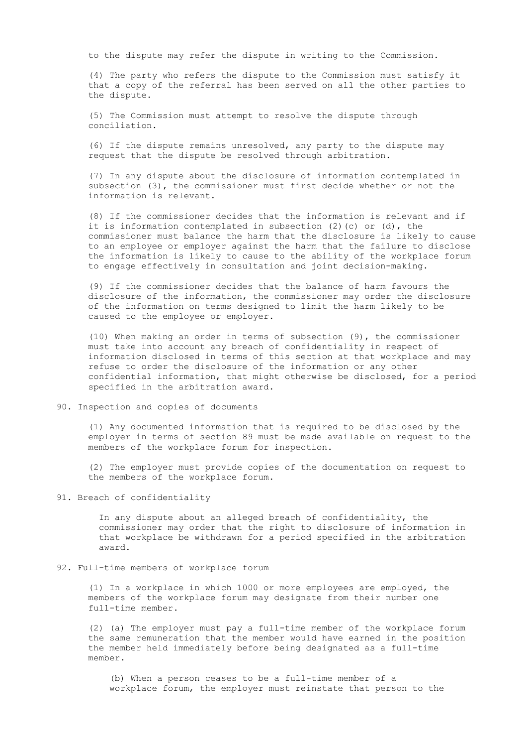to the dispute may refer the dispute in writing to the Commission.

(4) The party who refers the dispute to the Commission must satisfy it that a copy of the referral has been served on all the other parties to the dispute.

(5) The Commission must attempt to resolve the dispute through conciliation.

(6) If the dispute remains unresolved, any party to the dispute may request that the dispute be resolved through arbitration.

(7) In any dispute about the disclosure of information contemplated in subsection (3), the commissioner must first decide whether or not the information is relevant.

(8) If the commissioner decides that the information is relevant and if it is information contemplated in subsection (2)(c) or (d), the commissioner must balance the harm that the disclosure is likely to cause to an employee or employer against the harm that the failure to disclose the information is likely to cause to the ability of the workplace forum to engage effectively in consultation and joint decision-making.

(9) If the commissioner decides that the balance of harm favours the disclosure of the information, the commissioner may order the disclosure of the information on terms designed to limit the harm likely to be caused to the employee or employer.

(10) When making an order in terms of subsection (9), the commissioner must take into account any breach of confidentiality in respect of information disclosed in terms of this section at that workplace and may refuse to order the disclosure of the information or any other confidential information, that might otherwise be disclosed, for a period specified in the arbitration award.

## 90. Inspection and copies of documents

(1) Any documented information that is required to be disclosed by the employer in terms of section 89 must be made available on request to the members of the workplace forum for inspection.

(2) The employer must provide copies of the documentation on request to the members of the workplace forum.

## 91. Breach of confidentiality

In any dispute about an alleged breach of confidentiality, the commissioner may order that the right to disclosure of information in that workplace be withdrawn for a period specified in the arbitration award.

## 92. Full-time members of workplace forum

(1) In a workplace in which 1000 or more employees are employed, the members of the workplace forum may designate from their number one full-time member.

(2) (a) The employer must pay a full-time member of the workplace forum the same remuneration that the member would have earned in the position the member held immediately before being designated as a full-time member.

(b) When a person ceases to be a full-time member of a workplace forum, the employer must reinstate that person to the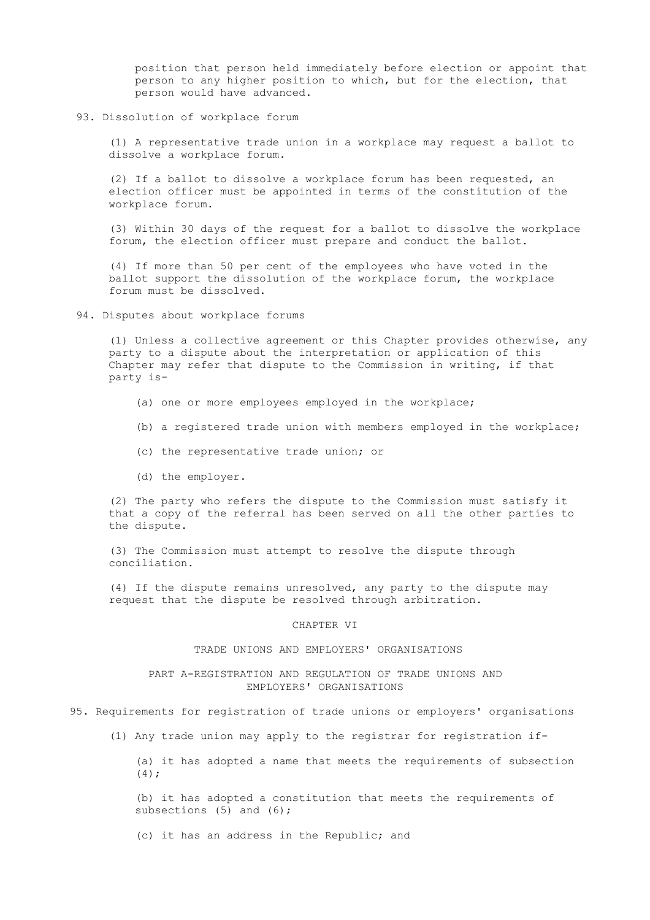position that person held immediately before election or appoint that person to any higher position to which, but for the election, that person would have advanced.

### 93. Dissolution of workplace forum

(1) A representative trade union in a workplace may request a ballot to dissolve a workplace forum.

(2) If a ballot to dissolve a workplace forum has been requested, an election officer must be appointed in terms of the constitution of the workplace forum.

(3) Within 30 days of the request for a ballot to dissolve the workplace forum, the election officer must prepare and conduct the ballot.

(4) If more than 50 per cent of the employees who have voted in the ballot support the dissolution of the workplace forum, the workplace forum must be dissolved.

### 94. Disputes about workplace forums

(1) Unless a collective agreement or this Chapter provides otherwise, any party to a dispute about the interpretation or application of this Chapter may refer that dispute to the Commission in writing, if that party is-

(a) one or more employees employed in the workplace;

(b) a registered trade union with members employed in the workplace;

(c) the representative trade union; or

(d) the employer.

(2) The party who refers the dispute to the Commission must satisfy it that a copy of the referral has been served on all the other parties to the dispute.

(3) The Commission must attempt to resolve the dispute through conciliation.

(4) If the dispute remains unresolved, any party to the dispute may request that the dispute be resolved through arbitration.

# CHAPTER VI

## TRADE UNIONS AND EMPLOYERS' ORGANISATIONS

## PART A-REGISTRATION AND REGULATION OF TRADE UNIONS AND EMPLOYERS' ORGANISATIONS

### 95. Requirements for registration of trade unions or employers' organisations

(1) Any trade union may apply to the registrar for registration if-

(a) it has adopted a name that meets the requirements of subsection (4);

(b) it has adopted a constitution that meets the requirements of subsections (5) and (6);

(c) it has an address in the Republic; and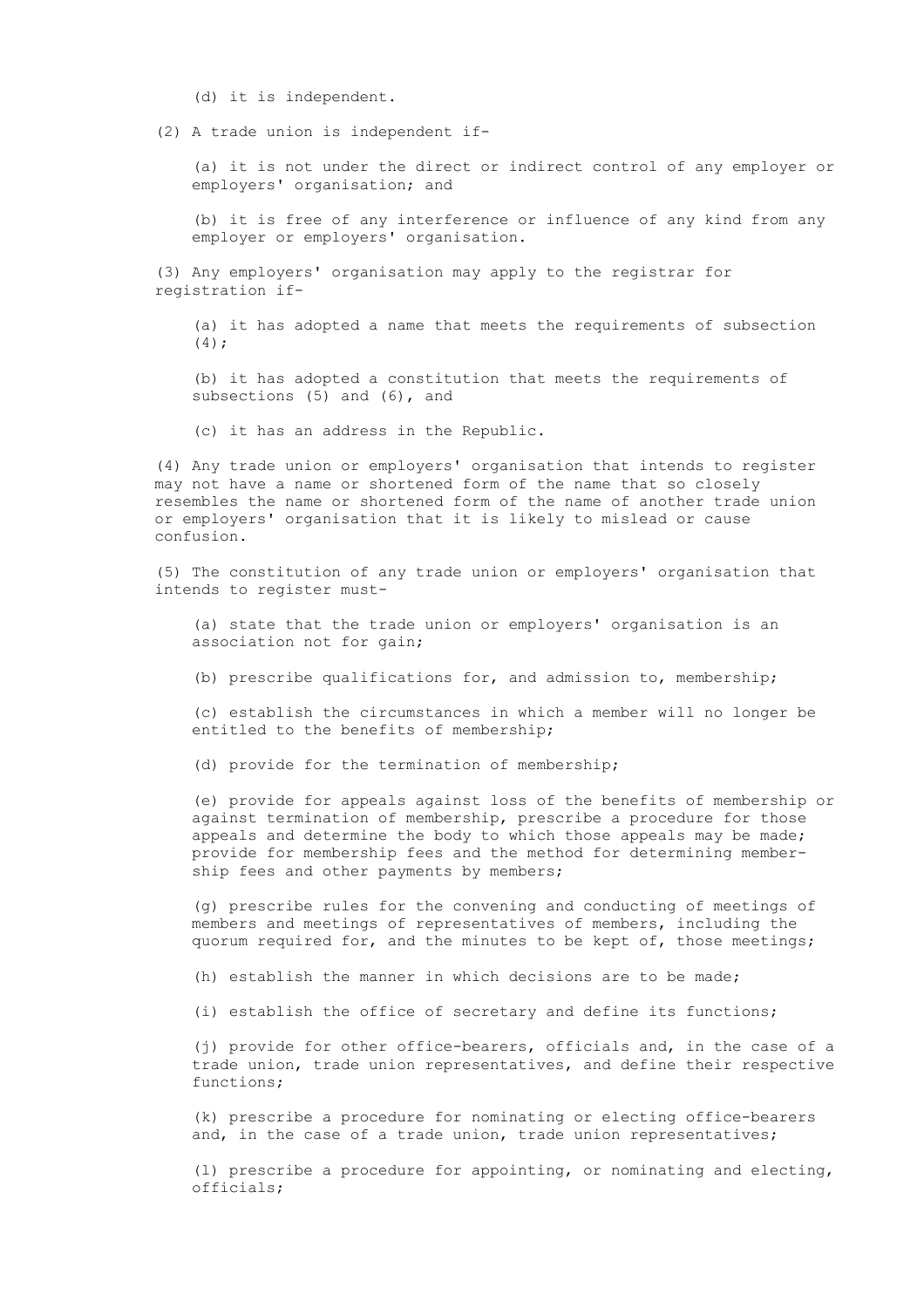(d) it is independent.

(2) A trade union is independent if-

(a) it is not under the direct or indirect control of any employer or employers' organisation; and

(b) it is free of any interference or influence of any kind from any employer or employers' organisation.

(3) Any employers' organisation may apply to the registrar for registration if-

(a) it has adopted a name that meets the requirements of subsection (4);

(b) it has adopted a constitution that meets the requirements of subsections (5) and (6), and

(c) it has an address in the Republic.

(4) Any trade union or employers' organisation that intends to register may not have a name or shortened form of the name that so closely resembles the name or shortened form of the name of another trade union or employers' organisation that it is likely to mislead or cause confusion.

(5) The constitution of any trade union or employers' organisation that intends to register must-

(a) state that the trade union or employers' organisation is an association not for gain;

(b) prescribe qualifications for, and admission to, membership;

(c) establish the circumstances in which a member will no longer be entitled to the benefits of membership;

(d) provide for the termination of membership;

(e) provide for appeals against loss of the benefits of membership or against termination of membership, prescribe a procedure for those appeals and determine the body to which those appeals may be made; provide for membership fees and the method for determining membership fees and other payments by members;

(g) prescribe rules for the convening and conducting of meetings of members and meetings of representatives of members, including the quorum required for, and the minutes to be kept of, those meetings;

(h) establish the manner in which decisions are to be made;

(i) establish the office of secretary and define its functions;

(j) provide for other office-bearers, officials and, in the case of a trade union, trade union representatives, and define their respective functions;

(k) prescribe a procedure for nominating or electing office-bearers and, in the case of a trade union, trade union representatives;

(l) prescribe a procedure for appointing, or nominating and electing, officials;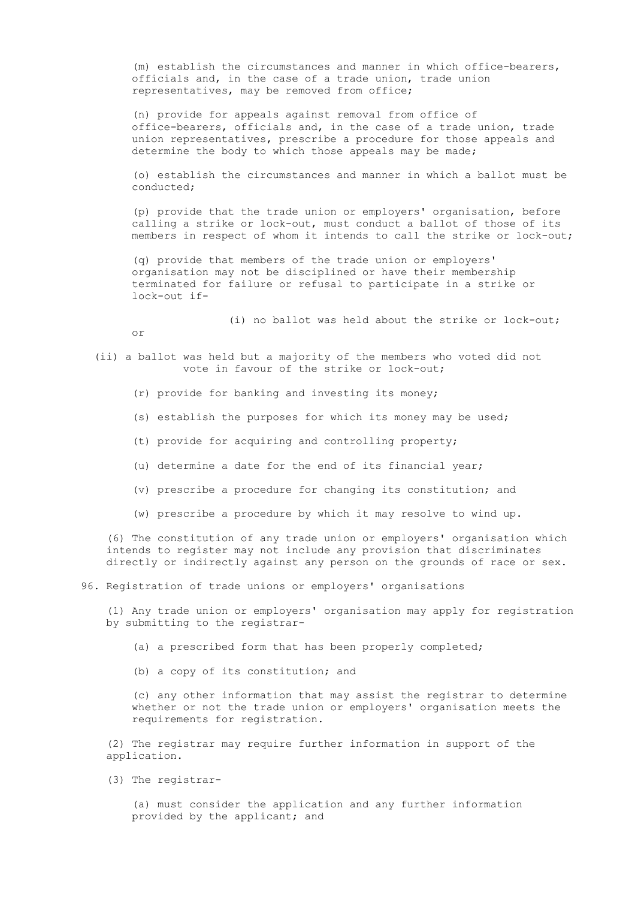(m) establish the circumstances and manner in which office-bearers, officials and, in the case of a trade union, trade union representatives, may be removed from office;

(n) provide for appeals against removal from office of office-bearers, officials and, in the case of a trade union, trade union representatives, prescribe a procedure for those appeals and determine the body to which those appeals may be made;

(o) establish the circumstances and manner in which a ballot must be conducted;

(p) provide that the trade union or employers' organisation, before calling a strike or lock-out, must conduct a ballot of those of its members in respect of whom it intends to call the strike or lock-out;

(q) provide that members of the trade union or employers' organisation may not be disciplined or have their membership terminated for failure or refusal to participate in a strike or lock-out if-

(i) no ballot was held about the strike or lock-out; or

(ii) a ballot was held but a majority of the members who voted did not vote in favour of the strike or lock-out;

(r) provide for banking and investing its money;

(s) establish the purposes for which its money may be used;

(t) provide for acquiring and controlling property;

(u) determine a date for the end of its financial year;

(v) prescribe a procedure for changing its constitution; and

(w) prescribe a procedure by which it may resolve to wind up.

(6) The constitution of any trade union or employers' organisation which intends to register may not include any provision that discriminates directly or indirectly against any person on the grounds of race or sex.

96. Registration of trade unions or employers' organisations

(1) Any trade union or employers' organisation may apply for registration by submitting to the registrar-

(a) a prescribed form that has been properly completed;

(b) a copy of its constitution; and

(c) any other information that may assist the registrar to determine whether or not the trade union or employers' organisation meets the requirements for registration.

(2) The registrar may require further information in support of the application.

(3) The registrar-

(a) must consider the application and any further information provided by the applicant; and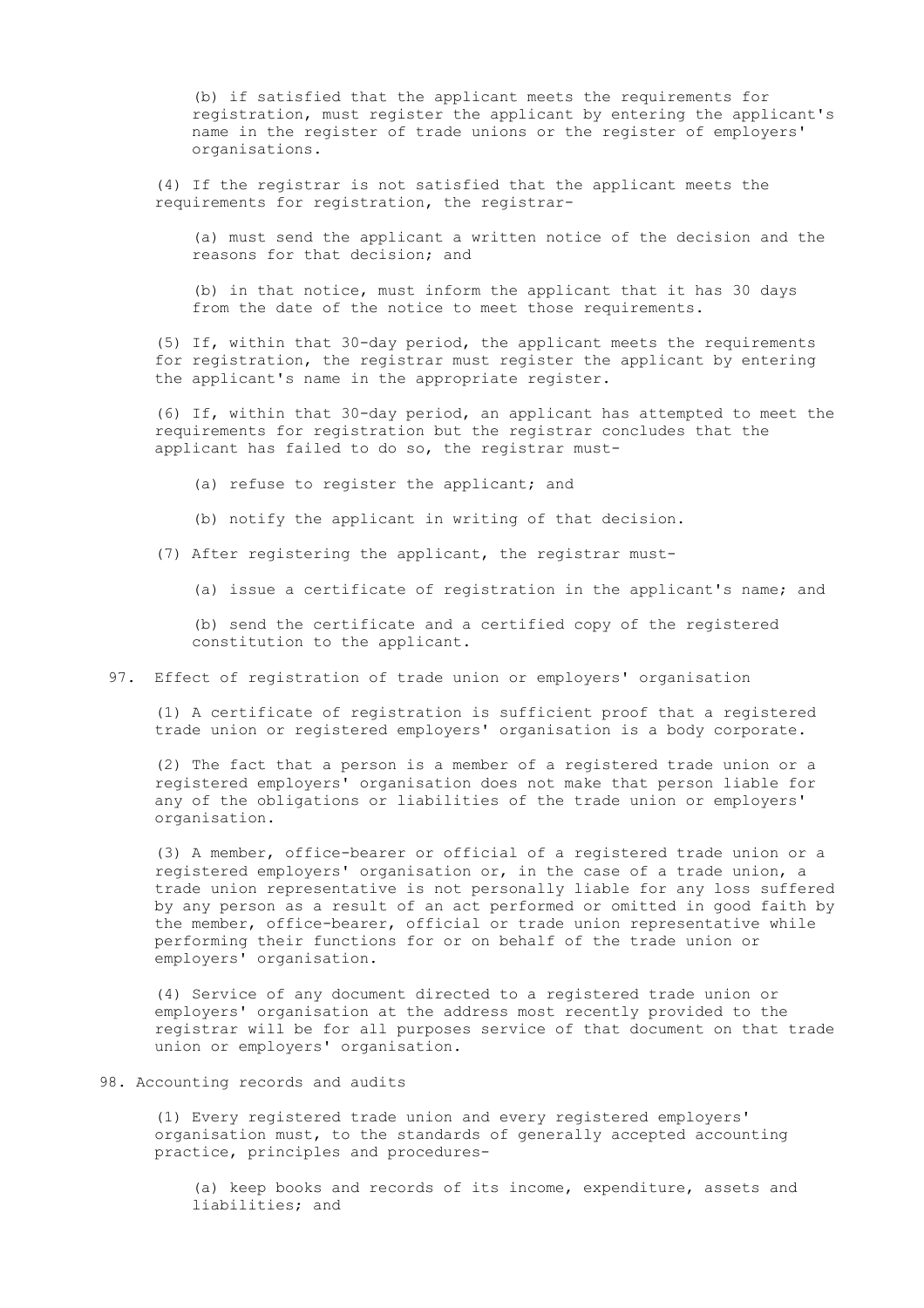(b) if satisfied that the applicant meets the requirements for registration, must register the applicant by entering the applicant's name in the register of trade unions or the register of employers' organisations.

(4) If the registrar is not satisfied that the applicant meets the requirements for registration, the registrar-

(a) must send the applicant a written notice of the decision and the reasons for that decision; and

(b) in that notice, must inform the applicant that it has 30 days from the date of the notice to meet those requirements.

(5) If, within that 30-day period, the applicant meets the requirements for registration, the registrar must register the applicant by entering the applicant's name in the appropriate register.

(6) If, within that 30-day period, an applicant has attempted to meet the requirements for registration but the registrar concludes that the applicant has failed to do so, the registrar must-

(a) refuse to register the applicant; and

(b) notify the applicant in writing of that decision.

(7) After registering the applicant, the registrar must-

(a) issue a certificate of registration in the applicant's name; and

(b) send the certificate and a certified copy of the registered constitution to the applicant.

## 97. Effect of registration of trade union or employers' organisation

(1) A certificate of registration is sufficient proof that a registered trade union or registered employers' organisation is a body corporate.

(2) The fact that a person is a member of a registered trade union or a registered employers' organisation does not make that person liable for any of the obligations or liabilities of the trade union or employers' organisation.

(3) A member, office-bearer or official of a registered trade union or a registered employers' organisation or, in the case of a trade union, a trade union representative is not personally liable for any loss suffered by any person as a result of an act performed or omitted in good faith by the member, office-bearer, official or trade union representative while performing their functions for or on behalf of the trade union or employers' organisation.

(4) Service of any document directed to a registered trade union or employers' organisation at the address most recently provided to the registrar will be for all purposes service of that document on that trade union or employers' organisation.

## 98. Accounting records and audits

(1) Every registered trade union and every registered employers' organisation must, to the standards of generally accepted accounting practice, principles and procedures-

(a) keep books and records of its income, expenditure, assets and liabilities; and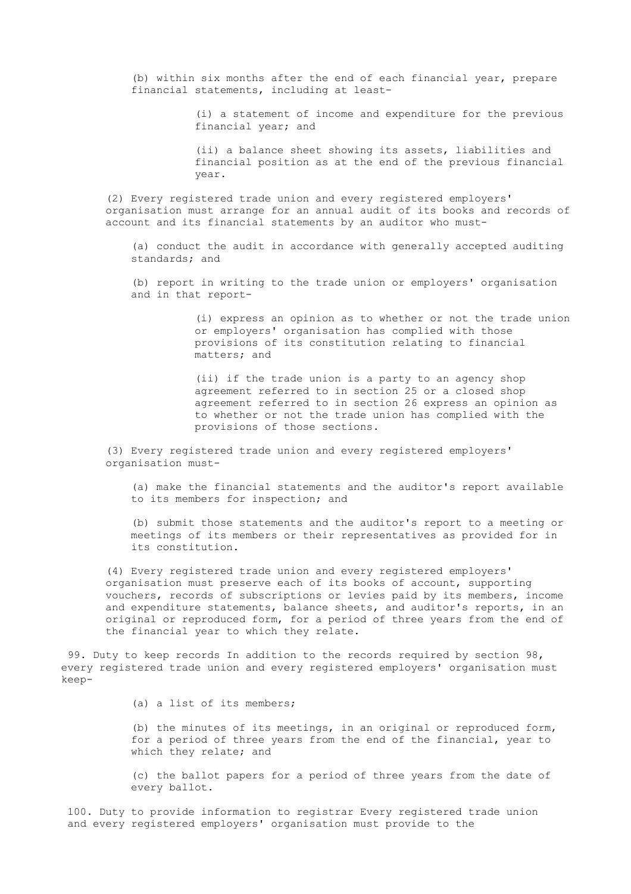(b) within six months after the end of each financial year, prepare financial statements, including at least-

(i) a statement of income and expenditure for the previous financial year; and

(ii) a balance sheet showing its assets, liabilities and financial position as at the end of the previous financial year.

(2) Every registered trade union and every registered employers' organisation must arrange for an annual audit of its books and records of account and its financial statements by an auditor who must-

(a) conduct the audit in accordance with generally accepted auditing standards; and

(b) report in writing to the trade union or employers' organisation and in that report-

(i) express an opinion as to whether or not the trade union or employers' organisation has complied with those provisions of its constitution relating to financial matters; and

(ii) if the trade union is a party to an agency shop agreement referred to in section 25 or a closed shop agreement referred to in section 26 express an opinion as to whether or not the trade union has complied with the provisions of those sections.

(3) Every registered trade union and every registered employers' organisation must-

(a) make the financial statements and the auditor's report available to its members for inspection; and

(b) submit those statements and the auditor's report to a meeting or meetings of its members or their representatives as provided for in its constitution.

(4) Every registered trade union and every registered employers' organisation must preserve each of its books of account, supporting vouchers, records of subscriptions or levies paid by its members, income and expenditure statements, balance sheets, and auditor's reports, in an original or reproduced form, for a period of three years from the end of the financial year to which they relate.

99. Duty to keep records In addition to the records required by section 98, every registered trade union and every registered employers' organisation must keep-

(a) a list of its members;

(b) the minutes of its meetings, in an original or reproduced form, for a period of three years from the end of the financial, year to which they relate; and

(c) the ballot papers for a period of three years from the date of every ballot.

100. Duty to provide information to registrar Every registered trade union and every registered employers' organisation must provide to the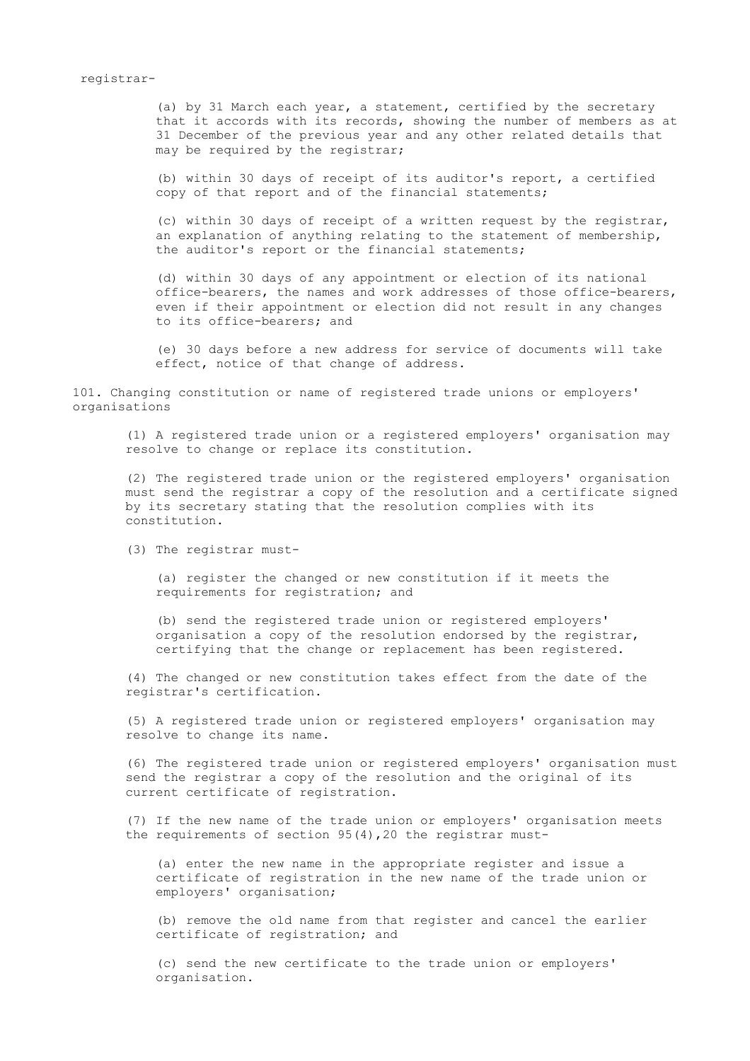registrar-

(a) by 31 March each year, a statement, certified by the secretary that it accords with its records, showing the number of members as at 31 December of the previous year and any other related details that may be required by the registrar;

(b) within 30 days of receipt of its auditor's report, a certified copy of that report and of the financial statements;

(c) within 30 days of receipt of a written request by the registrar, an explanation of anything relating to the statement of membership, the auditor's report or the financial statements;

(d) within 30 days of any appointment or election of its national office-bearers, the names and work addresses of those office-bearers, even if their appointment or election did not result in any changes to its office-bearers; and

(e) 30 days before a new address for service of documents will take effect, notice of that change of address.

### 101. Changing constitution or name of registered trade unions or employers' organisations

(1) A registered trade union or a registered employers' organisation may resolve to change or replace its constitution.

(2) The registered trade union or the registered employers' organisation must send the registrar a copy of the resolution and a certificate signed by its secretary stating that the resolution complies with its constitution.

(3) The registrar must-

(a) register the changed or new constitution if it meets the requirements for registration; and

(b) send the registered trade union or registered employers' organisation a copy of the resolution endorsed by the registrar, certifying that the change or replacement has been registered.

(4) The changed or new constitution takes effect from the date of the registrar's certification.

(5) A registered trade union or registered employers' organisation may resolve to change its name.

(6) The registered trade union or registered employers' organisation must send the registrar a copy of the resolution and the original of its current certificate of registration.

(7) If the new name of the trade union or employers' organisation meets the requirements of section 95(4),[20] the registrar must-

(a) enter the new name in the appropriate register and issue a certificate of registration in the new name of the trade union or employers' organisation;

(b) remove the old name from that register and cancel the earlier certificate of registration; and

(c) send the new certificate to the trade union or employers' organisation.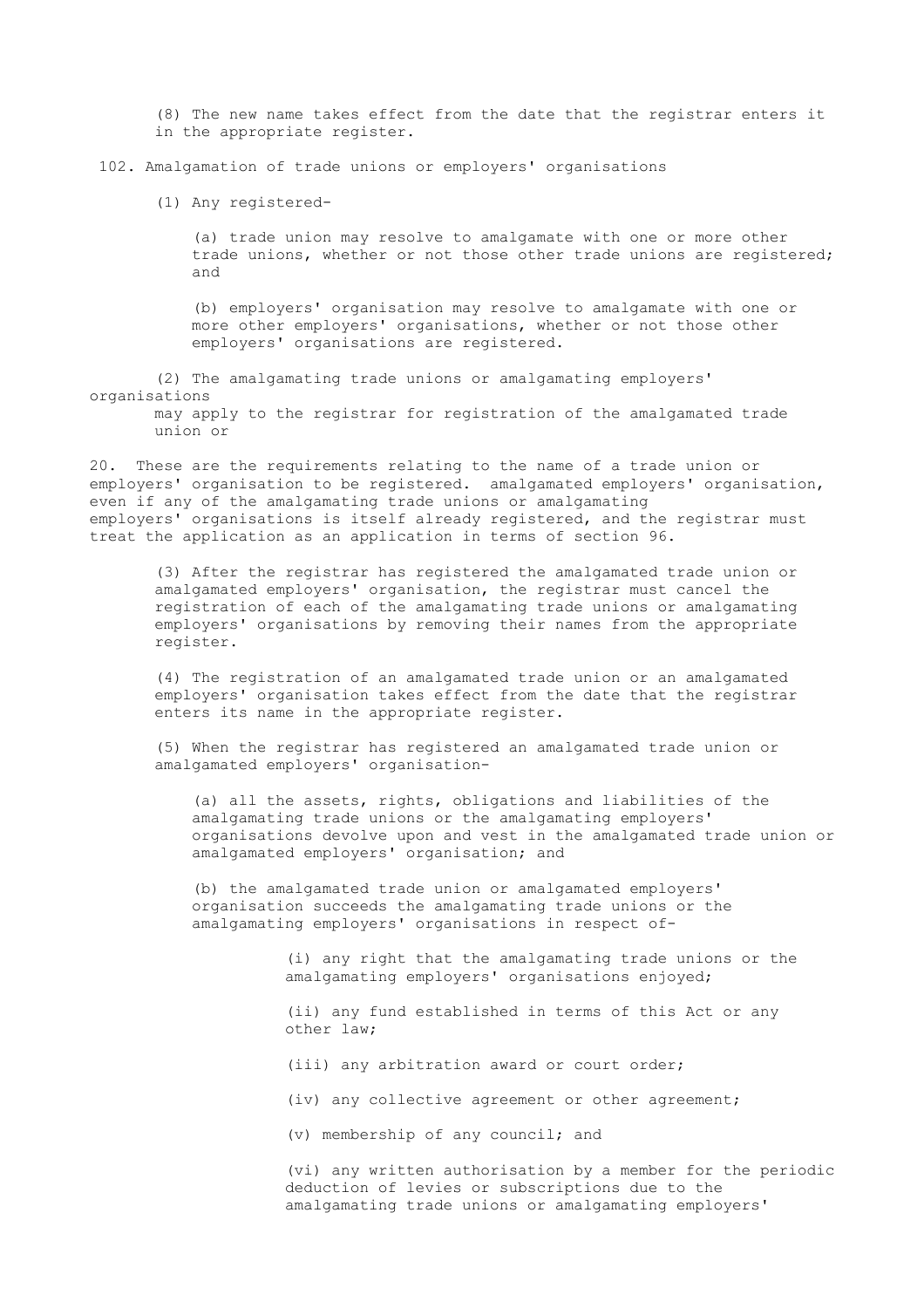(8) The new name takes effect from the date that the registrar enters it in the appropriate register.

## 102. Amalgamation of trade unions or employers' organisations

(1) Any registered-

(a) trade union may resolve to amalgamate with one or more other trade unions, whether or not those other trade unions are registered; and

(b) employers' organisation may resolve to amalgamate with one or more other employers' organisations, whether or not those other employers' organisations are registered.

(2) The amalgamating trade unions or amalgamating employers' organisations may apply to the registrar for registration of the amalgamated trade union or

20. These are the requirements relating to the name of a trade union or employers' organisation to be registered. amalgamated employers' organisation, even if any of the amalgamating trade unions or amalgamating employers' organisations is itself already registered, and the registrar must treat the application as an application in terms of section 96.

(3) After the registrar has registered the amalgamated trade union or amalgamated employers' organisation, the registrar must cancel the registration of each of the amalgamating trade unions or amalgamating employers' organisations by removing their names from the appropriate register.

(4) The registration of an amalgamated trade union or an amalgamated employers' organisation takes effect from the date that the registrar enters its name in the appropriate register.

(5) When the registrar has registered an amalgamated trade union or amalgamated employers' organisation-

(a) all the assets, rights, obligations and liabilities of the amalgamating trade unions or the amalgamating employers' organisations devolve upon and vest in the amalgamated trade union or amalgamated employers' organisation; and

(b) the amalgamated trade union or amalgamated employers' organisation succeeds the amalgamating trade unions or the amalgamating employers' organisations in respect of-

(i) any right that the amalgamating trade unions or the amalgamating employers' organisations enjoyed;

(ii) any fund established in terms of this Act or any other law;

(iii) any arbitration award or court order;

(iv) any collective agreement or other agreement;

(v) membership of any council; and

(vi) any written authorisation by a member for the periodic deduction of levies or subscriptions due to the amalgamating trade unions or amalgamating employers'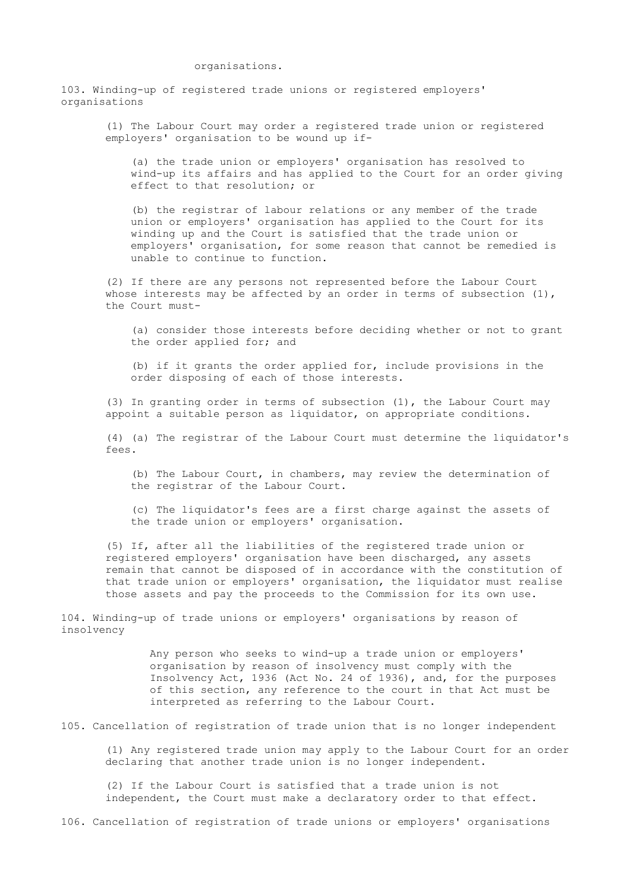organisations.

### 103. Winding-up of registered trade unions or registered employers' organisations

(1) The Labour Court may order a registered trade union or registered employers' organisation to be wound up if-

(a) the trade union or employers' organisation has resolved to wind-up its affairs and has applied to the Court for an order giving effect to that resolution; or

(b) the registrar of labour relations or any member of the trade union or employers' organisation has applied to the Court for its winding up and the Court is satisfied that the trade union or employers' organisation, for some reason that cannot be remedied is unable to continue to function.

(2) If there are any persons not represented before the Labour Court whose interests may be affected by an order in terms of subsection (1), the Court must-

(a) consider those interests before deciding whether or not to grant the order applied for; and

(b) if it grants the order applied for, include provisions in the order disposing of each of those interests.

(3) In granting order in terms of subsection (1), the Labour Court may appoint a suitable person as liquidator, on appropriate conditions.

(4) (a) The registrar of the Labour Court must determine the liquidator's fees.

(b) The Labour Court, in chambers, may review the determination of the registrar of the Labour Court.

(c) The liquidator's fees are a first charge against the assets of the trade union or employers' organisation.

(5) If, after all the liabilities of the registered trade union or registered employers' organisation have been discharged, any assets remain that cannot be disposed of in accordance with the constitution of that trade union or employers' organisation, the liquidator must realise those assets and pay the proceeds to the Commission for its own use.

### 104. Winding-up of trade unions or employers' organisations by reason of insolvency

Any person who seeks to wind-up a trade union or employers' organisation by reason of insolvency must comply with the Insolvency Act, 1936 (Act No. 24 of 1936), and, for the purposes of this section, any reference to the court in that Act must be interpreted as referring to the Labour Court.

### 105. Cancellation of registration of trade union that is no longer independent

(1) Any registered trade union may apply to the Labour Court for an order declaring that another trade union is no longer independent.

(2) If the Labour Court is satisfied that a trade union is not independent, the Court must make a declaratory order to that effect.

### 106. Cancellation of registration of trade unions or employers' organisations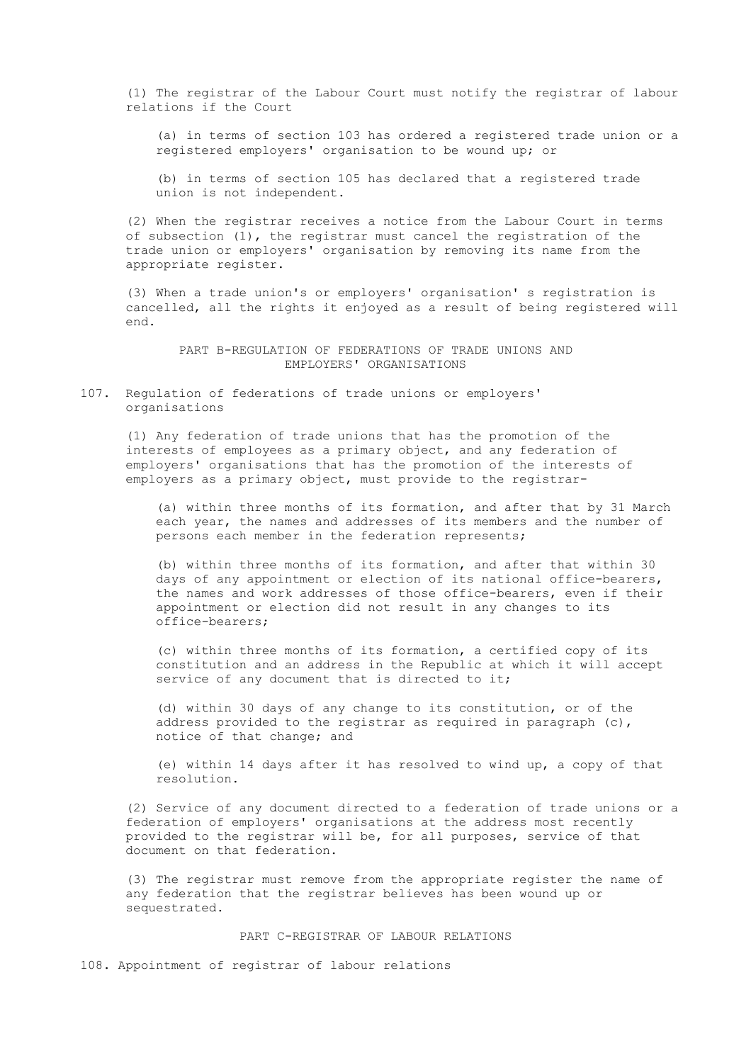(1) The registrar of the Labour Court must notify the registrar of labour relations if the Court

(a) in terms of section 103 has ordered a registered trade union or a registered employers' organisation to be wound up; or

(b) in terms of section 105 has declared that a registered trade union is not independent.

(2) When the registrar receives a notice from the Labour Court in terms of subsection (1), the registrar must cancel the registration of the trade union or employers' organisation by removing its name from the appropriate register.

(3) When a trade union's or employers' organisation' s registration is cancelled, all the rights it enjoyed as a result of being registered will end.

## PART B-REGULATION OF FEDERATIONS OF TRADE UNIONS AND EMPLOYERS' ORGANISATIONS

### 107. Regulation of federations of trade unions or employers' organisations

(1) Any federation of trade unions that has the promotion of the interests of employees as a primary object, and any federation of employers' organisations that has the promotion of the interests of employers as a primary object, must provide to the registrar-

(a) within three months of its formation, and after that by 31 March each year, the names and addresses of its members and the number of persons each member in the federation represents;

(b) within three months of its formation, and after that within 30 days of any appointment or election of its national office-bearers, the names and work addresses of those office-bearers, even if their appointment or election did not result in any changes to its office-bearers;

(c) within three months of its formation, a certified copy of its constitution and an address in the Republic at which it will accept service of any document that is directed to it;

(d) within 30 days of any change to its constitution, or of the address provided to the registrar as required in paragraph (c), notice of that change; and

(e) within 14 days after it has resolved to wind up, a copy of that resolution.

(2) Service of any document directed to a federation of trade unions or a federation of employers' organisations at the address most recently provided to the registrar will be, for all purposes, service of that document on that federation.

(3) The registrar must remove from the appropriate register the name of any federation that the registrar believes has been wound up or sequestrated.

## PART C-REGISTRAR OF LABOUR RELATIONS

### 108. Appointment of registrar of labour relations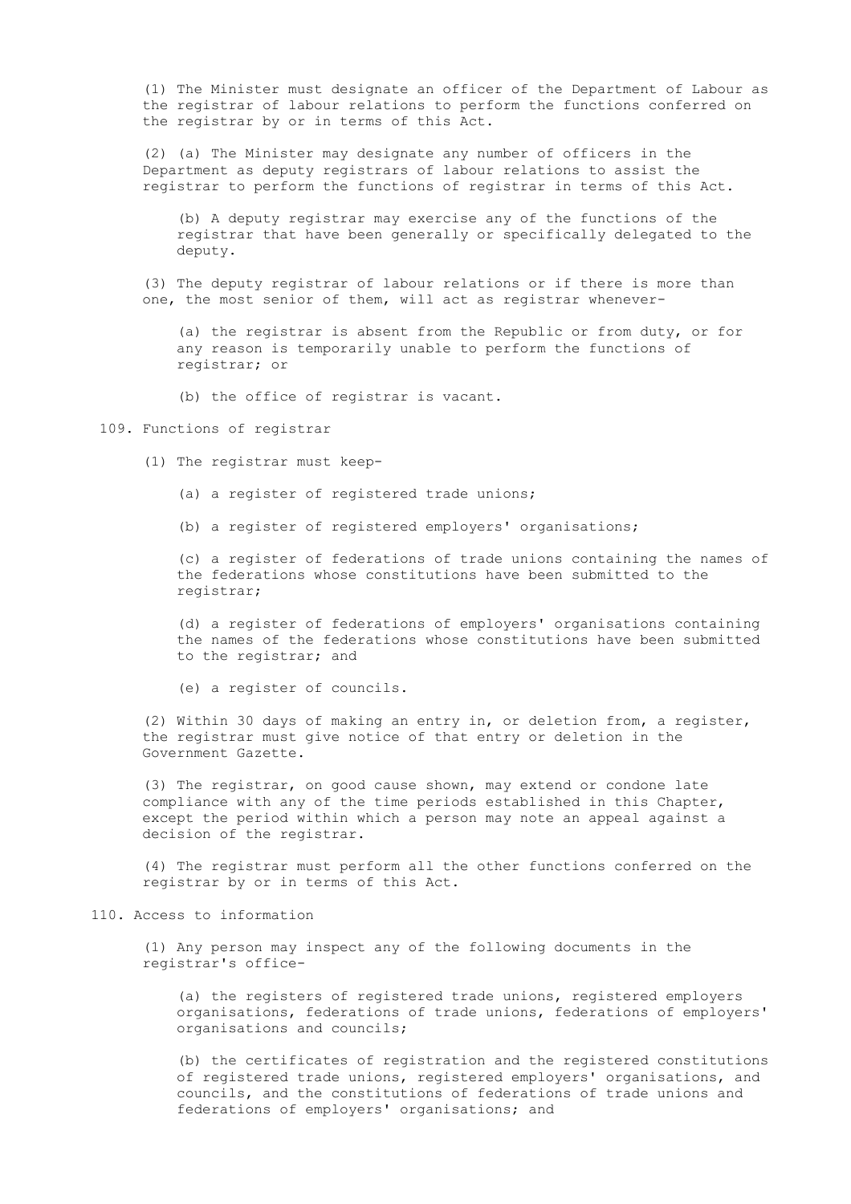(1) The Minister must designate an officer of the Department of Labour as the registrar of labour relations to perform the functions conferred on the registrar by or in terms of this Act.

(2) (a) The Minister may designate any number of officers in the Department as deputy registrars of labour relations to assist the registrar to perform the functions of registrar in terms of this Act.

(b) A deputy registrar may exercise any of the functions of the registrar that have been generally or specifically delegated to the deputy.

(3) The deputy registrar of labour relations or if there is more than one, the most senior of them, will act as registrar whenever-

(a) the registrar is absent from the Republic or from duty, or for any reason is temporarily unable to perform the functions of registrar; or

(b) the office of registrar is vacant.

### 109. Functions of registrar

(1) The registrar must keep-

(a) a register of registered trade unions;

(b) a register of registered employers' organisations;

(c) a register of federations of trade unions containing the names of the federations whose constitutions have been submitted to the registrar;

(d) a register of federations of employers' organisations containing the names of the federations whose constitutions have been submitted to the registrar; and

(e) a register of councils.

(2) Within 30 days of making an entry in, or deletion from, a register, the registrar must give notice of that entry or deletion in the Government Gazette.

(3) The registrar, on good cause shown, may extend or condone late compliance with any of the time periods established in this Chapter, except the period within which a person may note an appeal against a decision of the registrar.

(4) The registrar must perform all the other functions conferred on the registrar by or in terms of this Act.

### 110. Access to information

(1) Any person may inspect any of the following documents in the registrar's office-

(a) the registers of registered trade unions, registered employers organisations, federations of trade unions, federations of employers' organisations and councils;

(b) the certificates of registration and the registered constitutions of registered trade unions, registered employers' organisations, and councils, and the constitutions of federations of trade unions and federations of employers' organisations; and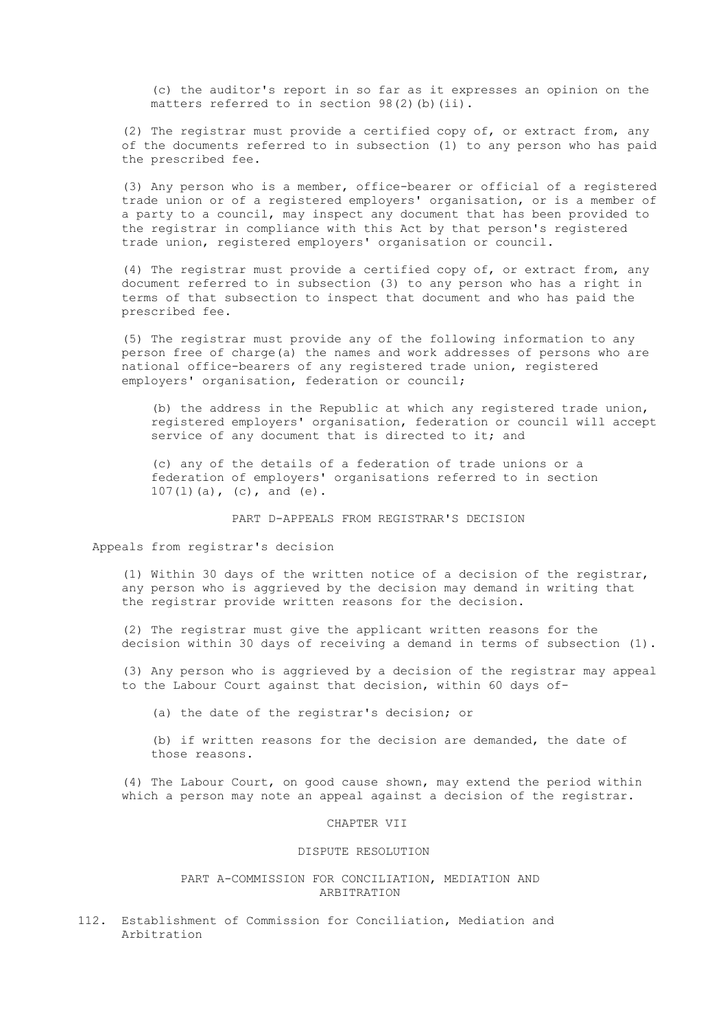(c) the auditor's report in so far as it expresses an opinion on the matters referred to in section 98(2)(b)(ii).

(2) The registrar must provide a certified copy of, or extract from, any of the documents referred to in subsection (1) to any person who has paid the prescribed fee.

(3) Any person who is a member, office-bearer or official of a registered trade union or of a registered employers' organisation, or is a member of a party to a council, may inspect any document that has been provided to the registrar in compliance with this Act by that person's registered trade union, registered employers' organisation or council.

(4) The registrar must provide a certified copy of, or extract from, any document referred to in subsection (3) to any person who has a right in terms of that subsection to inspect that document and who has paid the prescribed fee.

(5) The registrar must provide any of the following information to any person free of charge(a) the names and work addresses of persons who are national office-bearers of any registered trade union, registered employers' organisation, federation or council;

(b) the address in the Republic at which any registered trade union, registered employers' organisation, federation or council will accept service of any document that is directed to it; and

(c) any of the details of a federation of trade unions or a federation of employers' organisations referred to in section 107(l)(a), (c), and (e).

## PART D-APPEALS FROM REGISTRAR'S DECISION

### Appeals from registrar's decision

(1) Within 30 days of the written notice of a decision of the registrar, any person who is aggrieved by the decision may demand in writing that the registrar provide written reasons for the decision.

(2) The registrar must give the applicant written reasons for the decision within 30 days of receiving a demand in terms of subsection (1).

(3) Any person who is aggrieved by a decision of the registrar may appeal to the Labour Court against that decision, within 60 days of-

(a) the date of the registrar's decision; or

(b) if written reasons for the decision are demanded, the date of those reasons.

(4) The Labour Court, on good cause shown, may extend the period within which a person may note an appeal against a decision of the registrar.

# CHAPTER VII

# DISPUTE RESOLUTION

## PART A-COMMISSION FOR CONCILIATION, MEDIATION AND ARBITRATION

### 112. Establishment of Commission for Conciliation, Mediation and Arbitration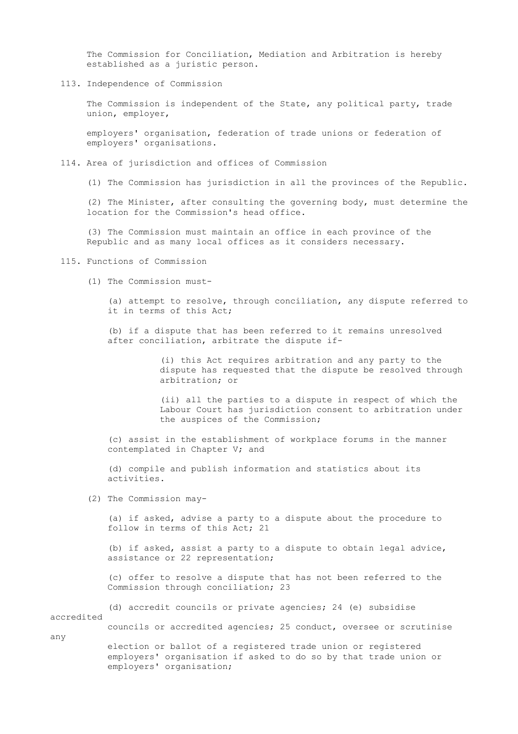The Commission for Conciliation, Mediation and Arbitration is hereby established as a juristic person.

113. Independence of Commission

The Commission is independent of the State, any political party, trade union, employer,

employers' organisation, federation of trade unions or federation of employers' organisations.

114. Area of jurisdiction and offices of Commission

(1) The Commission has jurisdiction in all the provinces of the Republic.

(2) The Minister, after consulting the governing body, must determine the location for the Commission's head office.

(3) The Commission must maintain an office in each province of the Republic and as many local offices as it considers necessary.

115. Functions of Commission

(1) The Commission must-

(a) attempt to resolve, through conciliation, any dispute referred to it in terms of this Act;

(b) if a dispute that has been referred to it remains unresolved after conciliation, arbitrate the dispute if-

(i) this Act requires arbitration and any party to the dispute has requested that the dispute be resolved through arbitration; or

(ii) all the parties to a dispute in respect of which the Labour Court has jurisdiction consent to arbitration under the auspices of the Commission;

(c) assist in the establishment of workplace forums in the manner contemplated in Chapter V; and

(d) compile and publish information and statistics about its activities.

(2) The Commission may-

(a) if asked, advise a party to a dispute about the procedure to follow in terms of this Act; 21

(b) if asked, assist a party to a dispute to obtain legal advice, assistance or 22 representation;

(c) offer to resolve a dispute that has not been referred to the Commission through conciliation; 23

(d) accredit councils or private agencies; 24 (e) subsidise accredited councils or accredited agencies; 25 conduct, oversee or scrutinise any election or ballot of a registered trade union or registered employers' organisation if asked to do so by that trade union or employers' organisation;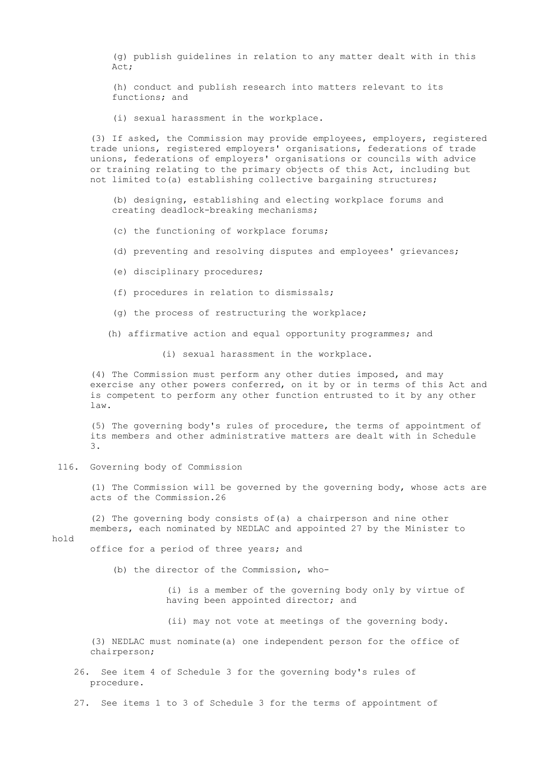(g) publish guidelines in relation to any matter dealt with in this Act;

(h) conduct and publish research into matters relevant to its functions; and

(i) sexual harassment in the workplace.

(3) If asked, the Commission may provide employees, employers, registered trade unions, registered employers' organisations, federations of trade unions, federations of employers' organisations or councils with advice or training relating to the primary objects of this Act, including but not limited to(a) establishing collective bargaining structures;

(b) designing, establishing and electing workplace forums and creating deadlock-breaking mechanisms;

(c) the functioning of workplace forums;

(d) preventing and resolving disputes and employees' grievances;

(e) disciplinary procedures;

(f) procedures in relation to dismissals;

(g) the process of restructuring the workplace;

(h) affirmative action and equal opportunity programmes; and

(i) sexual harassment in the workplace.

(4) The Commission must perform any other duties imposed, and may exercise any other powers conferred, on it by or in terms of this Act and is competent to perform any other function entrusted to it by any other law.

(5) The governing body's rules of procedure, the terms of appointment of its members and other administrative matters are dealt with in Schedule 3.

116. Governing body of Commission

(1) The Commission will be governed by the governing body, whose acts are acts of the Commission.26

(2) The governing body consists of(a) a chairperson and nine other members, each nominated by NEDLAC and appointed 27 by the Minister to hold office for a period of three years; and

(b) the director of the Commission, who-

(i) is a member of the governing body only by virtue of having been appointed director; and

(ii) may not vote at meetings of the governing body.

(3) NEDLAC must nominate(a) one independent person for the office of chairperson;

26. See item 4 of Schedule 3 for the governing body's rules of procedure.

27. See items 1 to 3 of Schedule 3 for the terms of appointment of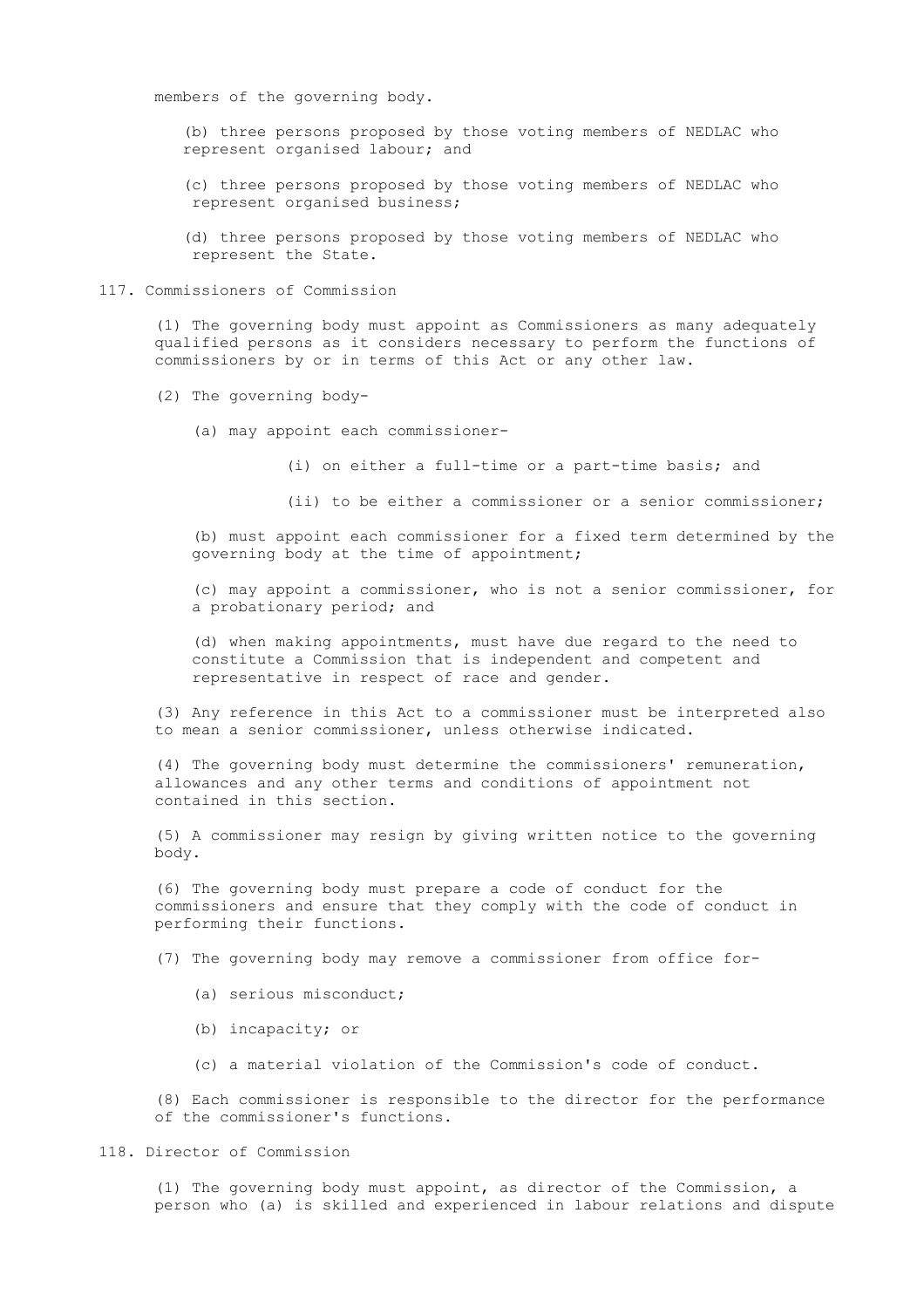members of the governing body.

(b) three persons proposed by those voting members of NEDLAC who represent organised labour; and

(c) three persons proposed by those voting members of NEDLAC who represent organised business;

(d) three persons proposed by those voting members of NEDLAC who represent the State.

## 117. Commissioners of Commission

(1) The governing body must appoint as Commissioners as many adequately qualified persons as it considers necessary to perform the functions of commissioners by or in terms of this Act or any other law.

(2) The governing body-

(a) may appoint each commissioner-

(i) on either a full-time or a part-time basis; and

(ii) to be either a commissioner or a senior commissioner;

(b) must appoint each commissioner for a fixed term determined by the governing body at the time of appointment;

(c) may appoint a commissioner, who is not a senior commissioner, for a probationary period; and

(d) when making appointments, must have due regard to the need to constitute a Commission that is independent and competent and representative in respect of race and gender.

(3) Any reference in this Act to a commissioner must be interpreted also to mean a senior commissioner, unless otherwise indicated.

(4) The governing body must determine the commissioners' remuneration, allowances and any other terms and conditions of appointment not contained in this section.

(5) A commissioner may resign by giving written notice to the governing body.

(6) The governing body must prepare a code of conduct for the commissioners and ensure that they comply with the code of conduct in performing their functions.

(7) The governing body may remove a commissioner from office for-

(a) serious misconduct;

(b) incapacity; or

(c) a material violation of the Commission's code of conduct.

(8) Each commissioner is responsible to the director for the performance of the commissioner's functions.

## 118. Director of Commission

(1) The governing body must appoint, as director of the Commission, a person who (a) is skilled and experienced in labour relations and dispute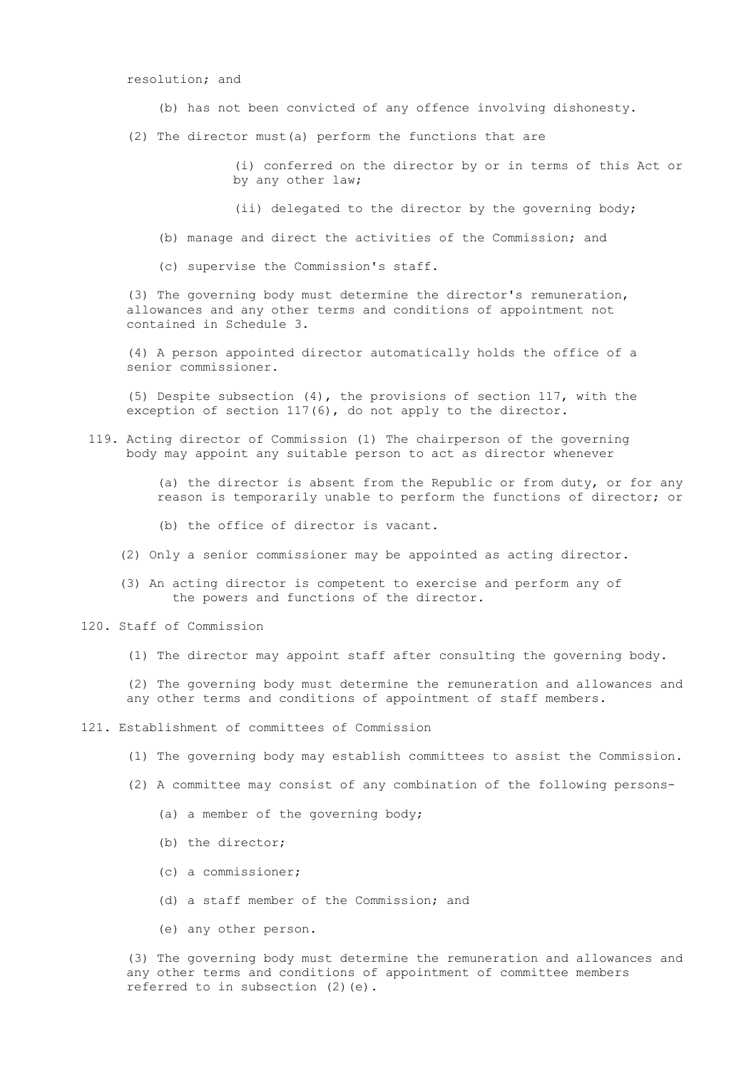resolution; and

(b) has not been convicted of any offence involving dishonesty.

(2) The director must(a) perform the functions that are

(i) conferred on the director by or in terms of this Act or by any other law;

(ii) delegated to the director by the governing body;

(b) manage and direct the activities of the Commission; and

(c) supervise the Commission's staff.

(3) The governing body must determine the director's remuneration, allowances and any other terms and conditions of appointment not contained in Schedule 3.

(4) A person appointed director automatically holds the office of a senior commissioner.

(5) Despite subsection (4), the provisions of section 117, with the exception of section 117(6), do not apply to the director.

119. Acting director of Commission (1) The chairperson of the governing body may appoint any suitable person to act as director whenever

(a) the director is absent from the Republic or from duty, or for any reason is temporarily unable to perform the functions of director; or

(b) the office of director is vacant.

(2) Only a senior commissioner may be appointed as acting director.

(3) An acting director is competent to exercise and perform any of the powers and functions of the director.

120. Staff of Commission

(1) The director may appoint staff after consulting the governing body.

(2) The governing body must determine the remuneration and allowances and any other terms and conditions of appointment of staff members.

121. Establishment of committees of Commission

(1) The governing body may establish committees to assist the Commission.

(2) A committee may consist of any combination of the following persons-

(a) a member of the governing body;

(b) the director;

(c) a commissioner;

(d) a staff member of the Commission; and

(e) any other person.

(3) The governing body must determine the remuneration and allowances and any other terms and conditions of appointment of committee members referred to in subsection (2)(e).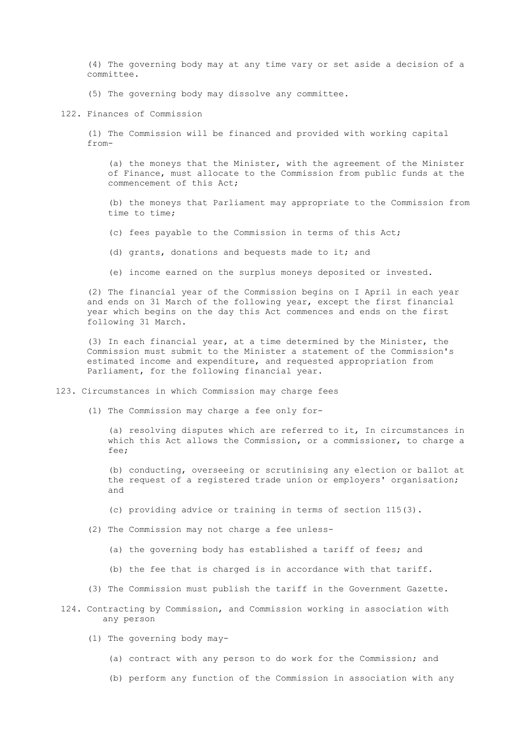(4) The governing body may at any time vary or set aside a decision of a committee.

(5) The governing body may dissolve any committee.

### 122. Finances of Commission

(1) The Commission will be financed and provided with working capital from-

(a) the moneys that the Minister, with the agreement of the Minister of Finance, must allocate to the Commission from public funds at the commencement of this Act;

(b) the moneys that Parliament may appropriate to the Commission from time to time;

(c) fees payable to the Commission in terms of this Act;

(d) grants, donations and bequests made to it; and

(e) income earned on the surplus moneys deposited or invested.

(2) The financial year of the Commission begins on I April in each year and ends on 31 March of the following year, except the first financial year which begins on the day this Act commences and ends on the first following 31 March.

(3) In each financial year, at a time determined by the Minister, the Commission must submit to the Minister a statement of the Commission's estimated income and expenditure, and requested appropriation from Parliament, for the following financial year.

### 123. Circumstances in which Commission may charge fees

(1) The Commission may charge a fee only for-

(a) resolving disputes which are referred to it, In circumstances in which this Act allows the Commission, or a commissioner, to charge a fee;

(b) conducting, overseeing or scrutinising any election or ballot at the request of a registered trade union or employers' organisation; and

(c) providing advice or training in terms of section 115(3).

(2) The Commission may not charge a fee unless-

(a) the governing body has established a tariff of fees; and

(b) the fee that is charged is in accordance with that tariff.

(3) The Commission must publish the tariff in the Government Gazette.

### 124. Contracting by Commission, and Commission working in association with any person

(1) The governing body may-

(a) contract with any person to do work for the Commission; and

(b) perform any function of the Commission in association with any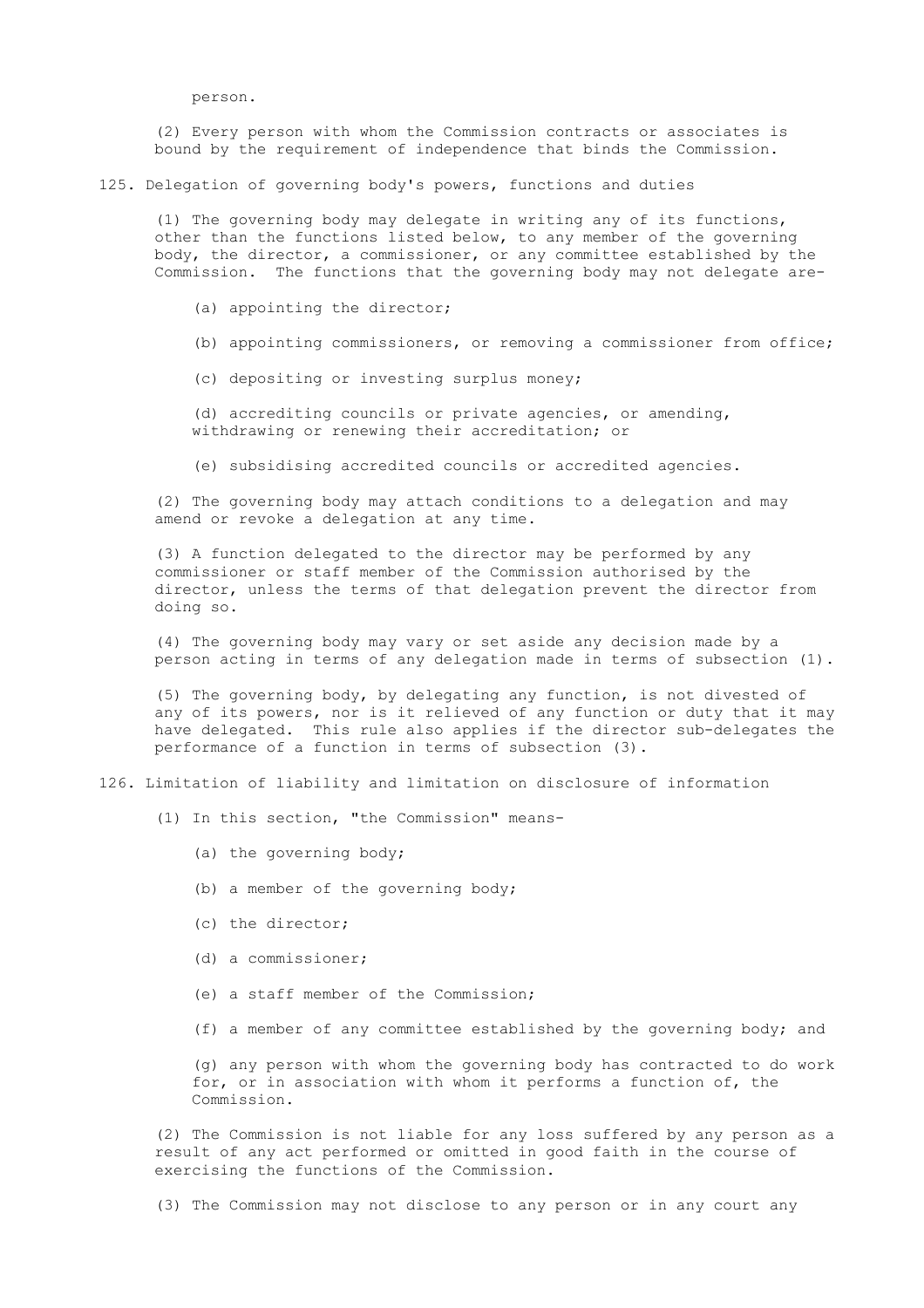person.

(2) Every person with whom the Commission contracts or associates is bound by the requirement of independence that binds the Commission.

## 125. Delegation of governing body's powers, functions and duties

(1) The governing body may delegate in writing any of its functions, other than the functions listed below, to any member of the governing body, the director, a commissioner, or any committee established by the Commission. The functions that the governing body may not delegate are-

(a) appointing the director;

(b) appointing commissioners, or removing a commissioner from office;

(c) depositing or investing surplus money;

(d) accrediting councils or private agencies, or amending, withdrawing or renewing their accreditation; or

(e) subsidising accredited councils or accredited agencies.

(2) The governing body may attach conditions to a delegation and may amend or revoke a delegation at any time.

(3) A function delegated to the director may be performed by any commissioner or staff member of the Commission authorised by the director, unless the terms of that delegation prevent the director from doing so.

(4) The governing body may vary or set aside any decision made by a person acting in terms of any delegation made in terms of subsection (1).

(5) The governing body, by delegating any function, is not divested of any of its powers, nor is it relieved of any function or duty that it may have delegated. This rule also applies if the director sub-delegates the performance of a function in terms of subsection (3).

## 126. Limitation of liability and limitation on disclosure of information

(1) In this section, "the Commission" means-

(a) the governing body;

(b) a member of the governing body;

(c) the director;

(d) a commissioner;

(e) a staff member of the Commission;

(f) a member of any committee established by the governing body; and

(g) any person with whom the governing body has contracted to do work for, or in association with whom it performs a function of, the Commission.

(2) The Commission is not liable for any loss suffered by any person as a result of any act performed or omitted in good faith in the course of exercising the functions of the Commission.

(3) The Commission may not disclose to any person or in any court any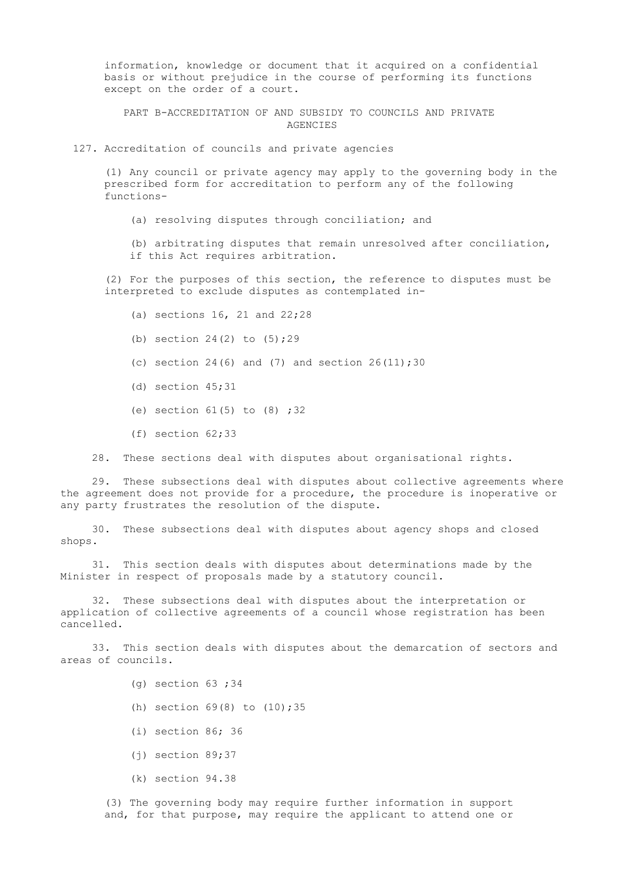information, knowledge or document that it acquired on a confidential basis or without prejudice in the course of performing its functions except on the order of a court.

## PART B-ACCREDITATION OF AND SUBSIDY TO COUNCILS AND PRIVATE AGENCIES

### 127. Accreditation of councils and private agencies

(1) Any council or private agency may apply to the governing body in the prescribed form for accreditation to perform any of the following functions-

(a) resolving disputes through conciliation; and

(b) arbitrating disputes that remain unresolved after conciliation, if this Act requires arbitration.

(2) For the purposes of this section, the reference to disputes must be interpreted to exclude disputes as contemplated in-

(a) sections 16, 21 and 22;[28]

(b) section 24(2) to (5);[29]

(c) section 24(6) and (7) and section 26(11);[30]

(d) section 45;[31]

(e) section 61(5) to (8) ;[32]

(f) section 62;[33]

28. These sections deal with disputes about organisational rights.

29. These subsections deal with disputes about collective agreements where the agreement does not provide for a procedure, the procedure is inoperative or any party frustrates the resolution of the dispute.

30. These subsections deal with disputes about agency shops and closed shops.

31. This section deals with disputes about determinations made by the Minister in respect of proposals made by a statutory council.

32. These subsections deal with disputes about the interpretation or application of collective agreements of a council whose registration has been cancelled.

33. This section deals with disputes about the demarcation of sectors and areas of councils.

(g) section 63 ;[34]

(h) section 69(8) to (10);[35]

(i) section 86; [36]

(j) section 89;[37]

(k) section 94.[38]

(3) The governing body may require further information in support and, for that purpose, may require the applicant to attend one or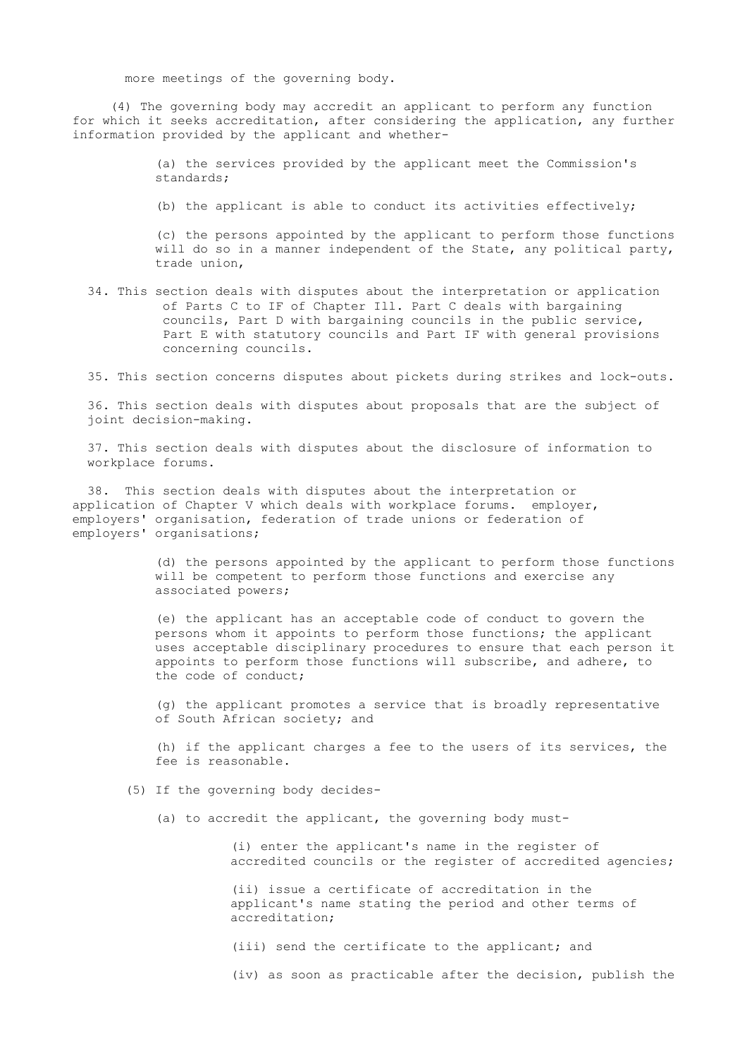more meetings of the governing body.

(4) The governing body may accredit an applicant to perform any function for which it seeks accreditation, after considering the application, any further information provided by the applicant and whether-

(a) the services provided by the applicant meet the Commission's standards;

(b) the applicant is able to conduct its activities effectively;

(c) the persons appointed by the applicant to perform those functions will do so in a manner independent of the State, any political party, trade union,

34. This section deals with disputes about the interpretation or application of Parts C to IF of Chapter Ill. Part C deals with bargaining councils, Part D with bargaining councils in the public service, Part E with statutory councils and Part IF with general provisions concerning councils.

35. This section concerns disputes about pickets during strikes and lock-outs.

36. This section deals with disputes about proposals that are the subject of joint decision-making.

37. This section deals with disputes about the disclosure of information to workplace forums.

38. This section deals with disputes about the interpretation or application of Chapter V which deals with workplace forums. employer, employers' organisation, federation of trade unions or federation of employers' organisations;

(d) the persons appointed by the applicant to perform those functions will be competent to perform those functions and exercise any associated powers;

(e) the applicant has an acceptable code of conduct to govern the persons whom it appoints to perform those functions; the applicant uses acceptable disciplinary procedures to ensure that each person it appoints to perform those functions will subscribe, and adhere, to the code of conduct;

(g) the applicant promotes a service that is broadly representative of South African society; and

(h) if the applicant charges a fee to the users of its services, the fee is reasonable.

(5) If the governing body decides-

(a) to accredit the applicant, the governing body must-

(i) enter the applicant's name in the register of accredited councils or the register of accredited agencies;

(ii) issue a certificate of accreditation in the applicant's name stating the period and other terms of accreditation;

(iii) send the certificate to the applicant; and

(iv) as soon as practicable after the decision, publish the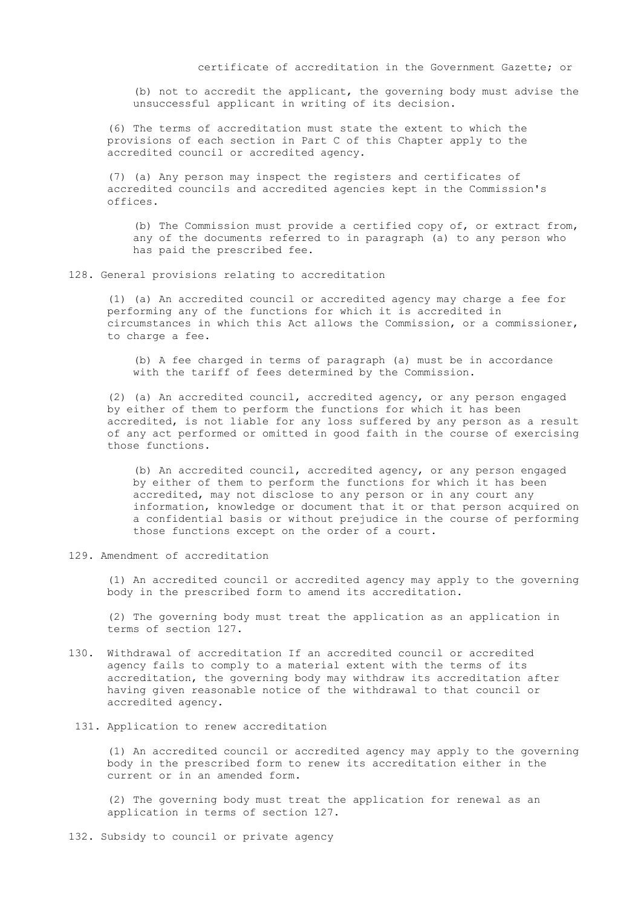certificate of accreditation in the Government Gazette; or

(b) not to accredit the applicant, the governing body must advise the unsuccessful applicant in writing of its decision.

(6) The terms of accreditation must state the extent to which the provisions of each section in Part C of this Chapter apply to the accredited council or accredited agency.

(7) (a) Any person may inspect the registers and certificates of accredited councils and accredited agencies kept in the Commission's offices.

(b) The Commission must provide a certified copy of, or extract from, any of the documents referred to in paragraph (a) to any person who has paid the prescribed fee.

## 128. General provisions relating to accreditation

(1) (a) An accredited council or accredited agency may charge a fee for performing any of the functions for which it is accredited in circumstances in which this Act allows the Commission, or a commissioner, to charge a fee.

(b) A fee charged in terms of paragraph (a) must be in accordance with the tariff of fees determined by the Commission.

(2) (a) An accredited council, accredited agency, or any person engaged by either of them to perform the functions for which it has been accredited, is not liable for any loss suffered by any person as a result of any act performed or omitted in good faith in the course of exercising those functions.

(b) An accredited council, accredited agency, or any person engaged by either of them to perform the functions for which it has been accredited, may not disclose to any person or in any court any information, knowledge or document that it or that person acquired on a confidential basis or without prejudice in the course of performing those functions except on the order of a court.

## 129. Amendment of accreditation

(1) An accredited council or accredited agency may apply to the governing body in the prescribed form to amend its accreditation.

(2) The governing body must treat the application as an application in terms of section 127.

## 130. Withdrawal of accreditation

If an accredited council or accredited agency fails to comply to a material extent with the terms of its accreditation, the governing body may withdraw its accreditation after having given reasonable notice of the withdrawal to that council or accredited agency.

## 131. Application to renew accreditation

(1) An accredited council or accredited agency may apply to the governing body in the prescribed form to renew its accreditation either in the current or in an amended form.

(2) The governing body must treat the application for renewal as an application in terms of section 127.

## 132. Subsidy to council or private agency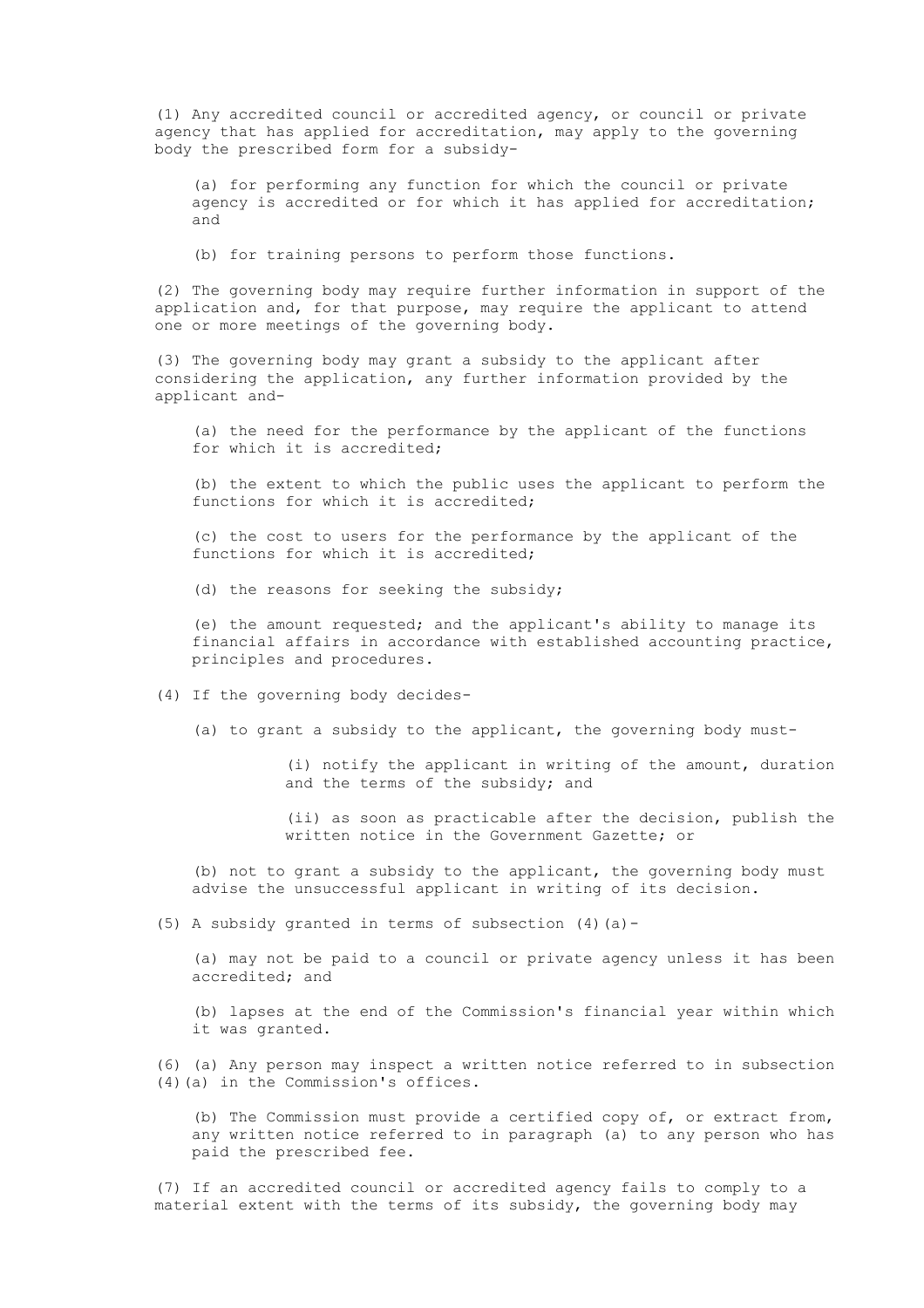(1) Any accredited council or accredited agency, or council or private agency that has applied for accreditation, may apply to the governing body the prescribed form for a subsidy-

(a) for performing any function for which the council or private agency is accredited or for which it has applied for accreditation; and

(b) for training persons to perform those functions.

(2) The governing body may require further information in support of the application and, for that purpose, may require the applicant to attend one or more meetings of the governing body.

(3) The governing body may grant a subsidy to the applicant after considering the application, any further information provided by the applicant and-

(a) the need for the performance by the applicant of the functions for which it is accredited;

(b) the extent to which the public uses the applicant to perform the functions for which it is accredited;

(c) the cost to users for the performance by the applicant of the functions for which it is accredited;

(d) the reasons for seeking the subsidy;

(e) the amount requested; and the applicant's ability to manage its financial affairs in accordance with established accounting practice, principles and procedures.

(4) If the governing body decides-

(a) to grant a subsidy to the applicant, the governing body must-

(i) notify the applicant in writing of the amount, duration and the terms of the subsidy; and

(ii) as soon as practicable after the decision, publish the written notice in the Government Gazette; or

(b) not to grant a subsidy to the applicant, the governing body must advise the unsuccessful applicant in writing of its decision.

(5) A subsidy granted in terms of subsection (4)(a)-

(a) may not be paid to a council or private agency unless it has been accredited; and

(b) lapses at the end of the Commission's financial year within which it was granted.

(6) (a) Any person may inspect a written notice referred to in subsection (4)(a) in the Commission's offices.

(b) The Commission must provide a certified copy of, or extract from, any written notice referred to in paragraph (a) to any person who has paid the prescribed fee.

(7) If an accredited council or accredited agency fails to comply to a material extent with the terms of its subsidy, the governing body may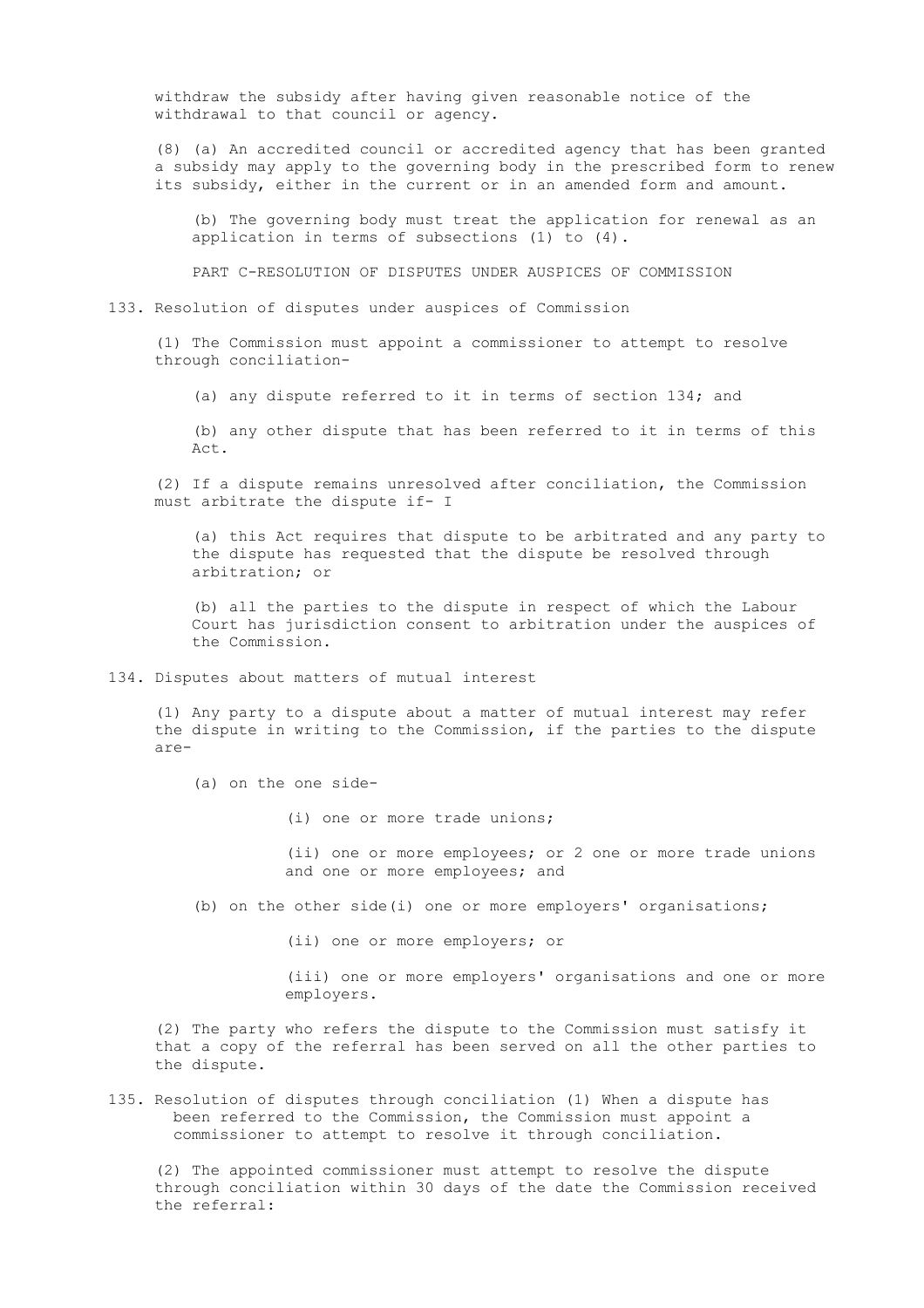withdraw the subsidy after having given reasonable notice of the withdrawal to that council or agency.

(8) (a) An accredited council or accredited agency that has been granted a subsidy may apply to the governing body in the prescribed form to renew its subsidy, either in the current or in an amended form and amount.

(b) The governing body must treat the application for renewal as an application in terms of subsections (1) to (4).

## PART C-RESOLUTION OF DISPUTES UNDER AUSPICES OF COMMISSION

### 133. Resolution of disputes under auspices of Commission

(1) The Commission must appoint a commissioner to attempt to resolve through conciliation-

(a) any dispute referred to it in terms of section 134; and

(b) any other dispute that has been referred to it in terms of this Act.

(2) If a dispute remains unresolved after conciliation, the Commission must arbitrate the dispute if- I

(a) this Act requires that dispute to be arbitrated and any party to the dispute has requested that the dispute be resolved through arbitration; or

(b) all the parties to the dispute in respect of which the Labour Court has jurisdiction consent to arbitration under the auspices of the Commission.

### 134. Disputes about matters of mutual interest

(1) Any party to a dispute about a matter of mutual interest may refer the dispute in writing to the Commission, if the parties to the dispute are-

(a) on the one side-

(i) one or more trade unions;

(ii) one or more employees; or 2 one or more trade unions and one or more employees; and

(b) on the other side(i) one or more employers' organisations;

(ii) one or more employers; or

(iii) one or more employers' organisations and one or more employers.

(2) The party who refers the dispute to the Commission must satisfy it that a copy of the referral has been served on all the other parties to the dispute.

### 135. Resolution of disputes through conciliation

(1) When a dispute has been referred to the Commission, the Commission must appoint a commissioner to attempt to resolve it through conciliation.

(2) The appointed commissioner must attempt to resolve the dispute through conciliation within 30 days of the date the Commission received the referral: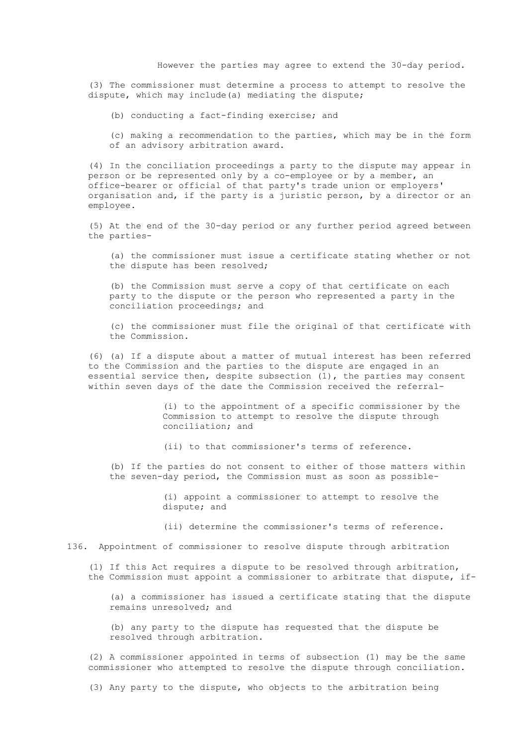However the parties may agree to extend the 30-day period.

(3) The commissioner must determine a process to attempt to resolve the dispute, which may include(a) mediating the dispute;

(b) conducting a fact-finding exercise; and

(c) making a recommendation to the parties, which may be in the form of an advisory arbitration award.

(4) In the conciliation proceedings a party to the dispute may appear in person or be represented only by a co-employee or by a member, an office-bearer or official of that party's trade union or employers' organisation and, if the party is a juristic person, by a director or an employee.

(5) At the end of the 30-day period or any further period agreed between the parties-

(a) the commissioner must issue a certificate stating whether or not the dispute has been resolved;

(b) the Commission must serve a copy of that certificate on each party to the dispute or the person who represented a party in the conciliation proceedings; and

(c) the commissioner must file the original of that certificate with the Commission.

(6) (a) If a dispute about a matter of mutual interest has been referred to the Commission and the parties to the dispute are engaged in an essential service then, despite subsection (1), the parties may consent within seven days of the date the Commission received the referral-

(i) to the appointment of a specific commissioner by the Commission to attempt to resolve the dispute through conciliation; and

(ii) to that commissioner's terms of reference.

(b) If the parties do not consent to either of those matters within the seven-day period, the Commission must as soon as possible-

(i) appoint a commissioner to attempt to resolve the dispute; and

(ii) determine the commissioner's terms of reference.

136. Appointment of commissioner to resolve dispute through arbitration

(1) If this Act requires a dispute to be resolved through arbitration, the Commission must appoint a commissioner to arbitrate that dispute, if-

(a) a commissioner has issued a certificate stating that the dispute remains unresolved; and

(b) any party to the dispute has requested that the dispute be resolved through arbitration.

(2) A commissioner appointed in terms of subsection (1) may be the same commissioner who attempted to resolve the dispute through conciliation.

(3) Any party to the dispute, who objects to the arbitration being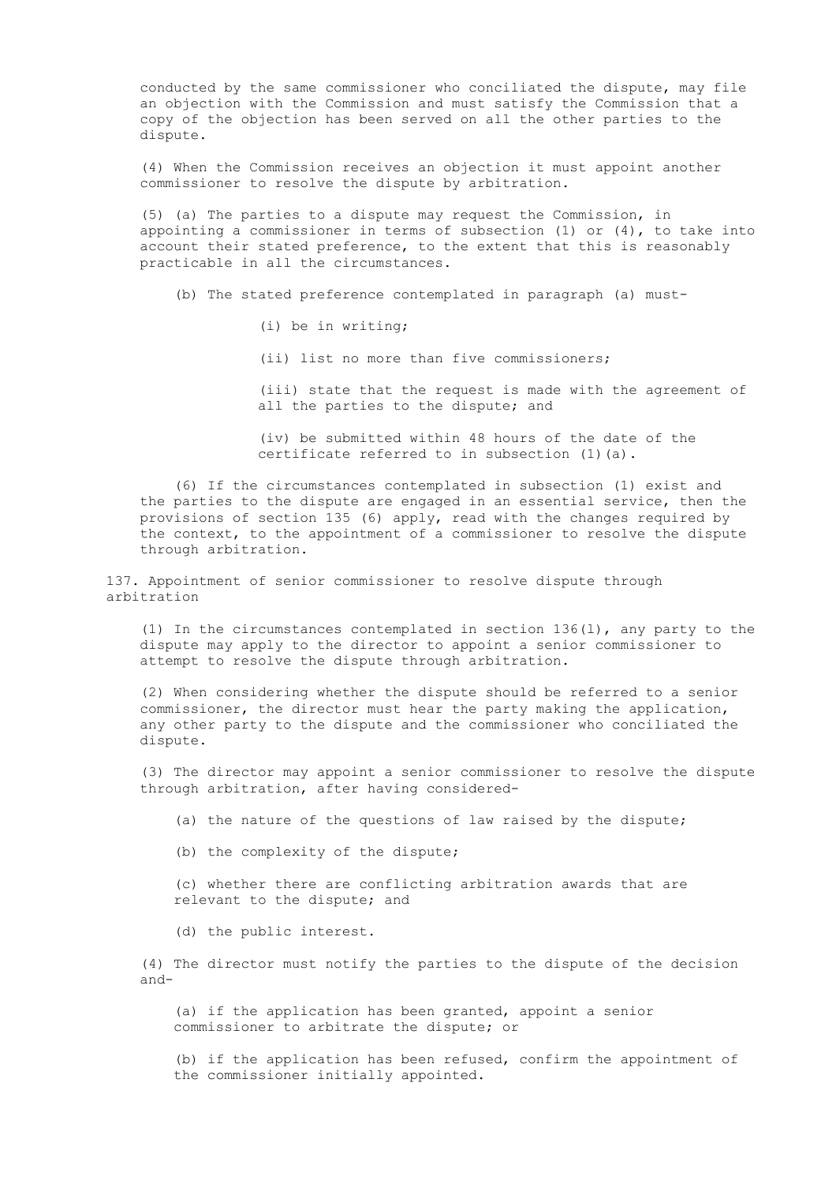conducted by the same commissioner who conciliated the dispute, may file an objection with the Commission and must satisfy the Commission that a copy of the objection has been served on all the other parties to the dispute.

(4) When the Commission receives an objection it must appoint another commissioner to resolve the dispute by arbitration.

(5) (a) The parties to a dispute may request the Commission, in appointing a commissioner in terms of subsection (1) or (4), to take into account their stated preference, to the extent that this is reasonably practicable in all the circumstances.

(b) The stated preference contemplated in paragraph (a) must-

(i) be in writing;

(ii) list no more than five commissioners;

(iii) state that the request is made with the agreement of all the parties to the dispute; and

(iv) be submitted within 48 hours of the date of the certificate referred to in subsection (1)(a).

(6) If the circumstances contemplated in subsection (1) exist and the parties to the dispute are engaged in an essential service, then the provisions of section 135 (6) apply, read with the changes required by the context, to the appointment of a commissioner to resolve the dispute through arbitration.

137. Appointment of senior commissioner to resolve dispute through arbitration

(1) In the circumstances contemplated in section 136(l), any party to the dispute may apply to the director to appoint a senior commissioner to attempt to resolve the dispute through arbitration.

(2) When considering whether the dispute should be referred to a senior commissioner, the director must hear the party making the application, any other party to the dispute and the commissioner who conciliated the dispute.

(3) The director may appoint a senior commissioner to resolve the dispute through arbitration, after having considered-

(a) the nature of the questions of law raised by the dispute;

(b) the complexity of the dispute;

(c) whether there are conflicting arbitration awards that are relevant to the dispute; and

(d) the public interest.

(4) The director must notify the parties to the dispute of the decision and-

(a) if the application has been granted, appoint a senior commissioner to arbitrate the dispute; or

(b) if the application has been refused, confirm the appointment of the commissioner initially appointed.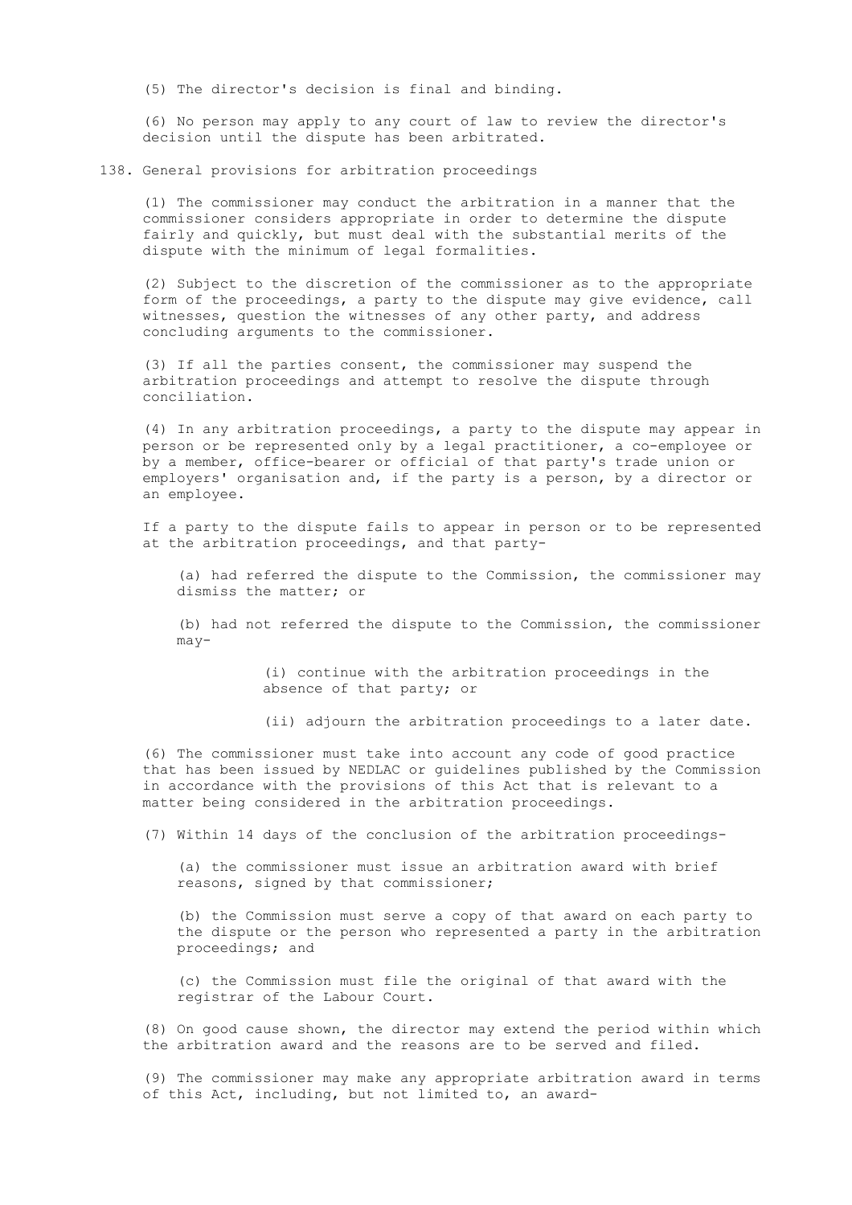(5) The director's decision is final and binding.

(6) No person may apply to any court of law to review the director's decision until the dispute has been arbitrated.

## 138. General provisions for arbitration proceedings

(1) The commissioner may conduct the arbitration in a manner that the commissioner considers appropriate in order to determine the dispute fairly and quickly, but must deal with the substantial merits of the dispute with the minimum of legal formalities.

(2) Subject to the discretion of the commissioner as to the appropriate form of the proceedings, a party to the dispute may give evidence, call witnesses, question the witnesses of any other party, and address concluding arguments to the commissioner.

(3) If all the parties consent, the commissioner may suspend the arbitration proceedings and attempt to resolve the dispute through conciliation.

(4) In any arbitration proceedings, a party to the dispute may appear in person or be represented only by a legal practitioner, a co-employee or by a member, office-bearer or official of that party's trade union or employers' organisation and, if the party is a person, by a director or an employee.

If a party to the dispute fails to appear in person or to be represented at the arbitration proceedings, and that party-

(a) had referred the dispute to the Commission, the commissioner may dismiss the matter; or

(b) had not referred the dispute to the Commission, the commissioner may-

(i) continue with the arbitration proceedings in the absence of that party; or

(ii) adjourn the arbitration proceedings to a later date.

(6) The commissioner must take into account any code of good practice that has been issued by NEDLAC or guidelines published by the Commission in accordance with the provisions of this Act that is relevant to a matter being considered in the arbitration proceedings.

(7) Within 14 days of the conclusion of the arbitration proceedings-

(a) the commissioner must issue an arbitration award with brief reasons, signed by that commissioner;

(b) the Commission must serve a copy of that award on each party to the dispute or the person who represented a party in the arbitration proceedings; and

(c) the Commission must file the original of that award with the registrar of the Labour Court.

(8) On good cause shown, the director may extend the period within which the arbitration award and the reasons are to be served and filed.

(9) The commissioner may make any appropriate arbitration award in terms of this Act, including, but not limited to, an award-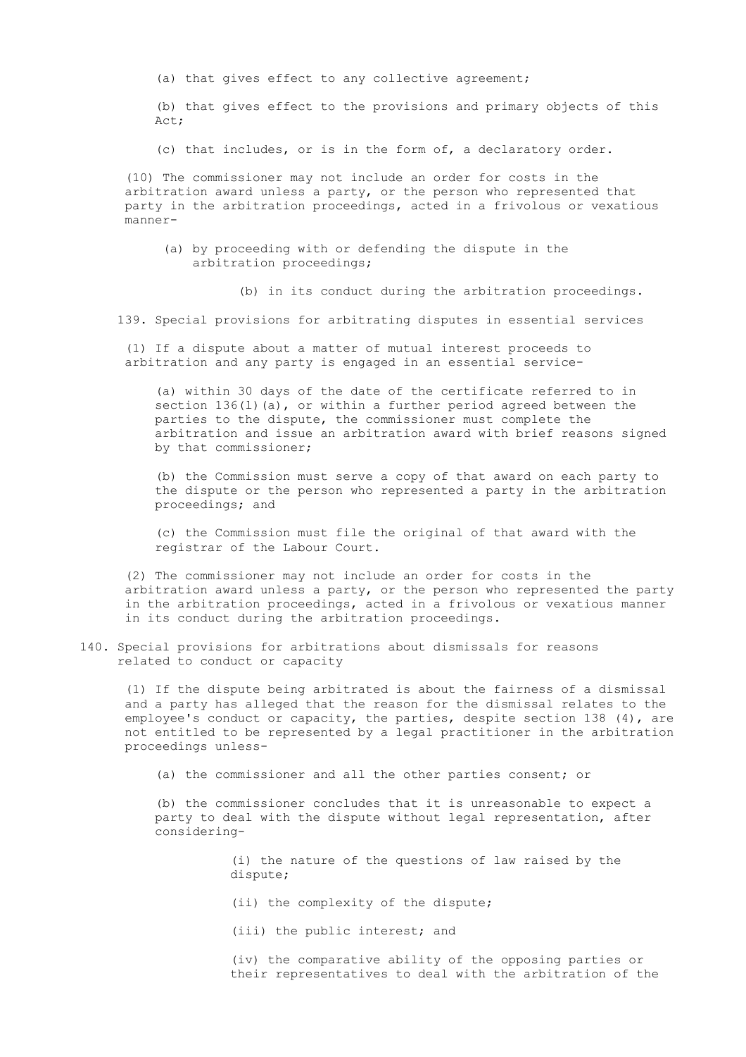(a) that gives effect to any collective agreement;

(b) that gives effect to the provisions and primary objects of this Act;

(c) that includes, or is in the form of, a declaratory order.

(10) The commissioner may not include an order for costs in the arbitration award unless a party, or the person who represented that party in the arbitration proceedings, acted in a frivolous or vexatious manner-

(a) by proceeding with or defending the dispute in the arbitration proceedings;

(b) in its conduct during the arbitration proceedings.

### 139. Special provisions for arbitrating disputes in essential services

(1) If a dispute about a matter of mutual interest proceeds to arbitration and any party is engaged in an essential service-

(a) within 30 days of the date of the certificate referred to in section 136(l)(a), or within a further period agreed between the parties to the dispute, the commissioner must complete the arbitration and issue an arbitration award with brief reasons signed by that commissioner;

(b) the Commission must serve a copy of that award on each party to the dispute or the person who represented a party in the arbitration proceedings; and

(c) the Commission must file the original of that award with the registrar of the Labour Court.

(2) The commissioner may not include an order for costs in the arbitration award unless a party, or the person who represented the party in the arbitration proceedings, acted in a frivolous or vexatious manner in its conduct during the arbitration proceedings.

### 140. Special provisions for arbitrations about dismissals for reasons related to conduct or capacity

(1) If the dispute being arbitrated is about the fairness of a dismissal and a party has alleged that the reason for the dismissal relates to the employee's conduct or capacity, the parties, despite section 138 (4), are not entitled to be represented by a legal practitioner in the arbitration proceedings unless-

(a) the commissioner and all the other parties consent; or

(b) the commissioner concludes that it is unreasonable to expect a party to deal with the dispute without legal representation, after considering-

(i) the nature of the questions of law raised by the dispute;

(ii) the complexity of the dispute;

(iii) the public interest; and

(iv) the comparative ability of the opposing parties or their representatives to deal with the arbitration of the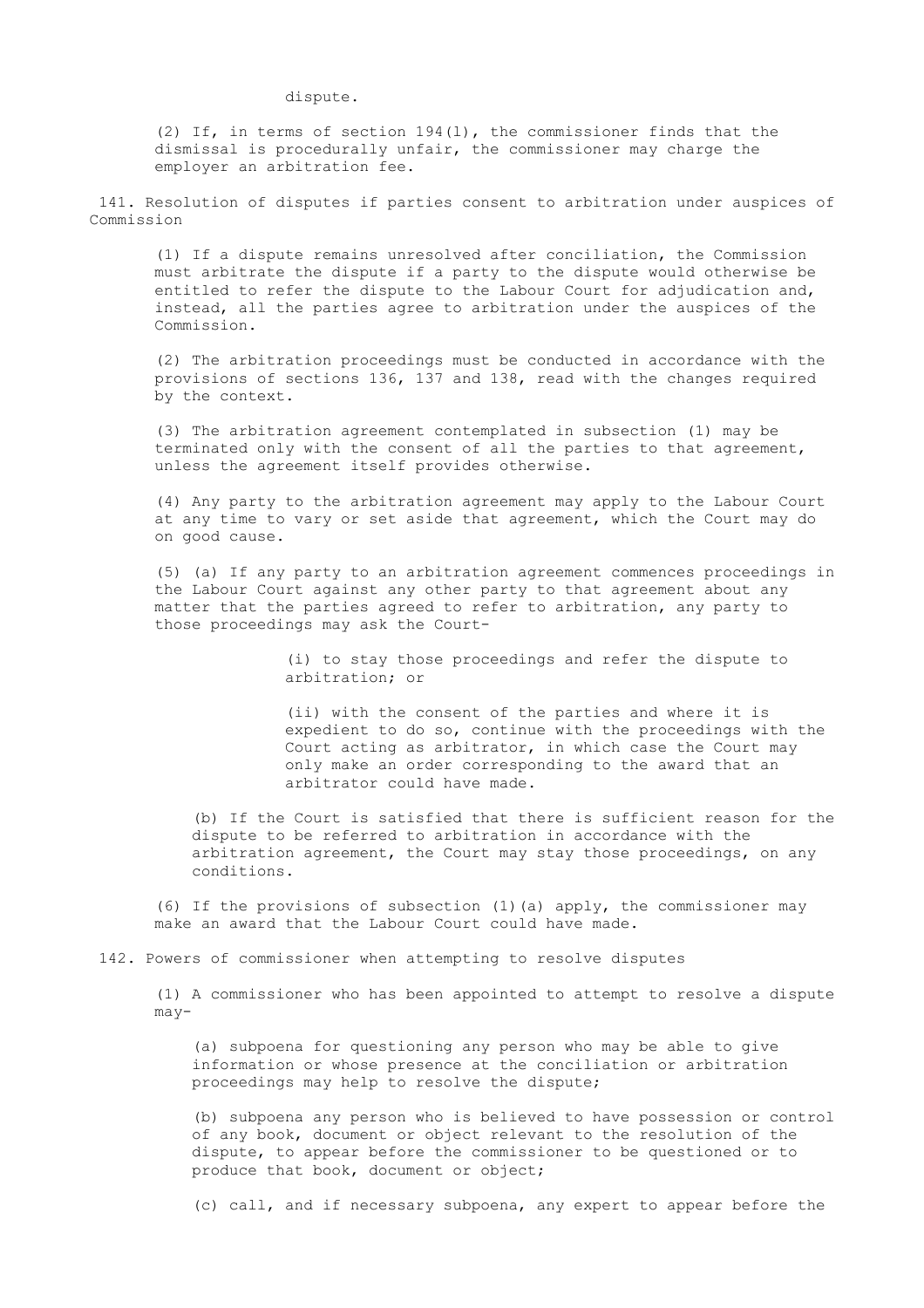dispute.

(2) If, in terms of section 194(l), the commissioner finds that the dismissal is procedurally unfair, the commissioner may charge the employer an arbitration fee.

141. Resolution of disputes if parties consent to arbitration under auspices of Commission

(1) If a dispute remains unresolved after conciliation, the Commission must arbitrate the dispute if a party to the dispute would otherwise be entitled to refer the dispute to the Labour Court for adjudication and, instead, all the parties agree to arbitration under the auspices of the Commission.

(2) The arbitration proceedings must be conducted in accordance with the provisions of sections 136, 137 and 138, read with the changes required by the context.

(3) The arbitration agreement contemplated in subsection (1) may be terminated only with the consent of all the parties to that agreement, unless the agreement itself provides otherwise.

(4) Any party to the arbitration agreement may apply to the Labour Court at any time to vary or set aside that agreement, which the Court may do on good cause.

(5) (a) If any party to an arbitration agreement commences proceedings in the Labour Court against any other party to that agreement about any matter that the parties agreed to refer to arbitration, any party to those proceedings may ask the Court-

> (i) to stay those proceedings and refer the dispute to arbitration; or
>
> (ii) with the consent of the parties and where it is expedient to do so, continue with the proceedings with the Court acting as arbitrator, in which case the Court may only make an order corresponding to the award that an arbitrator could have made.

(b) If the Court is satisfied that there is sufficient reason for the dispute to be referred to arbitration in accordance with the arbitration agreement, the Court may stay those proceedings, on any conditions.

(6) If the provisions of subsection (1)(a) apply, the commissioner may make an award that the Labour Court could have made.

142. Powers of commissioner when attempting to resolve disputes

(1) A commissioner who has been appointed to attempt to resolve a dispute may-

(a) subpoena for questioning any person who may be able to give information or whose presence at the conciliation or arbitration proceedings may help to resolve the dispute;

(b) subpoena any person who is believed to have possession or control of any book, document or object relevant to the resolution of the dispute, to appear before the commissioner to be questioned or to produce that book, document or object;

(c) call, and if necessary subpoena, any expert to appear before the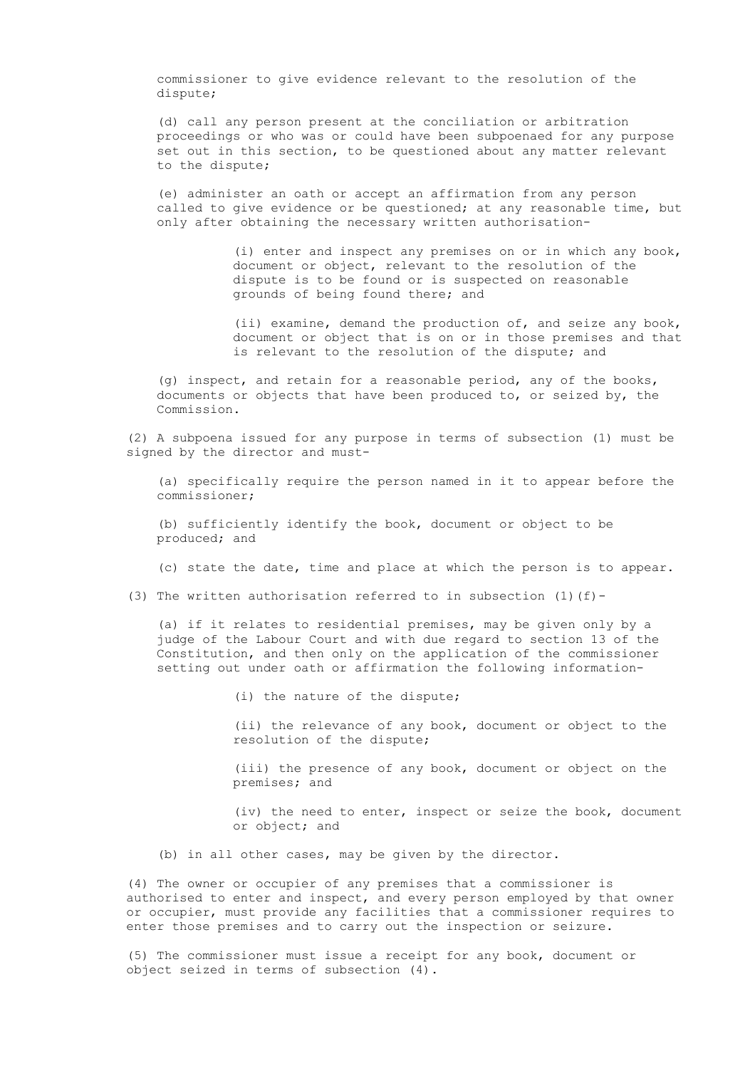commissioner to give evidence relevant to the resolution of the dispute;

(d) call any person present at the conciliation or arbitration proceedings or who was or could have been subpoenaed for any purpose set out in this section, to be questioned about any matter relevant to the dispute;

(e) administer an oath or accept an affirmation from any person called to give evidence or be questioned; at any reasonable time, but only after obtaining the necessary written authorisation-

(i) enter and inspect any premises on or in which any book, document or object, relevant to the resolution of the dispute is to be found or is suspected on reasonable grounds of being found there; and

(ii) examine, demand the production of, and seize any book, document or object that is on or in those premises and that is relevant to the resolution of the dispute; and

(g) inspect, and retain for a reasonable period, any of the books, documents or objects that have been produced to, or seized by, the Commission.

(2) A subpoena issued for any purpose in terms of subsection (1) must be signed by the director and must-

(a) specifically require the person named in it to appear before the commissioner;

(b) sufficiently identify the book, document or object to be produced; and

(c) state the date, time and place at which the person is to appear.

(3) The written authorisation referred to in subsection (1)(f)-

(a) if it relates to residential premises, may be given only by a judge of the Labour Court and with due regard to section 13 of the Constitution, and then only on the application of the commissioner setting out under oath or affirmation the following information-

(i) the nature of the dispute;

(ii) the relevance of any book, document or object to the resolution of the dispute;

(iii) the presence of any book, document or object on the premises; and

(iv) the need to enter, inspect or seize the book, document or object; and

(b) in all other cases, may be given by the director.

(4) The owner or occupier of any premises that a commissioner is authorised to enter and inspect, and every person employed by that owner or occupier, must provide any facilities that a commissioner requires to enter those premises and to carry out the inspection or seizure.

(5) The commissioner must issue a receipt for any book, document or object seized in terms of subsection (4).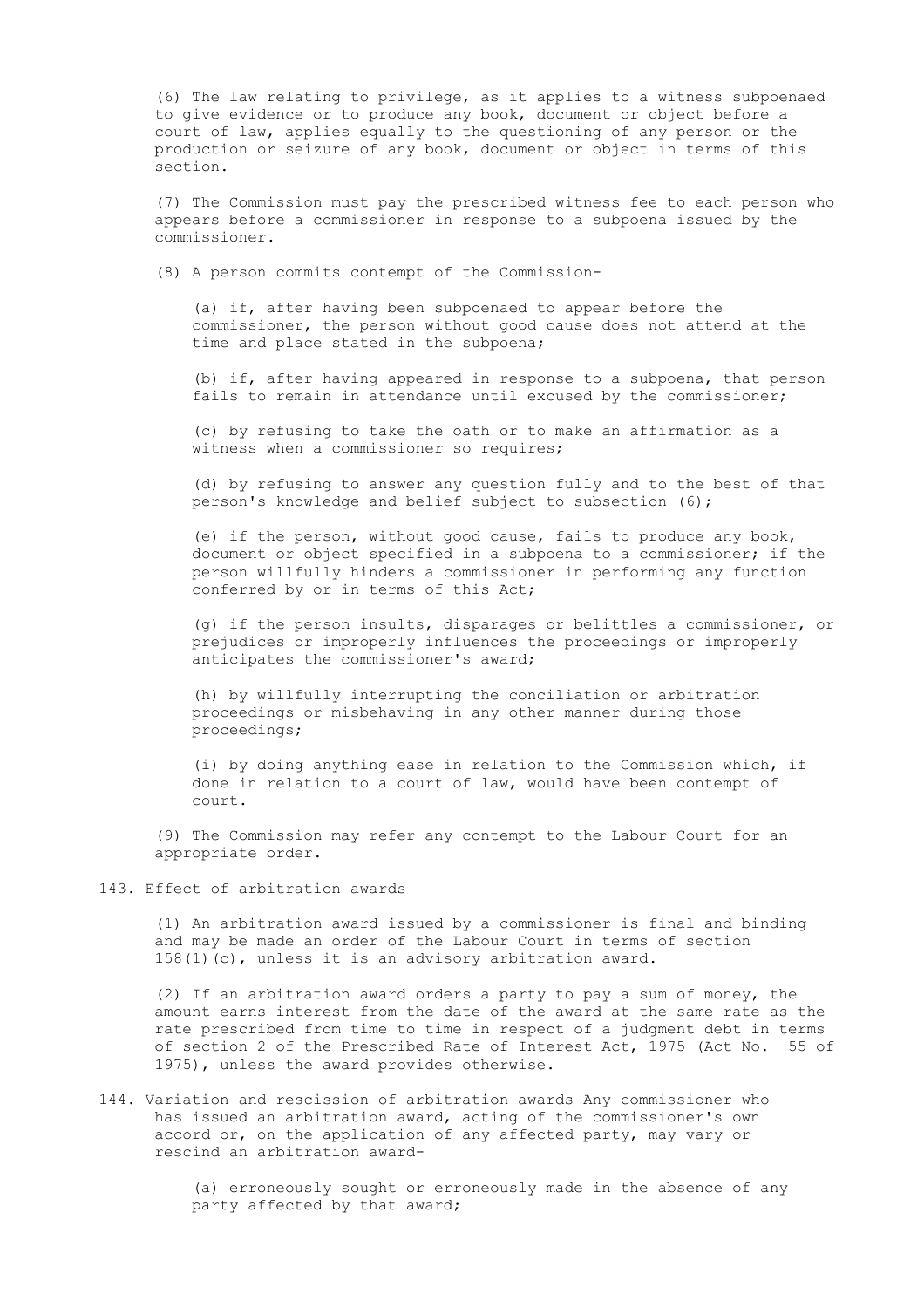(6) The law relating to privilege, as it applies to a witness subpoenaed to give evidence or to produce any book, document or object before a court of law, applies equally to the questioning of any person or the production or seizure of any book, document or object in terms of this section.

(7) The Commission must pay the prescribed witness fee to each person who appears before a commissioner in response to a subpoena issued by the commissioner.

(8) A person commits contempt of the Commission-

(a) if, after having been subpoenaed to appear before the commissioner, the person without good cause does not attend at the time and place stated in the subpoena;

(b) if, after having appeared in response to a subpoena, that person fails to remain in attendance until excused by the commissioner;

(c) by refusing to take the oath or to make an affirmation as a witness when a commissioner so requires;

(d) by refusing to answer any question fully and to the best of that person's knowledge and belief subject to subsection (6);

(e) if the person, without good cause, fails to produce any book, document or object specified in a subpoena to a commissioner; if the person willfully hinders a commissioner in performing any function conferred by or in terms of this Act;

(g) if the person insults, disparages or belittles a commissioner, or prejudices or improperly influences the proceedings or improperly anticipates the commissioner's award;

(h) by willfully interrupting the conciliation or arbitration proceedings or misbehaving in any other manner during those proceedings;

(i) by doing anything ease in relation to the Commission which, if done in relation to a court of law, would have been contempt of court.

(9) The Commission may refer any contempt to the Labour Court for an appropriate order.

## 143. Effect of arbitration awards

(1) An arbitration award issued by a commissioner is final and binding and may be made an order of the Labour Court in terms of section 158(1)(c), unless it is an advisory arbitration award.

(2) If an arbitration award orders a party to pay a sum of money, the amount earns interest from the date of the award at the same rate as the rate prescribed from time to time in respect of a judgment debt in terms of section 2 of the Prescribed Rate of Interest Act, 1975 (Act No. 55 of 1975), unless the award provides otherwise.

## 144. Variation and rescission of arbitration awards

Any commissioner who has issued an arbitration award, acting of the commissioner's own accord or, on the application of any affected party, may vary or rescind an arbitration award-

(a) erroneously sought or erroneously made in the absence of any party affected by that award;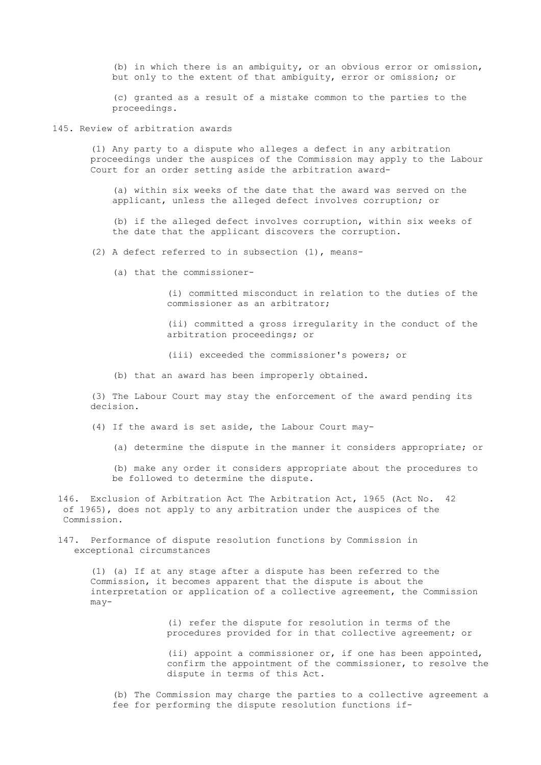(b) in which there is an ambiguity, or an obvious error or omission, but only to the extent of that ambiguity, error or omission; or

(c) granted as a result of a mistake common to the parties to the proceedings.

## 145. Review of arbitration awards

(1) Any party to a dispute who alleges a defect in any arbitration proceedings under the auspices of the Commission may apply to the Labour Court for an order setting aside the arbitration award-

(a) within six weeks of the date that the award was served on the applicant, unless the alleged defect involves corruption; or

(b) if the alleged defect involves corruption, within six weeks of the date that the applicant discovers the corruption.

(2) A defect referred to in subsection (1), means-

(a) that the commissioner-

(i) committed misconduct in relation to the duties of the commissioner as an arbitrator;

(ii) committed a gross irregularity in the conduct of the arbitration proceedings; or

(iii) exceeded the commissioner's powers; or

(b) that an award has been improperly obtained.

(3) The Labour Court may stay the enforcement of the award pending its decision.

(4) If the award is set aside, the Labour Court may-

(a) determine the dispute in the manner it considers appropriate; or

(b) make any order it considers appropriate about the procedures to be followed to determine the dispute.

## 146. Exclusion of Arbitration Act

The Arbitration Act, 1965 (Act No. 42 of 1965), does not apply to any arbitration under the auspices of the Commission.

## 147. Performance of dispute resolution functions by Commission in exceptional circumstances

(1) (a) If at any stage after a dispute has been referred to the Commission, it becomes apparent that the dispute is about the interpretation or application of a collective agreement, the Commission may-

(i) refer the dispute for resolution in terms of the procedures provided for in that collective agreement; or

(ii) appoint a commissioner or, if one has been appointed, confirm the appointment of the commissioner, to resolve the dispute in terms of this Act.

(b) The Commission may charge the parties to a collective agreement a fee for performing the dispute resolution functions if-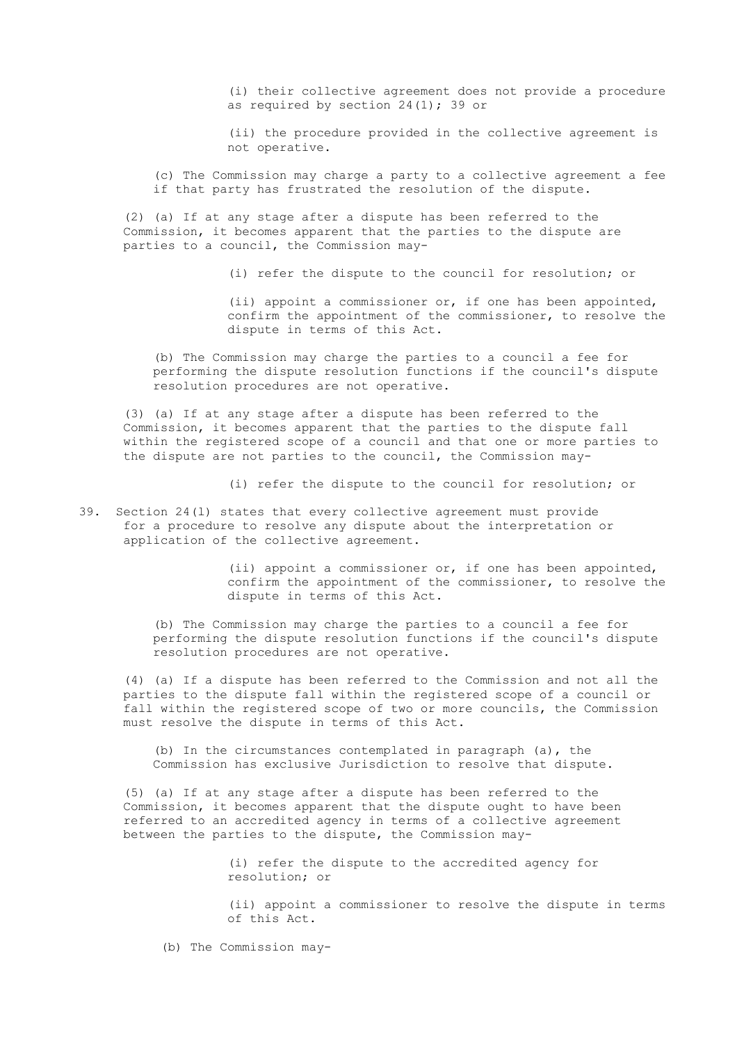(i) their collective agreement does not provide a procedure as required by section 24(1); 39 or

(ii) the procedure provided in the collective agreement is not operative.

(c) The Commission may charge a party to a collective agreement a fee if that party has frustrated the resolution of the dispute.

(2) (a) If at any stage after a dispute has been referred to the Commission, it becomes apparent that the parties to the dispute are parties to a council, the Commission may-

(i) refer the dispute to the council for resolution; or

(ii) appoint a commissioner or, if one has been appointed, confirm the appointment of the commissioner, to resolve the dispute in terms of this Act.

(b) The Commission may charge the parties to a council a fee for performing the dispute resolution functions if the council's dispute resolution procedures are not operative.

(3) (a) If at any stage after a dispute has been referred to the Commission, it becomes apparent that the parties to the dispute fall within the registered scope of a council and that one or more parties to the dispute are not parties to the council, the Commission may-

(i) refer the dispute to the council for resolution; or

(ii) appoint a commissioner or, if one has been appointed, confirm the appointment of the commissioner, to resolve the dispute in terms of this Act.

(b) The Commission may charge the parties to a council a fee for performing the dispute resolution functions if the council's dispute resolution procedures are not operative.

(4) (a) If a dispute has been referred to the Commission and not all the parties to the dispute fall within the registered scope of a council or fall within the registered scope of two or more councils, the Commission must resolve the dispute in terms of this Act.

(b) In the circumstances contemplated in paragraph (a), the Commission has exclusive Jurisdiction to resolve that dispute.

(5) (a) If at any stage after a dispute has been referred to the Commission, it becomes apparent that the dispute ought to have been referred to an accredited agency in terms of a collective agreement between the parties to the dispute, the Commission may-

(i) refer the dispute to the accredited agency for resolution; or

(ii) appoint a commissioner to resolve the dispute in terms of this Act.

(b) The Commission may-

39. Section 24(l) states that every collective agreement must provide for a procedure to resolve any dispute about the interpretation or application of the collective agreement.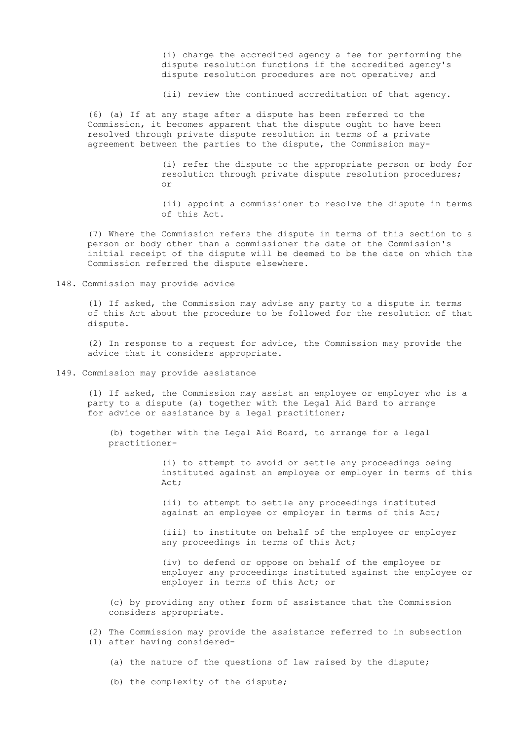(i) charge the accredited agency a fee for performing the dispute resolution functions if the accredited agency's dispute resolution procedures are not operative; and

(ii) review the continued accreditation of that agency.

(6) (a) If at any stage after a dispute has been referred to the Commission, it becomes apparent that the dispute ought to have been resolved through private dispute resolution in terms of a private agreement between the parties to the dispute, the Commission may-

(i) refer the dispute to the appropriate person or body for resolution through private dispute resolution procedures; or

(ii) appoint a commissioner to resolve the dispute in terms of this Act.

(7) Where the Commission refers the dispute in terms of this section to a person or body other than a commissioner the date of the Commission's initial receipt of the dispute will be deemed to be the date on which the Commission referred the dispute elsewhere.

## 148. Commission may provide advice

(1) If asked, the Commission may advise any party to a dispute in terms of this Act about the procedure to be followed for the resolution of that dispute.

(2) In response to a request for advice, the Commission may provide the advice that it considers appropriate.

## 149. Commission may provide assistance

(1) If asked, the Commission may assist an employee or employer who is a party to a dispute (a) together with the Legal Aid Bard to arrange for advice or assistance by a legal practitioner;

(b) together with the Legal Aid Board, to arrange for a legal practitioner-

(i) to attempt to avoid or settle any proceedings being instituted against an employee or employer in terms of this Act;

(ii) to attempt to settle any proceedings instituted against an employee or employer in terms of this Act;

(iii) to institute on behalf of the employee or employer any proceedings in terms of this Act;

(iv) to defend or oppose on behalf of the employee or employer any proceedings instituted against the employee or employer in terms of this Act; or

(c) by providing any other form of assistance that the Commission considers appropriate.

(2) The Commission may provide the assistance referred to in subsection (1) after having considered-

(a) the nature of the questions of law raised by the dispute;

(b) the complexity of the dispute;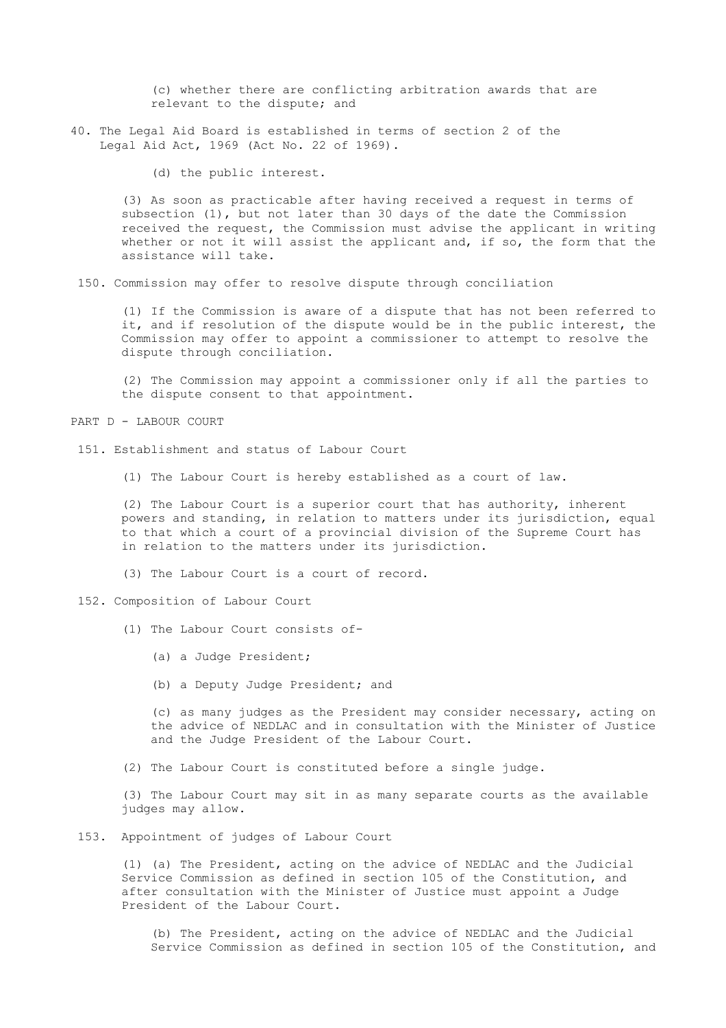(c) whether there are conflicting arbitration awards that are relevant to the dispute; and

40. The Legal Aid Board is established in terms of section 2 of the Legal Aid Act, 1969 (Act No. 22 of 1969).

(d) the public interest.

(3) As soon as practicable after having received a request in terms of subsection (1), but not later than 30 days of the date the Commission received the request, the Commission must advise the applicant in writing whether or not it will assist the applicant and, if so, the form that the assistance will take.

150. Commission may offer to resolve dispute through conciliation

(1) If the Commission is aware of a dispute that has not been referred to it, and if resolution of the dispute would be in the public interest, the Commission may offer to appoint a commissioner to attempt to resolve the dispute through conciliation.

(2) The Commission may appoint a commissioner only if all the parties to the dispute consent to that appointment.

## PART D - LABOUR COURT

151. Establishment and status of Labour Court

(1) The Labour Court is hereby established as a court of law.

(2) The Labour Court is a superior court that has authority, inherent powers and standing, in relation to matters under its jurisdiction, equal to that which a court of a provincial division of the Supreme Court has in relation to the matters under its jurisdiction.

(3) The Labour Court is a court of record.

152. Composition of Labour Court

(1) The Labour Court consists of-

(a) a Judge President;

(b) a Deputy Judge President; and

(c) as many judges as the President may consider necessary, acting on the advice of NEDLAC and in consultation with the Minister of Justice and the Judge President of the Labour Court.

(2) The Labour Court is constituted before a single judge.

(3) The Labour Court may sit in as many separate courts as the available judges may allow.

153. Appointment of judges of Labour Court

(1) (a) The President, acting on the advice of NEDLAC and the Judicial Service Commission as defined in section 105 of the Constitution, and after consultation with the Minister of Justice must appoint a Judge President of the Labour Court.

(b) The President, acting on the advice of NEDLAC and the Judicial Service Commission as defined in section 105 of the Constitution, and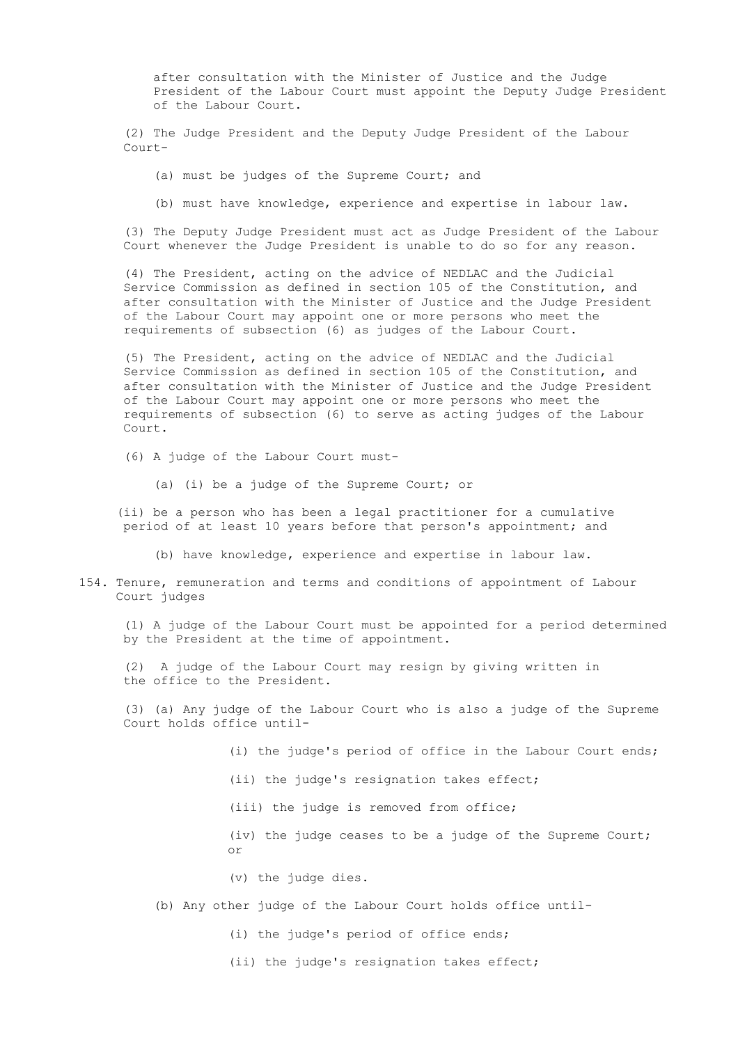after consultation with the Minister of Justice and the Judge President of the Labour Court must appoint the Deputy Judge President of the Labour Court.

(2) The Judge President and the Deputy Judge President of the Labour Court-

(a) must be judges of the Supreme Court; and

(b) must have knowledge, experience and expertise in labour law.

(3) The Deputy Judge President must act as Judge President of the Labour Court whenever the Judge President is unable to do so for any reason.

(4) The President, acting on the advice of NEDLAC and the Judicial Service Commission as defined in section 105 of the Constitution, and after consultation with the Minister of Justice and the Judge President of the Labour Court may appoint one or more persons who meet the requirements of subsection (6) as judges of the Labour Court.

(5) The President, acting on the advice of NEDLAC and the Judicial Service Commission as defined in section 105 of the Constitution, and after consultation with the Minister of Justice and the Judge President of the Labour Court may appoint one or more persons who meet the requirements of subsection (6) to serve as acting judges of the Labour Court.

(6) A judge of the Labour Court must-

(a) (i) be a judge of the Supreme Court; or

(ii) be a person who has been a legal practitioner for a cumulative period of at least 10 years before that person's appointment; and

(b) have knowledge, experience and expertise in labour law.

## 154. Tenure, remuneration and terms and conditions of appointment of Labour Court judges

(1) A judge of the Labour Court must be appointed for a period determined by the President at the time of appointment.

(2) A judge of the Labour Court may resign by giving written in the office to the President.

(3) (a) Any judge of the Labour Court who is also a judge of the Supreme Court holds office until-

(i) the judge's period of office in the Labour Court ends;

(ii) the judge's resignation takes effect;

(iii) the judge is removed from office;

(iv) the judge ceases to be a judge of the Supreme Court; or

(v) the judge dies.

(b) Any other judge of the Labour Court holds office until-

(i) the judge's period of office ends;

(ii) the judge's resignation takes effect;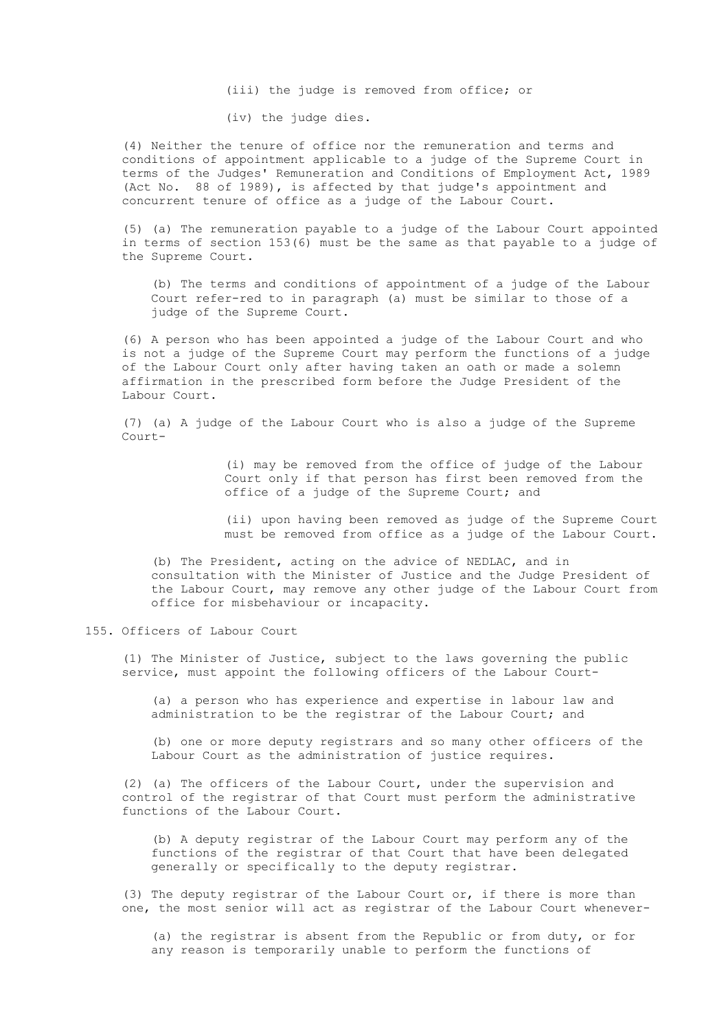(iii) the judge is removed from office; or

(iv) the judge dies.

(4) Neither the tenure of office nor the remuneration and terms and conditions of appointment applicable to a judge of the Supreme Court in terms of the Judges' Remuneration and Conditions of Employment Act, 1989 (Act No. 88 of 1989), is affected by that judge's appointment and concurrent tenure of office as a judge of the Labour Court.

(5) (a) The remuneration payable to a judge of the Labour Court appointed in terms of section 153(6) must be the same as that payable to a judge of the Supreme Court.

(b) The terms and conditions of appointment of a judge of the Labour Court refer-red to in paragraph (a) must be similar to those of a judge of the Supreme Court.

(6) A person who has been appointed a judge of the Labour Court and who is not a judge of the Supreme Court may perform the functions of a judge of the Labour Court only after having taken an oath or made a solemn affirmation in the prescribed form before the Judge President of the Labour Court.

(7) (a) A judge of the Labour Court who is also a judge of the Supreme Court-

(i) may be removed from the office of judge of the Labour Court only if that person has first been removed from the office of a judge of the Supreme Court; and

(ii) upon having been removed as judge of the Supreme Court must be removed from office as a judge of the Labour Court.

(b) The President, acting on the advice of NEDLAC, and in consultation with the Minister of Justice and the Judge President of the Labour Court, may remove any other judge of the Labour Court from office for misbehaviour or incapacity.

155. Officers of Labour Court

(1) The Minister of Justice, subject to the laws governing the public service, must appoint the following officers of the Labour Court-

(a) a person who has experience and expertise in labour law and administration to be the registrar of the Labour Court; and

(b) one or more deputy registrars and so many other officers of the Labour Court as the administration of justice requires.

(2) (a) The officers of the Labour Court, under the supervision and control of the registrar of that Court must perform the administrative functions of the Labour Court.

(b) A deputy registrar of the Labour Court may perform any of the functions of the registrar of that Court that have been delegated generally or specifically to the deputy registrar.

(3) The deputy registrar of the Labour Court or, if there is more than one, the most senior will act as registrar of the Labour Court whenever-

(a) the registrar is absent from the Republic or from duty, or for any reason is temporarily unable to perform the functions of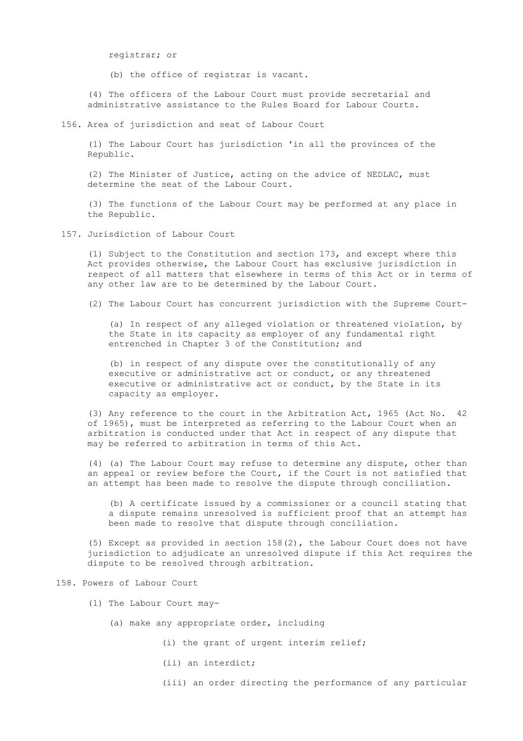registrar; or

(b) the office of registrar is vacant.

(4) The officers of the Labour Court must provide secretarial and administrative assistance to the Rules Board for Labour Courts.

## 156. Area of jurisdiction and seat of Labour Court

(1) The Labour Court has jurisdiction 'in all the provinces of the Republic.

(2) The Minister of Justice, acting on the advice of NEDLAC, must determine the seat of the Labour Court.

(3) The functions of the Labour Court may be performed at any place in the Republic.

## 157. Jurisdiction of Labour Court

(1) Subject to the Constitution and section 173, and except where this Act provides otherwise, the Labour Court has exclusive jurisdiction in respect of all matters that elsewhere in terms of this Act or in terms of any other law are to be determined by the Labour Court.

(2) The Labour Court has concurrent jurisdiction with the Supreme Court-

(a) In respect of any alleged violation or threatened violation, by the State in its capacity as employer of any fundamental right entrenched in Chapter 3 of the Constitution; and

(b) in respect of any dispute over the constitutionally of any executive or administrative act or conduct, or any threatened executive or administrative act or conduct, by the State in its capacity as employer.

(3) Any reference to the court in the Arbitration Act, 1965 (Act No. 42 of 1965), must be interpreted as referring to the Labour Court when an arbitration is conducted under that Act in respect of any dispute that may be referred to arbitration in terms of this Act.

(4) (a) The Labour Court may refuse to determine any dispute, other than an appeal or review before the Court, if the Court is not satisfied that an attempt has been made to resolve the dispute through conciliation.

(b) A certificate issued by a commissioner or a council stating that a dispute remains unresolved is sufficient proof that an attempt has been made to resolve that dispute through conciliation.

(5) Except as provided in section 158(2), the Labour Court does not have jurisdiction to adjudicate an unresolved dispute if this Act requires the dispute to be resolved through arbitration.

## 158. Powers of Labour Court

(1) The Labour Court may-

(a) make any appropriate order, including

(i) the grant of urgent interim relief;

(ii) an interdict;

(iii) an order directing the performance of any particular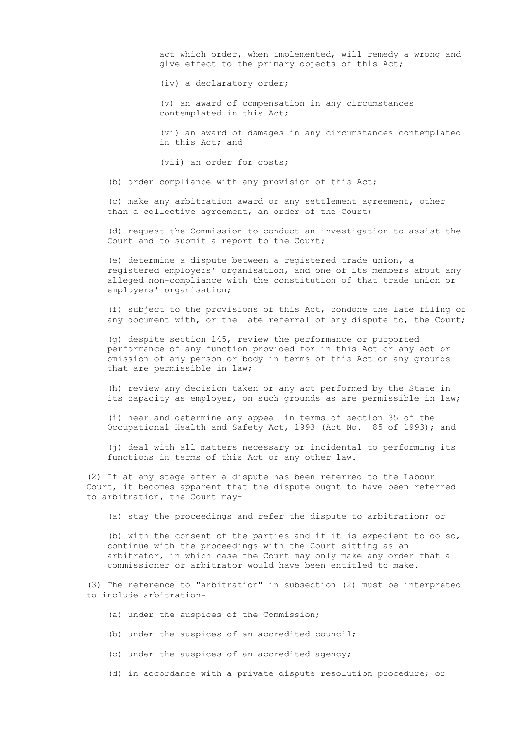act which order, when implemented, will remedy a wrong and give effect to the primary objects of this Act;

(iv) a declaratory order;

(v) an award of compensation in any circumstances contemplated in this Act;

(vi) an award of damages in any circumstances contemplated in this Act; and

(vii) an order for costs;

(b) order compliance with any provision of this Act;

(c) make any arbitration award or any settlement agreement, other than a collective agreement, an order of the Court;

(d) request the Commission to conduct an investigation to assist the Court and to submit a report to the Court;

(e) determine a dispute between a registered trade union, a registered employers' organisation, and one of its members about any alleged non-compliance with the constitution of that trade union or employers' organisation;

(f) subject to the provisions of this Act, condone the late filing of any document with, or the late referral of any dispute to, the Court;

(g) despite section 145, review the performance or purported performance of any function provided for in this Act or any act or omission of any person or body in terms of this Act on any grounds that are permissible in law;

(h) review any decision taken or any act performed by the State in its capacity as employer, on such grounds as are permissible in law;

(i) hear and determine any appeal in terms of section 35 of the Occupational Health and Safety Act, 1993 (Act No. 85 of 1993); and

(j) deal with all matters necessary or incidental to performing its functions in terms of this Act or any other law.

(2) If at any stage after a dispute has been referred to the Labour Court, it becomes apparent that the dispute ought to have been referred to arbitration, the Court may-

(a) stay the proceedings and refer the dispute to arbitration; or

(b) with the consent of the parties and if it is expedient to do so, continue with the proceedings with the Court sitting as an arbitrator, in which case the Court may only make any order that a commissioner or arbitrator would have been entitled to make.

(3) The reference to "arbitration" in subsection (2) must be interpreted to include arbitration-

(a) under the auspices of the Commission;

(b) under the auspices of an accredited council;

(c) under the auspices of an accredited agency;

(d) in accordance with a private dispute resolution procedure; or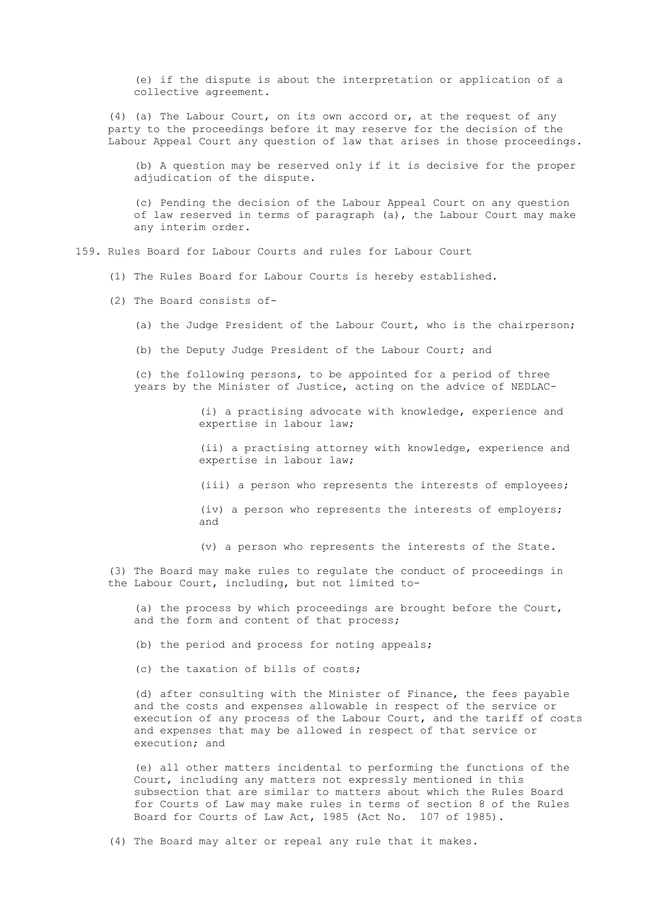(e) if the dispute is about the interpretation or application of a collective agreement.

(4) (a) The Labour Court, on its own accord or, at the request of any party to the proceedings before it may reserve for the decision of the Labour Appeal Court any question of law that arises in those proceedings.

(b) A question may be reserved only if it is decisive for the proper adjudication of the dispute.

(c) Pending the decision of the Labour Appeal Court on any question of law reserved in terms of paragraph (a), the Labour Court may make any interim order.

## 159. Rules Board for Labour Courts and rules for Labour Court

(1) The Rules Board for Labour Courts is hereby established.

(2) The Board consists of-

(a) the Judge President of the Labour Court, who is the chairperson;

(b) the Deputy Judge President of the Labour Court; and

(c) the following persons, to be appointed for a period of three years by the Minister of Justice, acting on the advice of NEDLAC-

(i) a practising advocate with knowledge, experience and expertise in labour law;

(ii) a practising attorney with knowledge, experience and expertise in labour law;

(iii) a person who represents the interests of employees;

(iv) a person who represents the interests of employers; and

(v) a person who represents the interests of the State.

(3) The Board may make rules to regulate the conduct of proceedings in the Labour Court, including, but not limited to-

(a) the process by which proceedings are brought before the Court, and the form and content of that process;

(b) the period and process for noting appeals;

(c) the taxation of bills of costs;

(d) after consulting with the Minister of Finance, the fees payable and the costs and expenses allowable in respect of the service or execution of any process of the Labour Court, and the tariff of costs and expenses that may be allowed in respect of that service or execution; and

(e) all other matters incidental to performing the functions of the Court, including any matters not expressly mentioned in this subsection that are similar to matters about which the Rules Board for Courts of Law may make rules in terms of section 8 of the Rules Board for Courts of Law Act, 1985 (Act No. 107 of 1985).

(4) The Board may alter or repeal any rule that it makes.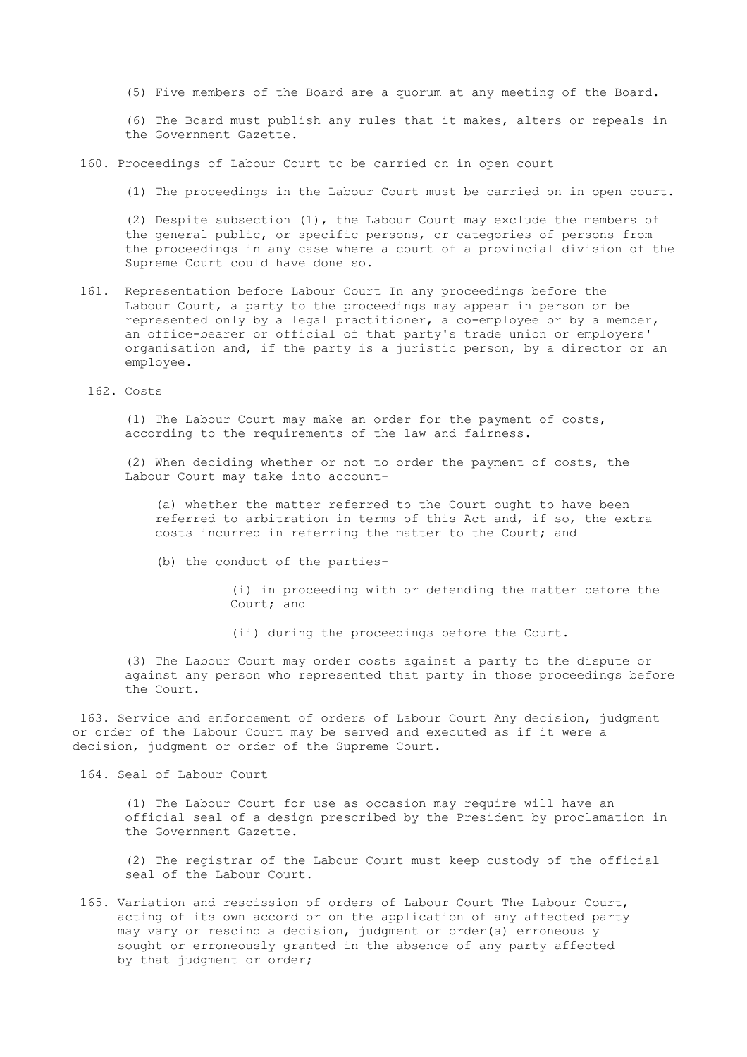(5) Five members of the Board are a quorum at any meeting of the Board.

(6) The Board must publish any rules that it makes, alters or repeals in the Government Gazette.

160. Proceedings of Labour Court to be carried on in open court

(1) The proceedings in the Labour Court must be carried on in open court.

(2) Despite subsection (1), the Labour Court may exclude the members of the general public, or specific persons, or categories of persons from the proceedings in any case where a court of a provincial division of the Supreme Court could have done so.

161. Representation before Labour Court In any proceedings before the Labour Court, a party to the proceedings may appear in person or be represented only by a legal practitioner, a co-employee or by a member, an office-bearer or official of that party's trade union or employers' organisation and, if the party is a juristic person, by a director or an employee.

162. Costs

(1) The Labour Court may make an order for the payment of costs, according to the requirements of the law and fairness.

(2) When deciding whether or not to order the payment of costs, the Labour Court may take into account-

(a) whether the matter referred to the Court ought to have been referred to arbitration in terms of this Act and, if so, the extra costs incurred in referring the matter to the Court; and

(b) the conduct of the parties-

(i) in proceeding with or defending the matter before the Court; and

(ii) during the proceedings before the Court.

(3) The Labour Court may order costs against a party to the dispute or against any person who represented that party in those proceedings before the Court.

163. Service and enforcement of orders of Labour Court Any decision, judgment or order of the Labour Court may be served and executed as if it were a decision, judgment or order of the Supreme Court.

164. Seal of Labour Court

(1) The Labour Court for use as occasion may require will have an official seal of a design prescribed by the President by proclamation in the Government Gazette.

(2) The registrar of the Labour Court must keep custody of the official seal of the Labour Court.

165. Variation and rescission of orders of Labour Court The Labour Court, acting of its own accord or on the application of any affected party may vary or rescind a decision, judgment or order(a) erroneously sought or erroneously granted in the absence of any party affected by that judgment or order;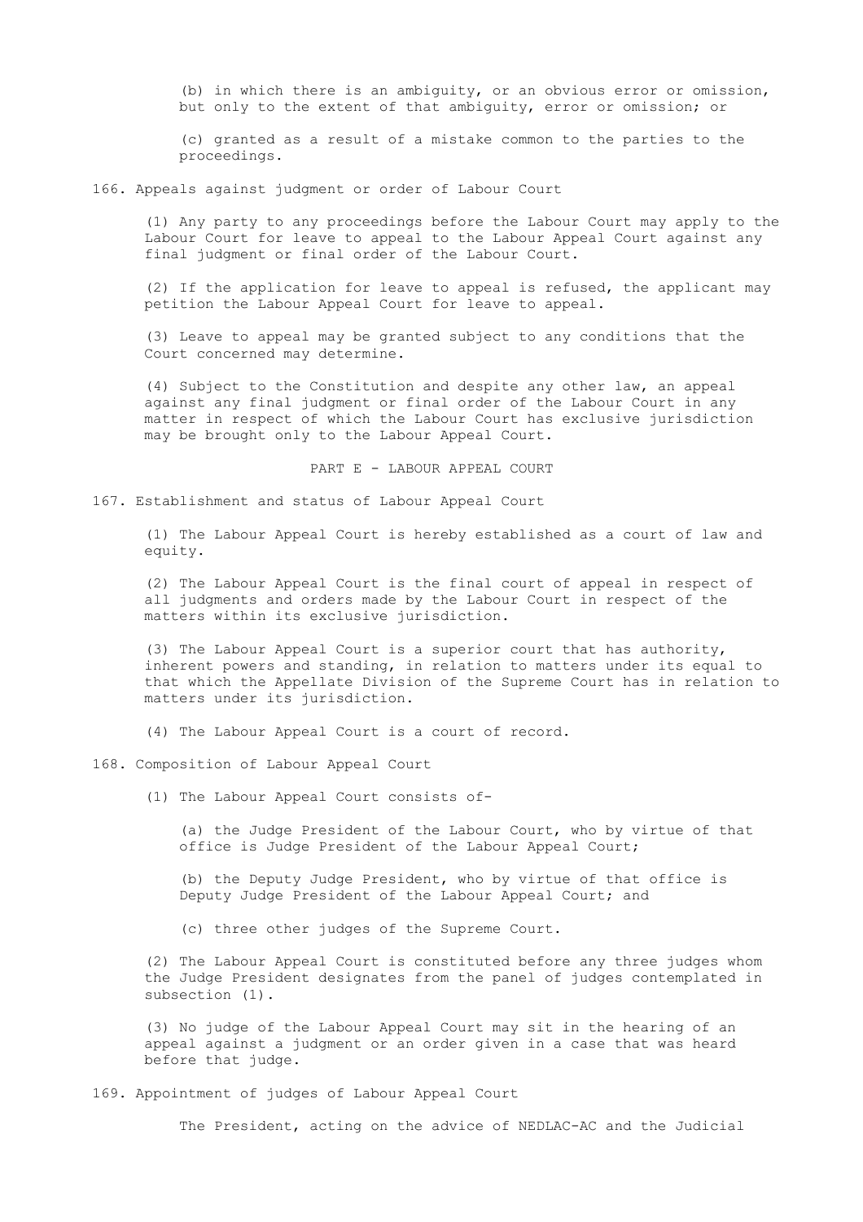(b) in which there is an ambiguity, or an obvious error or omission, but only to the extent of that ambiguity, error or omission; or

(c) granted as a result of a mistake common to the parties to the proceedings.

### 166. Appeals against judgment or order of Labour Court

(1) Any party to any proceedings before the Labour Court may apply to the Labour Court for leave to appeal to the Labour Appeal Court against any final judgment or final order of the Labour Court.

(2) If the application for leave to appeal is refused, the applicant may petition the Labour Appeal Court for leave to appeal.

(3) Leave to appeal may be granted subject to any conditions that the Court concerned may determine.

(4) Subject to the Constitution and despite any other law, an appeal against any final judgment or final order of the Labour Court in any matter in respect of which the Labour Court has exclusive jurisdiction may be brought only to the Labour Appeal Court.

## PART E - LABOUR APPEAL COURT

### 167. Establishment and status of Labour Appeal Court

(1) The Labour Appeal Court is hereby established as a court of law and equity.

(2) The Labour Appeal Court is the final court of appeal in respect of all judgments and orders made by the Labour Court in respect of the matters within its exclusive jurisdiction.

(3) The Labour Appeal Court is a superior court that has authority, inherent powers and standing, in relation to matters under its equal to that which the Appellate Division of the Supreme Court has in relation to matters under its jurisdiction.

(4) The Labour Appeal Court is a court of record.

### 168. Composition of Labour Appeal Court

(1) The Labour Appeal Court consists of-

(a) the Judge President of the Labour Court, who by virtue of that office is Judge President of the Labour Appeal Court;

(b) the Deputy Judge President, who by virtue of that office is Deputy Judge President of the Labour Appeal Court; and

(c) three other judges of the Supreme Court.

(2) The Labour Appeal Court is constituted before any three judges whom the Judge President designates from the panel of judges contemplated in subsection (1).

(3) No judge of the Labour Appeal Court may sit in the hearing of an appeal against a judgment or an order given in a case that was heard before that judge.

### 169. Appointment of judges of Labour Appeal Court

The President, acting on the advice of NEDLAC-AC and the Judicial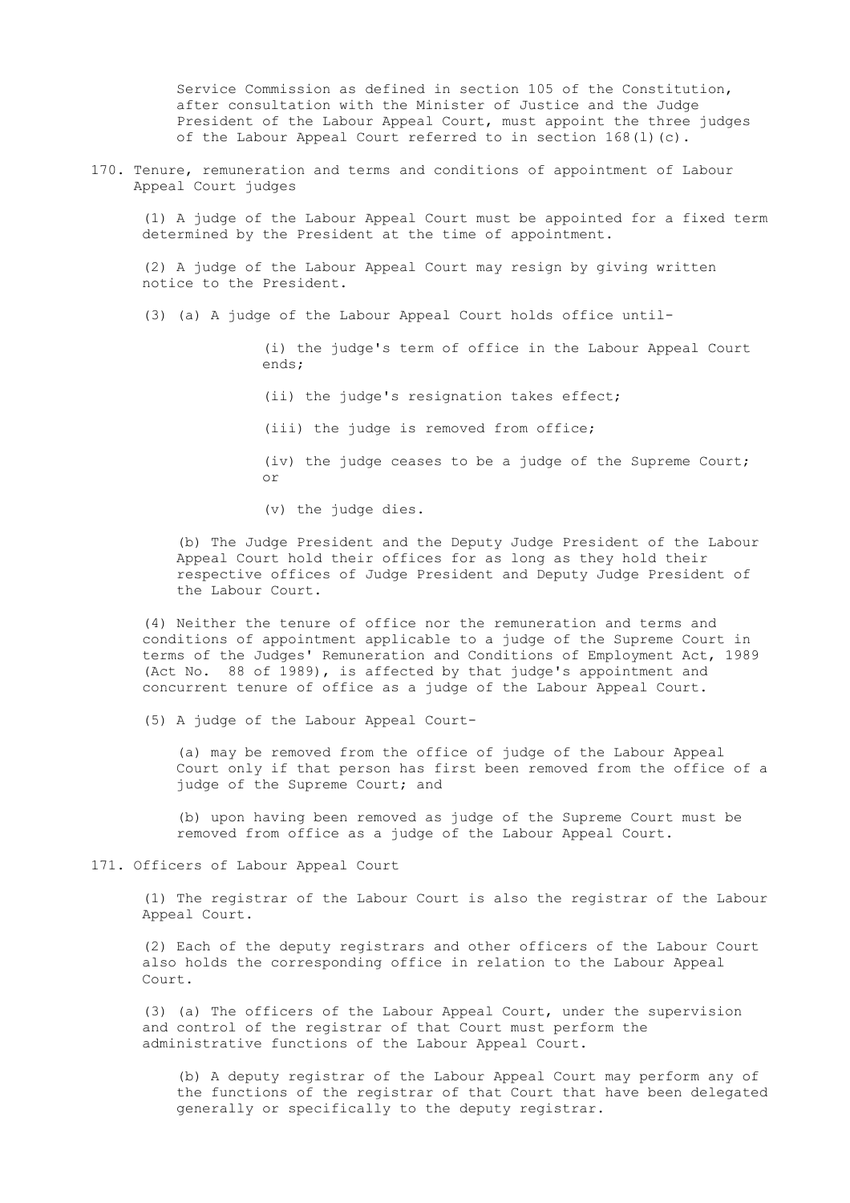Service Commission as defined in section 105 of the Constitution, after consultation with the Minister of Justice and the Judge President of the Labour Appeal Court, must appoint the three judges of the Labour Appeal Court referred to in section 168(1)(c).

170. Tenure, remuneration and terms and conditions of appointment of Labour Appeal Court judges

(1) A judge of the Labour Appeal Court must be appointed for a fixed term determined by the President at the time of appointment.

(2) A judge of the Labour Appeal Court may resign by giving written notice to the President.

(3) (a) A judge of the Labour Appeal Court holds office until-

(i) the judge's term of office in the Labour Appeal Court ends;

(ii) the judge's resignation takes effect;

(iii) the judge is removed from office;

(iv) the judge ceases to be a judge of the Supreme Court; or

(v) the judge dies.

(b) The Judge President and the Deputy Judge President of the Labour Appeal Court hold their offices for as long as they hold their respective offices of Judge President and Deputy Judge President of the Labour Court.

(4) Neither the tenure of office nor the remuneration and terms and conditions of appointment applicable to a judge of the Supreme Court in terms of the Judges' Remuneration and Conditions of Employment Act, 1989 (Act No. 88 of 1989), is affected by that judge's appointment and concurrent tenure of office as a judge of the Labour Appeal Court.

(5) A judge of the Labour Appeal Court-

(a) may be removed from the office of judge of the Labour Appeal Court only if that person has first been removed from the office of a judge of the Supreme Court; and

(b) upon having been removed as judge of the Supreme Court must be removed from office as a judge of the Labour Appeal Court.

171. Officers of Labour Appeal Court

(1) The registrar of the Labour Court is also the registrar of the Labour Appeal Court.

(2) Each of the deputy registrars and other officers of the Labour Court also holds the corresponding office in relation to the Labour Appeal Court.

(3) (a) The officers of the Labour Appeal Court, under the supervision and control of the registrar of that Court must perform the administrative functions of the Labour Appeal Court.

(b) A deputy registrar of the Labour Appeal Court may perform any of the functions of the registrar of that Court that have been delegated generally or specifically to the deputy registrar.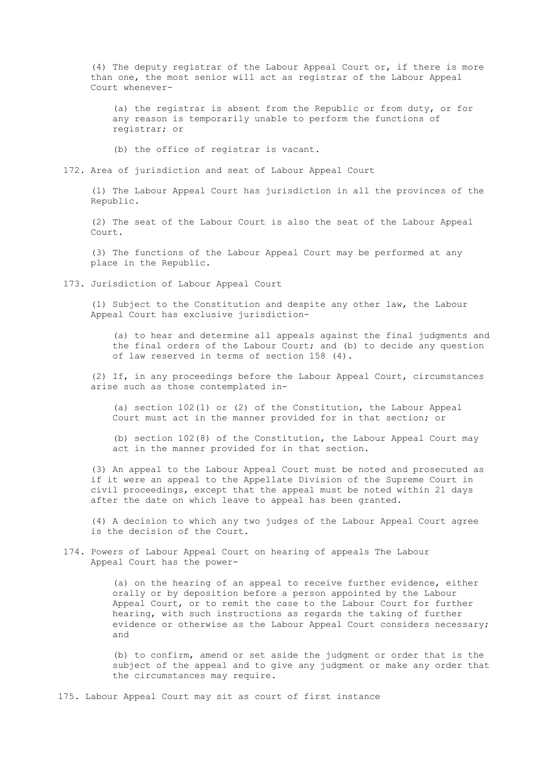(4) The deputy registrar of the Labour Appeal Court or, if there is more than one, the most senior will act as registrar of the Labour Appeal Court whenever-

(a) the registrar is absent from the Republic or from duty, or for any reason is temporarily unable to perform the functions of registrar; or

(b) the office of registrar is vacant.

## 172. Area of jurisdiction and seat of Labour Appeal Court

(1) The Labour Appeal Court has jurisdiction in all the provinces of the Republic.

(2) The seat of the Labour Court is also the seat of the Labour Appeal Court.

(3) The functions of the Labour Appeal Court may be performed at any place in the Republic.

## 173. Jurisdiction of Labour Appeal Court

(1) Subject to the Constitution and despite any other law, the Labour Appeal Court has exclusive jurisdiction-

(a) to hear and determine all appeals against the final judgments and the final orders of the Labour Court; and (b) to decide any question of law reserved in terms of section 158 (4).

(2) If, in any proceedings before the Labour Appeal Court, circumstances arise such as those contemplated in-

(a) section 102(l) or (2) of the Constitution, the Labour Appeal Court must act in the manner provided for in that section; or

(b) section 102(8) of the Constitution, the Labour Appeal Court may act in the manner provided for in that section.

(3) An appeal to the Labour Appeal Court must be noted and prosecuted as if it were an appeal to the Appellate Division of the Supreme Court in civil proceedings, except that the appeal must be noted within 21 days after the date on which leave to appeal has been granted.

(4) A decision to which any two judges of the Labour Appeal Court agree is the decision of the Court.

## 174. Powers of Labour Appeal Court on hearing of appeals

The Labour Appeal Court has the power-

(a) on the hearing of an appeal to receive further evidence, either orally or by deposition before a person appointed by the Labour Appeal Court, or to remit the case to the Labour Court for further hearing, with such instructions as regards the taking of further evidence or otherwise as the Labour Appeal Court considers necessary; and

(b) to confirm, amend or set aside the judgment or order that is the subject of the appeal and to give any judgment or make any order that the circumstances may require.

## 175. Labour Appeal Court may sit as court of first instance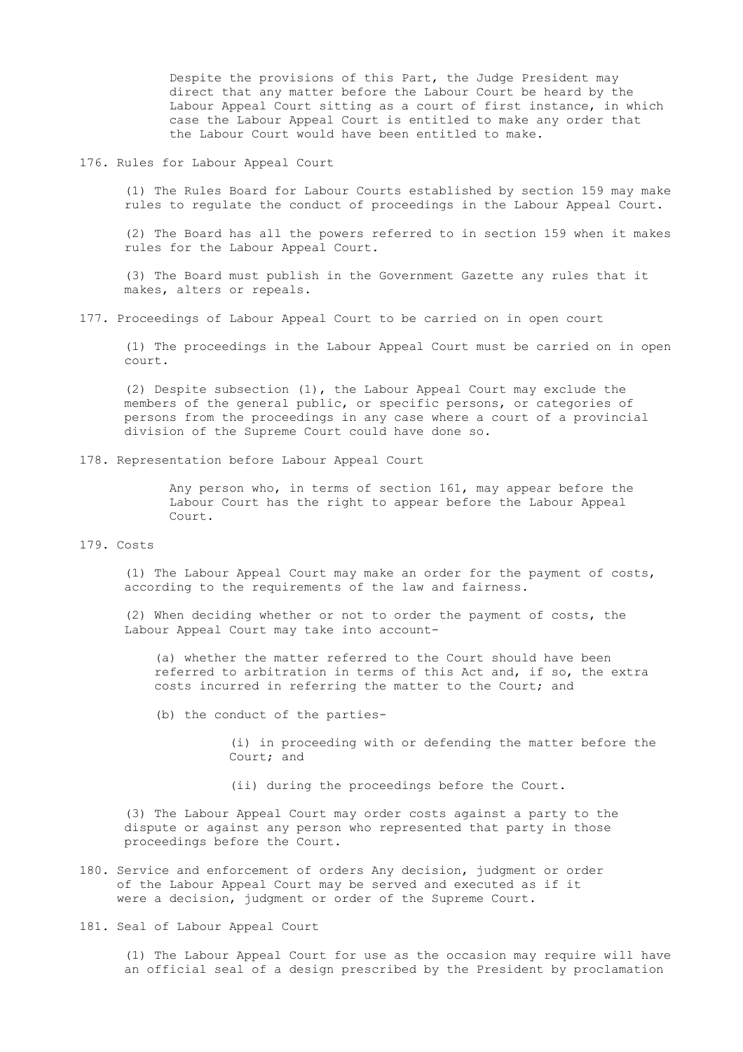Despite the provisions of this Part, the Judge President may direct that any matter before the Labour Court be heard by the Labour Appeal Court sitting as a court of first instance, in which case the Labour Appeal Court is entitled to make any order that the Labour Court would have been entitled to make.

176. Rules for Labour Appeal Court

(1) The Rules Board for Labour Courts established by section 159 may make rules to regulate the conduct of proceedings in the Labour Appeal Court.

(2) The Board has all the powers referred to in section 159 when it makes rules for the Labour Appeal Court.

(3) The Board must publish in the Government Gazette any rules that it makes, alters or repeals.

177. Proceedings of Labour Appeal Court to be carried on in open court

(1) The proceedings in the Labour Appeal Court must be carried on in open court.

(2) Despite subsection (1), the Labour Appeal Court may exclude the members of the general public, or specific persons, or categories of persons from the proceedings in any case where a court of a provincial division of the Supreme Court could have done so.

178. Representation before Labour Appeal Court

Any person who, in terms of section 161, may appear before the Labour Court has the right to appear before the Labour Appeal Court.

179. Costs

(1) The Labour Appeal Court may make an order for the payment of costs, according to the requirements of the law and fairness.

(2) When deciding whether or not to order the payment of costs, the Labour Appeal Court may take into account-

(a) whether the matter referred to the Court should have been referred to arbitration in terms of this Act and, if so, the extra costs incurred in referring the matter to the Court; and

(b) the conduct of the parties-

(i) in proceeding with or defending the matter before the Court; and

(ii) during the proceedings before the Court.

(3) The Labour Appeal Court may order costs against a party to the dispute or against any person who represented that party in those proceedings before the Court.

180. Service and enforcement of orders Any decision, judgment or order of the Labour Appeal Court may be served and executed as if it were a decision, judgment or order of the Supreme Court.

181. Seal of Labour Appeal Court

(1) The Labour Appeal Court for use as the occasion may require will have an official seal of a design prescribed by the President by proclamation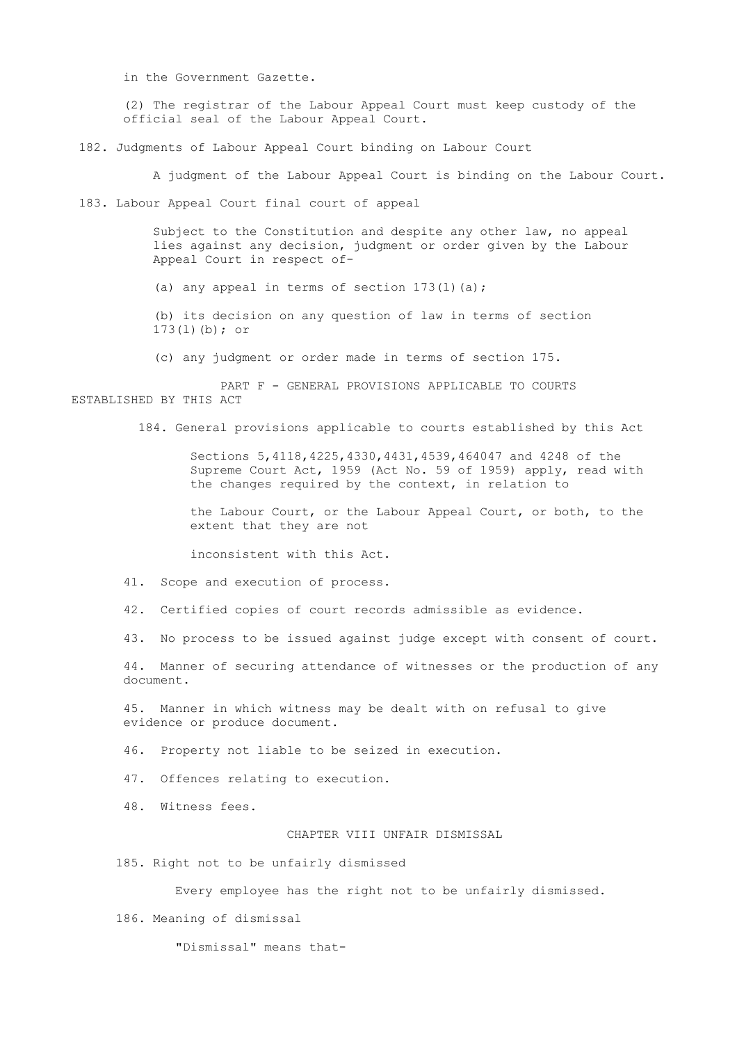in the Government Gazette.

(2) The registrar of the Labour Appeal Court must keep custody of the official seal of the Labour Appeal Court.

### 182. Judgments of Labour Appeal Court binding on Labour Court

A judgment of the Labour Appeal Court is binding on the Labour Court.

### 183. Labour Appeal Court final court of appeal

Subject to the Constitution and despite any other law, no appeal lies against any decision, judgment or order given by the Labour Appeal Court in respect of-

(a) any appeal in terms of section 173(l)(a);

(b) its decision on any question of law in terms of section 173(l)(b); or

(c) any judgment or order made in terms of section 175.

## PART F - GENERAL PROVISIONS APPLICABLE TO COURTS ESTABLISHED BY THIS ACT

### 184. General provisions applicable to courts established by this Act

Sections 5,4118,4225,4330,4431,4539,464047 and 4248 of the Supreme Court Act, 1959 (Act No. 59 of 1959) apply, read with the changes required by the context, in relation to

the Labour Court, or the Labour Appeal Court, or both, to the extent that they are not

inconsistent with this Act.

41. Scope and execution of process.

42. Certified copies of court records admissible as evidence.

43. No process to be issued against judge except with consent of court.

44. Manner of securing attendance of witnesses or the production of any document.

45. Manner in which witness may be dealt with on refusal to give evidence or produce document.

46. Property not liable to be seized in execution.

47. Offences relating to execution.

48. Witness fees.

## CHAPTER VIII UNFAIR DISMISSAL

### 185. Right not to be unfairly dismissed

Every employee has the right not to be unfairly dismissed.

### 186. Meaning of dismissal

"Dismissal" means that-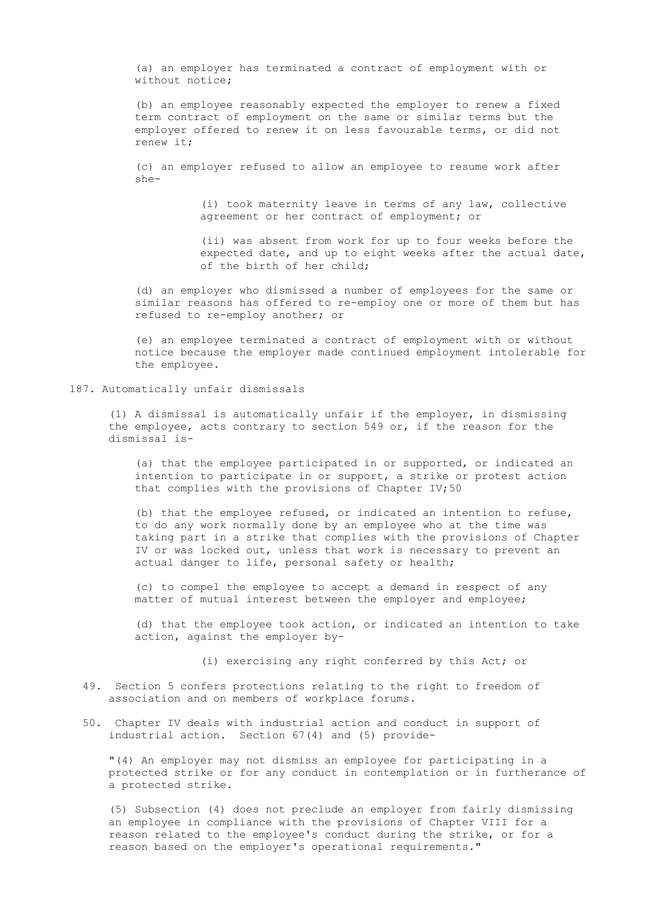(a) an employer has terminated a contract of employment with or without notice;

(b) an employee reasonably expected the employer to renew a fixed term contract of employment on the same or similar terms but the employer offered to renew it on less favourable terms, or did not renew it;

(c) an employer refused to allow an employee to resume work after she-

> (i) took maternity leave in terms of any law, collective agreement or her contract of employment; or
>
> (ii) was absent from work for up to four weeks before the expected date, and up to eight weeks after the actual date, of the birth of her child;

(d) an employer who dismissed a number of employees for the same or similar reasons has offered to re-employ one or more of them but has refused to re-employ another; or

(e) an employee terminated a contract of employment with or without notice because the employer made continued employment intolerable for the employee.

187. Automatically unfair dismissals

(1) A dismissal is automatically unfair if the employer, in dismissing the employee, acts contrary to section 5[49] or, if the reason for the dismissal is-

(a) that the employee participated in or supported, or indicated an intention to participate in or support, a strike or protest action that complies with the provisions of Chapter IV;[50]

(b) that the employee refused, or indicated an intention to refuse, to do any work normally done by an employee who at the time was taking part in a strike that complies with the provisions of Chapter IV or was locked out, unless that work is necessary to prevent an actual danger to life, personal safety or health;

(c) to compel the employee to accept a demand in respect of any matter of mutual interest between the employer and employee;

(d) that the employee took action, or indicated an intention to take action, against the employer by-

> (i) exercising any right conferred by this Act; or

49. Section 5 confers protections relating to the right to freedom of association and on members of workplace forums.

50. Chapter IV deals with industrial action and conduct in support of industrial action. Section 67(4) and (5) provide-

"(4) An employer may not dismiss an employee for participating in a protected strike or for any conduct in contemplation or in furtherance of a protected strike.

(5) Subsection (4) does not preclude an employer from fairly dismissing an employee in compliance with the provisions of Chapter VIII for a reason related to the employee's conduct during the strike, or for a reason based on the employer's operational requirements."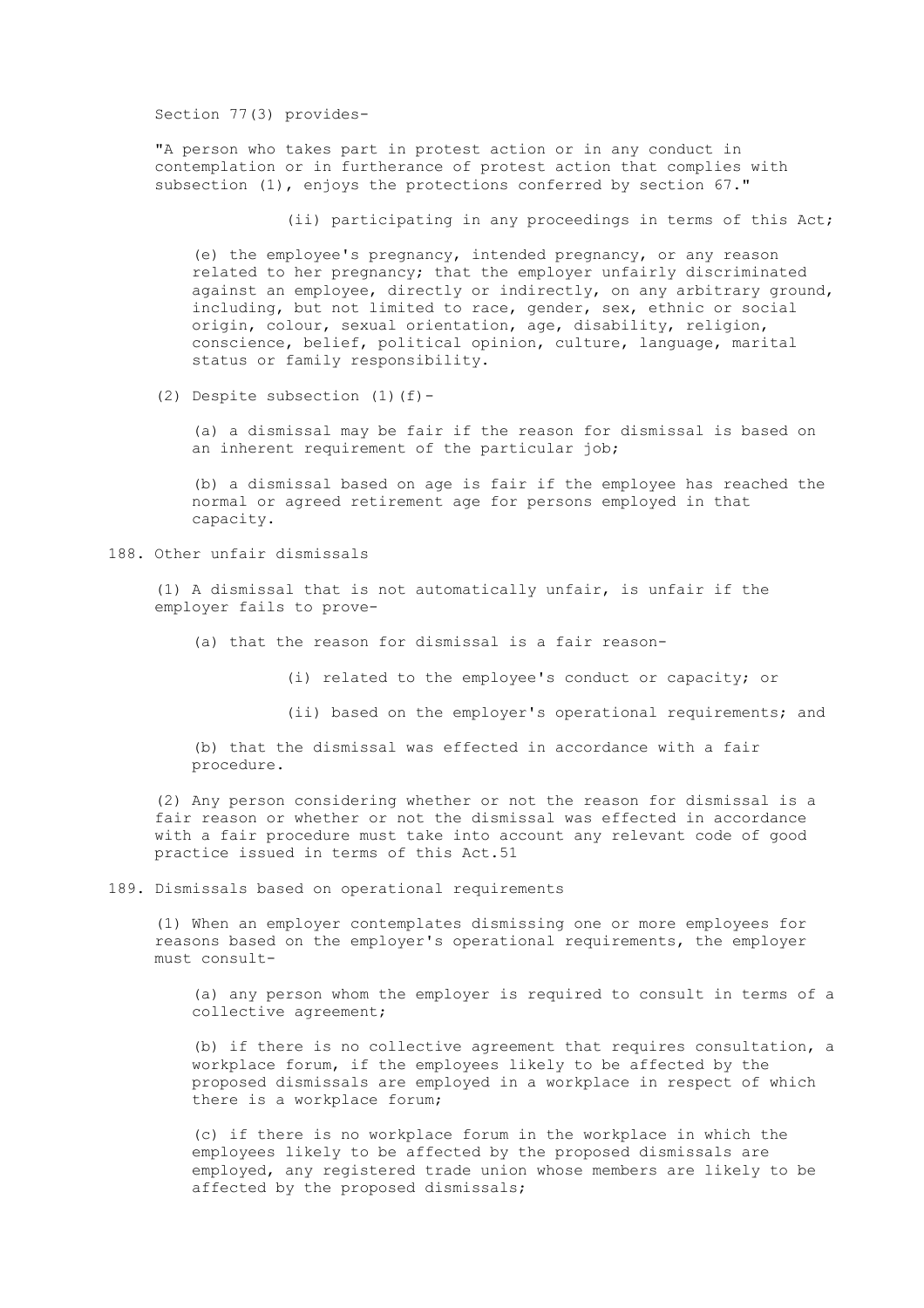Section 77(3) provides-

"A person who takes part in protest action or in any conduct in contemplation or in furtherance of protest action that complies with subsection (1), enjoys the protections conferred by section 67."

(ii) participating in any proceedings in terms of this Act;

(e) the employee's pregnancy, intended pregnancy, or any reason related to her pregnancy; that the employer unfairly discriminated against an employee, directly or indirectly, on any arbitrary ground, including, but not limited to race, gender, sex, ethnic or social origin, colour, sexual orientation, age, disability, religion, conscience, belief, political opinion, culture, language, marital status or family responsibility.

(2) Despite subsection (1)(f)-

(a) a dismissal may be fair if the reason for dismissal is based on an inherent requirement of the particular job;

(b) a dismissal based on age is fair if the employee has reached the normal or agreed retirement age for persons employed in that capacity.

188. Other unfair dismissals

(1) A dismissal that is not automatically unfair, is unfair if the employer fails to prove-

(a) that the reason for dismissal is a fair reason-

(i) related to the employee's conduct or capacity; or

(ii) based on the employer's operational requirements; and

(b) that the dismissal was effected in accordance with a fair procedure.

(2) Any person considering whether or not the reason for dismissal is a fair reason or whether or not the dismissal was effected in accordance with a fair procedure must take into account any relevant code of good practice issued in terms of this Act.51

189. Dismissals based on operational requirements

(1) When an employer contemplates dismissing one or more employees for reasons based on the employer's operational requirements, the employer must consult-

(a) any person whom the employer is required to consult in terms of a collective agreement;

(b) if there is no collective agreement that requires consultation, a workplace forum, if the employees likely to be affected by the proposed dismissals are employed in a workplace in respect of which there is a workplace forum;

(c) if there is no workplace forum in the workplace in which the employees likely to be affected by the proposed dismissals are employed, any registered trade union whose members are likely to be affected by the proposed dismissals;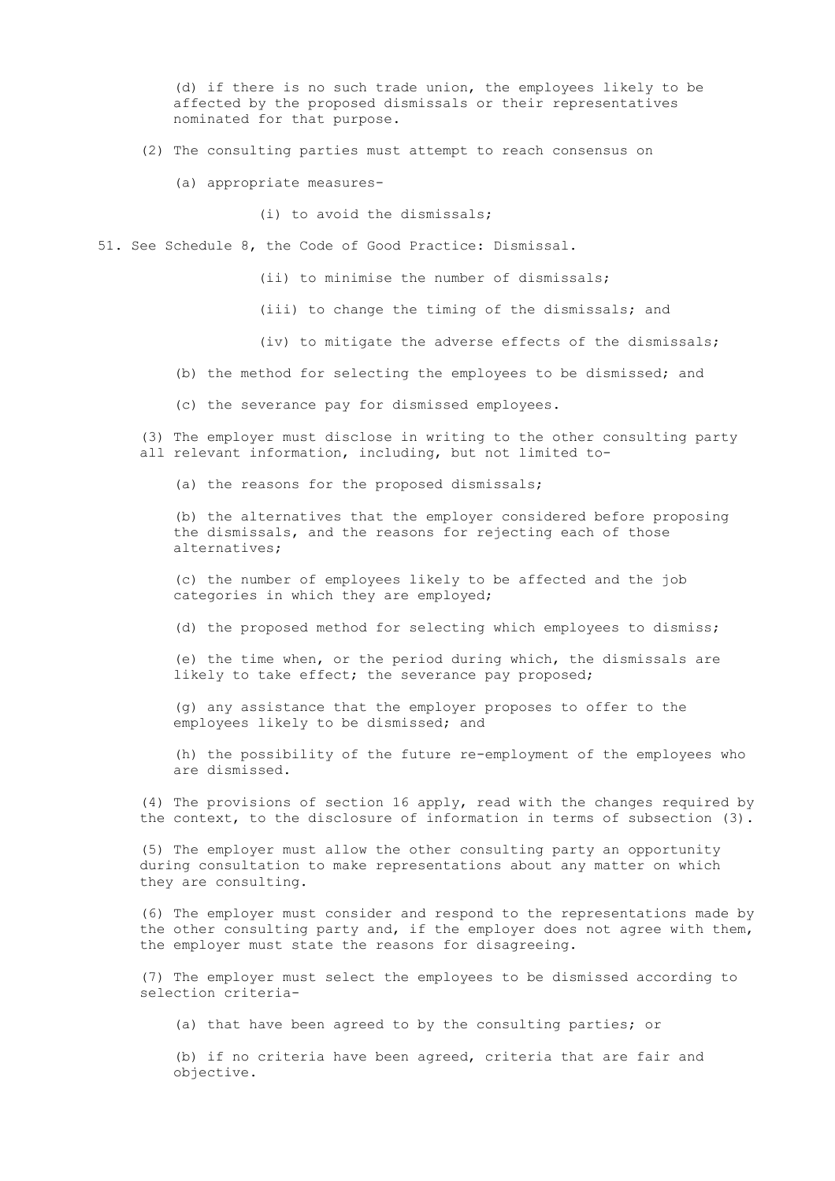(d) if there is no such trade union, the employees likely to be affected by the proposed dismissals or their representatives nominated for that purpose.

(2) The consulting parties must attempt to reach consensus on

(a) appropriate measures-

(i) to avoid the dismissals;

51. See Schedule 8, the Code of Good Practice: Dismissal.

(ii) to minimise the number of dismissals;

(iii) to change the timing of the dismissals; and

(iv) to mitigate the adverse effects of the dismissals;

(b) the method for selecting the employees to be dismissed; and

(c) the severance pay for dismissed employees.

(3) The employer must disclose in writing to the other consulting party all relevant information, including, but not limited to-

(a) the reasons for the proposed dismissals;

(b) the alternatives that the employer considered before proposing the dismissals, and the reasons for rejecting each of those alternatives;

(c) the number of employees likely to be affected and the job categories in which they are employed;

(d) the proposed method for selecting which employees to dismiss;

(e) the time when, or the period during which, the dismissals are likely to take effect; the severance pay proposed;

(g) any assistance that the employer proposes to offer to the employees likely to be dismissed; and

(h) the possibility of the future re-employment of the employees who are dismissed.

(4) The provisions of section 16 apply, read with the changes required by the context, to the disclosure of information in terms of subsection (3).

(5) The employer must allow the other consulting party an opportunity during consultation to make representations about any matter on which they are consulting.

(6) The employer must consider and respond to the representations made by the other consulting party and, if the employer does not agree with them, the employer must state the reasons for disagreeing.

(7) The employer must select the employees to be dismissed according to selection criteria-

(a) that have been agreed to by the consulting parties; or

(b) if no criteria have been agreed, criteria that are fair and objective.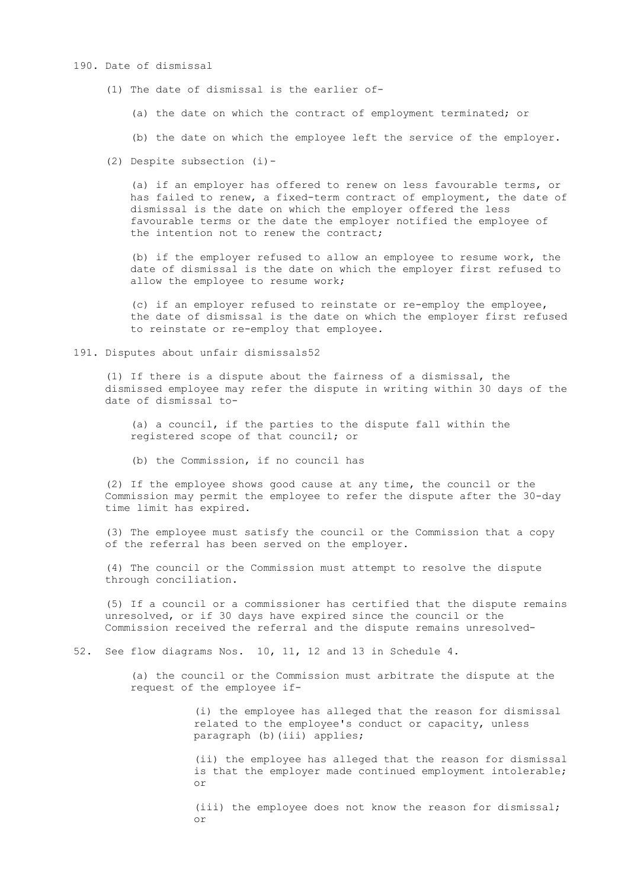190. Date of dismissal

(1) The date of dismissal is the earlier of-

(a) the date on which the contract of employment terminated; or

(b) the date on which the employee left the service of the employer.

(2) Despite subsection (i)-

(a) if an employer has offered to renew on less favourable terms, or has failed to renew, a fixed-term contract of employment, the date of dismissal is the date on which the employer offered the less favourable terms or the date the employer notified the employee of the intention not to renew the contract;

(b) if the employer refused to allow an employee to resume work, the date of dismissal is the date on which the employer first refused to allow the employee to resume work;

(c) if an employer refused to reinstate or re-employ the employee, the date of dismissal is the date on which the employer first refused to reinstate or re-employ that employee.

191. Disputes about unfair dismissals[52]

(1) If there is a dispute about the fairness of a dismissal, the dismissed employee may refer the dispute in writing within 30 days of the date of dismissal to-

(a) a council, if the parties to the dispute fall within the registered scope of that council; or

(b) the Commission, if no council has

(2) If the employee shows good cause at any time, the council or the Commission may permit the employee to refer the dispute after the 30-day time limit has expired.

(3) The employee must satisfy the council or the Commission that a copy of the referral has been served on the employer.

(4) The council or the Commission must attempt to resolve the dispute through conciliation.

(5) If a council or a commissioner has certified that the dispute remains unresolved, or if 30 days have expired since the council or the Commission received the referral and the dispute remains unresolved-

52. See flow diagrams Nos. 10, 11, 12 and 13 in Schedule 4.

(a) the council or the Commission must arbitrate the dispute at the request of the employee if-

(i) the employee has alleged that the reason for dismissal related to the employee's conduct or capacity, unless paragraph (b)(iii) applies;

(ii) the employee has alleged that the reason for dismissal is that the employer made continued employment intolerable; or

(iii) the employee does not know the reason for dismissal; or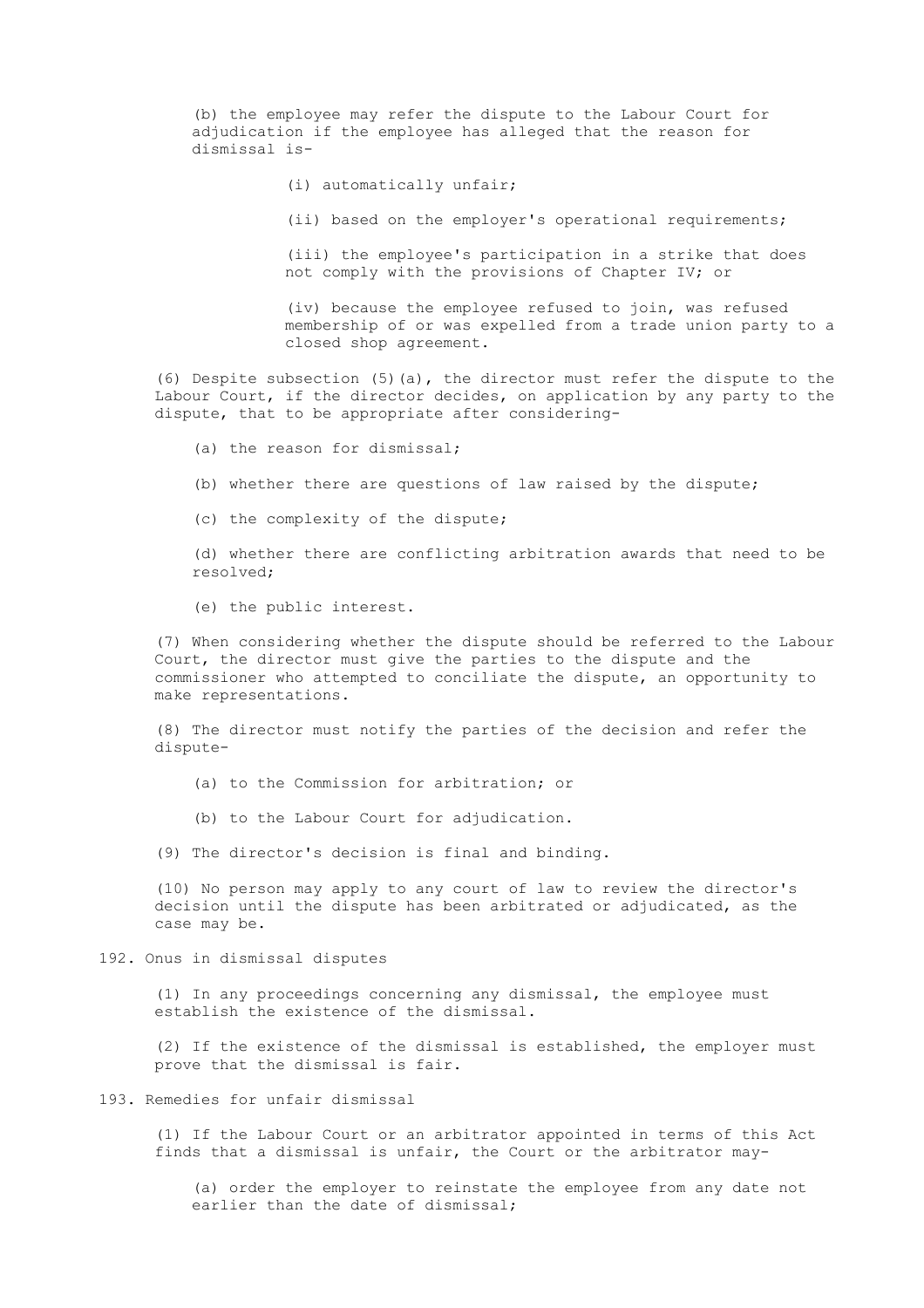(b) the employee may refer the dispute to the Labour Court for adjudication if the employee has alleged that the reason for dismissal is-

(i) automatically unfair;

(ii) based on the employer's operational requirements;

(iii) the employee's participation in a strike that does not comply with the provisions of Chapter IV; or

(iv) because the employee refused to join, was refused membership of or was expelled from a trade union party to a closed shop agreement.

(6) Despite subsection (5)(a), the director must refer the dispute to the Labour Court, if the director decides, on application by any party to the dispute, that to be appropriate after considering-

(a) the reason for dismissal;

(b) whether there are questions of law raised by the dispute;

(c) the complexity of the dispute;

(d) whether there are conflicting arbitration awards that need to be resolved;

(e) the public interest.

(7) When considering whether the dispute should be referred to the Labour Court, the director must give the parties to the dispute and the commissioner who attempted to conciliate the dispute, an opportunity to make representations.

(8) The director must notify the parties of the decision and refer the dispute-

(a) to the Commission for arbitration; or

(b) to the Labour Court for adjudication.

(9) The director's decision is final and binding.

(10) No person may apply to any court of law to review the director's decision until the dispute has been arbitrated or adjudicated, as the case may be.

## 192. Onus in dismissal disputes

(1) In any proceedings concerning any dismissal, the employee must establish the existence of the dismissal.

(2) If the existence of the dismissal is established, the employer must prove that the dismissal is fair.

## 193. Remedies for unfair dismissal

(1) If the Labour Court or an arbitrator appointed in terms of this Act finds that a dismissal is unfair, the Court or the arbitrator may-

(a) order the employer to reinstate the employee from any date not earlier than the date of dismissal;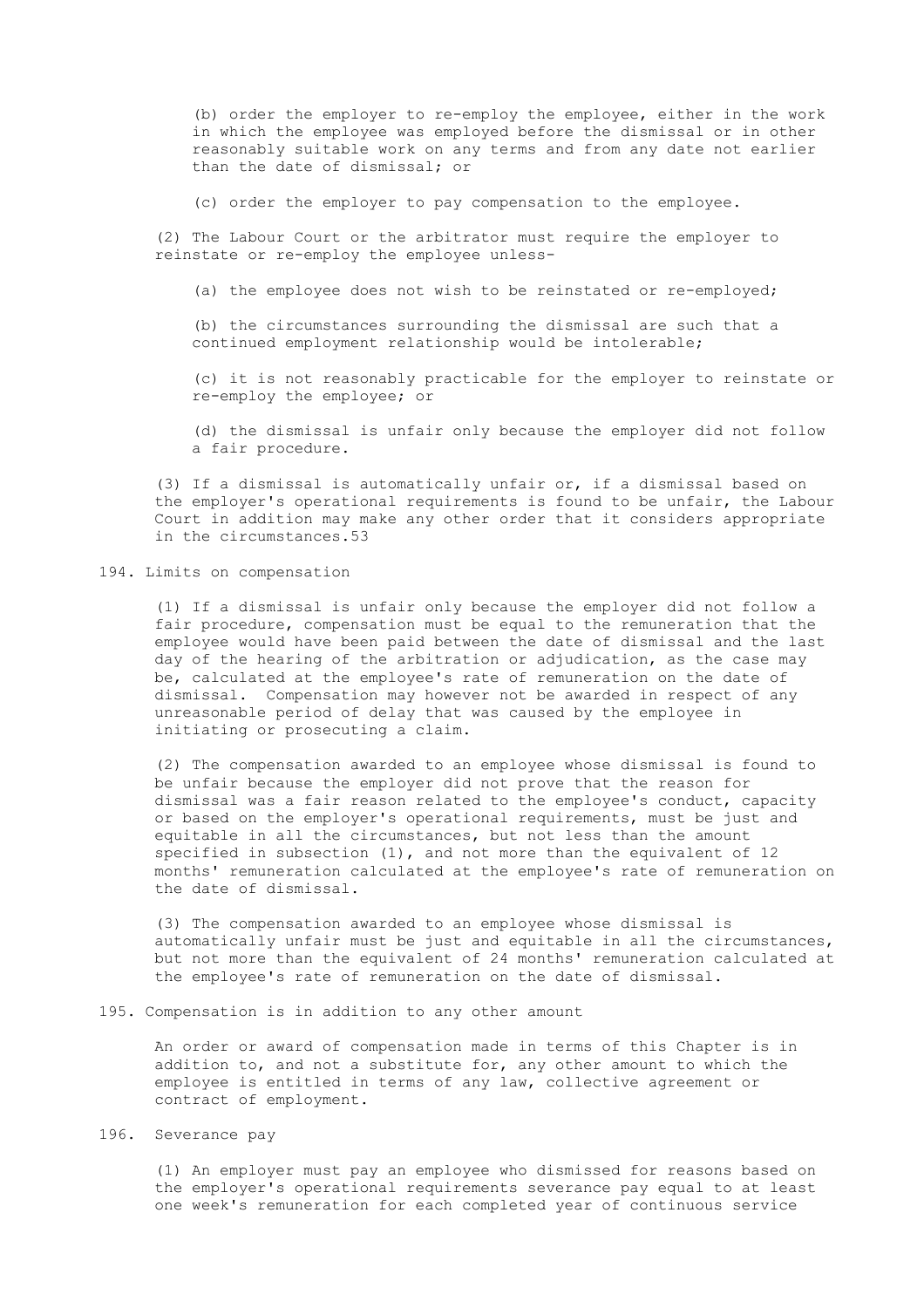(b) order the employer to re-employ the employee, either in the work in which the employee was employed before the dismissal or in other reasonably suitable work on any terms and from any date not earlier than the date of dismissal; or

(c) order the employer to pay compensation to the employee.

(2) The Labour Court or the arbitrator must require the employer to reinstate or re-employ the employee unless-

(a) the employee does not wish to be reinstated or re-employed;

(b) the circumstances surrounding the dismissal are such that a continued employment relationship would be intolerable;

(c) it is not reasonably practicable for the employer to reinstate or re-employ the employee; or

(d) the dismissal is unfair only because the employer did not follow a fair procedure.

(3) If a dismissal is automatically unfair or, if a dismissal based on the employer's operational requirements is found to be unfair, the Labour Court in addition may make any other order that it considers appropriate in the circumstances.[53]

194. Limits on compensation

(1) If a dismissal is unfair only because the employer did not follow a fair procedure, compensation must be equal to the remuneration that the employee would have been paid between the date of dismissal and the last day of the hearing of the arbitration or adjudication, as the case may be, calculated at the employee's rate of remuneration on the date of dismissal. Compensation may however not be awarded in respect of any unreasonable period of delay that was caused by the employee in initiating or prosecuting a claim.

(2) The compensation awarded to an employee whose dismissal is found to be unfair because the employer did not prove that the reason for dismissal was a fair reason related to the employee's conduct, capacity or based on the employer's operational requirements, must be just and equitable in all the circumstances, but not less than the amount specified in subsection (1), and not more than the equivalent of 12 months' remuneration calculated at the employee's rate of remuneration on the date of dismissal.

(3) The compensation awarded to an employee whose dismissal is automatically unfair must be just and equitable in all the circumstances, but not more than the equivalent of 24 months' remuneration calculated at the employee's rate of remuneration on the date of dismissal.

195. Compensation is in addition to any other amount

An order or award of compensation made in terms of this Chapter is in addition to, and not a substitute for, any other amount to which the employee is entitled in terms of any law, collective agreement or contract of employment.

196. Severance pay

(1) An employer must pay an employee who dismissed for reasons based on the employer's operational requirements severance pay equal to at least one week's remuneration for each completed year of continuous service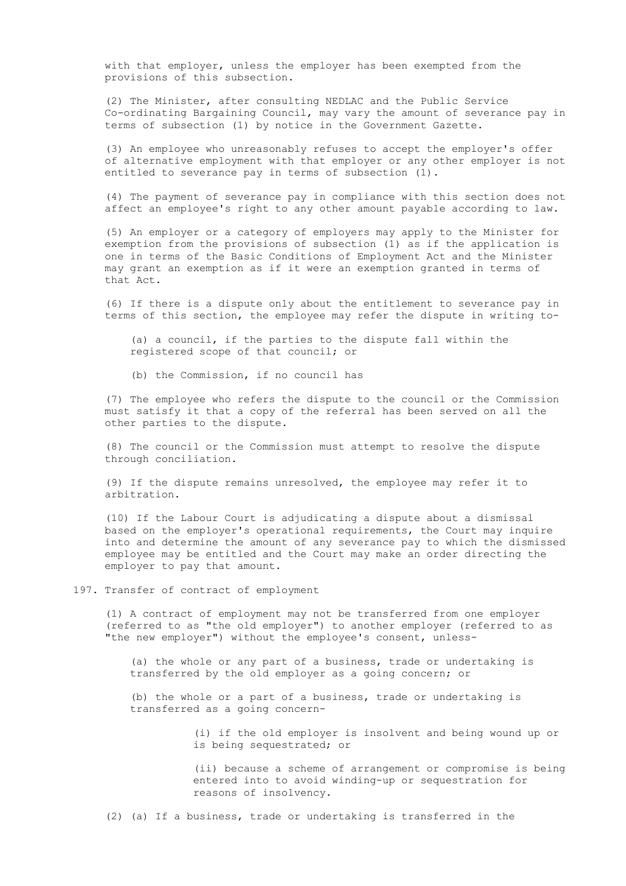with that employer, unless the employer has been exempted from the provisions of this subsection.

(2) The Minister, after consulting NEDLAC and the Public Service Co-ordinating Bargaining Council, may vary the amount of severance pay in terms of subsection (1) by notice in the Government Gazette.

(3) An employee who unreasonably refuses to accept the employer's offer of alternative employment with that employer or any other employer is not entitled to severance pay in terms of subsection (1).

(4) The payment of severance pay in compliance with this section does not affect an employee's right to any other amount payable according to law.

(5) An employer or a category of employers may apply to the Minister for exemption from the provisions of subsection (1) as if the application is one in terms of the Basic Conditions of Employment Act and the Minister may grant an exemption as if it were an exemption granted in terms of that Act.

(6) If there is a dispute only about the entitlement to severance pay in terms of this section, the employee may refer the dispute in writing to-

(a) a council, if the parties to the dispute fall within the registered scope of that council; or

(b) the Commission, if no council has

(7) The employee who refers the dispute to the council or the Commission must satisfy it that a copy of the referral has been served on all the other parties to the dispute.

(8) The council or the Commission must attempt to resolve the dispute through conciliation.

(9) If the dispute remains unresolved, the employee may refer it to arbitration.

(10) If the Labour Court is adjudicating a dispute about a dismissal based on the employer's operational requirements, the Court may inquire into and determine the amount of any severance pay to which the dismissed employee may be entitled and the Court may make an order directing the employer to pay that amount.

## 197. Transfer of contract of employment

(1) A contract of employment may not be transferred from one employer (referred to as "the old employer") to another employer (referred to as "the new employer") without the employee's consent, unless-

(a) the whole or any part of a business, trade or undertaking is transferred by the old employer as a going concern; or

(b) the whole or a part of a business, trade or undertaking is transferred as a going concern-

(i) if the old employer is insolvent and being wound up or is being sequestrated; or

(ii) because a scheme of arrangement or compromise is being entered into to avoid winding-up or sequestration for reasons of insolvency.

(2) (a) If a business, trade or undertaking is transferred in the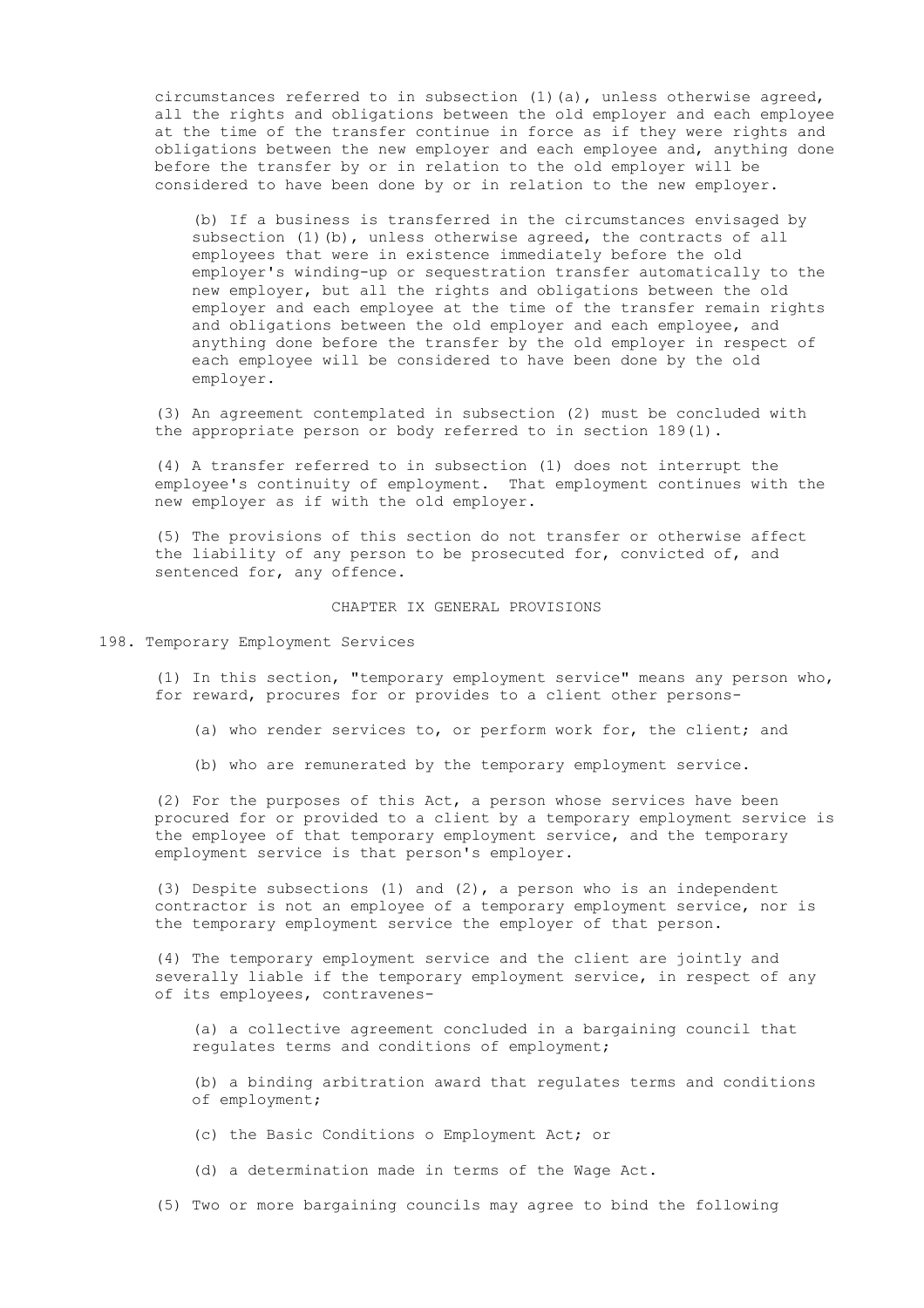circumstances referred to in subsection (1)(a), unless otherwise agreed, all the rights and obligations between the old employer and each employee at the time of the transfer continue in force as if they were rights and obligations between the new employer and each employee and, anything done before the transfer by or in relation to the old employer will be considered to have been done by or in relation to the new employer.

(b) If a business is transferred in the circumstances envisaged by subsection (1)(b), unless otherwise agreed, the contracts of all employees that were in existence immediately before the old employer's winding-up or sequestration transfer automatically to the new employer, but all the rights and obligations between the old employer and each employee at the time of the transfer remain rights and obligations between the old employer and each employee, and anything done before the transfer by the old employer in respect of each employee will be considered to have been done by the old employer.

(3) An agreement contemplated in subsection (2) must be concluded with the appropriate person or body referred to in section 189(1).

(4) A transfer referred to in subsection (1) does not interrupt the employee's continuity of employment. That employment continues with the new employer as if with the old employer.

(5) The provisions of this section do not transfer or otherwise affect the liability of any person to be prosecuted for, convicted of, and sentenced for, any offence.

## CHAPTER IX GENERAL PROVISIONS

### 198. Temporary Employment Services

(1) In this section, "temporary employment service" means any person who, for reward, procures for or provides to a client other persons-

(a) who render services to, or perform work for, the client; and

(b) who are remunerated by the temporary employment service.

(2) For the purposes of this Act, a person whose services have been procured for or provided to a client by a temporary employment service is the employee of that temporary employment service, and the temporary employment service is that person's employer.

(3) Despite subsections (1) and (2), a person who is an independent contractor is not an employee of a temporary employment service, nor is the temporary employment service the employer of that person.

(4) The temporary employment service and the client are jointly and severally liable if the temporary employment service, in respect of any of its employees, contravenes-

(a) a collective agreement concluded in a bargaining council that regulates terms and conditions of employment;

(b) a binding arbitration award that regulates terms and conditions of employment;

(c) the Basic Conditions o Employment Act; or

(d) a determination made in terms of the Wage Act.

(5) Two or more bargaining councils may agree to bind the following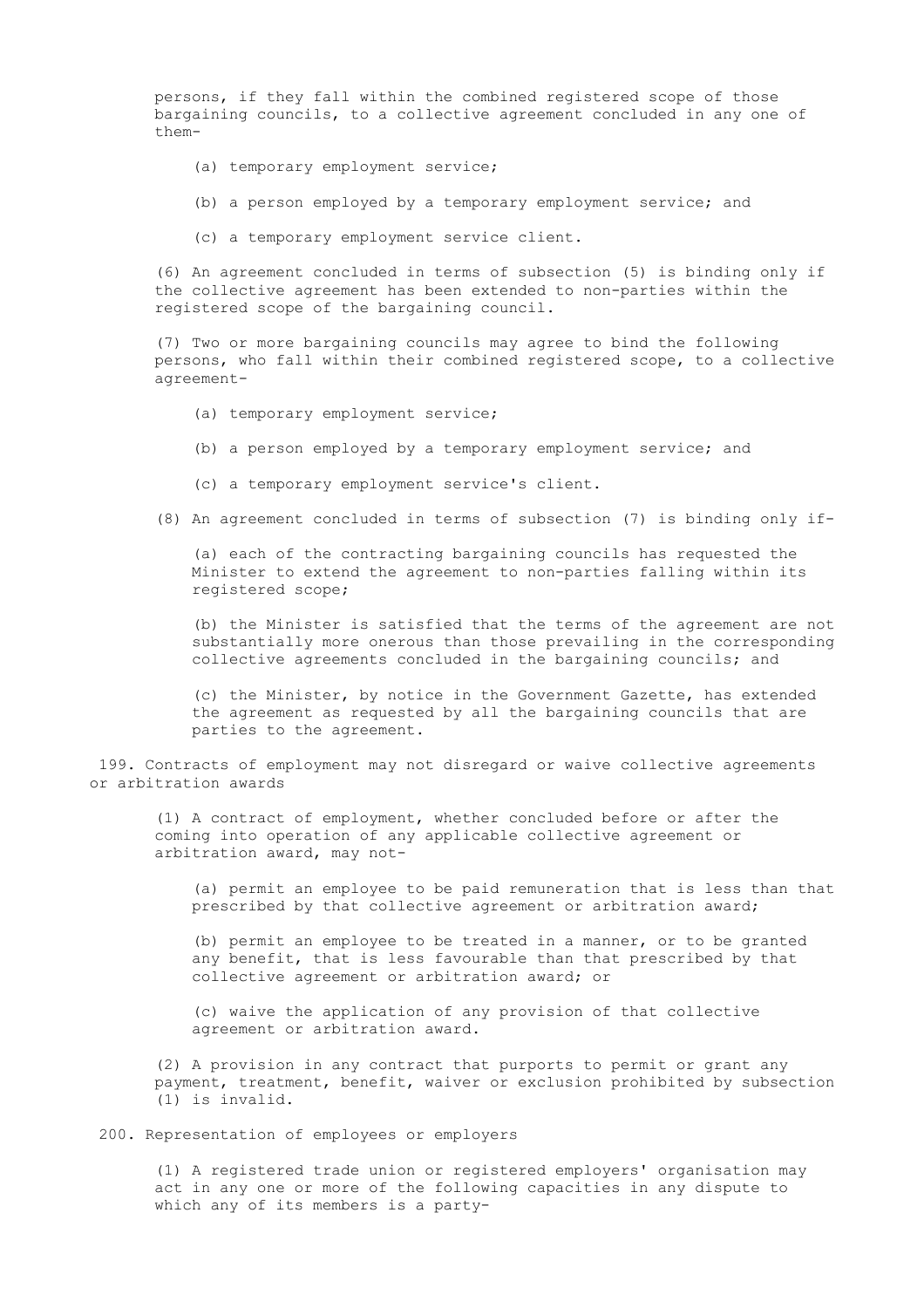persons, if they fall within the combined registered scope of those bargaining councils, to a collective agreement concluded in any one of them-

(a) temporary employment service;

(b) a person employed by a temporary employment service; and

(c) a temporary employment service client.

(6) An agreement concluded in terms of subsection (5) is binding only if the collective agreement has been extended to non-parties within the registered scope of the bargaining council.

(7) Two or more bargaining councils may agree to bind the following persons, who fall within their combined registered scope, to a collective agreement-

(a) temporary employment service;

(b) a person employed by a temporary employment service; and

(c) a temporary employment service's client.

(8) An agreement concluded in terms of subsection (7) is binding only if-

(a) each of the contracting bargaining councils has requested the Minister to extend the agreement to non-parties falling within its registered scope;

(b) the Minister is satisfied that the terms of the agreement are not substantially more onerous than those prevailing in the corresponding collective agreements concluded in the bargaining councils; and

(c) the Minister, by notice in the Government Gazette, has extended the agreement as requested by all the bargaining councils that are parties to the agreement.

199. Contracts of employment may not disregard or waive collective agreements or arbitration awards

(1) A contract of employment, whether concluded before or after the coming into operation of any applicable collective agreement or arbitration award, may not-

(a) permit an employee to be paid remuneration that is less than that prescribed by that collective agreement or arbitration award;

(b) permit an employee to be treated in a manner, or to be granted any benefit, that is less favourable than that prescribed by that collective agreement or arbitration award; or

(c) waive the application of any provision of that collective agreement or arbitration award.

(2) A provision in any contract that purports to permit or grant any payment, treatment, benefit, waiver or exclusion prohibited by subsection (1) is invalid.

200. Representation of employees or employers

(1) A registered trade union or registered employers' organisation may act in any one or more of the following capacities in any dispute to which any of its members is a party-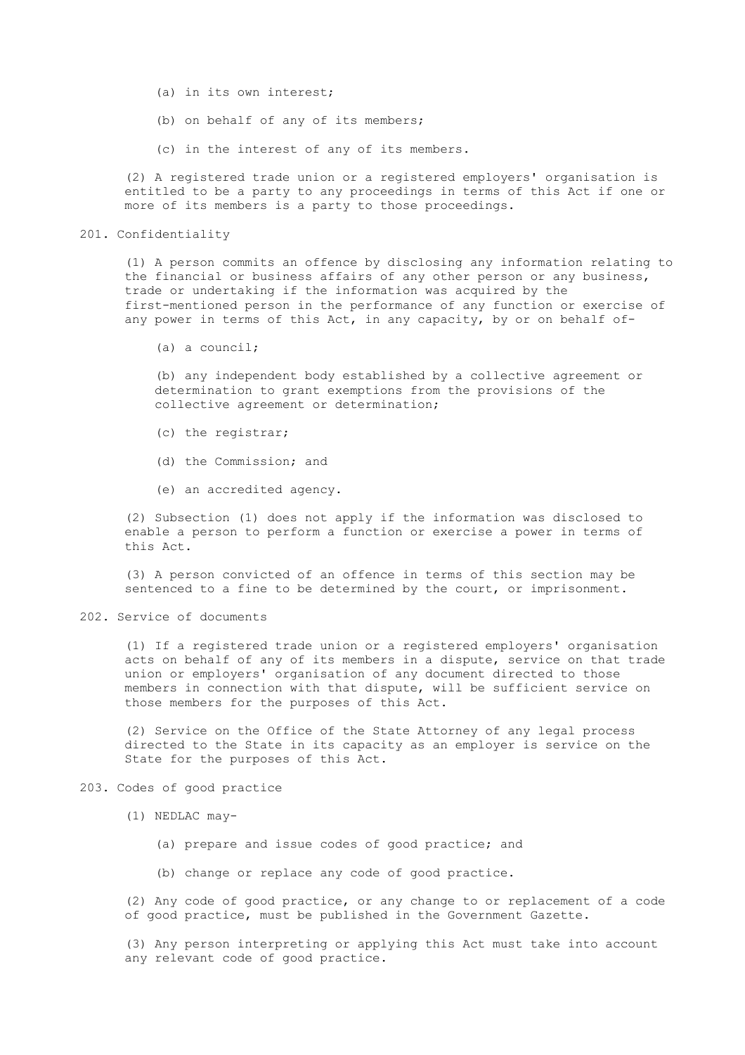(a) in its own interest;

(b) on behalf of any of its members;

(c) in the interest of any of its members.

(2) A registered trade union or a registered employers' organisation is entitled to be a party to any proceedings in terms of this Act if one or more of its members is a party to those proceedings.

## 201. Confidentiality

(1) A person commits an offence by disclosing any information relating to the financial or business affairs of any other person or any business, trade or undertaking if the information was acquired by the first-mentioned person in the performance of any function or exercise of any power in terms of this Act, in any capacity, by or on behalf of-

(a) a council;

(b) any independent body established by a collective agreement or determination to grant exemptions from the provisions of the collective agreement or determination;

(c) the registrar;

(d) the Commission; and

(e) an accredited agency.

(2) Subsection (1) does not apply if the information was disclosed to enable a person to perform a function or exercise a power in terms of this Act.

(3) A person convicted of an offence in terms of this section may be sentenced to a fine to be determined by the court, or imprisonment.

## 202. Service of documents

(1) If a registered trade union or a registered employers' organisation acts on behalf of any of its members in a dispute, service on that trade union or employers' organisation of any document directed to those members in connection with that dispute, will be sufficient service on those members for the purposes of this Act.

(2) Service on the Office of the State Attorney of any legal process directed to the State in its capacity as an employer is service on the State for the purposes of this Act.

## 203. Codes of good practice

(1) NEDLAC may-

(a) prepare and issue codes of good practice; and

(b) change or replace any code of good practice.

(2) Any code of good practice, or any change to or replacement of a code of good practice, must be published in the Government Gazette.

(3) Any person interpreting or applying this Act must take into account any relevant code of good practice.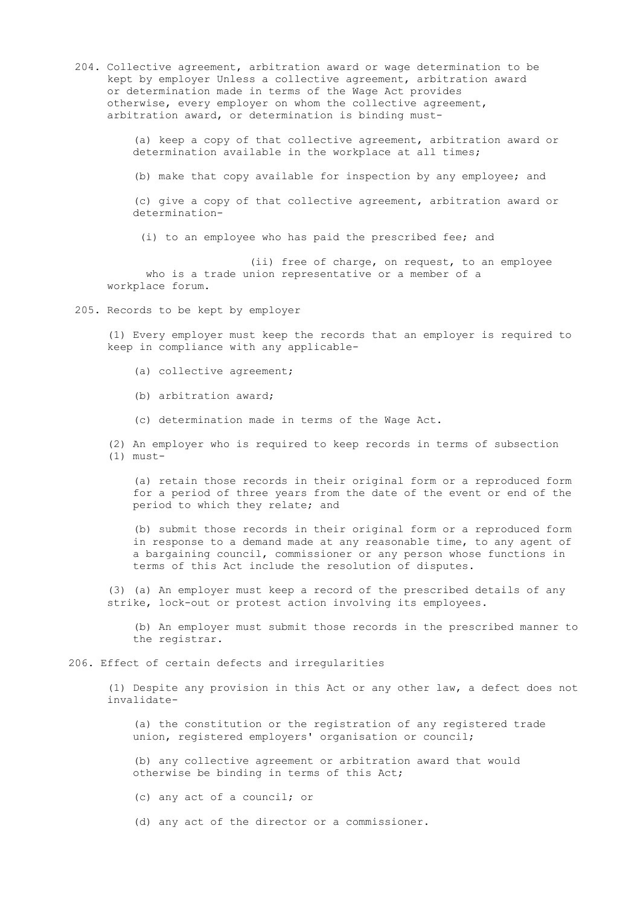204. Collective agreement, arbitration award or wage determination to be kept by employer Unless a collective agreement, arbitration award or determination made in terms of the Wage Act provides otherwise, every employer on whom the collective agreement, arbitration award, or determination is binding must-

(a) keep a copy of that collective agreement, arbitration award or determination available in the workplace at all times;

(b) make that copy available for inspection by any employee; and

(c) give a copy of that collective agreement, arbitration award or determination-

(i) to an employee who has paid the prescribed fee; and

(ii) free of charge, on request, to an employee who is a trade union representative or a member of a workplace forum.

205. Records to be kept by employer

(1) Every employer must keep the records that an employer is required to keep in compliance with any applicable-

(a) collective agreement;

(b) arbitration award;

(c) determination made in terms of the Wage Act.

(2) An employer who is required to keep records in terms of subsection (1) must-

(a) retain those records in their original form or a reproduced form for a period of three years from the date of the event or end of the period to which they relate; and

(b) submit those records in their original form or a reproduced form in response to a demand made at any reasonable time, to any agent of a bargaining council, commissioner or any person whose functions in terms of this Act include the resolution of disputes.

(3) (a) An employer must keep a record of the prescribed details of any strike, lock-out or protest action involving its employees.

(b) An employer must submit those records in the prescribed manner to the registrar.

206. Effect of certain defects and irregularities

(1) Despite any provision in this Act or any other law, a defect does not invalidate-

(a) the constitution or the registration of any registered trade union, registered employers' organisation or council;

(b) any collective agreement or arbitration award that would otherwise be binding in terms of this Act;

(c) any act of a council; or

(d) any act of the director or a commissioner.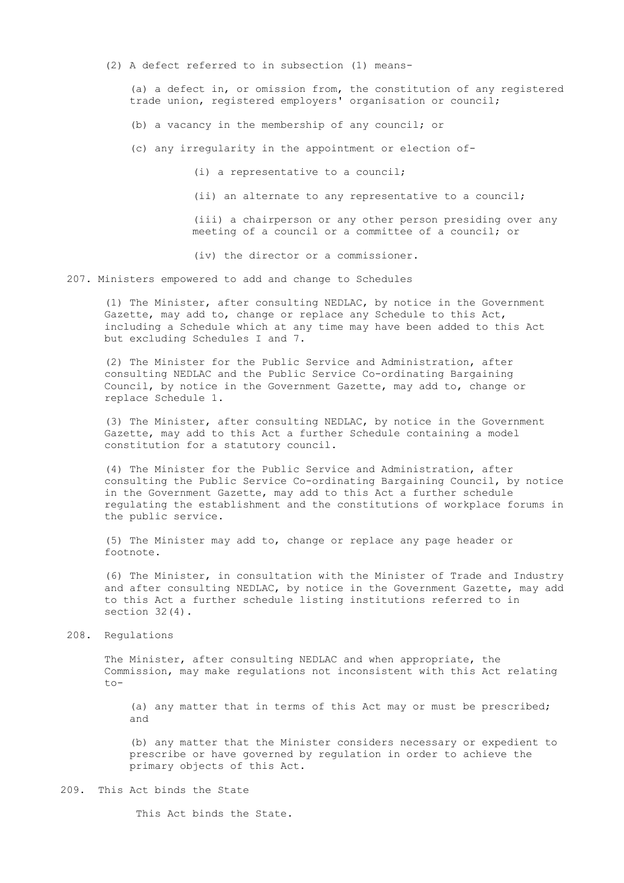(2) A defect referred to in subsection (1) means-

(a) a defect in, or omission from, the constitution of any registered trade union, registered employers' organisation or council;

(b) a vacancy in the membership of any council; or

(c) any irregularity in the appointment or election of-

(i) a representative to a council;

(ii) an alternate to any representative to a council;

(iii) a chairperson or any other person presiding over any meeting of a council or a committee of a council; or

(iv) the director or a commissioner.

### 207. Ministers empowered to add and change to Schedules

(1) The Minister, after consulting NEDLAC, by notice in the Government Gazette, may add to, change or replace any Schedule to this Act, including a Schedule which at any time may have been added to this Act but excluding Schedules I and 7.

(2) The Minister for the Public Service and Administration, after consulting NEDLAC and the Public Service Co-ordinating Bargaining Council, by notice in the Government Gazette, may add to, change or replace Schedule 1.

(3) The Minister, after consulting NEDLAC, by notice in the Government Gazette, may add to this Act a further Schedule containing a model constitution for a statutory council.

(4) The Minister for the Public Service and Administration, after consulting the Public Service Co-ordinating Bargaining Council, by notice in the Government Gazette, may add to this Act a further schedule regulating the establishment and the constitutions of workplace forums in the public service.

(5) The Minister may add to, change or replace any page header or footnote.

(6) The Minister, in consultation with the Minister of Trade and Industry and after consulting NEDLAC, by notice in the Government Gazette, may add to this Act a further schedule listing institutions referred to in section 32(4).

### 208. Regulations

The Minister, after consulting NEDLAC and when appropriate, the Commission, may make regulations not inconsistent with this Act relating to-

(a) any matter that in terms of this Act may or must be prescribed; and

(b) any matter that the Minister considers necessary or expedient to prescribe or have governed by regulation in order to achieve the primary objects of this Act.

### 209. This Act binds the State

This Act binds the State.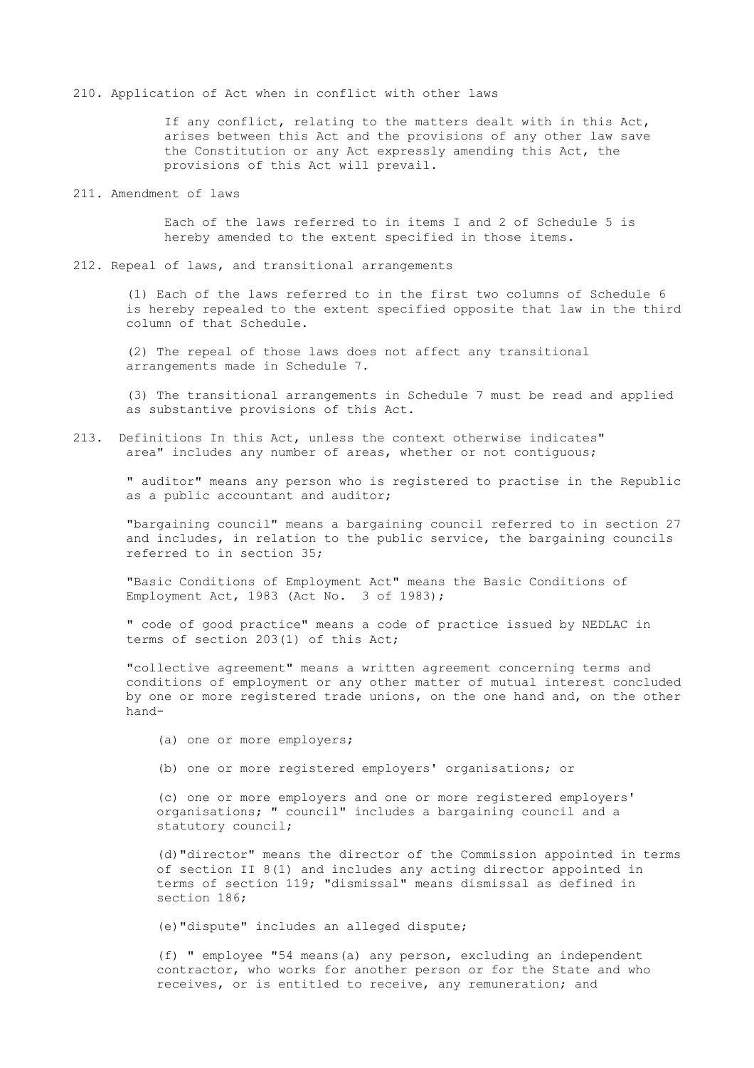210. Application of Act when in conflict with other laws

If any conflict, relating to the matters dealt with in this Act, arises between this Act and the provisions of any other law save the Constitution or any Act expressly amending this Act, the provisions of this Act will prevail.

211. Amendment of laws

Each of the laws referred to in items I and 2 of Schedule 5 is hereby amended to the extent specified in those items.

212. Repeal of laws, and transitional arrangements

(1) Each of the laws referred to in the first two columns of Schedule 6 is hereby repealed to the extent specified opposite that law in the third column of that Schedule.

(2) The repeal of those laws does not affect any transitional arrangements made in Schedule 7.

(3) The transitional arrangements in Schedule 7 must be read and applied as substantive provisions of this Act.

213. Definitions In this Act, unless the context otherwise indicates" area" includes any number of areas, whether or not contiguous;

" auditor" means any person who is registered to practise in the Republic as a public accountant and auditor;

"bargaining council" means a bargaining council referred to in section 27 and includes, in relation to the public service, the bargaining councils referred to in section 35;

"Basic Conditions of Employment Act" means the Basic Conditions of Employment Act, 1983 (Act No. 3 of 1983);

" code of good practice" means a code of practice issued by NEDLAC in terms of section 203(1) of this Act;

"collective agreement" means a written agreement concerning terms and conditions of employment or any other matter of mutual interest concluded by one or more registered trade unions, on the one hand and, on the other hand-

(a) one or more employers;

(b) one or more registered employers' organisations; or

(c) one or more employers and one or more registered employers' organisations; " council" includes a bargaining council and a statutory council;

(d)"director" means the director of the Commission appointed in terms of section II 8(1) and includes any acting director appointed in terms of section 119; "dismissal" means dismissal as defined in section 186;

(e)"dispute" includes an alleged dispute;

(f) " employee "54 means(a) any person, excluding an independent contractor, who works for another person or for the State and who receives, or is entitled to receive, any remuneration; and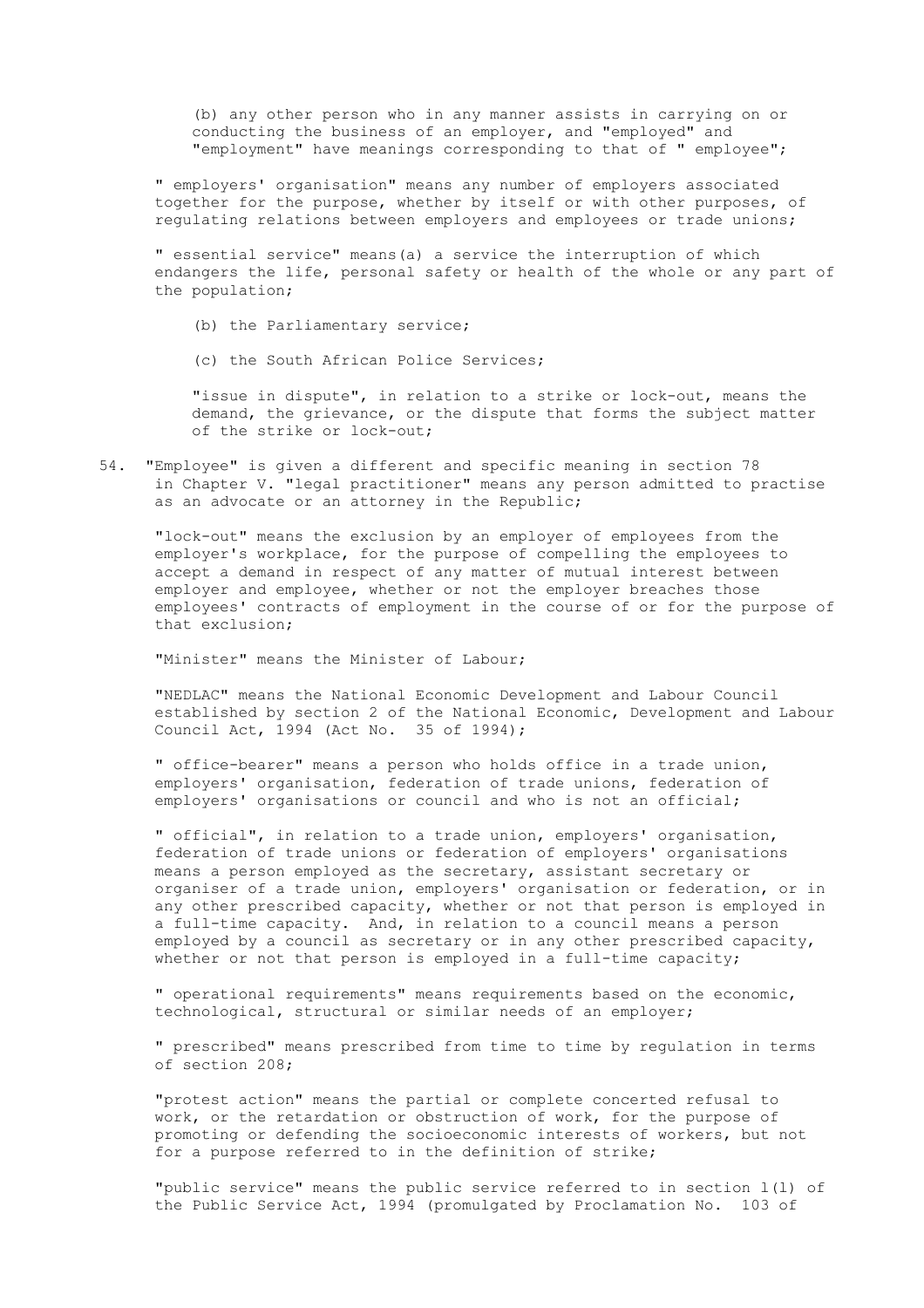(b) any other person who in any manner assists in carrying on or conducting the business of an employer, and "employed" and "employment" have meanings corresponding to that of " employee";

" employers' organisation" means any number of employers associated together for the purpose, whether by itself or with other purposes, of regulating relations between employers and employees or trade unions;

" essential service" means(a) a service the interruption of which endangers the life, personal safety or health of the whole or any part of the population;

(b) the Parliamentary service;

(c) the South African Police Services;

"issue in dispute", in relation to a strike or lock-out, means the demand, the grievance, or the dispute that forms the subject matter of the strike or lock-out;

54. "Employee" is given a different and specific meaning in section 78 in Chapter V. "legal practitioner" means any person admitted to practise as an advocate or an attorney in the Republic;

"lock-out" means the exclusion by an employer of employees from the employer's workplace, for the purpose of compelling the employees to accept a demand in respect of any matter of mutual interest between employer and employee, whether or not the employer breaches those employees' contracts of employment in the course of or for the purpose of that exclusion;

"Minister" means the Minister of Labour;

"NEDLAC" means the National Economic Development and Labour Council established by section 2 of the National Economic, Development and Labour Council Act, 1994 (Act No. 35 of 1994);

" office-bearer" means a person who holds office in a trade union, employers' organisation, federation of trade unions, federation of employers' organisations or council and who is not an official;

" official", in relation to a trade union, employers' organisation, federation of trade unions or federation of employers' organisations means a person employed as the secretary, assistant secretary or organiser of a trade union, employers' organisation or federation, or in any other prescribed capacity, whether or not that person is employed in a full-time capacity. And, in relation to a council means a person employed by a council as secretary or in any other prescribed capacity, whether or not that person is employed in a full-time capacity;

" operational requirements" means requirements based on the economic, technological, structural or similar needs of an employer;

" prescribed" means prescribed from time to time by regulation in terms of section 208;

"protest action" means the partial or complete concerted refusal to work, or the retardation or obstruction of work, for the purpose of promoting or defending the socioeconomic interests of workers, but not for a purpose referred to in the definition of strike;

"public service" means the public service referred to in section l(l) of the Public Service Act, 1994 (promulgated by Proclamation No. 103 of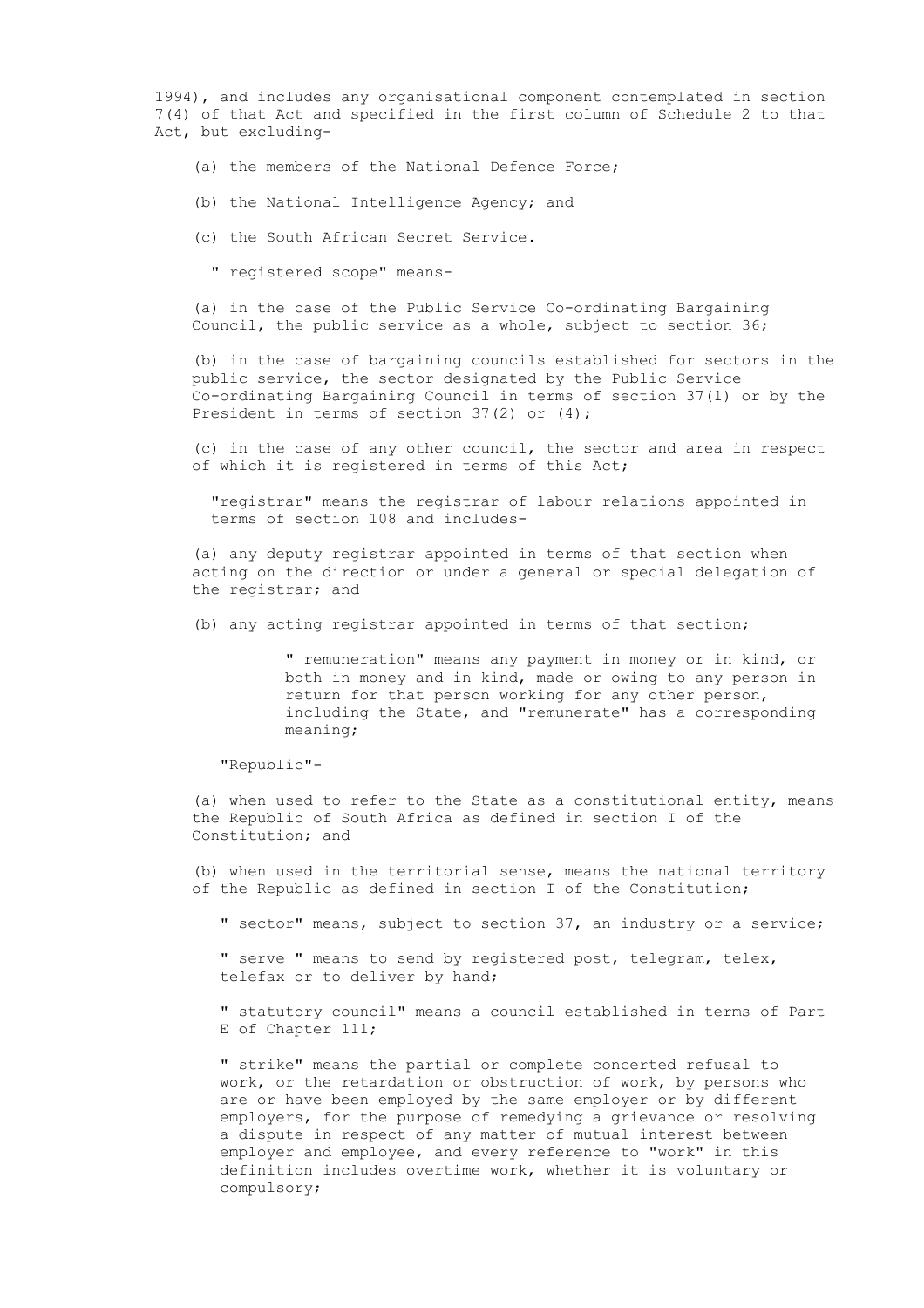1994), and includes any organisational component contemplated in section 7(4) of that Act and specified in the first column of Schedule 2 to that Act, but excluding-

(a) the members of the National Defence Force;

(b) the National Intelligence Agency; and

(c) the South African Secret Service.

" registered scope" means-

(a) in the case of the Public Service Co-ordinating Bargaining Council, the public service as a whole, subject to section 36;

(b) in the case of bargaining councils established for sectors in the public service, the sector designated by the Public Service Co-ordinating Bargaining Council in terms of section 37(1) or by the President in terms of section 37(2) or (4);

(c) in the case of any other council, the sector and area in respect of which it is registered in terms of this Act;

"registrar" means the registrar of labour relations appointed in terms of section 108 and includes-

(a) any deputy registrar appointed in terms of that section when acting on the direction or under a general or special delegation of the registrar; and

(b) any acting registrar appointed in terms of that section;

" remuneration" means any payment in money or in kind, or both in money and in kind, made or owing to any person in return for that person working for any other person, including the State, and "remunerate" has a corresponding meaning;

"Republic"-

(a) when used to refer to the State as a constitutional entity, means the Republic of South Africa as defined in section I of the Constitution; and

(b) when used in the territorial sense, means the national territory of the Republic as defined in section I of the Constitution;

" sector" means, subject to section 37, an industry or a service;

" serve " means to send by registered post, telegram, telex, telefax or to deliver by hand;

" statutory council" means a council established in terms of Part E of Chapter 111;

" strike" means the partial or complete concerted refusal to work, or the retardation or obstruction of work, by persons who are or have been employed by the same employer or by different employers, for the purpose of remedying a grievance or resolving a dispute in respect of any matter of mutual interest between employer and employee, and every reference to "work" in this definition includes overtime work, whether it is voluntary or compulsory;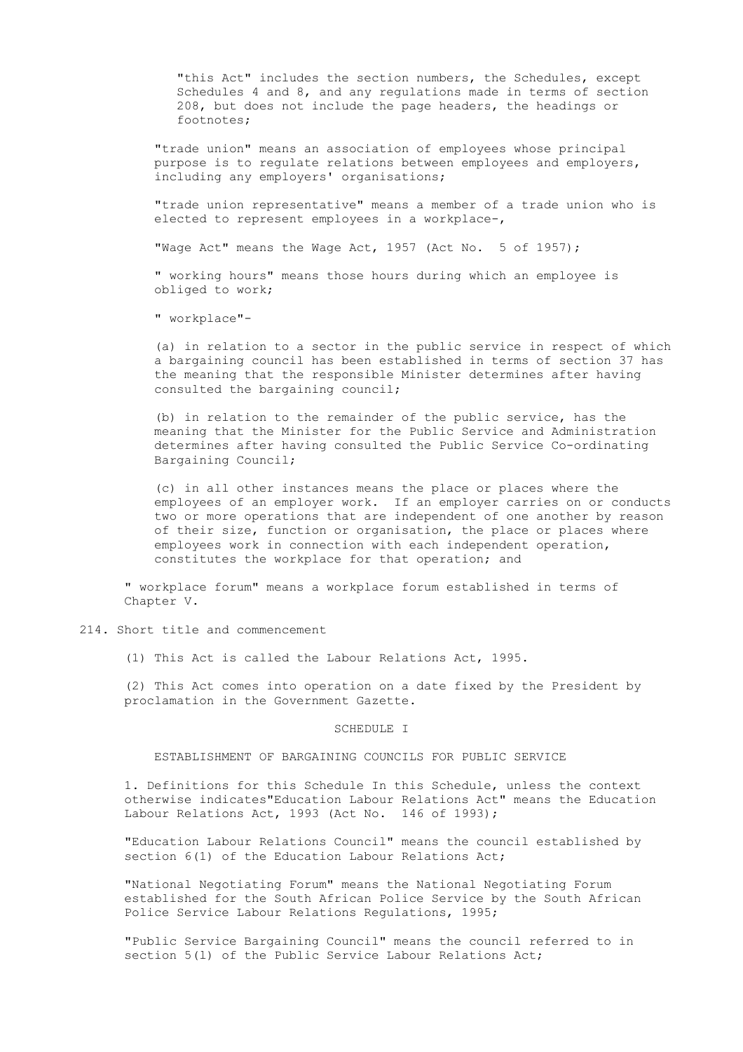"this Act" includes the section numbers, the Schedules, except Schedules 4 and 8, and any regulations made in terms of section 208, but does not include the page headers, the headings or footnotes;

"trade union" means an association of employees whose principal purpose is to regulate relations between employees and employers, including any employers' organisations;

"trade union representative" means a member of a trade union who is elected to represent employees in a workplace-,

"Wage Act" means the Wage Act, 1957 (Act No. 5 of 1957);

" working hours" means those hours during which an employee is obliged to work;

" workplace"-

(a) in relation to a sector in the public service in respect of which a bargaining council has been established in terms of section 37 has the meaning that the responsible Minister determines after having consulted the bargaining council;

(b) in relation to the remainder of the public service, has the meaning that the Minister for the Public Service and Administration determines after having consulted the Public Service Co-ordinating Bargaining Council;

(c) in all other instances means the place or places where the employees of an employer work. If an employer carries on or conducts two or more operations that are independent of one another by reason of their size, function or organisation, the place or places where employees work in connection with each independent operation, constitutes the workplace for that operation; and

" workplace forum" means a workplace forum established in terms of Chapter V.

## 214. Short title and commencement

(1) This Act is called the Labour Relations Act, 1995.

(2) This Act comes into operation on a date fixed by the President by proclamation in the Government Gazette.

## SCHEDULE I

### ESTABLISHMENT OF BARGAINING COUNCILS FOR PUBLIC SERVICE

1. Definitions for this Schedule In this Schedule, unless the context otherwise indicates"Education Labour Relations Act" means the Education Labour Relations Act, 1993 (Act No. 146 of 1993);

"Education Labour Relations Council" means the council established by section 6(1) of the Education Labour Relations Act;

"National Negotiating Forum" means the National Negotiating Forum established for the South African Police Service by the South African Police Service Labour Relations Regulations, 1995;

"Public Service Bargaining Council" means the council referred to in section 5(l) of the Public Service Labour Relations Act;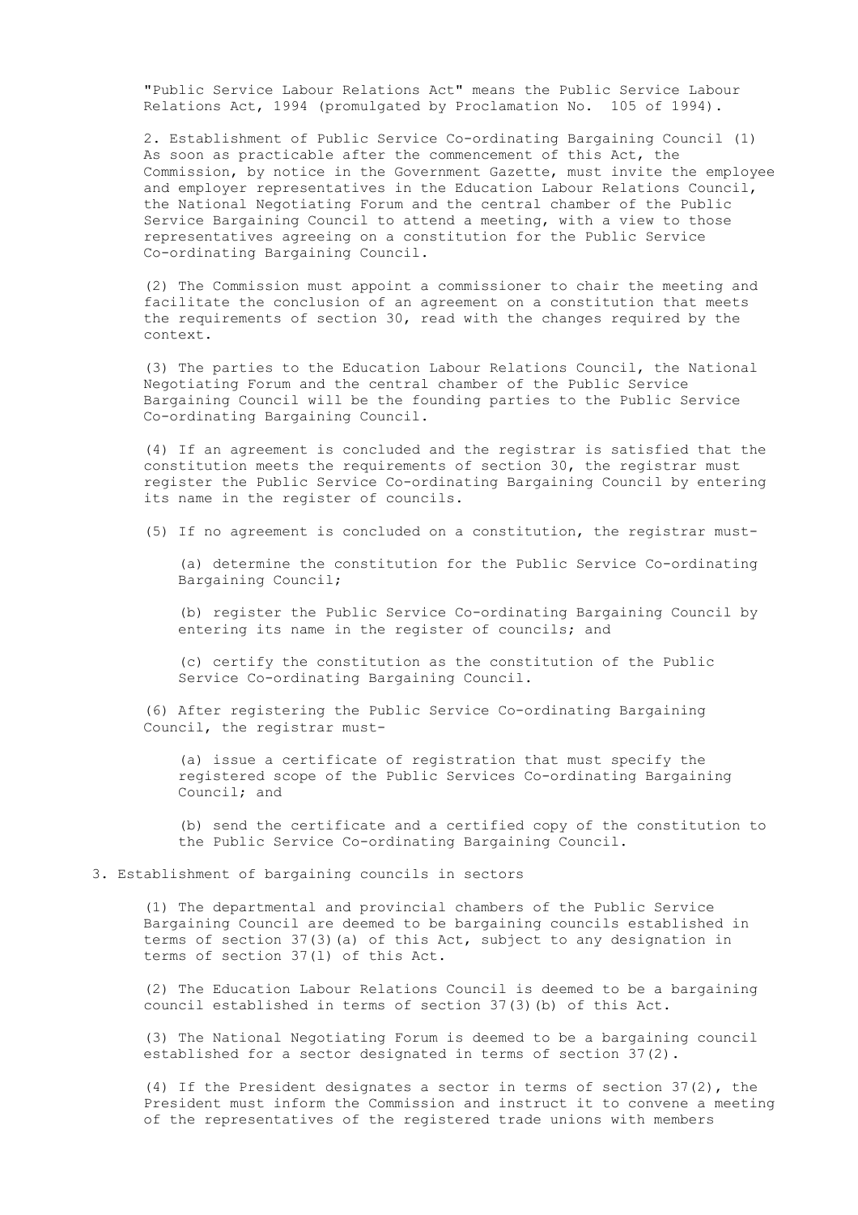"Public Service Labour Relations Act" means the Public Service Labour Relations Act, 1994 (promulgated by Proclamation No. 105 of 1994).

2. Establishment of Public Service Co-ordinating Bargaining Council (1) As soon as practicable after the commencement of this Act, the Commission, by notice in the Government Gazette, must invite the employee and employer representatives in the Education Labour Relations Council, the National Negotiating Forum and the central chamber of the Public Service Bargaining Council to attend a meeting, with a view to those representatives agreeing on a constitution for the Public Service Co-ordinating Bargaining Council.

(2) The Commission must appoint a commissioner to chair the meeting and facilitate the conclusion of an agreement on a constitution that meets the requirements of section 30, read with the changes required by the context.

(3) The parties to the Education Labour Relations Council, the National Negotiating Forum and the central chamber of the Public Service Bargaining Council will be the founding parties to the Public Service Co-ordinating Bargaining Council.

(4) If an agreement is concluded and the registrar is satisfied that the constitution meets the requirements of section 30, the registrar must register the Public Service Co-ordinating Bargaining Council by entering its name in the register of councils.

(5) If no agreement is concluded on a constitution, the registrar must-

(a) determine the constitution for the Public Service Co-ordinating Bargaining Council;

(b) register the Public Service Co-ordinating Bargaining Council by entering its name in the register of councils; and

(c) certify the constitution as the constitution of the Public Service Co-ordinating Bargaining Council.

(6) After registering the Public Service Co-ordinating Bargaining Council, the registrar must-

(a) issue a certificate of registration that must specify the registered scope of the Public Services Co-ordinating Bargaining Council; and

(b) send the certificate and a certified copy of the constitution to the Public Service Co-ordinating Bargaining Council.

3. Establishment of bargaining councils in sectors

(1) The departmental and provincial chambers of the Public Service Bargaining Council are deemed to be bargaining councils established in terms of section 37(3)(a) of this Act, subject to any designation in terms of section 37(l) of this Act.

(2) The Education Labour Relations Council is deemed to be a bargaining council established in terms of section 37(3)(b) of this Act.

(3) The National Negotiating Forum is deemed to be a bargaining council established for a sector designated in terms of section 37(2).

(4) If the President designates a sector in terms of section 37(2), the President must inform the Commission and instruct it to convene a meeting of the representatives of the registered trade unions with members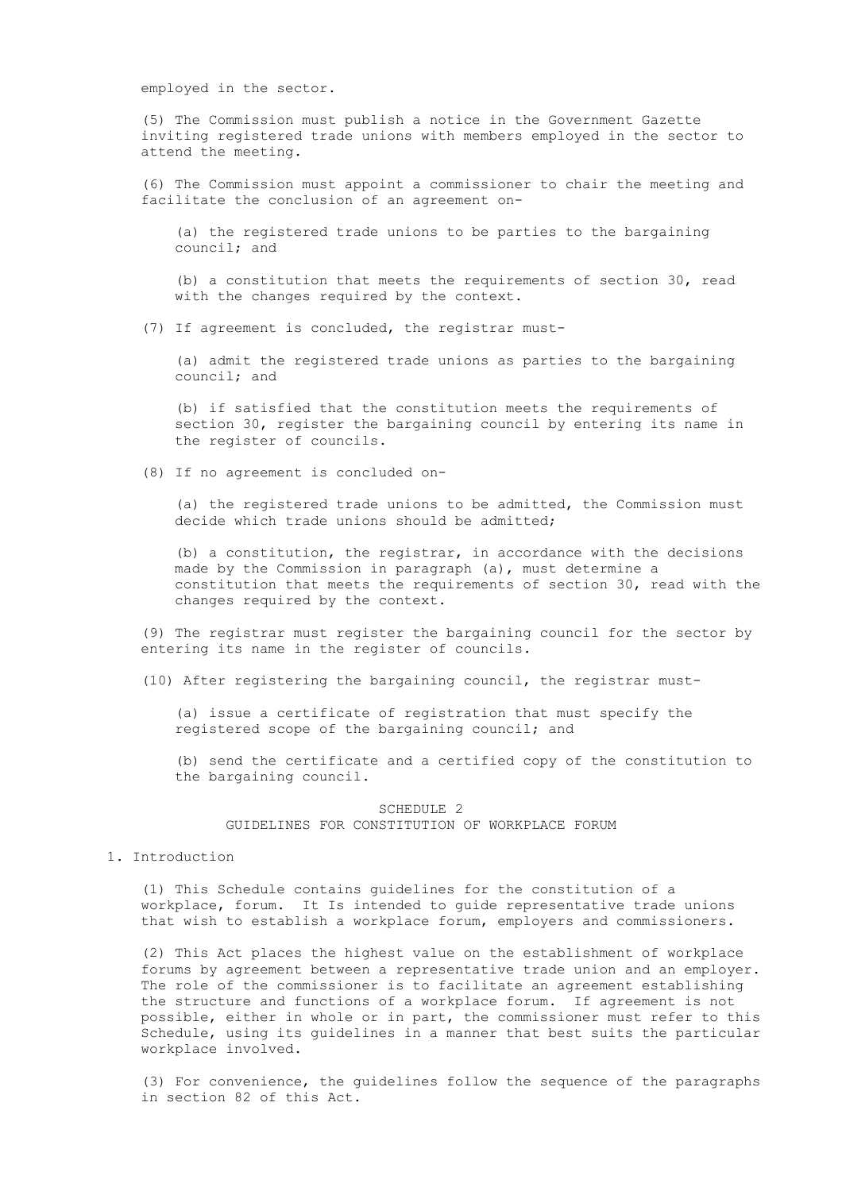employed in the sector.

(5) The Commission must publish a notice in the Government Gazette inviting registered trade unions with members employed in the sector to attend the meeting.

(6) The Commission must appoint a commissioner to chair the meeting and facilitate the conclusion of an agreement on-

(a) the registered trade unions to be parties to the bargaining council; and

(b) a constitution that meets the requirements of section 30, read with the changes required by the context.

(7) If agreement is concluded, the registrar must-

(a) admit the registered trade unions as parties to the bargaining council; and

(b) if satisfied that the constitution meets the requirements of section 30, register the bargaining council by entering its name in the register of councils.

(8) If no agreement is concluded on-

(a) the registered trade unions to be admitted, the Commission must decide which trade unions should be admitted;

(b) a constitution, the registrar, in accordance with the decisions made by the Commission in paragraph (a), must determine a constitution that meets the requirements of section 30, read with the changes required by the context.

(9) The registrar must register the bargaining council for the sector by entering its name in the register of councils.

(10) After registering the bargaining council, the registrar must-

(a) issue a certificate of registration that must specify the registered scope of the bargaining council; and

(b) send the certificate and a certified copy of the constitution to the bargaining council.

## SCHEDULE 2
## GUIDELINES FOR CONSTITUTION OF WORKPLACE FORUM

1. Introduction

(1) This Schedule contains guidelines for the constitution of a workplace, forum. It Is intended to guide representative trade unions that wish to establish a workplace forum, employers and commissioners.

(2) This Act places the highest value on the establishment of workplace forums by agreement between a representative trade union and an employer. The role of the commissioner is to facilitate an agreement establishing the structure and functions of a workplace forum. If agreement is not possible, either in whole or in part, the commissioner must refer to this Schedule, using its guidelines in a manner that best suits the particular workplace involved.

(3) For convenience, the guidelines follow the sequence of the paragraphs in section 82 of this Act.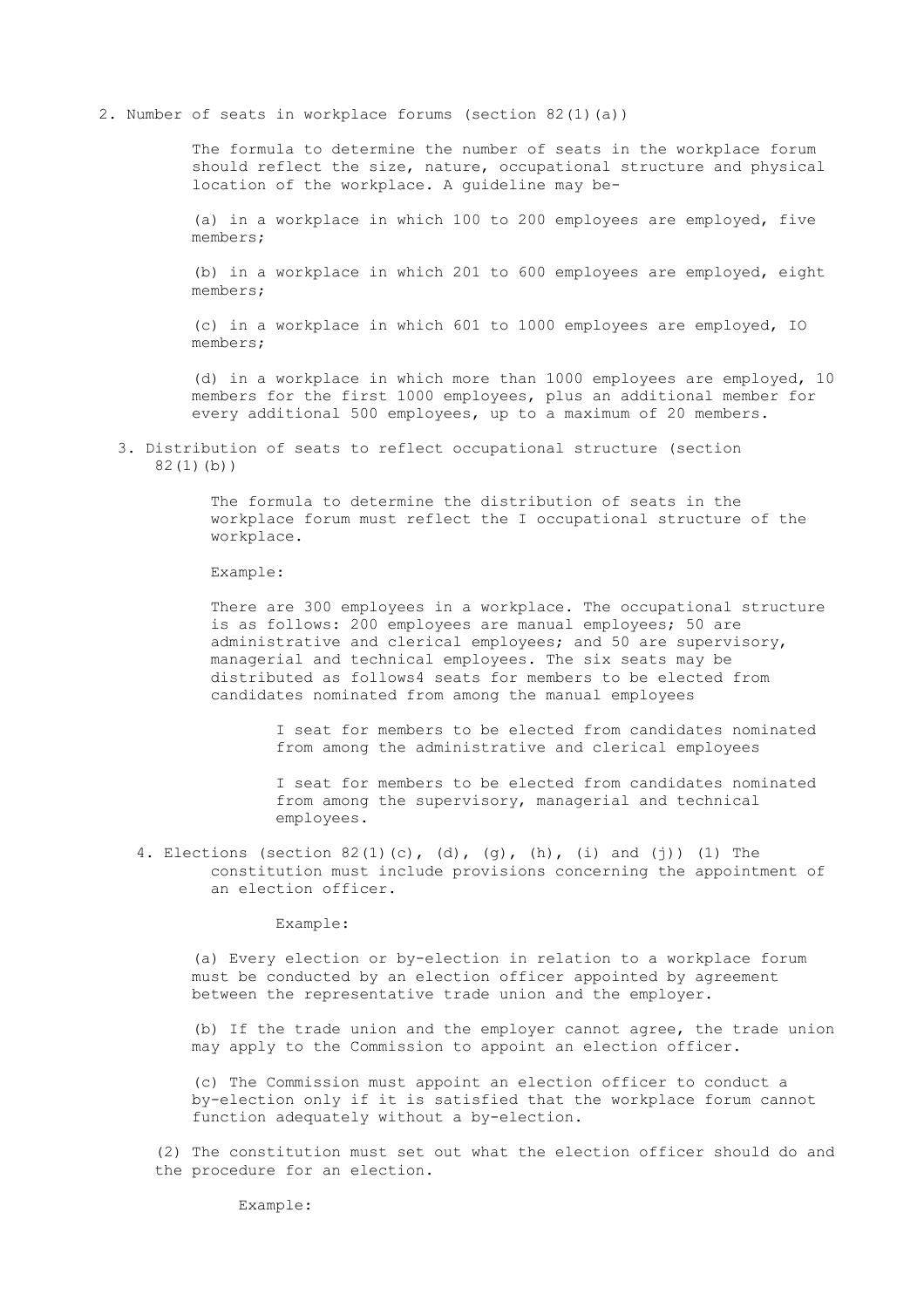2. Number of seats in workplace forums (section 82(1)(a))

The formula to determine the number of seats in the workplace forum should reflect the size, nature, occupational structure and physical location of the workplace. A guideline may be-

(a) in a workplace in which 100 to 200 employees are employed, five members;

(b) in a workplace in which 201 to 600 employees are employed, eight members;

(c) in a workplace in which 601 to 1000 employees are employed, IO members;

(d) in a workplace in which more than 1000 employees are employed, 10 members for the first 1000 employees, plus an additional member for every additional 500 employees, up to a maximum of 20 members.

3. Distribution of seats to reflect occupational structure (section 82(1)(b))

The formula to determine the distribution of seats in the workplace forum must reflect the I occupational structure of the workplace.

Example:

There are 300 employees in a workplace. The occupational structure is as follows: 200 employees are manual employees; 50 are administrative and clerical employees; and 50 are supervisory, managerial and technical employees. The six seats may be distributed as follows4 seats for members to be elected from candidates nominated from among the manual employees

I seat for members to be elected from candidates nominated from among the administrative and clerical employees

I seat for members to be elected from candidates nominated from among the supervisory, managerial and technical employees.

4. Elections (section 82(1)(c), (d), (g), (h), (i) and (j)) (1) The constitution must include provisions concerning the appointment of an election officer.

Example:

(a) Every election or by-election in relation to a workplace forum must be conducted by an election officer appointed by agreement between the representative trade union and the employer.

(b) If the trade union and the employer cannot agree, the trade union may apply to the Commission to appoint an election officer.

(c) The Commission must appoint an election officer to conduct a by-election only if it is satisfied that the workplace forum cannot function adequately without a by-election.

(2) The constitution must set out what the election officer should do and the procedure for an election.

Example: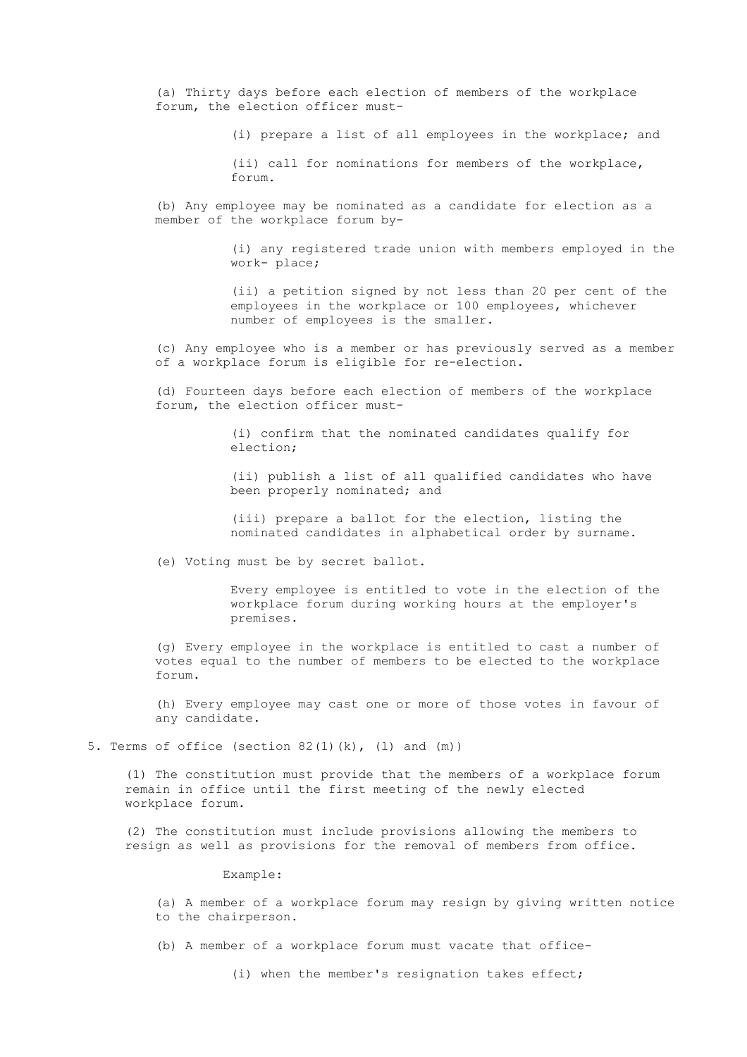(a) Thirty days before each election of members of the workplace forum, the election officer must-

(i) prepare a list of all employees in the workplace; and

(ii) call for nominations for members of the workplace, forum.

(b) Any employee may be nominated as a candidate for election as a member of the workplace forum by-

(i) any registered trade union with members employed in the work- place;

(ii) a petition signed by not less than 20 per cent of the employees in the workplace or 100 employees, whichever number of employees is the smaller.

(c) Any employee who is a member or has previously served as a member of a workplace forum is eligible for re-election.

(d) Fourteen days before each election of members of the workplace forum, the election officer must-

(i) confirm that the nominated candidates qualify for election;

(ii) publish a list of all qualified candidates who have been properly nominated; and

(iii) prepare a ballot for the election, listing the nominated candidates in alphabetical order by surname.

(e) Voting must be by secret ballot.

Every employee is entitled to vote in the election of the workplace forum during working hours at the employer's premises.

(g) Every employee in the workplace is entitled to cast a number of votes equal to the number of members to be elected to the workplace forum.

(h) Every employee may cast one or more of those votes in favour of any candidate.

5. Terms of office (section 82(1)(k), (l) and (m))

(1) The constitution must provide that the members of a workplace forum remain in office until the first meeting of the newly elected workplace forum.

(2) The constitution must include provisions allowing the members to resign as well as provisions for the removal of members from office.

Example:

(a) A member of a workplace forum may resign by giving written notice to the chairperson.

(b) A member of a workplace forum must vacate that office-

(i) when the member's resignation takes effect;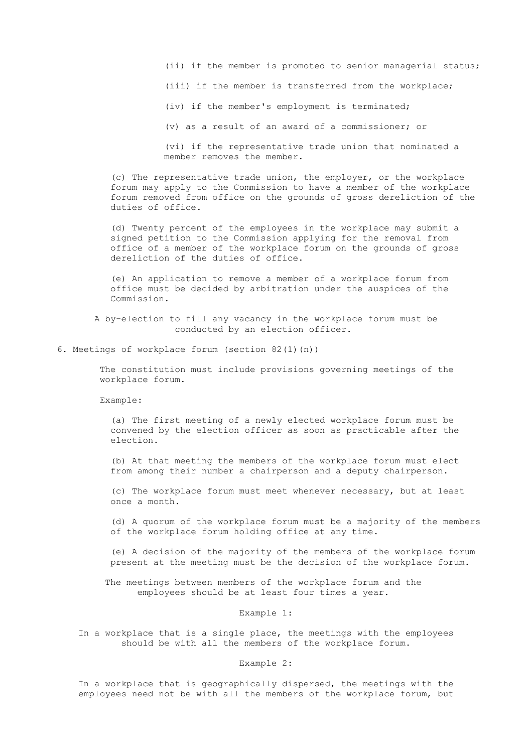(ii) if the member is promoted to senior managerial status;

(iii) if the member is transferred from the workplace;

(iv) if the member's employment is terminated;

(v) as a result of an award of a commissioner; or

(vi) if the representative trade union that nominated a member removes the member.

(c) The representative trade union, the employer, or the workplace forum may apply to the Commission to have a member of the workplace forum removed from office on the grounds of gross dereliction of the duties of office.

(d) Twenty percent of the employees in the workplace may submit a signed petition to the Commission applying for the removal from office of a member of the workplace forum on the grounds of gross dereliction of the duties of office.

(e) An application to remove a member of a workplace forum from office must be decided by arbitration under the auspices of the Commission.

A by-election to fill any vacancy in the workplace forum must be conducted by an election officer.

6. Meetings of workplace forum (section 82(1)(n))

The constitution must include provisions governing meetings of the workplace forum.

Example:

(a) The first meeting of a newly elected workplace forum must be convened by the election officer as soon as practicable after the election.

(b) At that meeting the members of the workplace forum must elect from among their number a chairperson and a deputy chairperson.

(c) The workplace forum must meet whenever necessary, but at least once a month.

(d) A quorum of the workplace forum must be a majority of the members of the workplace forum holding office at any time.

(e) A decision of the majority of the members of the workplace forum present at the meeting must be the decision of the workplace forum.

The meetings between members of the workplace forum and the employees should be at least four times a year.

Example 1:

In a workplace that is a single place, the meetings with the employees should be with all the members of the workplace forum.

Example 2:

In a workplace that is geographically dispersed, the meetings with the employees need not be with all the members of the workplace forum, but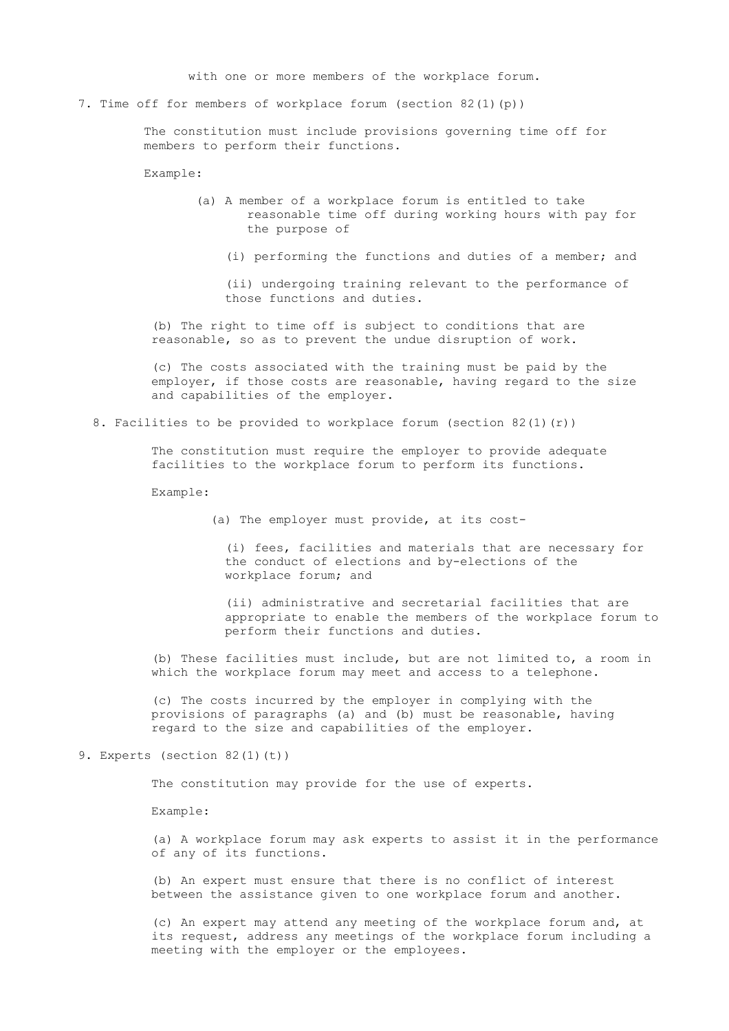with one or more members of the workplace forum.

7. Time off for members of workplace forum (section 82(1)(p))

The constitution must include provisions governing time off for members to perform their functions.

Example:

(a) A member of a workplace forum is entitled to take reasonable time off during working hours with pay for the purpose of

(i) performing the functions and duties of a member; and

(ii) undergoing training relevant to the performance of those functions and duties.

(b) The right to time off is subject to conditions that are reasonable, so as to prevent the undue disruption of work.

(c) The costs associated with the training must be paid by the employer, if those costs are reasonable, having regard to the size and capabilities of the employer.

8. Facilities to be provided to workplace forum (section 82(1)(r))

The constitution must require the employer to provide adequate facilities to the workplace forum to perform its functions.

Example:

(a) The employer must provide, at its cost-

(i) fees, facilities and materials that are necessary for the conduct of elections and by-elections of the workplace forum; and

(ii) administrative and secretarial facilities that are appropriate to enable the members of the workplace forum to perform their functions and duties.

(b) These facilities must include, but are not limited to, a room in which the workplace forum may meet and access to a telephone.

(c) The costs incurred by the employer in complying with the provisions of paragraphs (a) and (b) must be reasonable, having regard to the size and capabilities of the employer.

9. Experts (section 82(1)(t))

The constitution may provide for the use of experts.

Example:

(a) A workplace forum may ask experts to assist it in the performance of any of its functions.

(b) An expert must ensure that there is no conflict of interest between the assistance given to one workplace forum and another.

(c) An expert may attend any meeting of the workplace forum and, at its request, address any meetings of the workplace forum including a meeting with the employer or the employees.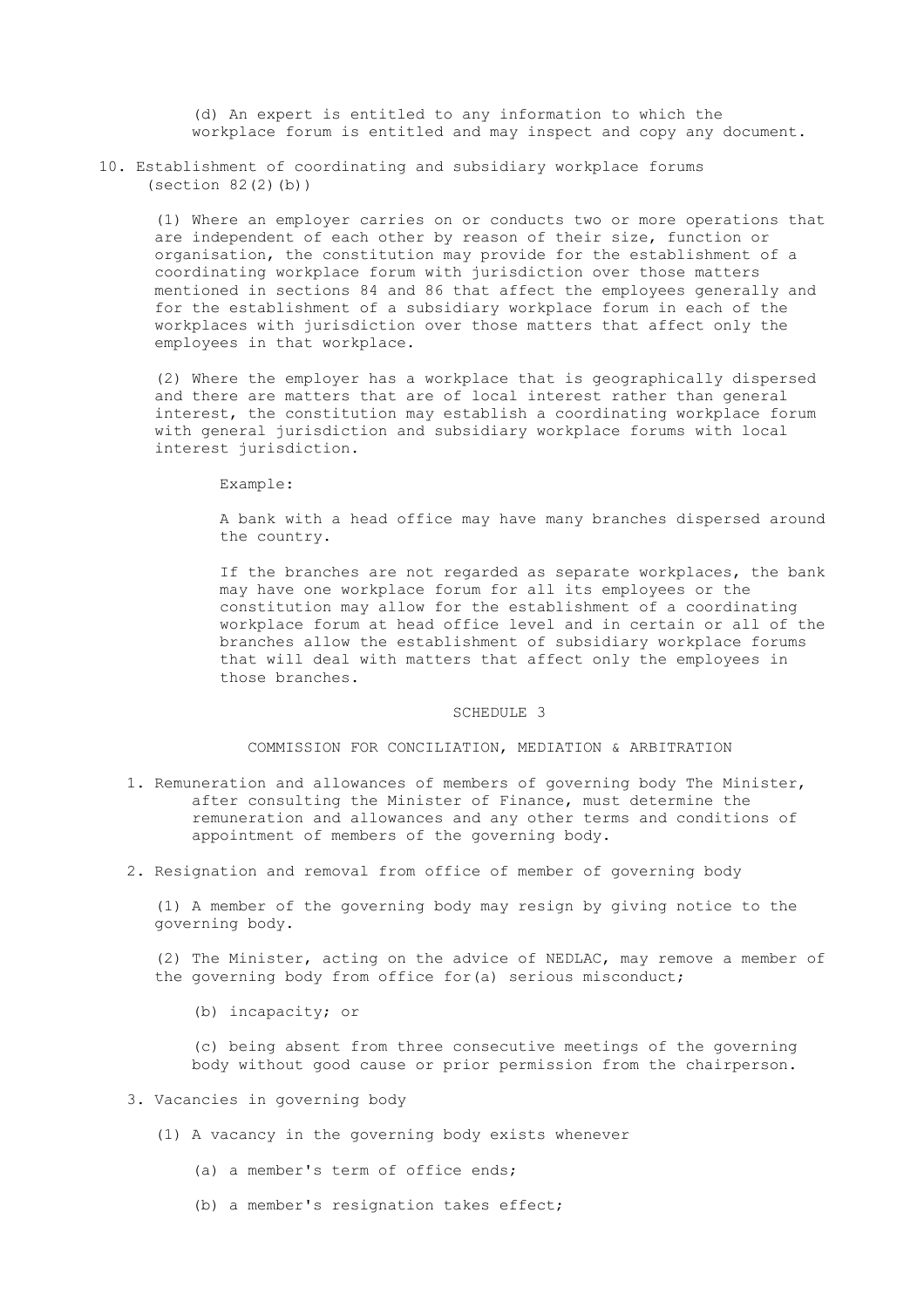(d) An expert is entitled to any information to which the workplace forum is entitled and may inspect and copy any document.

10. Establishment of coordinating and subsidiary workplace forums (section 82(2)(b))

(1) Where an employer carries on or conducts two or more operations that are independent of each other by reason of their size, function or organisation, the constitution may provide for the establishment of a coordinating workplace forum with jurisdiction over those matters mentioned in sections 84 and 86 that affect the employees generally and for the establishment of a subsidiary workplace forum in each of the workplaces with jurisdiction over those matters that affect only the employees in that workplace.

(2) Where the employer has a workplace that is geographically dispersed and there are matters that are of local interest rather than general interest, the constitution may establish a coordinating workplace forum with general jurisdiction and subsidiary workplace forums with local interest jurisdiction.

Example:

A bank with a head office may have many branches dispersed around the country.

If the branches are not regarded as separate workplaces, the bank may have one workplace forum for all its employees or the constitution may allow for the establishment of a coordinating workplace forum at head office level and in certain or all of the branches allow the establishment of subsidiary workplace forums that will deal with matters that affect only the employees in those branches.

## SCHEDULE 3

## COMMISSION FOR CONCILIATION, MEDIATION & ARBITRATION

1. Remuneration and allowances of members of governing body The Minister, after consulting the Minister of Finance, must determine the remuneration and allowances and any other terms and conditions of appointment of members of the governing body.

2. Resignation and removal from office of member of governing body

(1) A member of the governing body may resign by giving notice to the governing body.

(2) The Minister, acting on the advice of NEDLAC, may remove a member of the governing body from office for(a) serious misconduct;

(b) incapacity; or

(c) being absent from three consecutive meetings of the governing body without good cause or prior permission from the chairperson.

3. Vacancies in governing body

(1) A vacancy in the governing body exists whenever

(a) a member's term of office ends;

(b) a member's resignation takes effect;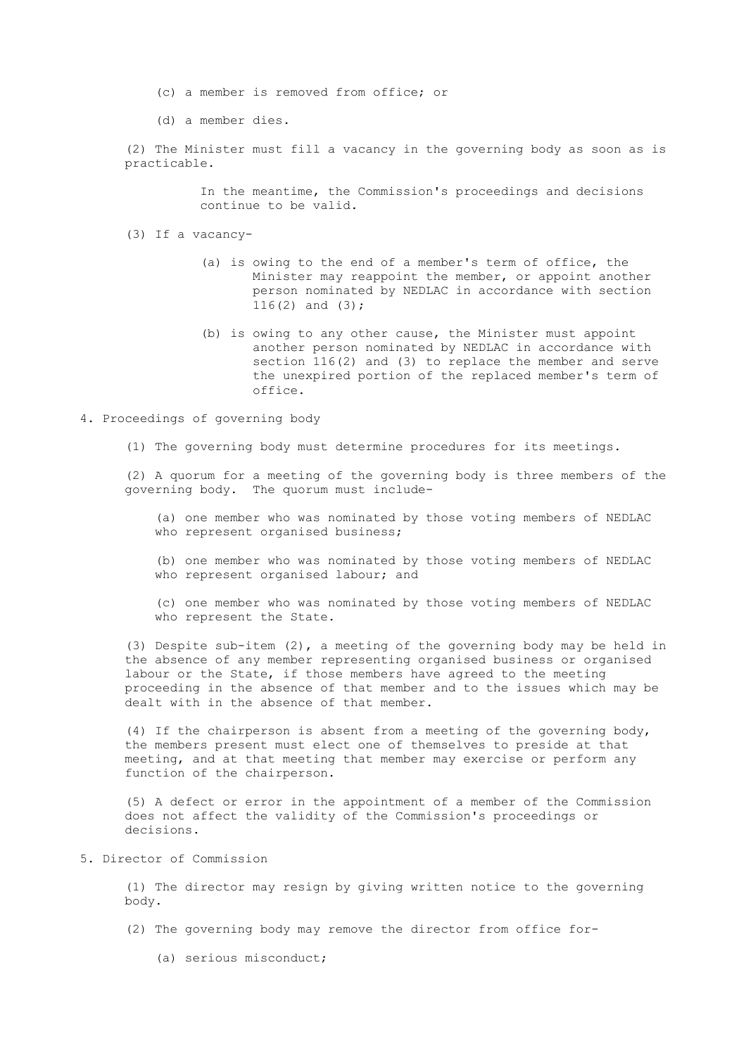(c) a member is removed from office; or

(d) a member dies.

(2) The Minister must fill a vacancy in the governing body as soon as is practicable.

In the meantime, the Commission's proceedings and decisions continue to be valid.

(3) If a vacancy-

(a) is owing to the end of a member's term of office, the Minister may reappoint the member, or appoint another person nominated by NEDLAC in accordance with section 116(2) and (3);

(b) is owing to any other cause, the Minister must appoint another person nominated by NEDLAC in accordance with section 116(2) and (3) to replace the member and serve the unexpired portion of the replaced member's term of office.

4. Proceedings of governing body

(1) The governing body must determine procedures for its meetings.

(2) A quorum for a meeting of the governing body is three members of the governing body. The quorum must include-

(a) one member who was nominated by those voting members of NEDLAC who represent organised business;

(b) one member who was nominated by those voting members of NEDLAC who represent organised labour; and

(c) one member who was nominated by those voting members of NEDLAC who represent the State.

(3) Despite sub-item (2), a meeting of the governing body may be held in the absence of any member representing organised business or organised labour or the State, if those members have agreed to the meeting proceeding in the absence of that member and to the issues which may be dealt with in the absence of that member.

(4) If the chairperson is absent from a meeting of the governing body, the members present must elect one of themselves to preside at that meeting, and at that meeting that member may exercise or perform any function of the chairperson.

(5) A defect or error in the appointment of a member of the Commission does not affect the validity of the Commission's proceedings or decisions.

5. Director of Commission

(1) The director may resign by giving written notice to the governing body.

(2) The governing body may remove the director from office for-

(a) serious misconduct;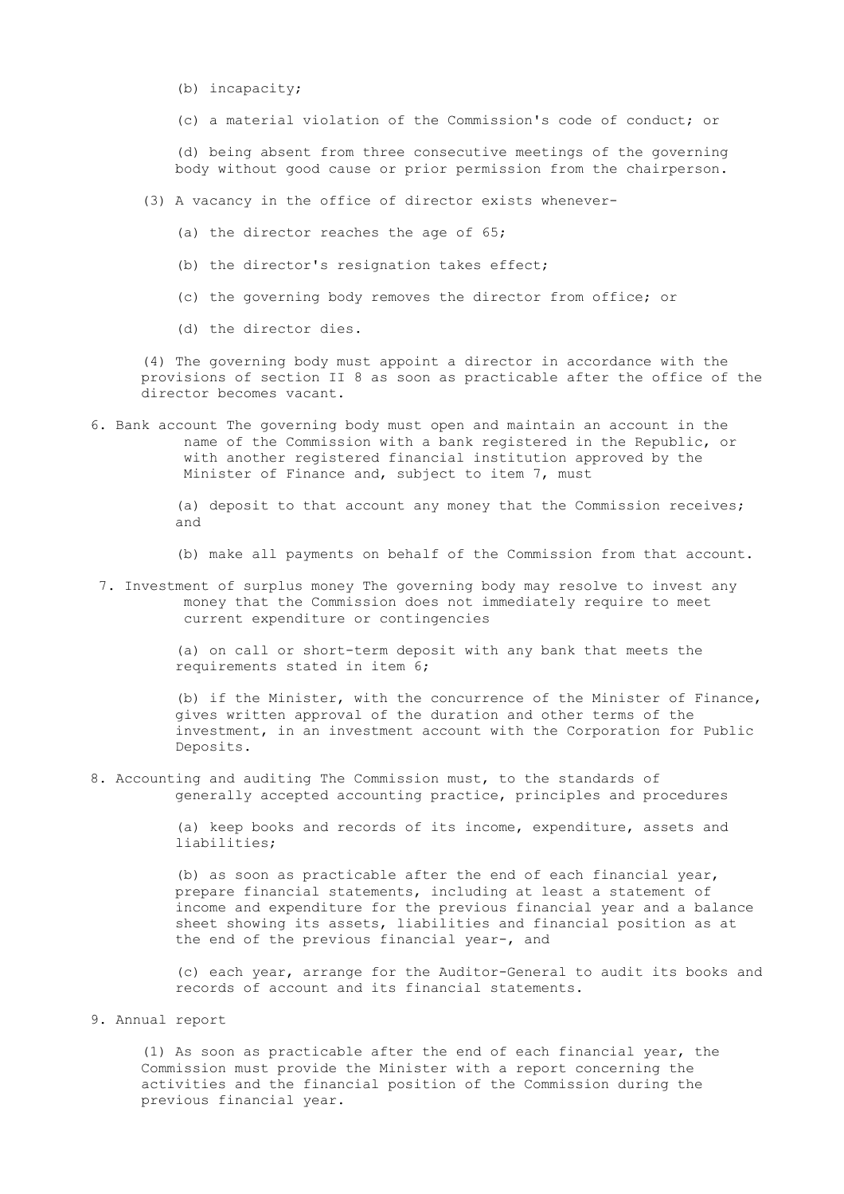(b) incapacity;

(c) a material violation of the Commission's code of conduct; or

(d) being absent from three consecutive meetings of the governing body without good cause or prior permission from the chairperson.

(3) A vacancy in the office of director exists whenever-

(a) the director reaches the age of 65;

(b) the director's resignation takes effect;

(c) the governing body removes the director from office; or

(d) the director dies.

(4) The governing body must appoint a director in accordance with the provisions of section II 8 as soon as practicable after the office of the director becomes vacant.

6. Bank account The governing body must open and maintain an account in the name of the Commission with a bank registered in the Republic, or with another registered financial institution approved by the Minister of Finance and, subject to item 7, must

   (a) deposit to that account any money that the Commission receives; and

   (b) make all payments on behalf of the Commission from that account.

7. Investment of surplus money The governing body may resolve to invest any money that the Commission does not immediately require to meet current expenditure or contingencies

   (a) on call or short-term deposit with any bank that meets the requirements stated in item 6;

   (b) if the Minister, with the concurrence of the Minister of Finance, gives written approval of the duration and other terms of the investment, in an investment account with the Corporation for Public Deposits.

8. Accounting and auditing The Commission must, to the standards of generally accepted accounting practice, principles and procedures

   (a) keep books and records of its income, expenditure, assets and liabilities;

   (b) as soon as practicable after the end of each financial year, prepare financial statements, including at least a statement of income and expenditure for the previous financial year and a balance sheet showing its assets, liabilities and financial position as at the end of the previous financial year-, and

   (c) each year, arrange for the Auditor-General to audit its books and records of account and its financial statements.

9. Annual report

   (1) As soon as practicable after the end of each financial year, the Commission must provide the Minister with a report concerning the activities and the financial position of the Commission during the previous financial year.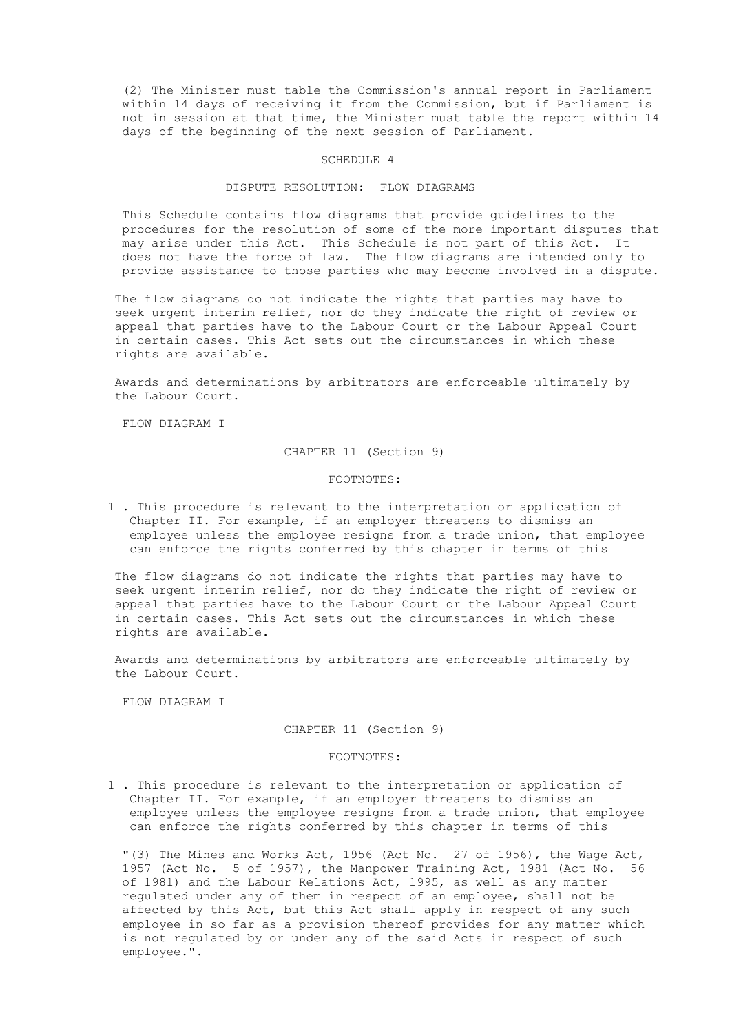(2) The Minister must table the Commission's annual report in Parliament within 14 days of receiving it from the Commission, but if Parliament is not in session at that time, the Minister must table the report within 14 days of the beginning of the next session of Parliament.

## SCHEDULE 4

## DISPUTE RESOLUTION: FLOW DIAGRAMS

This Schedule contains flow diagrams that provide guidelines to the procedures for the resolution of some of the more important disputes that may arise under this Act. This Schedule is not part of this Act. It does not have the force of law. The flow diagrams are intended only to provide assistance to those parties who may become involved in a dispute.

The flow diagrams do not indicate the rights that parties may have to seek urgent interim relief, nor do they indicate the right of review or appeal that parties have to the Labour Court or the Labour Appeal Court in certain cases. This Act sets out the circumstances in which these rights are available.

Awards and determinations by arbitrators are enforceable ultimately by the Labour Court.

FLOW DIAGRAM I

CHAPTER 11 (Section 9)

FOOTNOTES:

1 . This procedure is relevant to the interpretation or application of Chapter II. For example, if an employer threatens to dismiss an employee unless the employee resigns from a trade union, that employee can enforce the rights conferred by this chapter in terms of this

The flow diagrams do not indicate the rights that parties may have to seek urgent interim relief, nor do they indicate the right of review or appeal that parties have to the Labour Court or the Labour Appeal Court in certain cases. This Act sets out the circumstances in which these rights are available.

Awards and determinations by arbitrators are enforceable ultimately by the Labour Court.

FLOW DIAGRAM I

CHAPTER 11 (Section 9)

FOOTNOTES:

1 . This procedure is relevant to the interpretation or application of Chapter II. For example, if an employer threatens to dismiss an employee unless the employee resigns from a trade union, that employee can enforce the rights conferred by this chapter in terms of this

"(3) The Mines and Works Act, 1956 (Act No. 27 of 1956), the Wage Act, 1957 (Act No. 5 of 1957), the Manpower Training Act, 1981 (Act No. 56 of 1981) and the Labour Relations Act, 1995, as well as any matter regulated under any of them in respect of an employee, shall not be affected by this Act, but this Act shall apply in respect of any such employee in so far as a provision thereof provides for any matter which is not regulated by or under any of the said Acts in respect of such employee.".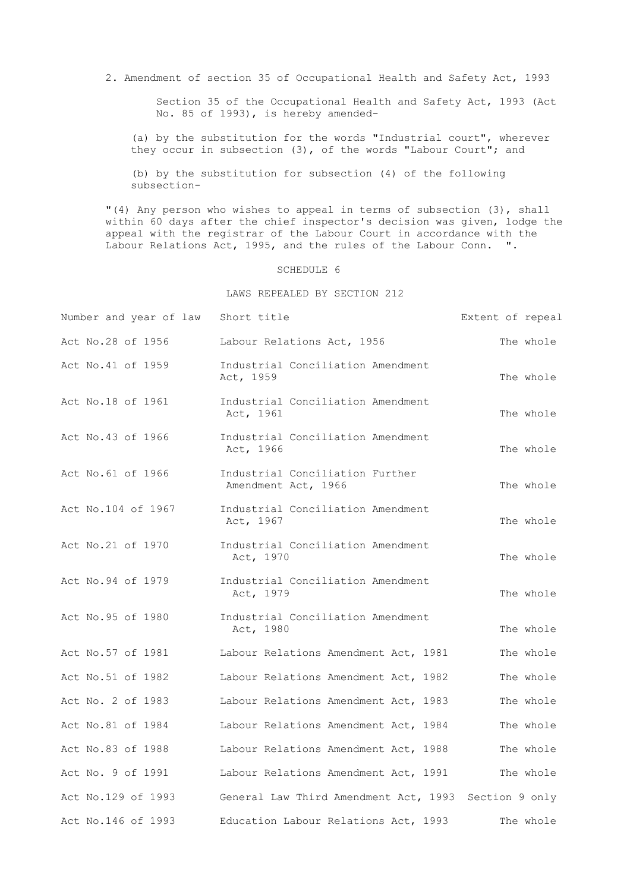2. Amendment of section 35 of Occupational Health and Safety Act, 1993

Section 35 of the Occupational Health and Safety Act, 1993 (Act No. 85 of 1993), is hereby amended-

(a) by the substitution for the words "Industrial court", wherever they occur in subsection (3), of the words "Labour Court"; and

(b) by the substitution for subsection (4) of the following subsection-

"(4) Any person who wishes to appeal in terms of subsection (3), shall within 60 days after the chief inspector's decision was given, lodge the appeal with the registrar of the Labour Court in accordance with the Labour Relations Act, 1995, and the rules of the Labour Conn. ".

SCHEDULE 6

LAWS REPEALED BY SECTION 212

| Number and year of law | Short title | Extent of repeal |
|---|---|---|
| Act No.28 of 1956 | Labour Relations Act, 1956 | The whole |
| Act No.41 of 1959 | Industrial Conciliation Amendment Act, 1959 | The whole |
| Act No.18 of 1961 | Industrial Conciliation Amendment Act, 1961 | The whole |
| Act No.43 of 1966 | Industrial Conciliation Amendment Act, 1966 | The whole |
| Act No.61 of 1966 | Industrial Conciliation Further Amendment Act, 1966 | The whole |
| Act No.104 of 1967 | Industrial Conciliation Amendment Act, 1967 | The whole |
| Act No.21 of 1970 | Industrial Conciliation Amendment Act, 1970 | The whole |
| Act No.94 of 1979 | Industrial Conciliation Amendment Act, 1979 | The whole |
| Act No.95 of 1980 | Industrial Conciliation Amendment Act, 1980 | The whole |
| Act No.57 of 1981 | Labour Relations Amendment Act, 1981 | The whole |
| Act No.51 of 1982 | Labour Relations Amendment Act, 1982 | The whole |
| Act No. 2 of 1983 | Labour Relations Amendment Act, 1983 | The whole |
| Act No.81 of 1984 | Labour Relations Amendment Act, 1984 | The whole |
| Act No.83 of 1988 | Labour Relations Amendment Act, 1988 | The whole |
| Act No. 9 of 1991 | Labour Relations Amendment Act, 1991 | The whole |
| Act No.129 of 1993 | General Law Third Amendment Act, 1993 | Section 9 only |
| Act No.146 of 1993 | Education Labour Relations Act, 1993 | The whole |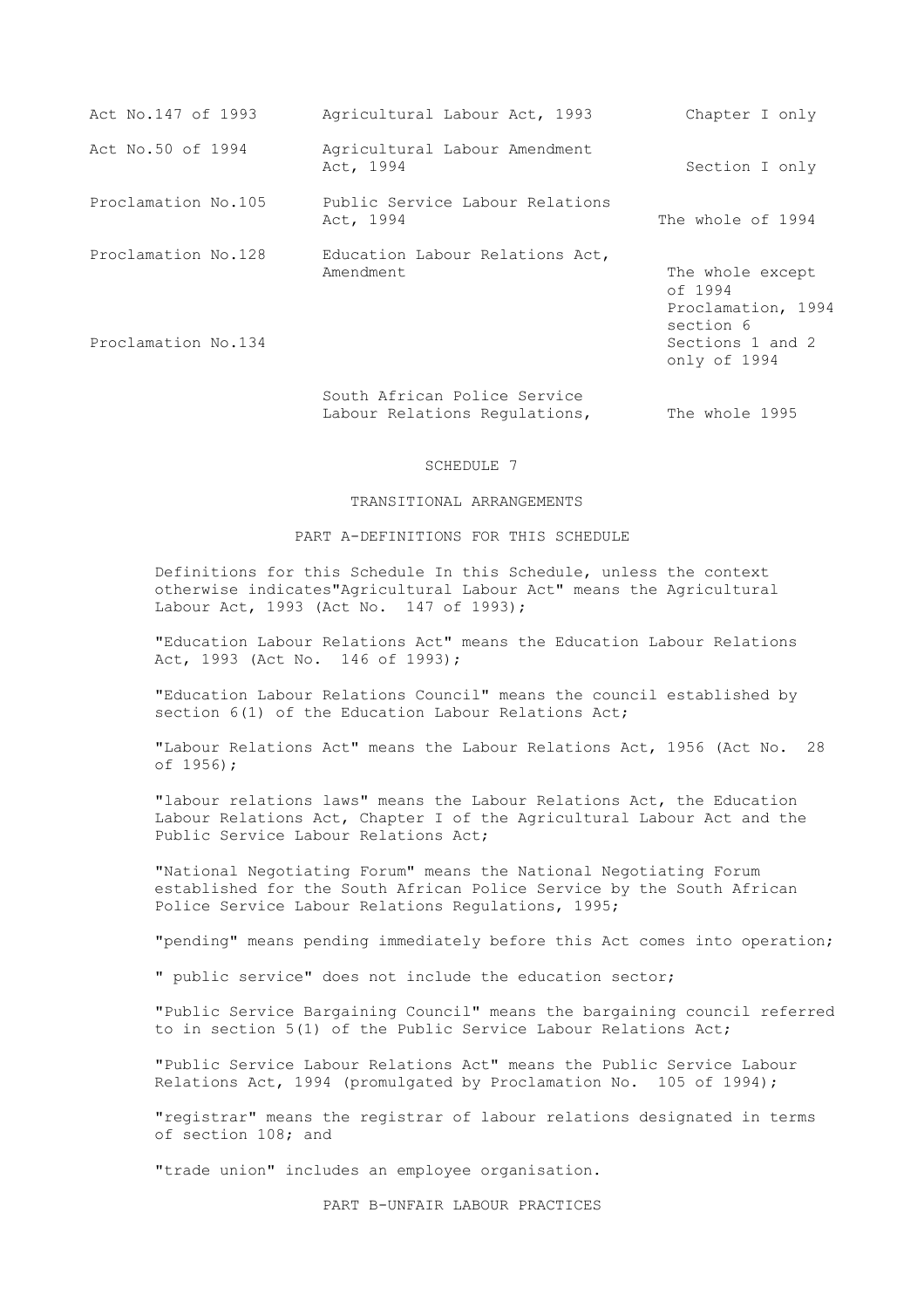| | | |
|---|---|---|
| Act No.147 of 1993 | Agricultural Labour Act, 1993 | Chapter I only |
| Act No.50 of 1994 | Agricultural Labour Amendment Act, 1994 | Section I only |
| Proclamation No.105 | Public Service Labour Relations Act, 1994 | The whole of 1994 |
| Proclamation No.128 | Education Labour Relations Act, Amendment | The whole except of 1994 Proclamation, 1994 section 6 |
| Proclamation No.134 | | Sections 1 and 2 only of 1994 |
| | South African Police Service Labour Relations Regulations, | The whole 1995 |

SCHEDULE 7

TRANSITIONAL ARRANGEMENTS

PART A-DEFINITIONS FOR THIS SCHEDULE

Definitions for this Schedule In this Schedule, unless the context otherwise indicates"Agricultural Labour Act" means the Agricultural Labour Act, 1993 (Act No. 147 of 1993);

"Education Labour Relations Act" means the Education Labour Relations Act, 1993 (Act No. 146 of 1993);

"Education Labour Relations Council" means the council established by section 6(1) of the Education Labour Relations Act;

"Labour Relations Act" means the Labour Relations Act, 1956 (Act No. 28 of 1956);

"labour relations laws" means the Labour Relations Act, the Education Labour Relations Act, Chapter I of the Agricultural Labour Act and the Public Service Labour Relations Act;

"National Negotiating Forum" means the National Negotiating Forum established for the South African Police Service by the South African Police Service Labour Relations Regulations, 1995;

"pending" means pending immediately before this Act comes into operation;

" public service" does not include the education sector;

"Public Service Bargaining Council" means the bargaining council referred to in section 5(1) of the Public Service Labour Relations Act;

"Public Service Labour Relations Act" means the Public Service Labour Relations Act, 1994 (promulgated by Proclamation No. 105 of 1994);

"registrar" means the registrar of labour relations designated in terms of section 108; and

"trade union" includes an employee organisation.

PART B-UNFAIR LABOUR PRACTICES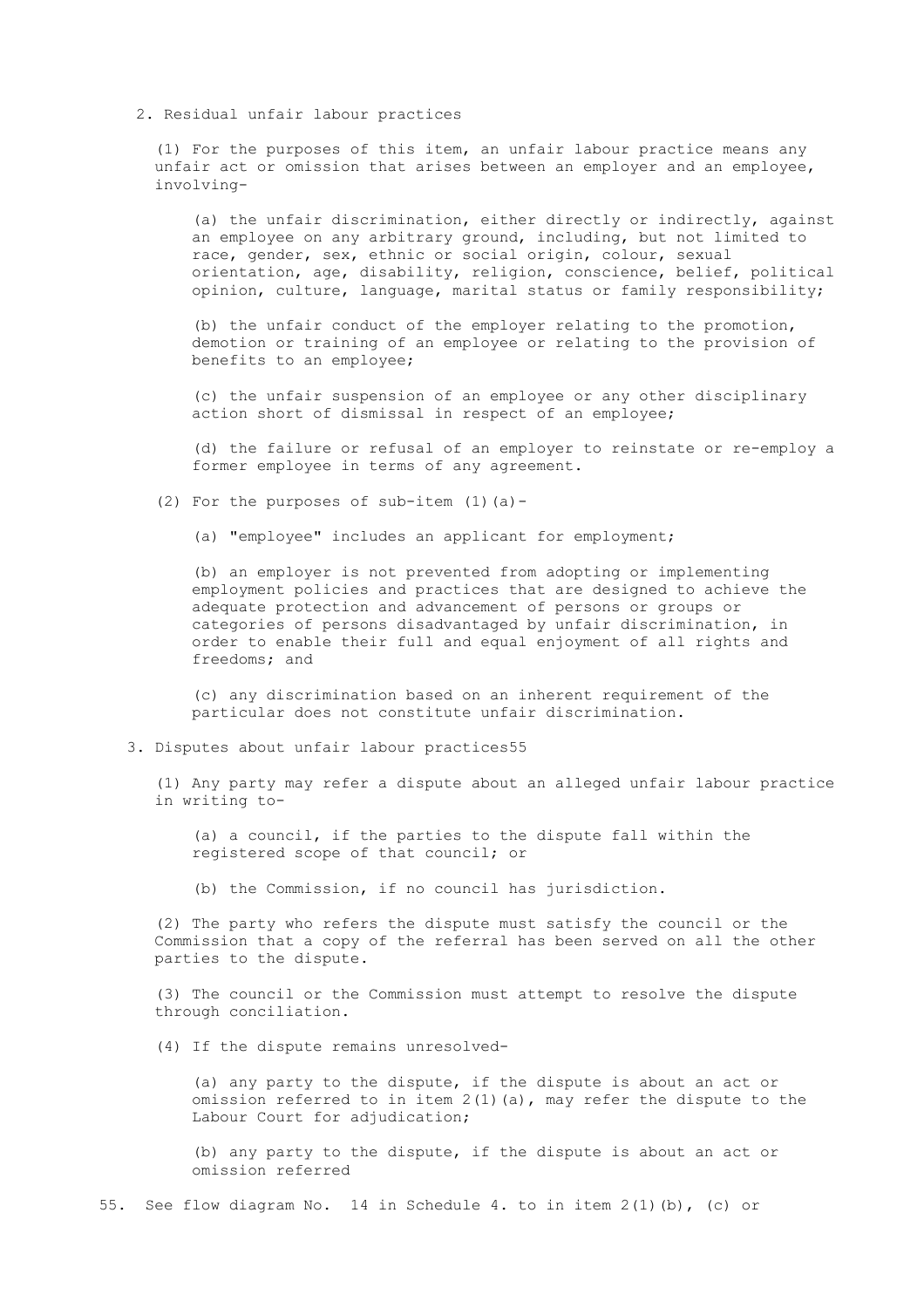2. Residual unfair labour practices

(1) For the purposes of this item, an unfair labour practice means any unfair act or omission that arises between an employer and an employee, involving-

(a) the unfair discrimination, either directly or indirectly, against an employee on any arbitrary ground, including, but not limited to race, gender, sex, ethnic or social origin, colour, sexual orientation, age, disability, religion, conscience, belief, political opinion, culture, language, marital status or family responsibility;

(b) the unfair conduct of the employer relating to the promotion, demotion or training of an employee or relating to the provision of benefits to an employee;

(c) the unfair suspension of an employee or any other disciplinary action short of dismissal in respect of an employee;

(d) the failure or refusal of an employer to reinstate or re-employ a former employee in terms of any agreement.

(2) For the purposes of sub-item (1)(a)-

(a) "employee" includes an applicant for employment;

(b) an employer is not prevented from adopting or implementing employment policies and practices that are designed to achieve the adequate protection and advancement of persons or groups or categories of persons disadvantaged by unfair discrimination, in order to enable their full and equal enjoyment of all rights and freedoms; and

(c) any discrimination based on an inherent requirement of the particular does not constitute unfair discrimination.

3. Disputes about unfair labour practices[55]

(1) Any party may refer a dispute about an alleged unfair labour practice in writing to-

(a) a council, if the parties to the dispute fall within the registered scope of that council; or

(b) the Commission, if no council has jurisdiction.

(2) The party who refers the dispute must satisfy the council or the Commission that a copy of the referral has been served on all the other parties to the dispute.

(3) The council or the Commission must attempt to resolve the dispute through conciliation.

(4) If the dispute remains unresolved-

(a) any party to the dispute, if the dispute is about an act or omission referred to in item 2(1)(a), may refer the dispute to the Labour Court for adjudication;

(b) any party to the dispute, if the dispute is about an act or omission referred

55. See flow diagram No. 14 in Schedule 4. to in item 2(1)(b), (c) or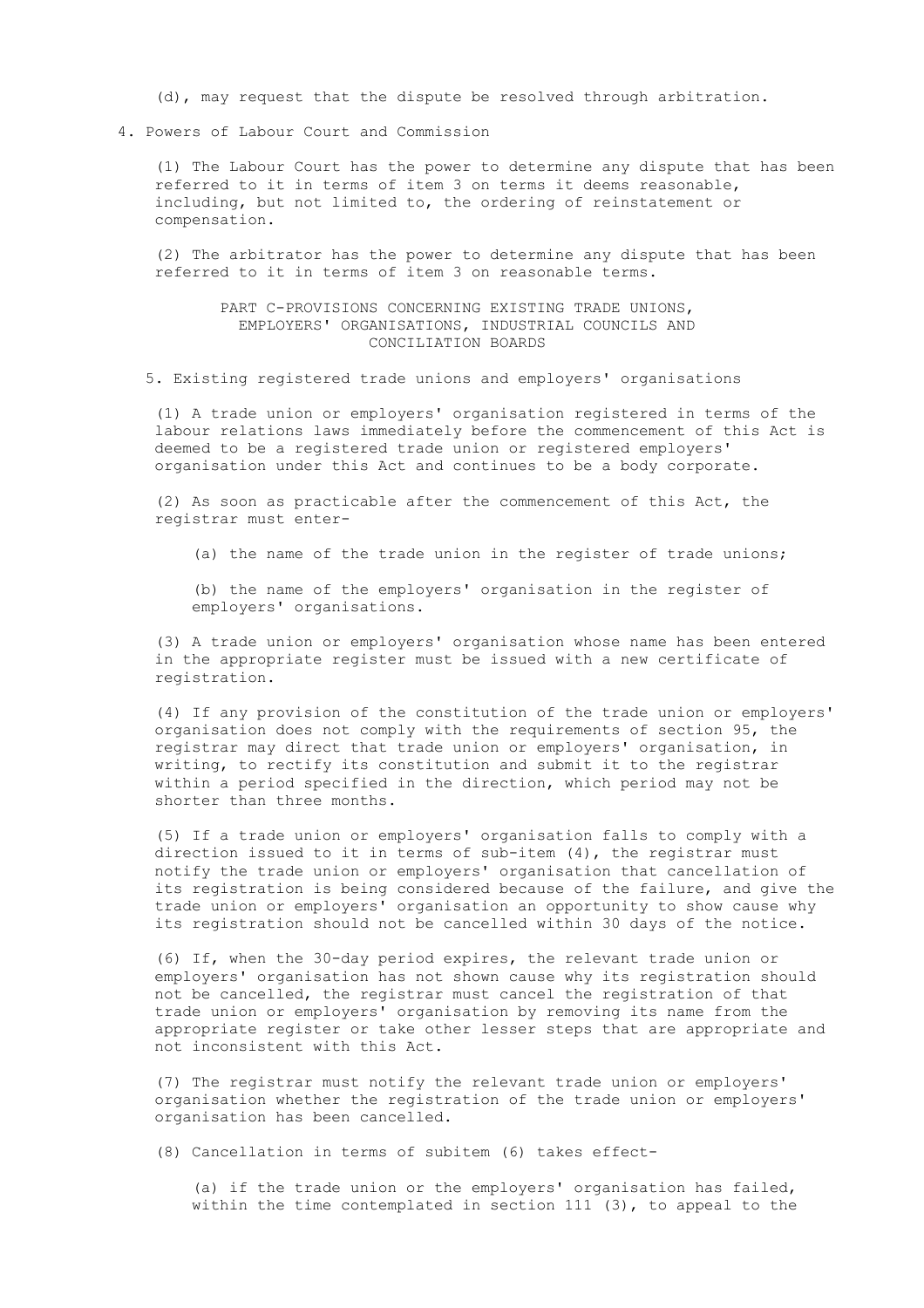(d), may request that the dispute be resolved through arbitration.

4. Powers of Labour Court and Commission

(1) The Labour Court has the power to determine any dispute that has been referred to it in terms of item 3 on terms it deems reasonable, including, but not limited to, the ordering of reinstatement or compensation.

(2) The arbitrator has the power to determine any dispute that has been referred to it in terms of item 3 on reasonable terms.

PART C-PROVISIONS CONCERNING EXISTING TRADE UNIONS, EMPLOYERS' ORGANISATIONS, INDUSTRIAL COUNCILS AND CONCILIATION BOARDS

5. Existing registered trade unions and employers' organisations

(1) A trade union or employers' organisation registered in terms of the labour relations laws immediately before the commencement of this Act is deemed to be a registered trade union or registered employers' organisation under this Act and continues to be a body corporate.

(2) As soon as practicable after the commencement of this Act, the registrar must enter-

(a) the name of the trade union in the register of trade unions;

(b) the name of the employers' organisation in the register of employers' organisations.

(3) A trade union or employers' organisation whose name has been entered in the appropriate register must be issued with a new certificate of registration.

(4) If any provision of the constitution of the trade union or employers' organisation does not comply with the requirements of section 95, the registrar may direct that trade union or employers' organisation, in writing, to rectify its constitution and submit it to the registrar within a period specified in the direction, which period may not be shorter than three months.

(5) If a trade union or employers' organisation falls to comply with a direction issued to it in terms of sub-item (4), the registrar must notify the trade union or employers' organisation that cancellation of its registration is being considered because of the failure, and give the trade union or employers' organisation an opportunity to show cause why its registration should not be cancelled within 30 days of the notice.

(6) If, when the 30-day period expires, the relevant trade union or employers' organisation has not shown cause why its registration should not be cancelled, the registrar must cancel the registration of that trade union or employers' organisation by removing its name from the appropriate register or take other lesser steps that are appropriate and not inconsistent with this Act.

(7) The registrar must notify the relevant trade union or employers' organisation whether the registration of the trade union or employers' organisation has been cancelled.

(8) Cancellation in terms of subitem (6) takes effect-

(a) if the trade union or the employers' organisation has failed, within the time contemplated in section 111 (3), to appeal to the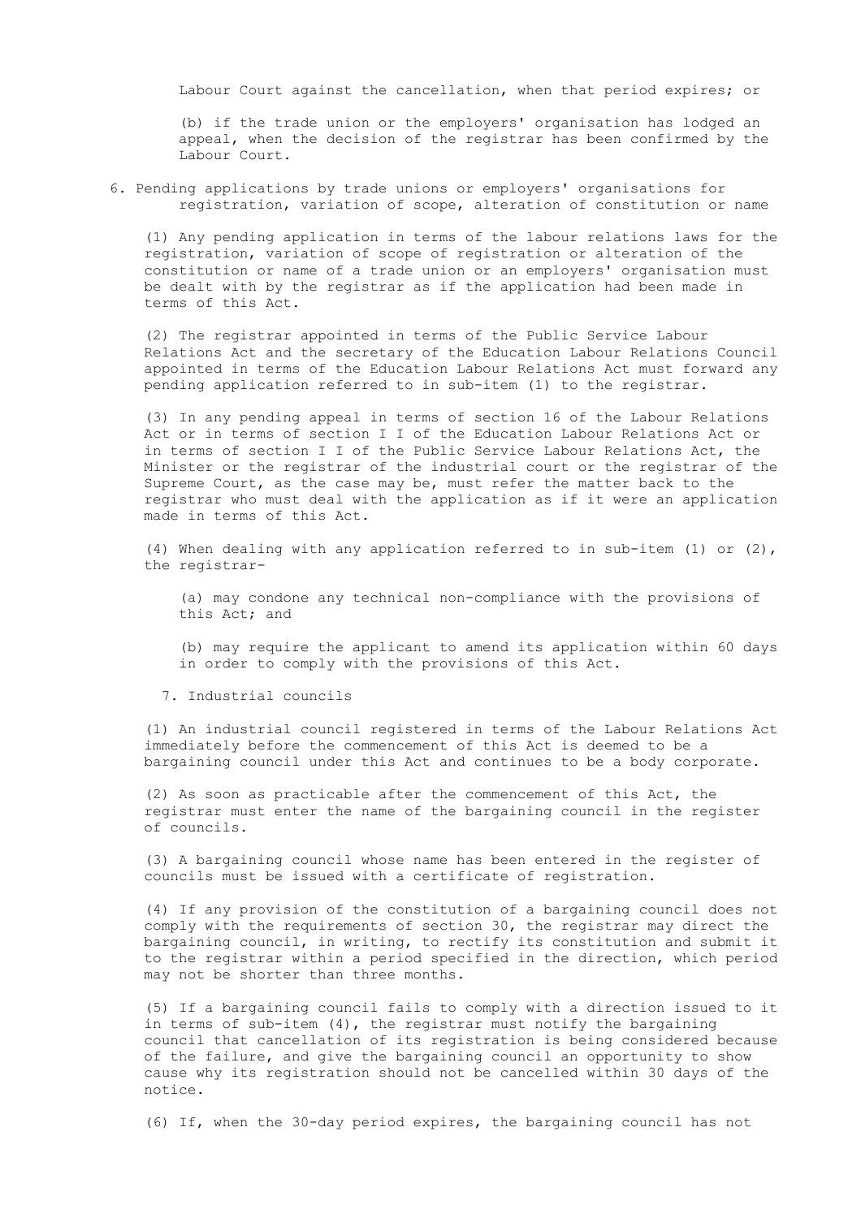Labour Court against the cancellation, when that period expires; or

(b) if the trade union or the employers' organisation has lodged an appeal, when the decision of the registrar has been confirmed by the Labour Court.

### 6. Pending applications by trade unions or employers' organisations for registration, variation of scope, alteration of constitution or name

(1) Any pending application in terms of the labour relations laws for the registration, variation of scope of registration or alteration of the constitution or name of a trade union or an employers' organisation must be dealt with by the registrar as if the application had been made in terms of this Act.

(2) The registrar appointed in terms of the Public Service Labour Relations Act and the secretary of the Education Labour Relations Council appointed in terms of the Education Labour Relations Act must forward any pending application referred to in sub-item (1) to the registrar.

(3) In any pending appeal in terms of section 16 of the Labour Relations Act or in terms of section I I of the Education Labour Relations Act or in terms of section I I of the Public Service Labour Relations Act, the Minister or the registrar of the industrial court or the registrar of the Supreme Court, as the case may be, must refer the matter back to the registrar who must deal with the application as if it were an application made in terms of this Act.

(4) When dealing with any application referred to in sub-item (1) or (2), the registrar-

(a) may condone any technical non-compliance with the provisions of this Act; and

(b) may require the applicant to amend its application within 60 days in order to comply with the provisions of this Act.

### 7. Industrial councils

(1) An industrial council registered in terms of the Labour Relations Act immediately before the commencement of this Act is deemed to be a bargaining council under this Act and continues to be a body corporate.

(2) As soon as practicable after the commencement of this Act, the registrar must enter the name of the bargaining council in the register of councils.

(3) A bargaining council whose name has been entered in the register of councils must be issued with a certificate of registration.

(4) If any provision of the constitution of a bargaining council does not comply with the requirements of section 30, the registrar may direct the bargaining council, in writing, to rectify its constitution and submit it to the registrar within a period specified in the direction, which period may not be shorter than three months.

(5) If a bargaining council fails to comply with a direction issued to it in terms of sub-item (4), the registrar must notify the bargaining council that cancellation of its registration is being considered because of the failure, and give the bargaining council an opportunity to show cause why its registration should not be cancelled within 30 days of the notice.

(6) If, when the 30-day period expires, the bargaining council has not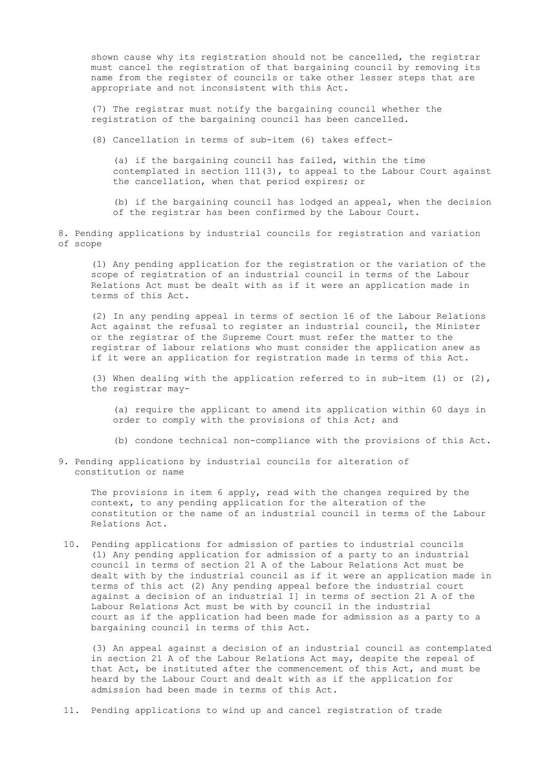shown cause why its registration should not be cancelled, the registrar must cancel the registration of that bargaining council by removing its name from the register of councils or take other lesser steps that are appropriate and not inconsistent with this Act.

(7) The registrar must notify the bargaining council whether the registration of the bargaining council has been cancelled.

(8) Cancellation in terms of sub-item (6) takes effect-

(a) if the bargaining council has failed, within the time contemplated in section 111(3), to appeal to the Labour Court against the cancellation, when that period expires; or

(b) if the bargaining council has lodged an appeal, when the decision of the registrar has been confirmed by the Labour Court.

8. Pending applications by industrial councils for registration and variation of scope

(1) Any pending application for the registration or the variation of the scope of registration of an industrial council in terms of the Labour Relations Act must be dealt with as if it were an application made in terms of this Act.

(2) In any pending appeal in terms of section 16 of the Labour Relations Act against the refusal to register an industrial council, the Minister or the registrar of the Supreme Court must refer the matter to the registrar of labour relations who must consider the application anew as if it were an application for registration made in terms of this Act.

(3) When dealing with the application referred to in sub-item (1) or (2), the registrar may-

(a) require the applicant to amend its application within 60 days in order to comply with the provisions of this Act; and

(b) condone technical non-compliance with the provisions of this Act.

9. Pending applications by industrial councils for alteration of constitution or name

The provisions in item 6 apply, read with the changes required by the context, to any pending application for the alteration of the constitution or the name of an industrial council in terms of the Labour Relations Act.

10. Pending applications for admission of parties to industrial councils
(1) Any pending application for admission of a party to an industrial council in terms of section 21 A of the Labour Relations Act must be dealt with by the industrial council as if it were an application made in terms of this act (2) Any pending appeal before the industrial court against a decision of an industrial I] in terms of section 21 A of the Labour Relations Act must be with by council in the industrial court as if the application had been made for admission as a party to a bargaining council in terms of this Act.

(3) An appeal against a decision of an industrial council as contemplated in section 21 A of the Labour Relations Act may, despite the repeal of that Act, be instituted after the commencement of this Act, and must be heard by the Labour Court and dealt with as if the application for admission had been made in terms of this Act.

11. Pending applications to wind up and cancel registration of trade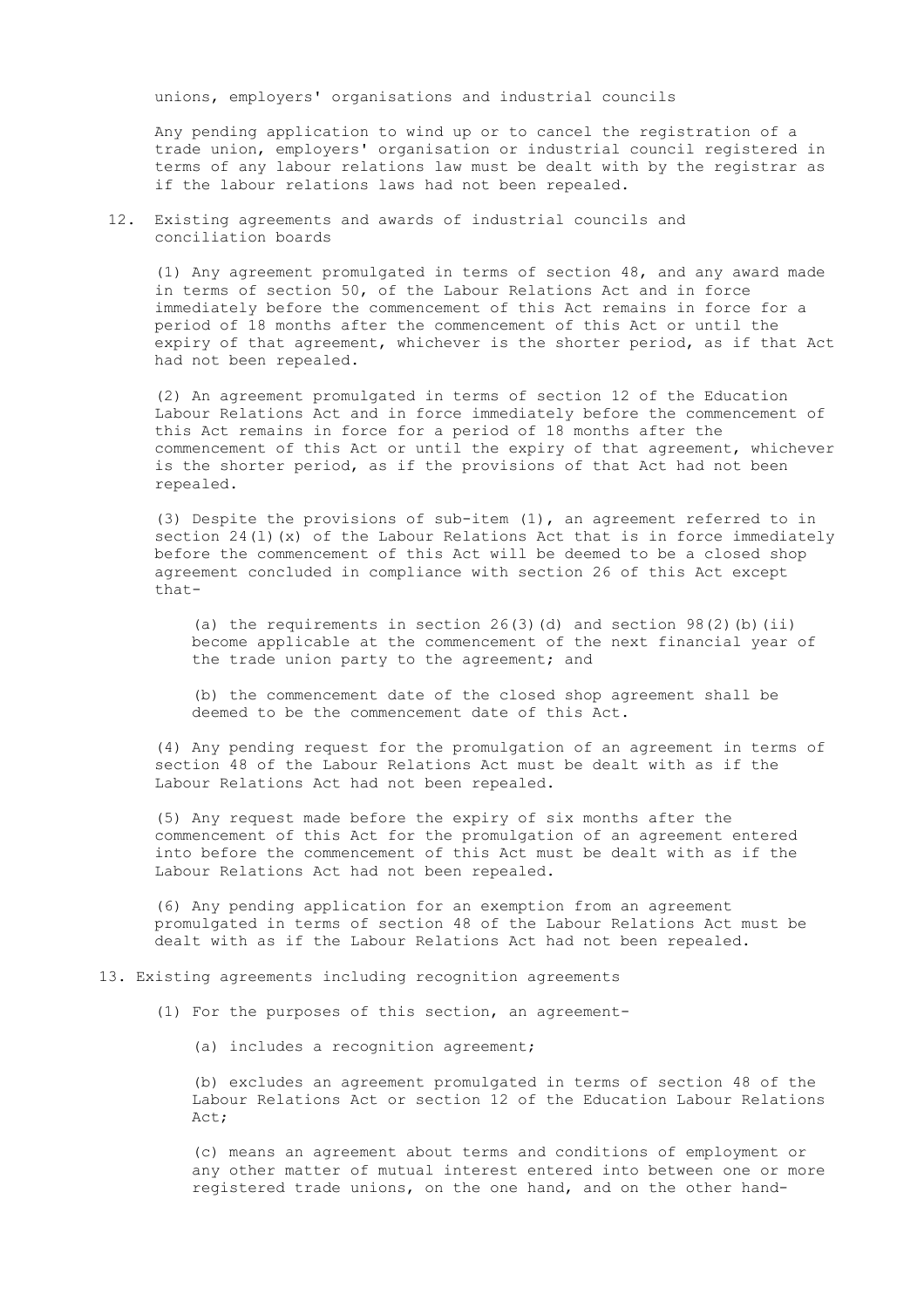unions, employers' organisations and industrial councils

Any pending application to wind up or to cancel the registration of a trade union, employers' organisation or industrial council registered in terms of any labour relations law must be dealt with by the registrar as if the labour relations laws had not been repealed.

## 12. Existing agreements and awards of industrial councils and conciliation boards

(1) Any agreement promulgated in terms of section 48, and any award made in terms of section 50, of the Labour Relations Act and in force immediately before the commencement of this Act remains in force for a period of 18 months after the commencement of this Act or until the expiry of that agreement, whichever is the shorter period, as if that Act had not been repealed.

(2) An agreement promulgated in terms of section 12 of the Education Labour Relations Act and in force immediately before the commencement of this Act remains in force for a period of 18 months after the commencement of this Act or until the expiry of that agreement, whichever is the shorter period, as if the provisions of that Act had not been repealed.

(3) Despite the provisions of sub-item (1), an agreement referred to in section 24(l)(x) of the Labour Relations Act that is in force immediately before the commencement of this Act will be deemed to be a closed shop agreement concluded in compliance with section 26 of this Act except that-

(a) the requirements in section 26(3)(d) and section 98(2)(b)(ii) become applicable at the commencement of the next financial year of the trade union party to the agreement; and

(b) the commencement date of the closed shop agreement shall be deemed to be the commencement date of this Act.

(4) Any pending request for the promulgation of an agreement in terms of section 48 of the Labour Relations Act must be dealt with as if the Labour Relations Act had not been repealed.

(5) Any request made before the expiry of six months after the commencement of this Act for the promulgation of an agreement entered into before the commencement of this Act must be dealt with as if the Labour Relations Act had not been repealed.

(6) Any pending application for an exemption from an agreement promulgated in terms of section 48 of the Labour Relations Act must be dealt with as if the Labour Relations Act had not been repealed.

## 13. Existing agreements including recognition agreements

(1) For the purposes of this section, an agreement-

(a) includes a recognition agreement;

(b) excludes an agreement promulgated in terms of section 48 of the Labour Relations Act or section 12 of the Education Labour Relations Act;

(c) means an agreement about terms and conditions of employment or any other matter of mutual interest entered into between one or more registered trade unions, on the one hand, and on the other hand-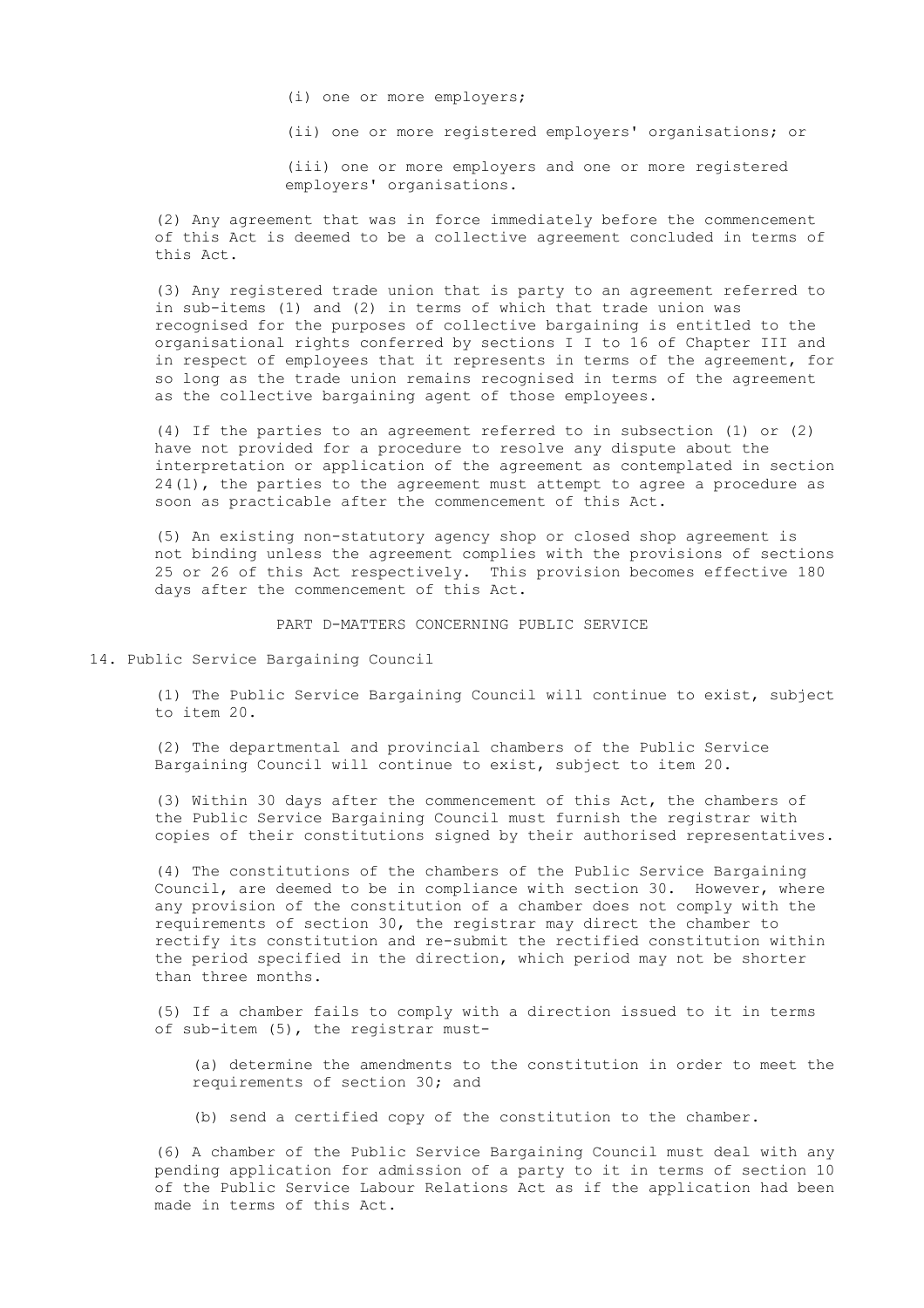(i) one or more employers;

(ii) one or more registered employers' organisations; or

(iii) one or more employers and one or more registered employers' organisations.

(2) Any agreement that was in force immediately before the commencement of this Act is deemed to be a collective agreement concluded in terms of this Act.

(3) Any registered trade union that is party to an agreement referred to in sub-items (1) and (2) in terms of which that trade union was recognised for the purposes of collective bargaining is entitled to the organisational rights conferred by sections I I to 16 of Chapter III and in respect of employees that it represents in terms of the agreement, for so long as the trade union remains recognised in terms of the agreement as the collective bargaining agent of those employees.

(4) If the parties to an agreement referred to in subsection (1) or (2) have not provided for a procedure to resolve any dispute about the interpretation or application of the agreement as contemplated in section 24(l), the parties to the agreement must attempt to agree a procedure as soon as practicable after the commencement of this Act.

(5) An existing non-statutory agency shop or closed shop agreement is not binding unless the agreement complies with the provisions of sections 25 or 26 of this Act respectively. This provision becomes effective 180 days after the commencement of this Act.

PART D-MATTERS CONCERNING PUBLIC SERVICE

14. Public Service Bargaining Council

(1) The Public Service Bargaining Council will continue to exist, subject to item 20.

(2) The departmental and provincial chambers of the Public Service Bargaining Council will continue to exist, subject to item 20.

(3) Within 30 days after the commencement of this Act, the chambers of the Public Service Bargaining Council must furnish the registrar with copies of their constitutions signed by their authorised representatives.

(4) The constitutions of the chambers of the Public Service Bargaining Council, are deemed to be in compliance with section 30. However, where any provision of the constitution of a chamber does not comply with the requirements of section 30, the registrar may direct the chamber to rectify its constitution and re-submit the rectified constitution within the period specified in the direction, which period may not be shorter than three months.

(5) If a chamber fails to comply with a direction issued to it in terms of sub-item (5), the registrar must-

(a) determine the amendments to the constitution in order to meet the requirements of section 30; and

(b) send a certified copy of the constitution to the chamber.

(6) A chamber of the Public Service Bargaining Council must deal with any pending application for admission of a party to it in terms of section 10 of the Public Service Labour Relations Act as if the application had been made in terms of this Act.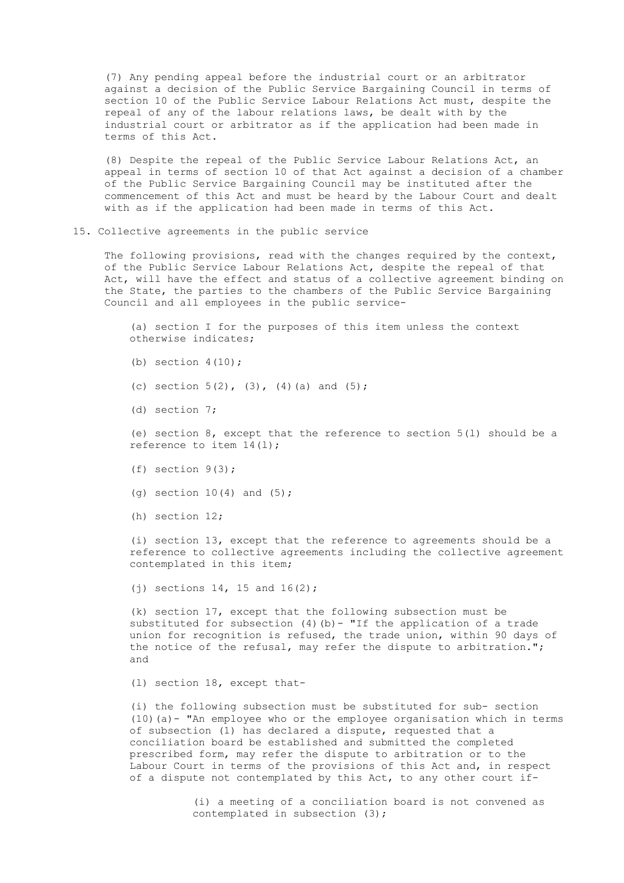(7) Any pending appeal before the industrial court or an arbitrator against a decision of the Public Service Bargaining Council in terms of section 10 of the Public Service Labour Relations Act must, despite the repeal of any of the labour relations laws, be dealt with by the industrial court or arbitrator as if the application had been made in terms of this Act.

(8) Despite the repeal of the Public Service Labour Relations Act, an appeal in terms of section 10 of that Act against a decision of a chamber of the Public Service Bargaining Council may be instituted after the commencement of this Act and must be heard by the Labour Court and dealt with as if the application had been made in terms of this Act.

## 15. Collective agreements in the public service

The following provisions, read with the changes required by the context, of the Public Service Labour Relations Act, despite the repeal of that Act, will have the effect and status of a collective agreement binding on the State, the parties to the chambers of the Public Service Bargaining Council and all employees in the public service-

(a) section I for the purposes of this item unless the context otherwise indicates;

(b) section 4(10);

(c) section 5(2), (3), (4)(a) and (5);

(d) section 7;

(e) section 8, except that the reference to section 5(l) should be a reference to item 14(l);

(f) section 9(3);

(g) section 10(4) and (5);

(h) section 12;

(i) section 13, except that the reference to agreements should be a reference to collective agreements including the collective agreement contemplated in this item;

(j) sections 14, 15 and 16(2);

(k) section 17, except that the following subsection must be substituted for subsection (4)(b)- "If the application of a trade union for recognition is refused, the trade union, within 90 days of the notice of the refusal, may refer the dispute to arbitration."; and

(l) section 18, except that-

(i) the following subsection must be substituted for sub- section (10)(a)- "An employee who or the employee organisation which in terms of subsection (1) has declared a dispute, requested that a conciliation board be established and submitted the completed prescribed form, may refer the dispute to arbitration or to the Labour Court in terms of the provisions of this Act and, in respect of a dispute not contemplated by this Act, to any other court if-

(i) a meeting of a conciliation board is not convened as contemplated in subsection (3);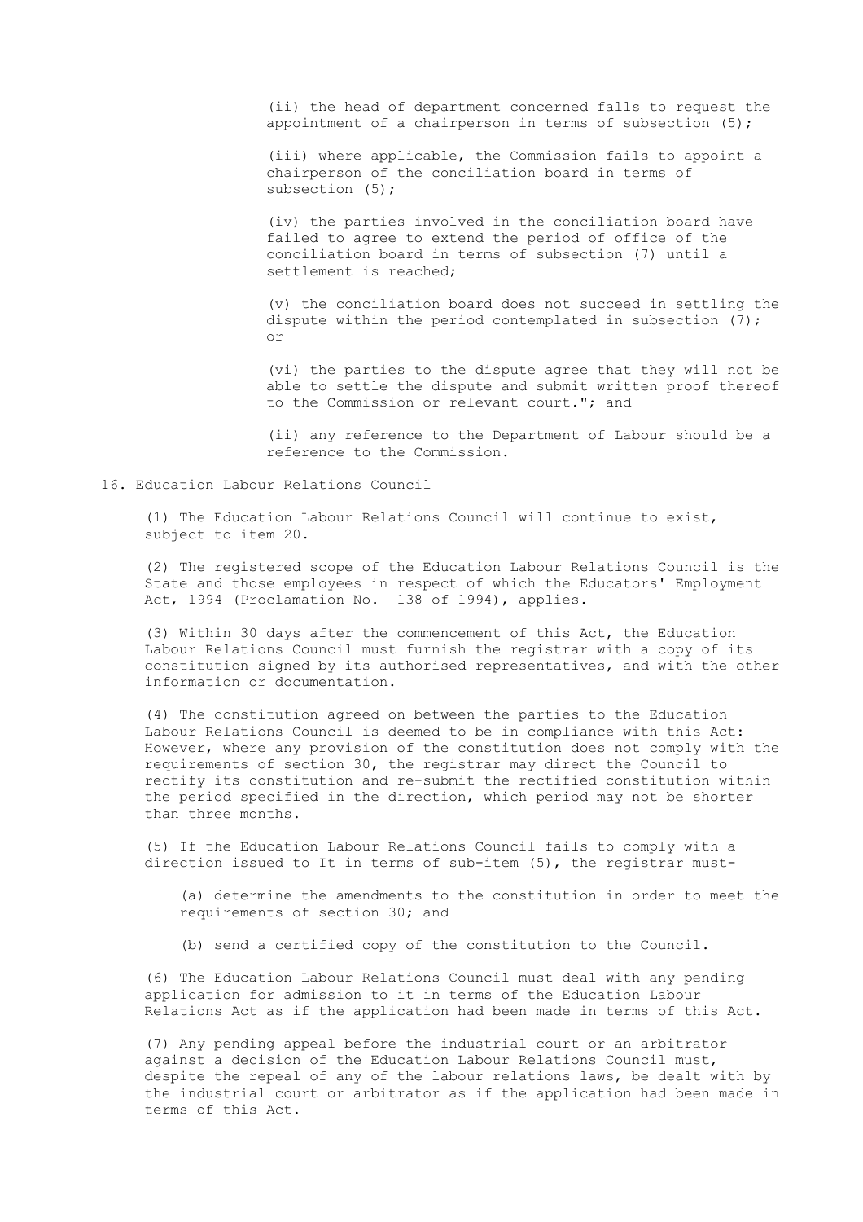(ii) the head of department concerned fails to request the appointment of a chairperson in terms of subsection (5);

(iii) where applicable, the Commission fails to appoint a chairperson of the conciliation board in terms of subsection (5);

(iv) the parties involved in the conciliation board have failed to agree to extend the period of office of the conciliation board in terms of subsection (7) until a settlement is reached;

(v) the conciliation board does not succeed in settling the dispute within the period contemplated in subsection (7); or

(vi) the parties to the dispute agree that they will not be able to settle the dispute and submit written proof thereof to the Commission or relevant court."; and

(ii) any reference to the Department of Labour should be a reference to the Commission.

16. Education Labour Relations Council

(1) The Education Labour Relations Council will continue to exist, subject to item 20.

(2) The registered scope of the Education Labour Relations Council is the State and those employees in respect of which the Educators' Employment Act, 1994 (Proclamation No. 138 of 1994), applies.

(3) Within 30 days after the commencement of this Act, the Education Labour Relations Council must furnish the registrar with a copy of its constitution signed by its authorised representatives, and with the other information or documentation.

(4) The constitution agreed on between the parties to the Education Labour Relations Council is deemed to be in compliance with this Act: However, where any provision of the constitution does not comply with the requirements of section 30, the registrar may direct the Council to rectify its constitution and re-submit the rectified constitution within the period specified in the direction, which period may not be shorter than three months.

(5) If the Education Labour Relations Council fails to comply with a direction issued to It in terms of sub-item (5), the registrar must-

(a) determine the amendments to the constitution in order to meet the requirements of section 30; and

(b) send a certified copy of the constitution to the Council.

(6) The Education Labour Relations Council must deal with any pending application for admission to it in terms of the Education Labour Relations Act as if the application had been made in terms of this Act.

(7) Any pending appeal before the industrial court or an arbitrator against a decision of the Education Labour Relations Council must, despite the repeal of any of the labour relations laws, be dealt with by the industrial court or arbitrator as if the application had been made in terms of this Act.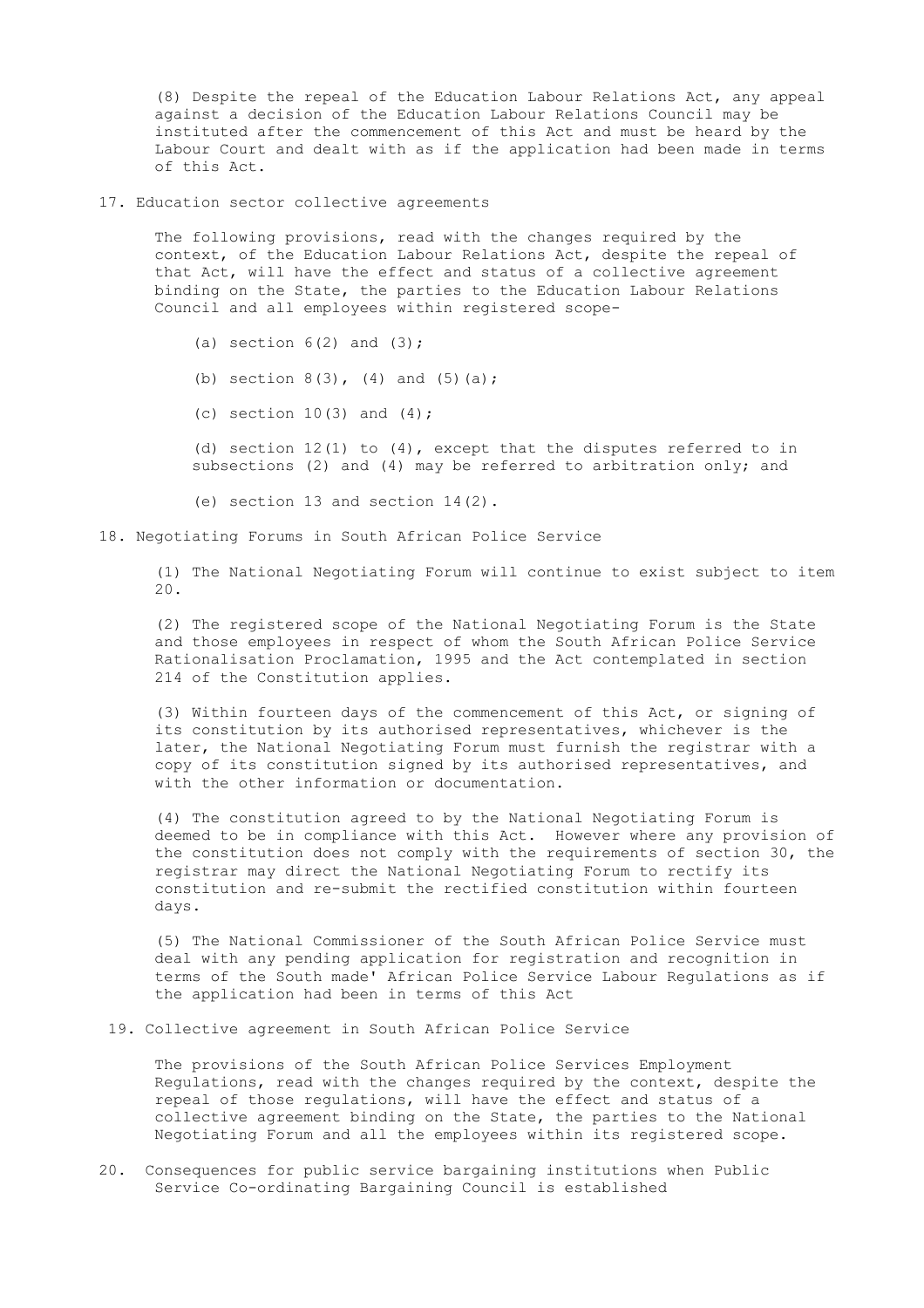(8) Despite the repeal of the Education Labour Relations Act, any appeal against a decision of the Education Labour Relations Council may be instituted after the commencement of this Act and must be heard by the Labour Court and dealt with as if the application had been made in terms of this Act.

### 17. Education sector collective agreements

The following provisions, read with the changes required by the context, of the Education Labour Relations Act, despite the repeal of that Act, will have the effect and status of a collective agreement binding on the State, the parties to the Education Labour Relations Council and all employees within registered scope-

(a) section 6(2) and (3);

(b) section 8(3), (4) and (5)(a);

(c) section 10(3) and (4);

(d) section 12(1) to (4), except that the disputes referred to in subsections (2) and (4) may be referred to arbitration only; and

(e) section 13 and section 14(2).

### 18. Negotiating Forums in South African Police Service

(1) The National Negotiating Forum will continue to exist subject to item 20.

(2) The registered scope of the National Negotiating Forum is the State and those employees in respect of whom the South African Police Service Rationalisation Proclamation, 1995 and the Act contemplated in section 214 of the Constitution applies.

(3) Within fourteen days of the commencement of this Act, or signing of its constitution by its authorised representatives, whichever is the later, the National Negotiating Forum must furnish the registrar with a copy of its constitution signed by its authorised representatives, and with the other information or documentation.

(4) The constitution agreed to by the National Negotiating Forum is deemed to be in compliance with this Act. However where any provision of the constitution does not comply with the requirements of section 30, the registrar may direct the National Negotiating Forum to rectify its constitution and re-submit the rectified constitution within fourteen days.

(5) The National Commissioner of the South African Police Service must deal with any pending application for registration and recognition in terms of the South made' African Police Service Labour Regulations as if the application had been in terms of this Act

### 19. Collective agreement in South African Police Service

The provisions of the South African Police Services Employment Regulations, read with the changes required by the context, despite the repeal of those regulations, will have the effect and status of a collective agreement binding on the State, the parties to the National Negotiating Forum and all the employees within its registered scope.

### 20. Consequences for public service bargaining institutions when Public Service Co-ordinating Bargaining Council is established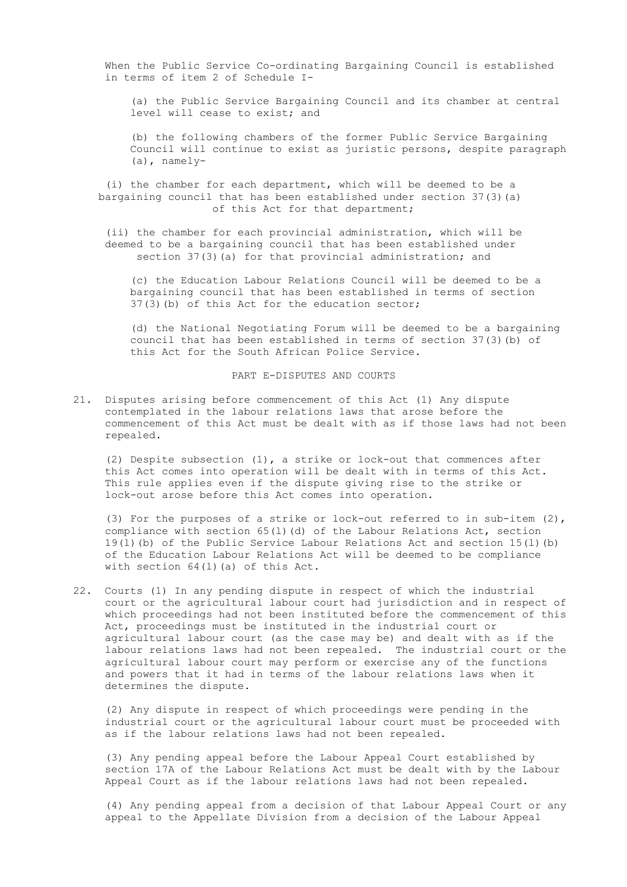When the Public Service Co-ordinating Bargaining Council is established in terms of item 2 of Schedule I-

(a) the Public Service Bargaining Council and its chamber at central level will cease to exist; and

(b) the following chambers of the former Public Service Bargaining Council will continue to exist as juristic persons, despite paragraph (a), namely-

(i) the chamber for each department, which will be deemed to be a bargaining council that has been established under section 37(3)(a) of this Act for that department;

(ii) the chamber for each provincial administration, which will be deemed to be a bargaining council that has been established under section 37(3)(a) for that provincial administration; and

(c) the Education Labour Relations Council will be deemed to be a bargaining council that has been established in terms of section 37(3)(b) of this Act for the education sector;

(d) the National Negotiating Forum will be deemed to be a bargaining council that has been established in terms of section 37(3)(b) of this Act for the South African Police Service.

## PART E-DISPUTES AND COURTS

21. Disputes arising before commencement of this Act (1) Any dispute contemplated in the labour relations laws that arose before the commencement of this Act must be dealt with as if those laws had not been repealed.

(2) Despite subsection (1), a strike or lock-out that commences after this Act comes into operation will be dealt with in terms of this Act. This rule applies even if the dispute giving rise to the strike or lock-out arose before this Act comes into operation.

(3) For the purposes of a strike or lock-out referred to in sub-item (2), compliance with section 65(l)(d) of the Labour Relations Act, section 19(l)(b) of the Public Service Labour Relations Act and section 15(l)(b) of the Education Labour Relations Act will be deemed to be compliance with section 64(l)(a) of this Act.

22. Courts (1) In any pending dispute in respect of which the industrial court or the agricultural labour court had jurisdiction and in respect of which proceedings had not been instituted before the commencement of this Act, proceedings must be instituted in the industrial court or agricultural labour court (as the case may be) and dealt with as if the labour relations laws had not been repealed. The industrial court or the agricultural labour court may perform or exercise any of the functions and powers that it had in terms of the labour relations laws when it determines the dispute.

(2) Any dispute in respect of which proceedings were pending in the industrial court or the agricultural labour court must be proceeded with as if the labour relations laws had not been repealed.

(3) Any pending appeal before the Labour Appeal Court established by section 17A of the Labour Relations Act must be dealt with by the Labour Appeal Court as if the labour relations laws had not been repealed.

(4) Any pending appeal from a decision of that Labour Appeal Court or any appeal to the Appellate Division from a decision of the Labour Appeal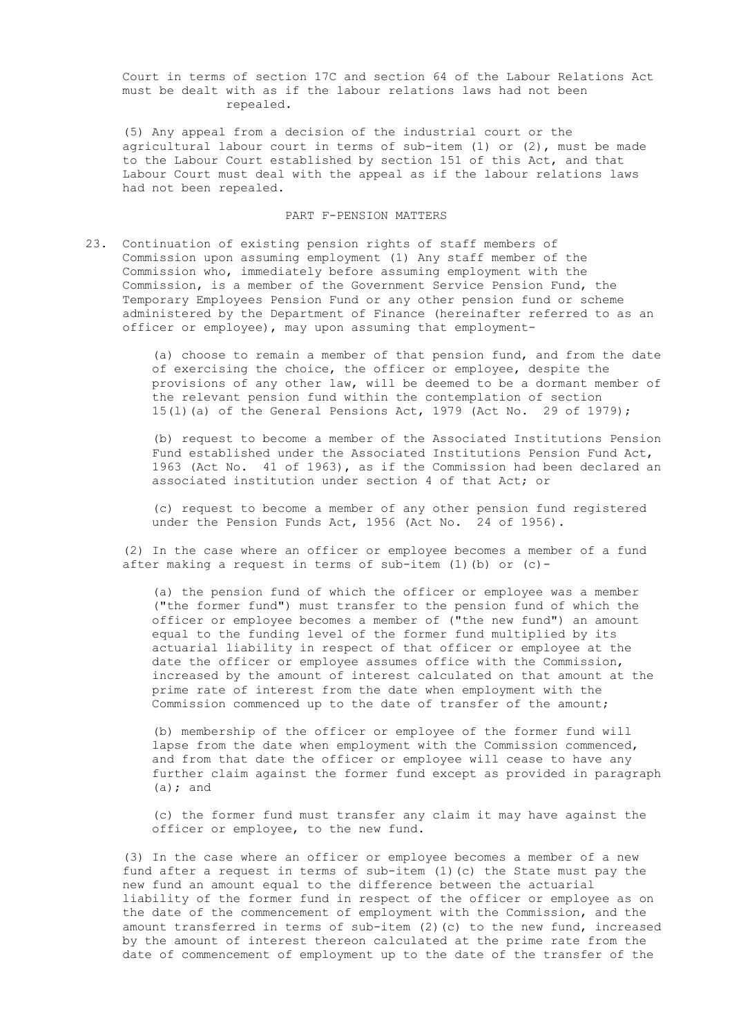Court in terms of section 17C and section 64 of the Labour Relations Act must be dealt with as if the labour relations laws had not been repealed.

(5) Any appeal from a decision of the industrial court or the agricultural labour court in terms of sub-item (1) or (2), must be made to the Labour Court established by section 151 of this Act, and that Labour Court must deal with the appeal as if the labour relations laws had not been repealed.

## PART F-PENSION MATTERS

23. Continuation of existing pension rights of staff members of Commission upon assuming employment (1) Any staff member of the Commission who, immediately before assuming employment with the Commission, is a member of the Government Service Pension Fund, the Temporary Employees Pension Fund or any other pension fund or scheme administered by the Department of Finance (hereinafter referred to as an officer or employee), may upon assuming that employment-

    (a) choose to remain a member of that pension fund, and from the date of exercising the choice, the officer or employee, despite the provisions of any other law, will be deemed to be a dormant member of the relevant pension fund within the contemplation of section 15(l)(a) of the General Pensions Act, 1979 (Act No. 29 of 1979);

    (b) request to become a member of the Associated Institutions Pension Fund established under the Associated Institutions Pension Fund Act, 1963 (Act No. 41 of 1963), as if the Commission had been declared an associated institution under section 4 of that Act; or

    (c) request to become a member of any other pension fund registered under the Pension Funds Act, 1956 (Act No. 24 of 1956).

(2) In the case where an officer or employee becomes a member of a fund after making a request in terms of sub-item (1)(b) or (c)-

    (a) the pension fund of which the officer or employee was a member ("the former fund") must transfer to the pension fund of which the officer or employee becomes a member of ("the new fund") an amount equal to the funding level of the former fund multiplied by its actuarial liability in respect of that officer or employee at the date the officer or employee assumes office with the Commission, increased by the amount of interest calculated on that amount at the prime rate of interest from the date when employment with the Commission commenced up to the date of transfer of the amount;

    (b) membership of the officer or employee of the former fund will lapse from the date when employment with the Commission commenced, and from that date the officer or employee will cease to have any further claim against the former fund except as provided in paragraph (a); and

    (c) the former fund must transfer any claim it may have against the officer or employee, to the new fund.

(3) In the case where an officer or employee becomes a member of a new fund after a request in terms of sub-item (1)(c) the State must pay the new fund an amount equal to the difference between the actuarial liability of the former fund in respect of the officer or employee as on the date of the commencement of employment with the Commission, and the amount transferred in terms of sub-item (2)(c) to the new fund, increased by the amount of interest thereon calculated at the prime rate from the date of commencement of employment up to the date of the transfer of the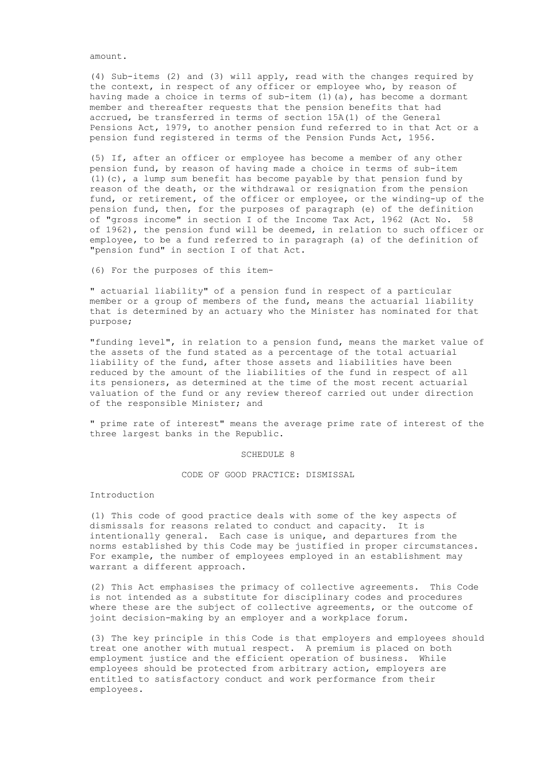amount.

(4) Sub-items (2) and (3) will apply, read with the changes required by the context, in respect of any officer or employee who, by reason of having made a choice in terms of sub-item (1)(a), has become a dormant member and thereafter requests that the pension benefits that had accrued, be transferred in terms of section 15A(1) of the General Pensions Act, 1979, to another pension fund referred to in that Act or a pension fund registered in terms of the Pension Funds Act, 1956.

(5) If, after an officer or employee has become a member of any other pension fund, by reason of having made a choice in terms of sub-item (1)(c), a lump sum benefit has become payable by that pension fund by reason of the death, or the withdrawal or resignation from the pension fund, or retirement, of the officer or employee, or the winding-up of the pension fund, then, for the purposes of paragraph (e) of the definition of "gross income" in section I of the Income Tax Act, 1962 (Act No. 58 of 1962), the pension fund will be deemed, in relation to such officer or employee, to be a fund referred to in paragraph (a) of the definition of "pension fund" in section I of that Act.

(6) For the purposes of this item-

" actuarial liability" of a pension fund in respect of a particular member or a group of members of the fund, means the actuarial liability that is determined by an actuary who the Minister has nominated for that purpose;

"funding level", in relation to a pension fund, means the market value of the assets of the fund stated as a percentage of the total actuarial liability of the fund, after those assets and liabilities have been reduced by the amount of the liabilities of the fund in respect of all its pensioners, as determined at the time of the most recent actuarial valuation of the fund or any review thereof carried out under direction of the responsible Minister; and

" prime rate of interest" means the average prime rate of interest of the three largest banks in the Republic.

# SCHEDULE 8

## CODE OF GOOD PRACTICE: DISMISSAL

### Introduction

(1) This code of good practice deals with some of the key aspects of dismissals for reasons related to conduct and capacity. It is intentionally general. Each case is unique, and departures from the norms established by this Code may be justified in proper circumstances. For example, the number of employees employed in an establishment may warrant a different approach.

(2) This Act emphasises the primacy of collective agreements. This Code is not intended as a substitute for disciplinary codes and procedures where these are the subject of collective agreements, or the outcome of joint decision-making by an employer and a workplace forum.

(3) The key principle in this Code is that employers and employees should treat one another with mutual respect. A premium is placed on both employment justice and the efficient operation of business. While employees should be protected from arbitrary action, employers are entitled to satisfactory conduct and work performance from their employees.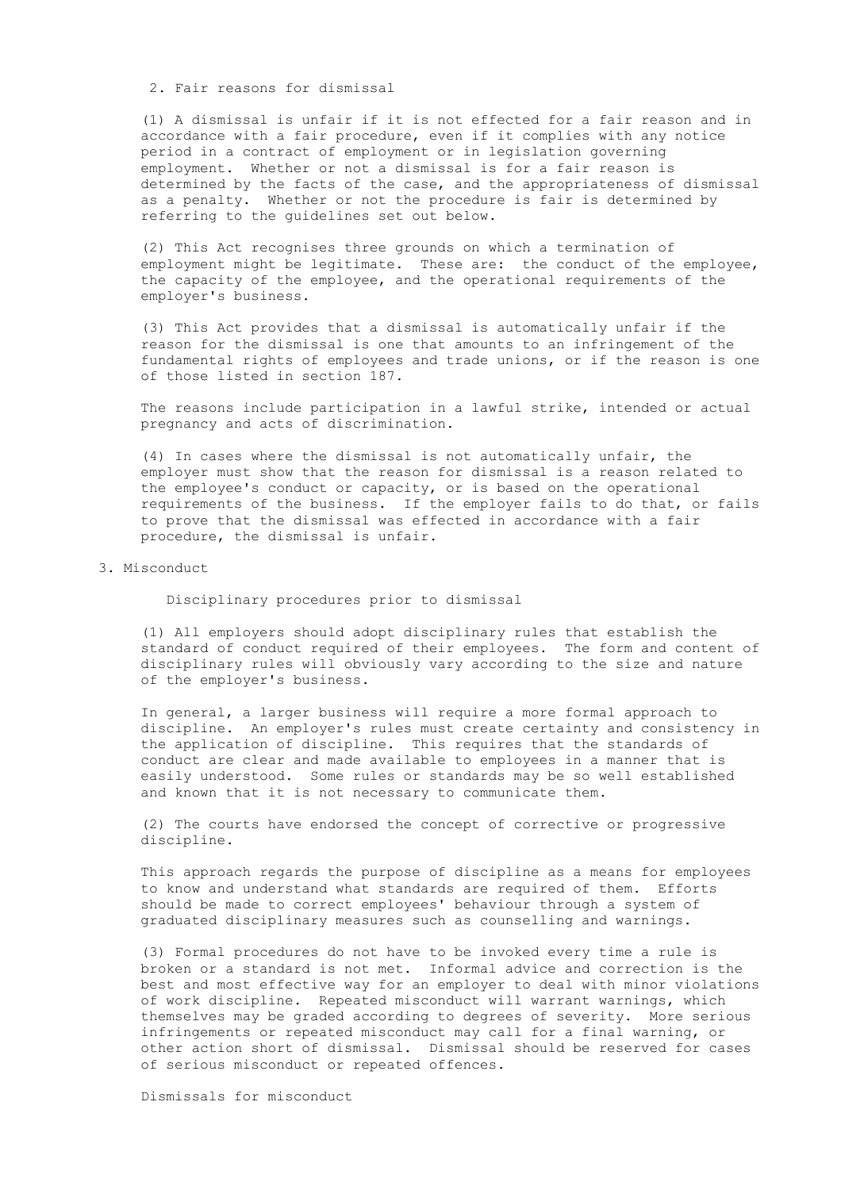## 2. Fair reasons for dismissal

(1) A dismissal is unfair if it is not effected for a fair reason and in accordance with a fair procedure, even if it complies with any notice period in a contract of employment or in legislation governing employment. Whether or not a dismissal is for a fair reason is determined by the facts of the case, and the appropriateness of dismissal as a penalty. Whether or not the procedure is fair is determined by referring to the guidelines set out below.

(2) This Act recognises three grounds on which a termination of employment might be legitimate. These are: the conduct of the employee, the capacity of the employee, and the operational requirements of the employer's business.

(3) This Act provides that a dismissal is automatically unfair if the reason for the dismissal is one that amounts to an infringement of the fundamental rights of employees and trade unions, or if the reason is one of those listed in section 187.

The reasons include participation in a lawful strike, intended or actual pregnancy and acts of discrimination.

(4) In cases where the dismissal is not automatically unfair, the employer must show that the reason for dismissal is a reason related to the employee's conduct or capacity, or is based on the operational requirements of the business. If the employer fails to do that, or fails to prove that the dismissal was effected in accordance with a fair procedure, the dismissal is unfair.

## 3. Misconduct

### Disciplinary procedures prior to dismissal

(1) All employers should adopt disciplinary rules that establish the standard of conduct required of their employees. The form and content of disciplinary rules will obviously vary according to the size and nature of the employer's business.

In general, a larger business will require a more formal approach to discipline. An employer's rules must create certainty and consistency in the application of discipline. This requires that the standards of conduct are clear and made available to employees in a manner that is easily understood. Some rules or standards may be so well established and known that it is not necessary to communicate them.

(2) The courts have endorsed the concept of corrective or progressive discipline.

This approach regards the purpose of discipline as a means for employees to know and understand what standards are required of them. Efforts should be made to correct employees' behaviour through a system of graduated disciplinary measures such as counselling and warnings.

(3) Formal procedures do not have to be invoked every time a rule is broken or a standard is not met. Informal advice and correction is the best and most effective way for an employer to deal with minor violations of work discipline. Repeated misconduct will warrant warnings, which themselves may be graded according to degrees of severity. More serious infringements or repeated misconduct may call for a final warning, or other action short of dismissal. Dismissal should be reserved for cases of serious misconduct or repeated offences.

### Dismissals for misconduct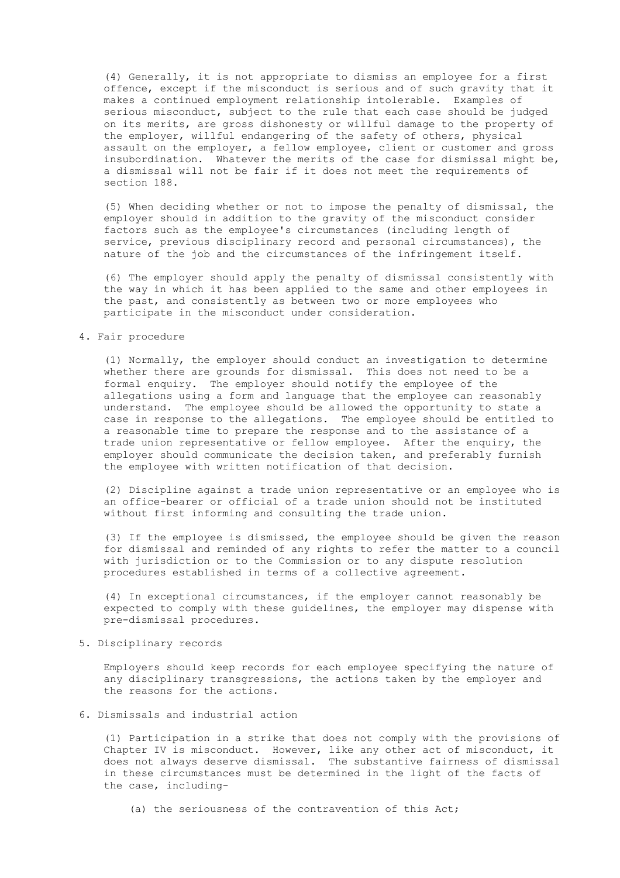(4) Generally, it is not appropriate to dismiss an employee for a first offence, except if the misconduct is serious and of such gravity that it makes a continued employment relationship intolerable. Examples of serious misconduct, subject to the rule that each case should be judged on its merits, are gross dishonesty or willful damage to the property of the employer, willful endangering of the safety of others, physical assault on the employer, a fellow employee, client or customer and gross insubordination. Whatever the merits of the case for dismissal might be, a dismissal will not be fair if it does not meet the requirements of section 188.

(5) When deciding whether or not to impose the penalty of dismissal, the employer should in addition to the gravity of the misconduct consider factors such as the employee's circumstances (including length of service, previous disciplinary record and personal circumstances), the nature of the job and the circumstances of the infringement itself.

(6) The employer should apply the penalty of dismissal consistently with the way in which it has been applied to the same and other employees in the past, and consistently as between two or more employees who participate in the misconduct under consideration.

## 4. Fair procedure

(1) Normally, the employer should conduct an investigation to determine whether there are grounds for dismissal. This does not need to be a formal enquiry. The employer should notify the employee of the allegations using a form and language that the employee can reasonably understand. The employee should be allowed the opportunity to state a case in response to the allegations. The employee should be entitled to a reasonable time to prepare the response and to the assistance of a trade union representative or fellow employee. After the enquiry, the employer should communicate the decision taken, and preferably furnish the employee with written notification of that decision.

(2) Discipline against a trade union representative or an employee who is an office-bearer or official of a trade union should not be instituted without first informing and consulting the trade union.

(3) If the employee is dismissed, the employee should be given the reason for dismissal and reminded of any rights to refer the matter to a council with jurisdiction or to the Commission or to any dispute resolution procedures established in terms of a collective agreement.

(4) In exceptional circumstances, if the employer cannot reasonably be expected to comply with these guidelines, the employer may dispense with pre-dismissal procedures.

## 5. Disciplinary records

Employers should keep records for each employee specifying the nature of any disciplinary transgressions, the actions taken by the employer and the reasons for the actions.

## 6. Dismissals and industrial action

(1) Participation in a strike that does not comply with the provisions of Chapter IV is misconduct. However, like any other act of misconduct, it does not always deserve dismissal. The substantive fairness of dismissal in these circumstances must be determined in the light of the facts of the case, including-

(a) the seriousness of the contravention of this Act;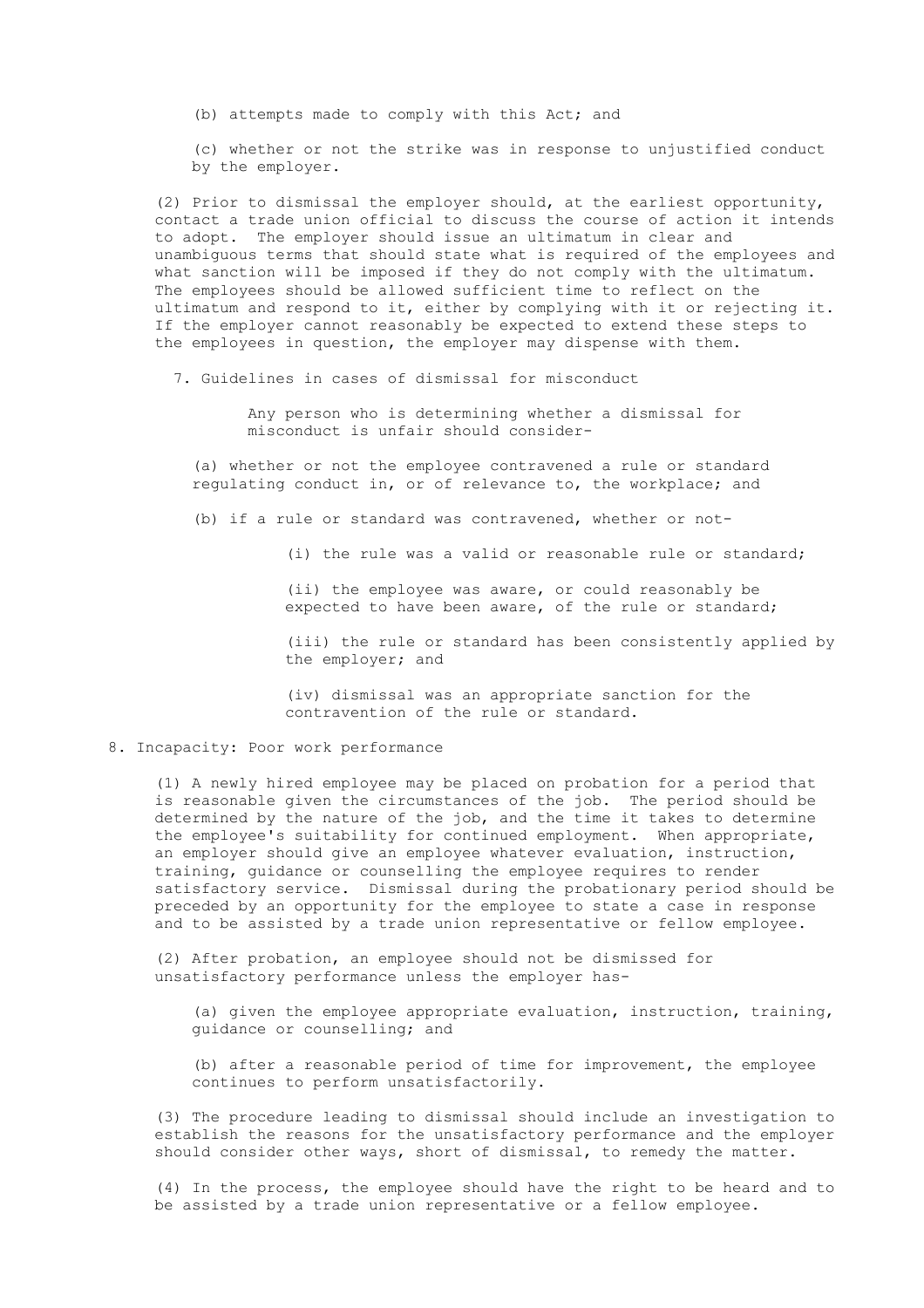(b) attempts made to comply with this Act; and

(c) whether or not the strike was in response to unjustified conduct by the employer.

(2) Prior to dismissal the employer should, at the earliest opportunity, contact a trade union official to discuss the course of action it intends to adopt. The employer should issue an ultimatum in clear and unambiguous terms that should state what is required of the employees and what sanction will be imposed if they do not comply with the ultimatum. The employees should be allowed sufficient time to reflect on the ultimatum and respond to it, either by complying with it or rejecting it. If the employer cannot reasonably be expected to extend these steps to the employees in question, the employer may dispense with them.

7. Guidelines in cases of dismissal for misconduct

Any person who is determining whether a dismissal for misconduct is unfair should consider-

(a) whether or not the employee contravened a rule or standard regulating conduct in, or of relevance to, the workplace; and

(b) if a rule or standard was contravened, whether or not-

(i) the rule was a valid or reasonable rule or standard;

(ii) the employee was aware, or could reasonably be expected to have been aware, of the rule or standard;

(iii) the rule or standard has been consistently applied by the employer; and

(iv) dismissal was an appropriate sanction for the contravention of the rule or standard.

8. Incapacity: Poor work performance

(1) A newly hired employee may be placed on probation for a period that is reasonable given the circumstances of the job. The period should be determined by the nature of the job, and the time it takes to determine the employee's suitability for continued employment. When appropriate, an employer should give an employee whatever evaluation, instruction, training, guidance or counselling the employee requires to render satisfactory service. Dismissal during the probationary period should be preceded by an opportunity for the employee to state a case in response and to be assisted by a trade union representative or fellow employee.

(2) After probation, an employee should not be dismissed for unsatisfactory performance unless the employer has-

(a) given the employee appropriate evaluation, instruction, training, guidance or counselling; and

(b) after a reasonable period of time for improvement, the employee continues to perform unsatisfactorily.

(3) The procedure leading to dismissal should include an investigation to establish the reasons for the unsatisfactory performance and the employer should consider other ways, short of dismissal, to remedy the matter.

(4) In the process, the employee should have the right to be heard and to be assisted by a trade union representative or a fellow employee.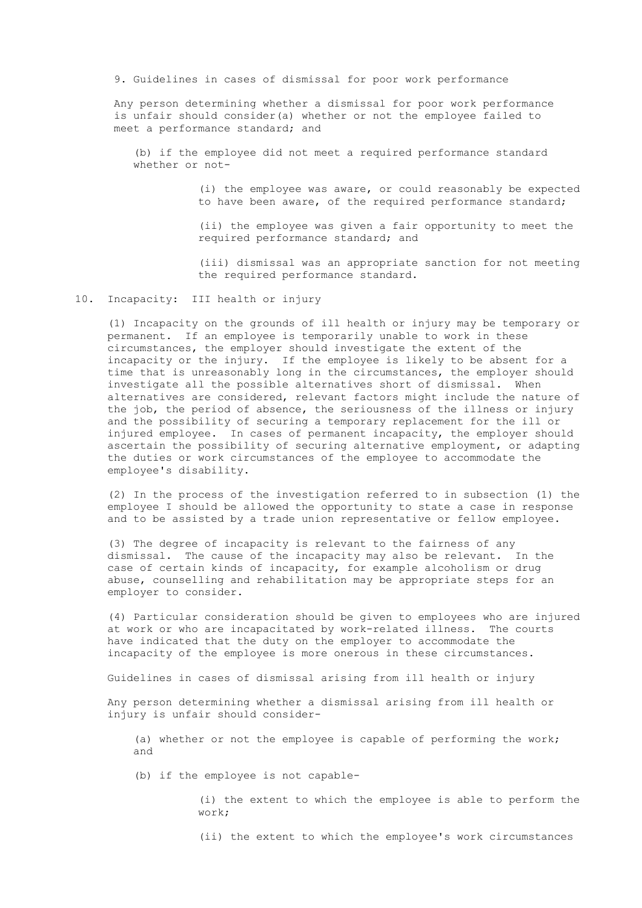9. Guidelines in cases of dismissal for poor work performance

Any person determining whether a dismissal for poor work performance is unfair should consider(a) whether or not the employee failed to meet a performance standard; and

(b) if the employee did not meet a required performance standard whether or not-

(i) the employee was aware, or could reasonably be expected to have been aware, of the required performance standard;

(ii) the employee was given a fair opportunity to meet the required performance standard; and

(iii) dismissal was an appropriate sanction for not meeting the required performance standard.

10. Incapacity: III health or injury

(1) Incapacity on the grounds of ill health or injury may be temporary or permanent. If an employee is temporarily unable to work in these circumstances, the employer should investigate the extent of the incapacity or the injury. If the employee is likely to be absent for a time that is unreasonably long in the circumstances, the employer should investigate all the possible alternatives short of dismissal. When alternatives are considered, relevant factors might include the nature of the job, the period of absence, the seriousness of the illness or injury and the possibility of securing a temporary replacement for the ill or injured employee. In cases of permanent incapacity, the employer should ascertain the possibility of securing alternative employment, or adapting the duties or work circumstances of the employee to accommodate the employee's disability.

(2) In the process of the investigation referred to in subsection (1) the employee I should be allowed the opportunity to state a case in response and to be assisted by a trade union representative or fellow employee.

(3) The degree of incapacity is relevant to the fairness of any dismissal. The cause of the incapacity may also be relevant. In the case of certain kinds of incapacity, for example alcoholism or drug abuse, counselling and rehabilitation may be appropriate steps for an employer to consider.

(4) Particular consideration should be given to employees who are injured at work or who are incapacitated by work-related illness. The courts have indicated that the duty on the employer to accommodate the incapacity of the employee is more onerous in these circumstances.

Guidelines in cases of dismissal arising from ill health or injury

Any person determining whether a dismissal arising from ill health or injury is unfair should consider-

(a) whether or not the employee is capable of performing the work; and

(b) if the employee is not capable-

(i) the extent to which the employee is able to perform the work;

(ii) the extent to which the employee's work circumstances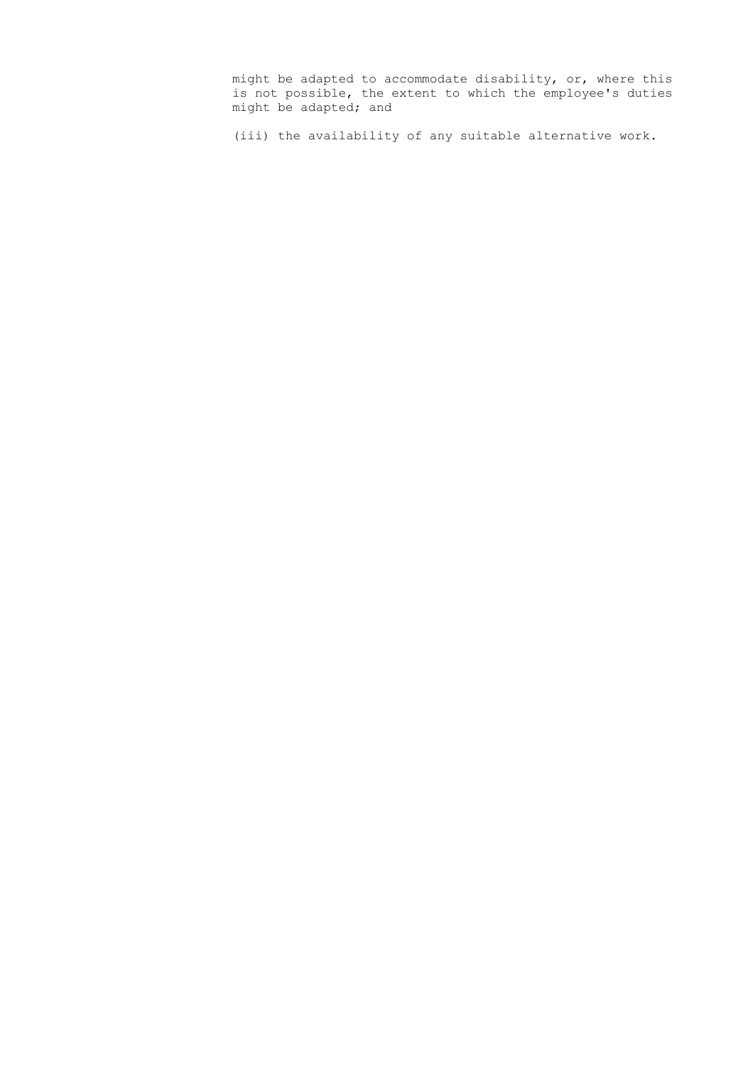might be adapted to accommodate disability, or, where this is not possible, the extent to which the employee's duties might be adapted; and

(iii) the availability of any suitable alternative work.